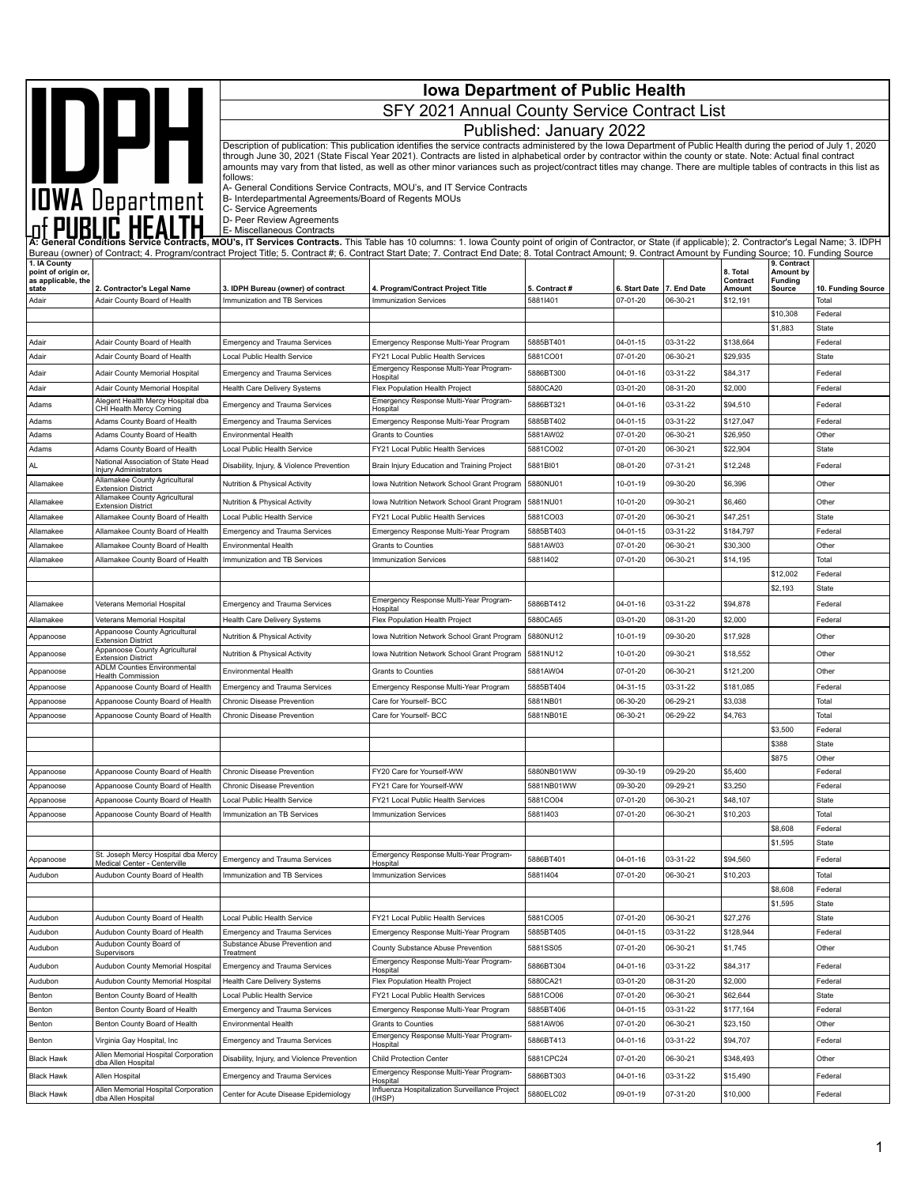# Iowa Department of Public Health

## SFY 2021 Annual County Service Contract List

## Published: January 2022

Description of publication: This publication identifies the service contracts administered by the Iowa Department of Public Health during the period of July 1, 2020 through June 30, 2021 (State Fiscal Year 2021). Contracts are listed in alphabetical order by contractor within the county or state. Note: Actual final contract amounts may vary from that listed, as well as other minor variances such as project/contract titles may change. There are multiple tables of contracts in this list as follows:

A- General Conditions Service Contracts, MOU's, and IT Service Contracts
B- Interdepartmental Agreements/Board of Regents MOUs
C- Service Agreements
D- Peer Review Agreements
E- Miscellaneous Contracts

**A: General Conditions Service Contracts, MOU's, IT Services Contracts.** This Table has 10 columns: 1. Iowa County point of origin of Contractor, or State (if applicable); 2. Contractor's Legal Name; 3. IDPH Bureau (owner) of Contract; 4. Program/contract Project Title; 5. Contract #; 6. Contract Start Date; 7. Contract End Date; 8. Total Contract Amount; 9. Contract Amount by Funding Source; 10. Funding Source

| 1. IA County point of origin or, as applicable, the state | 2. Contractor's Legal Name | 3. IDPH Bureau (owner) of contract | 4. Program/Contract Project Title | 5. Contract # | 6. Start Date | 7. End Date | 8. Total Contract Amount | 9. Contract Amount by Funding Source | 10. Funding Source |
|---|---|---|---|---|---|---|---|---|---|
| Adair | Adair County Board of Health | Immunization and TB Services | Immunization Services | 5881I401 | 07-01-20 | 06-30-21 | $12,191 | | Total |
| | | | | | | | | $10,308 | Federal |
| | | | | | | | | $1,883 | State |
| Adair | Adair County Board of Health | Emergency and Trauma Services | Emergency Response Multi-Year Program | 5885BT401 | 04-01-15 | 03-31-22 | $138,664 | | Federal |
| Adair | Adair County Board of Health | Local Public Health Service | FY21 Local Public Health Services | 5881CO01 | 07-01-20 | 06-30-21 | $29,935 | | State |
| Adair | Adair County Memorial Hospital | Emergency and Trauma Services | Emergency Response Multi-Year Program-Hospital | 5886BT300 | 04-01-16 | 03-31-22 | $84,317 | | Federal |
| Adair | Adair County Memorial Hospital | Health Care Delivery Systems | Flex Population Health Project | 5880CA20 | 03-01-20 | 08-31-20 | $2,000 | | Federal |
| Adams | Alegent Health Mercy Hospital dba CHI Health Mercy Corning | Emergency and Trauma Services | Emergency Response Multi-Year Program-Hospital | 5886BT321 | 04-01-16 | 03-31-22 | $94,510 | | Federal |
| Adams | Adams County Board of Health | Emergency and Trauma Services | Emergency Response Multi-Year Program | 5885BT402 | 04-01-15 | 03-31-22 | $127,047 | | Federal |
| Adams | Adams County Board of Health | Environmental Health | Grants to Counties | 5881AW02 | 07-01-20 | 06-30-21 | $26,950 | | Other |
| Adams | Adams County Board of Health | Local Public Health Service | FY21 Local Public Health Services | 5881CO02 | 07-01-20 | 06-30-21 | $22,904 | | State |
| AL | National Association of State Head Injury Administrators | Disability, Injury, & Violence Prevention | Brain Injury Education and Training Project | 5881BI01 | 08-01-20 | 07-31-21 | $12,248 | | Federal |
| Allamakee | Allamakee County Agricultural Extension District | Nutrition & Physical Activity | Iowa Nutrition Network School Grant Program | 5880NU01 | 10-01-19 | 09-30-20 | $6,396 | | Other |
| Allamakee | Allamakee County Agricultural Extension District | Nutrition & Physical Activity | Iowa Nutrition Network School Grant Program | 5881NU01 | 10-01-20 | 09-30-21 | $6,460 | | Other |
| Allamakee | Allamakee County Board of Health | Local Public Health Service | FY21 Local Public Health Services | 5881CO03 | 07-01-20 | 06-30-21 | $47,251 | | State |
| Allamakee | Allamakee County Board of Health | Emergency and Trauma Services | Emergency Response Multi-Year Program | 5885BT403 | 04-01-15 | 03-31-22 | $184,797 | | Federal |
| Allamakee | Allamakee County Board of Health | Environmental Health | Grants to Counties | 5881AW03 | 07-01-20 | 06-30-21 | $30,300 | | Other |
| Allamakee | Allamakee County Board of Health | Immunization and TB Services | Immunization Services | 5881I402 | 07-01-20 | 06-30-21 | $14,195 | | Total |
| | | | | | | | | $12,002 | Federal |
| | | | | | | | | $2,193 | State |
| Allamakee | Veterans Memorial Hospital | Emergency and Trauma Services | Emergency Response Multi-Year Program-Hospital | 5886BT412 | 04-01-16 | 03-31-22 | $94,878 | | Federal |
| Allamakee | Veterans Memorial Hospital | Health Care Delivery Systems | Flex Population Health Project | 5880CA65 | 03-01-20 | 08-31-20 | $2,000 | | Federal |
| Appanoose | Appanoose County Agricultural Extension District | Nutrition & Physical Activity | Iowa Nutrition Network School Grant Program | 5880NU12 | 10-01-19 | 09-30-20 | $17,928 | | Other |
| Appanoose | Appanoose County Agricultural Extension District | Nutrition & Physical Activity | Iowa Nutrition Network School Grant Program | 5881NU12 | 10-01-20 | 09-30-21 | $18,552 | | Other |
| Appanoose | ADLM Counties Environmental Health Commission | Environmental Health | Grants to Counties | 5881AW04 | 07-01-20 | 06-30-21 | $121,200 | | Other |
| Appanoose | Appanoose County Board of Health | Emergency and Trauma Services | Emergency Response Multi-Year Program | 5885BT404 | 04-31-15 | 03-31-22 | $181,085 | | Federal |
| Appanoose | Appanoose County Board of Health | Chronic Disease Prevention | Care for Yourself- BCC | 5881NB01 | 06-30-20 | 06-29-21 | $3,038 | | Total |
| Appanoose | Appanoose County Board of Health | Chronic Disease Prevention | Care for Yourself- BCC | 5881NB01E | 06-30-21 | 06-29-22 | $4,763 | | Total |
| | | | | | | | | $3,500 | Federal |
| | | | | | | | | $388 | State |
| | | | | | | | | $875 | Other |
| Appanoose | Appanoose County Board of Health | Chronic Disease Prevention | FY20 Care for Yourself-WW | 5880NB01WW | 09-30-19 | 09-29-20 | $5,400 | | Federal |
| Appanoose | Appanoose County Board of Health | Chronic Disease Prevention | FY21 Care for Yourself-WW | 5881NB01WW | 09-30-20 | 09-29-21 | $3,250 | | Federal |
| Appanoose | Appanoose County Board of Health | Local Public Health Service | FY21 Local Public Health Services | 5881CO04 | 07-01-20 | 06-30-21 | $48,107 | | State |
| Appanoose | Appanoose County Board of Health | Immunization an TB Services | Immunization Services | 5881I403 | 07-01-20 | 06-30-21 | $10,203 | | Total |
| | | | | | | | | $8,608 | Federal |
| | | | | | | | | $1,595 | State |
| Appanoose | St. Joseph Mercy Hospital dba Mercy Medical Center - Centerville | Emergency and Trauma Services | Emergency Response Multi-Year Program-Hospital | 5886BT401 | 04-01-16 | 03-31-22 | $94,560 | | Federal |
| Audubon | Audubon County Board of Health | Immunization and TB Services | Immunization Services | 5881I404 | 07-01-20 | 06-30-21 | $10,203 | | Total |
| | | | | | | | | $8,608 | Federal |
| | | | | | | | | $1,595 | State |
| Audubon | Audubon County Board of Health | Local Public Health Service | FY21 Local Public Health Services | 5881CO05 | 07-01-20 | 06-30-21 | $27,276 | | State |
| Audubon | Audubon County Board of Health | Emergency and Trauma Services | Emergency Response Multi-Year Program | 5885BT405 | 04-01-15 | 03-31-22 | $128,944 | | Federal |
| Audubon | Audubon County Board of Supervisors | Substance Abuse Prevention and Treatment | County Substance Abuse Prevention | 5881SS05 | 07-01-20 | 06-30-21 | $1,745 | | Other |
| Audubon | Audubon County Memorial Hospital | Emergency and Trauma Services | Emergency Response Multi-Year Program-Hospital | 5886BT304 | 04-01-16 | 03-31-22 | $84,317 | | Federal |
| Audubon | Audubon County Memorial Hospital | Health Care Delivery Systems | Flex Population Health Project | 5880CA21 | 03-01-20 | 08-31-20 | $2,000 | | Federal |
| Benton | Benton County Board of Health | Local Public Health Service | FY21 Local Public Health Services | 5881CO06 | 07-01-20 | 06-30-21 | $62,644 | | State |
| Benton | Benton County Board of Health | Emergency and Trauma Services | Emergency Response Multi-Year Program | 5885BT406 | 04-01-15 | 03-31-22 | $177,164 | | Federal |
| Benton | Benton County Board of Health | Environmental Health | Grants to Counties | 5881AW06 | 07-01-20 | 06-30-21 | $23,150 | | Other |
| Benton | Virginia Gay Hospital, Inc | Emergency and Trauma Services | Emergency Response Multi-Year Program-Hospital | 5886BT413 | 04-01-16 | 03-31-22 | $94,707 | | Federal |
| Black Hawk | Allen Memorial Hospital Corporation dba Allen Hospital | Disability, Injury, and Violence Prevention | Child Protection Center | 5881CPC24 | 07-01-20 | 06-30-21 | $348,493 | | Other |
| Black Hawk | Allen Hospital | Emergency and Trauma Services | Emergency Response Multi-Year Program-Hospital | 5886BT303 | 04-01-16 | 03-31-22 | $15,490 | | Federal |
| Black Hawk | Allen Memorial Hospital Corporation dba Allen Hospital | Center for Acute Disease Epidemiology | Influenza Hospitalization Surveillance Project (IHSP) | 5880ELC02 | 09-01-19 | 07-31-20 | $10,000 | | Federal |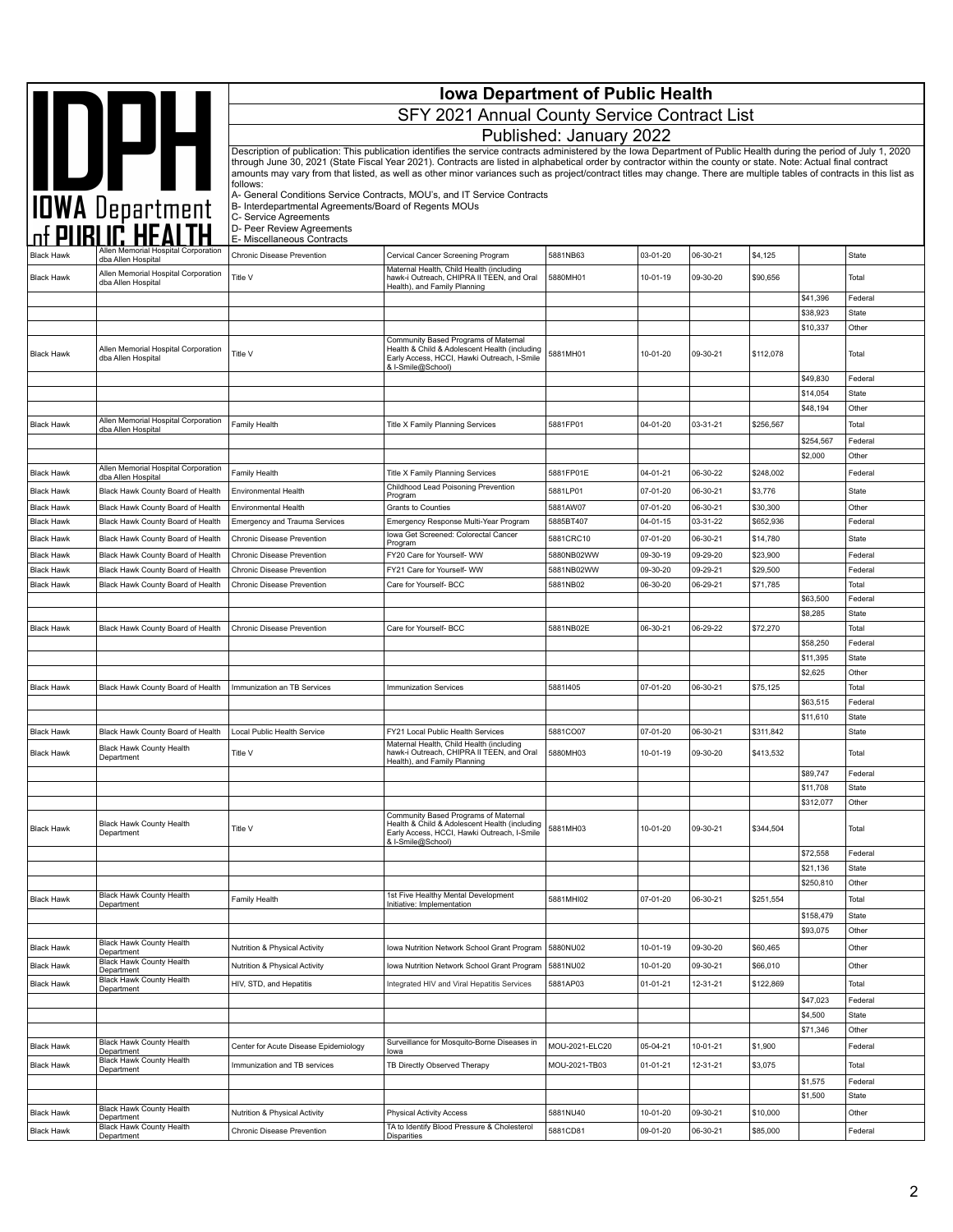# Iowa Department of Public Health

## SFY 2021 Annual County Service Contract List

### Published: January 2022

Description of publication: This publication identifies the service contracts administered by the Iowa Department of Public Health during the period of July 1, 2020 through June 30, 2021 (State Fiscal Year 2021). Contracts are listed in alphabetical order by contractor within the county or state. Note: Actual final contract amounts may vary from that listed, as well as other minor variances such as project/contract titles may change. There are multiple tables of contracts in this list as follows:

A- General Conditions Service Contracts, MOU's, and IT Service Contracts
B- Interdepartmental Agreements/Board of Regents MOUs
C- Service Agreements
D- Peer Review Agreements
E- Miscellaneous Contracts

| | | | | | | | | | |
|---|---|---|---|---|---|---|---|---|---|
| Black Hawk | Allen Memorial Hospital Corporation dba Allen Hospital | Chronic Disease Prevention | Cervical Cancer Screening Program | 5881NB63 | 03-01-20 | 06-30-21 | $4,125 | | State |
| Black Hawk | Allen Memorial Hospital Corporation dba Allen Hospital | Title V | Maternal Health, Child Health (including hawk-i Outreach, CHIPRA II TEEN, and Oral Health), and Family Planning | 5880MH01 | 10-01-19 | 09-30-20 | $90,656 | | Total |
| | | | | | | | | $41,396 | Federal |
| | | | | | | | | $38,923 | State |
| | | | | | | | | $10,337 | Other |
| Black Hawk | Allen Memorial Hospital Corporation dba Allen Hospital | Title V | Community Based Programs of Maternal Health & Child & Adolescent Health (including Early Access, HCCI, Hawki Outreach, I-Smile & I-Smile@School) | 5881MH01 | 10-01-20 | 09-30-21 | $112,078 | | Total |
| | | | | | | | | $49,830 | Federal |
| | | | | | | | | $14,054 | State |
| | | | | | | | | $48,194 | Other |
| Black Hawk | Allen Memorial Hospital Corporation dba Allen Hospital | Family Health | Title X Family Planning Services | 5881FP01 | 04-01-20 | 03-31-21 | $256,567 | | Total |
| | | | | | | | | $254,567 | Federal |
| | | | | | | | | $2,000 | Other |
| Black Hawk | Allen Memorial Hospital Corporation dba Allen Hospital | Family Health | Title X Family Planning Services | 5881FP01E | 04-01-21 | 06-30-22 | $248,002 | | Federal |
| Black Hawk | Black Hawk County Board of Health | Environmental Health | Childhood Lead Poisoning Prevention Program | 5881LP01 | 07-01-20 | 06-30-21 | $3,776 | | State |
| Black Hawk | Black Hawk County Board of Health | Environmental Health | Grants to Counties | 5881AW07 | 07-01-20 | 06-30-21 | $30,300 | | Other |
| Black Hawk | Black Hawk County Board of Health | Emergency and Trauma Services | Emergency Response Multi-Year Program | 5885BT407 | 04-01-15 | 03-31-22 | $652,936 | | Federal |
| Black Hawk | Black Hawk County Board of Health | Chronic Disease Prevention | Iowa Get Screened: Colorectal Cancer Program | 5881CRC10 | 07-01-20 | 06-30-21 | $14,780 | | State |
| Black Hawk | Black Hawk County Board of Health | Chronic Disease Prevention | FY20 Care for Yourself- WW | 5880NB02WW | 09-30-19 | 09-29-20 | $23,900 | | Federal |
| Black Hawk | Black Hawk County Board of Health | Chronic Disease Prevention | FY21 Care for Yourself- WW | 5881NB02WW | 09-30-20 | 09-29-21 | $29,500 | | Federal |
| Black Hawk | Black Hawk County Board of Health | Chronic Disease Prevention | Care for Yourself- BCC | 5881NB02 | 06-30-20 | 06-29-21 | $71,785 | | Total |
| | | | | | | | | $63,500 | Federal |
| | | | | | | | | $8,285 | State |
| Black Hawk | Black Hawk County Board of Health | Chronic Disease Prevention | Care for Yourself- BCC | 5881NB02E | 06-30-21 | 06-29-22 | $72,270 | | Total |
| | | | | | | | | $58,250 | Federal |
| | | | | | | | | $11,395 | State |
| | | | | | | | | $2,625 | Other |
| Black Hawk | Black Hawk County Board of Health | Immunization an TB Services | Immunization Services | 5881I405 | 07-01-20 | 06-30-21 | $75,125 | | Total |
| | | | | | | | | $63,515 | Federal |
| | | | | | | | | $11,610 | State |
| Black Hawk | Black Hawk County Board of Health | Local Public Health Service | FY21 Local Public Health Services | 5881CO07 | 07-01-20 | 06-30-21 | $311,842 | | State |
| Black Hawk | Black Hawk County Health Department | Title V | Maternal Health, Child Health (including hawk-i Outreach, CHIPRA II TEEN, and Oral Health), and Family Planning | 5880MH03 | 10-01-19 | 09-30-20 | $413,532 | | Total |
| | | | | | | | | $89,747 | Federal |
| | | | | | | | | $11,708 | State |
| | | | | | | | | $312,077 | Other |
| Black Hawk | Black Hawk County Health Department | Title V | Community Based Programs of Maternal Health & Child & Adolescent Health (including Early Access, HCCI, Hawki Outreach, I-Smile & I-Smile@School) | 5881MH03 | 10-01-20 | 09-30-21 | $344,504 | | Total |
| | | | | | | | | $72,558 | Federal |
| | | | | | | | | $21,136 | State |
| | | | | | | | | $250,810 | Other |
| Black Hawk | Black Hawk County Health Department | Family Health | 1st Five Healthy Mental Development Initiative: Implementation | 5881MHI02 | 07-01-20 | 06-30-21 | $251,554 | | Total |
| | | | | | | | | $158,479 | State |
| | | | | | | | | $93,075 | Other |
| Black Hawk | Black Hawk County Health Department | Nutrition & Physical Activity | Iowa Nutrition Network School Grant Program | 5880NU02 | 10-01-19 | 09-30-20 | $60,465 | | Other |
| Black Hawk | Black Hawk County Health Department | Nutrition & Physical Activity | Iowa Nutrition Network School Grant Program | 5881NU02 | 10-01-20 | 09-30-21 | $66,010 | | Other |
| Black Hawk | Black Hawk County Health Department | HIV, STD, and Hepatitis | Integrated HIV and Viral Hepatitis Services | 5881AP03 | 01-01-21 | 12-31-21 | $122,869 | | Total |
| | | | | | | | | $47,023 | Federal |
| | | | | | | | | $4,500 | State |
| | | | | | | | | $71,346 | Other |
| Black Hawk | Black Hawk County Health Department | Center for Acute Disease Epidemiology | Surveillance for Mosquito-Borne Diseases in Iowa | MOU-2021-ELC20 | 05-04-21 | 10-01-21 | $1,900 | | Federal |
| Black Hawk | Black Hawk County Health Department | Immunization and TB services | TB Directly Observed Therapy | MOU-2021-TB03 | 01-01-21 | 12-31-21 | $3,075 | | Total |
| | | | | | | | | $1,575 | Federal |
| | | | | | | | | $1,500 | State |
| Black Hawk | Black Hawk County Health Department | Nutrition & Physical Activity | Physical Activity Access | 5881NU40 | 10-01-20 | 09-30-21 | $10,000 | | Other |
| Black Hawk | Black Hawk County Health Department | Chronic Disease Prevention | TA to Identify Blood Pressure & Cholesterol Disparities | 5881CD81 | 09-01-20 | 06-30-21 | $85,000 | | Federal |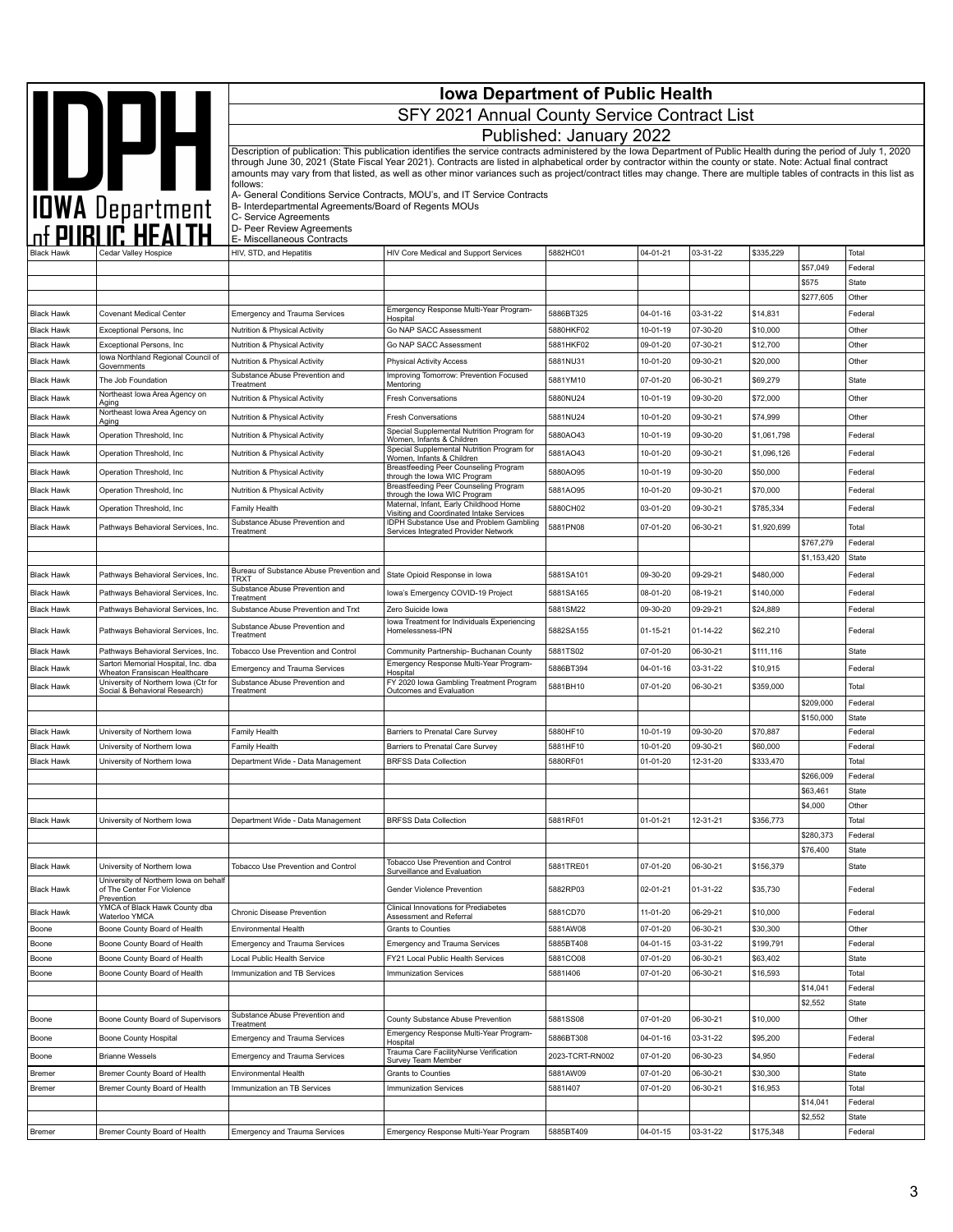# Iowa Department of Public Health

## SFY 2021 Annual County Service Contract List

### Published: January 2022

Description of publication: This publication identifies the service contracts administered by the Iowa Department of Public Health during the period of July 1, 2020 through June 30, 2021 (State Fiscal Year 2021). Contracts are listed in alphabetical order by contractor within the county or state. Note: Actual final contract amounts may vary from that listed, as well as other minor variances such as project/contract titles may change. There are multiple tables of contracts in this list as follows:

A- General Conditions Service Contracts, MOU's, and IT Service Contracts
B- Interdepartmental Agreements/Board of Regents MOUs
C- Service Agreements
D- Peer Review Agreements
E- Miscellaneous Contracts

| County | Contractor | Bureau | Project Title | Contract Number | Start | End | Amount | Split Amount | Funding |
|---|---|---|---|---|---|---|---|---|---|
| Black Hawk | Cedar Valley Hospice | HIV, STD, and Hepatitis | HIV Core Medical and Support Services | 5882HC01 | 04-01-21 | 03-31-22 | $335,229 | | Total |
| | | | | | | | | $57,049 | Federal |
| | | | | | | | | $575 | State |
| | | | | | | | | $277,605 | Other |
| Black Hawk | Covenant Medical Center | Emergency and Trauma Services | Emergency Response Multi-Year Program-Hospital | 5886BT325 | 04-01-16 | 03-31-22 | $14,831 | | Federal |
| Black Hawk | Exceptional Persons, Inc | Nutrition & Physical Activity | Go NAP SACC Assessment | 5880HKF02 | 10-01-19 | 07-30-20 | $10,000 | | Other |
| Black Hawk | Exceptional Persons, Inc | Nutrition & Physical Activity | Go NAP SACC Assessment | 5881HKF02 | 09-01-20 | 07-30-21 | $12,700 | | Other |
| Black Hawk | Iowa Northland Regional Council of Governments | Nutrition & Physical Activity | Physical Activity Access | 5881NU31 | 10-01-20 | 09-30-21 | $20,000 | | Other |
| Black Hawk | The Job Foundation | Substance Abuse Prevention and Treatment | Improving Tomorrow: Prevention Focused Mentoring | 5881YM10 | 07-01-20 | 06-30-21 | $69,279 | | State |
| Black Hawk | Northeast Iowa Area Agency on Aging | Nutrition & Physical Activity | Fresh Conversations | 5880NU24 | 10-01-19 | 09-30-20 | $72,000 | | Other |
| Black Hawk | Northeast Iowa Area Agency on Aging | Nutrition & Physical Activity | Fresh Conversations | 5881NU24 | 10-01-20 | 09-30-21 | $74,999 | | Other |
| Black Hawk | Operation Threshold, Inc | Nutrition & Physical Activity | Special Supplemental Nutrition Program for Women, Infants & Children | 5880AO43 | 10-01-19 | 09-30-20 | $1,061,798 | | Federal |
| Black Hawk | Operation Threshold, Inc | Nutrition & Physical Activity | Special Supplemental Nutrition Program for Women, Infants & Children | 5881AO43 | 10-01-20 | 09-30-21 | $1,096,126 | | Federal |
| Black Hawk | Operation Threshold, Inc | Nutrition & Physical Activity | Breastfeeding Peer Counseling Program through the Iowa WIC Program | 5880AO95 | 10-01-19 | 09-30-20 | $50,000 | | Federal |
| Black Hawk | Operation Threshold, Inc | Nutrition & Physical Activity | Breastfeeding Peer Counseling Program through the Iowa WIC Program | 5881AO95 | 10-01-20 | 09-30-21 | $70,000 | | Federal |
| Black Hawk | Operation Threshold, Inc | Family Health | Maternal, Infant, Early Childhood Home Visiting and Coordinated Intake Services | 5880CH02 | 03-01-20 | 09-30-21 | $785,334 | | Federal |
| Black Hawk | Pathways Behavioral Services, Inc. | Substance Abuse Prevention and Treatment | IDPH Substance Use and Problem Gambling Services Integrated Provider Network | 5881PN08 | 07-01-20 | 06-30-21 | $1,920,699 | | Total |
| | | | | | | | | $767,279 | Federal |
| | | | | | | | | $1,153,420 | State |
| Black Hawk | Pathways Behavioral Services, Inc. | Bureau of Substance Abuse Prevention and TRXT | State Opioid Response in Iowa | 5881SA101 | 09-30-20 | 09-29-21 | $480,000 | | Federal |
| Black Hawk | Pathways Behavioral Services, Inc. | Substance Abuse Prevention and Treatment | Iowa's Emergency COVID-19 Project | 5881SA165 | 08-01-20 | 08-19-21 | $140,000 | | Federal |
| Black Hawk | Pathways Behavioral Services, Inc. | Substance Abuse Prevention and Trxt | Zero Suicide Iowa | 5881SM22 | 09-30-20 | 09-29-21 | $24,889 | | Federal |
| Black Hawk | Pathways Behavioral Services, Inc. | Substance Abuse Prevention and Treatment | Iowa Treatment for Individuals Experiencing Homelessness-IPN | 5882SA155 | 01-15-21 | 01-14-22 | $62,210 | | Federal |
| Black Hawk | Pathways Behavioral Services, Inc. | Tobacco Use Prevention and Control | Community Partnership- Buchanan County | 5881TS02 | 07-01-20 | 06-30-21 | $111,116 | | State |
| Black Hawk | Sartori Memorial Hospital, Inc. dba Wheaton Fransiscan Healthcare | Emergency and Trauma Services | Emergency Response Multi-Year Program-Hospital | 5886BT394 | 04-01-16 | 03-31-22 | $10,915 | | Federal |
| Black Hawk | University of Northern Iowa (Ctr for Social & Behavioral Research) | Substance Abuse Prevention and Treatment | FY 2020 Iowa Gambling Treatment Program Outcomes and Evaluation | 5881BH10 | 07-01-20 | 06-30-21 | $359,000 | | Total |
| | | | | | | | | $209,000 | Federal |
| | | | | | | | | $150,000 | State |
| Black Hawk | University of Northern Iowa | Family Health | Barriers to Prenatal Care Survey | 5880HF10 | 10-01-19 | 09-30-20 | $70,887 | | Federal |
| Black Hawk | University of Northern Iowa | Family Health | Barriers to Prenatal Care Survey | 5881HF10 | 10-01-20 | 09-30-21 | $60,000 | | Federal |
| Black Hawk | University of Northern Iowa | Department Wide - Data Management | BRFSS Data Collection | 5880RF01 | 01-01-20 | 12-31-20 | $333,470 | | Total |
| | | | | | | | | $266,009 | Federal |
| | | | | | | | | $63,461 | State |
| | | | | | | | | $4,000 | Other |
| Black Hawk | University of Northern Iowa | Department Wide - Data Management | BRFSS Data Collection | 5881RF01 | 01-01-21 | 12-31-21 | $356,773 | | Total |
| | | | | | | | | $280,373 | Federal |
| | | | | | | | | $76,400 | State |
| Black Hawk | University of Northern Iowa | Tobacco Use Prevention and Control | Tobacco Use Prevention and Control Surveillance and Evaluation | 5881TRE01 | 07-01-20 | 06-30-21 | $156,379 | | State |
| Black Hawk | University of Northern Iowa on behalf of The Center For Violence Prevention | | Gender Violence Prevention | 5882RP03 | 02-01-21 | 01-31-22 | $35,730 | | Federal |
| Black Hawk | YMCA of Black Hawk County dba Waterloo YMCA | Chronic Disease Prevention | Clinical Innovations for Prediabetes Assessment and Referral | 5881CD70 | 11-01-20 | 06-29-21 | $10,000 | | Federal |
| Boone | Boone County Board of Health | Environmental Health | Grants to Counties | 5881AW08 | 07-01-20 | 06-30-21 | $30,300 | | Other |
| Boone | Boone County Board of Health | Emergency and Trauma Services | Emergency and Trauma Services | 5885BT408 | 04-01-15 | 03-31-22 | $199,791 | | Federal |
| Boone | Boone County Board of Health | Local Public Health Service | FY21 Local Public Health Services | 5881CO08 | 07-01-20 | 06-30-21 | $63,402 | | State |
| Boone | Boone County Board of Health | Immunization and TB Services | Immunization Services | 5881I406 | 07-01-20 | 06-30-21 | $16,593 | | Total |
| | | | | | | | | $14,041 | Federal |
| | | | | | | | | $2,552 | State |
| Boone | Boone County Board of Supervisors | Substance Abuse Prevention and Treatment | County Substance Abuse Prevention | 5881SS08 | 07-01-20 | 06-30-21 | $10,000 | | Other |
| Boone | Boone County Hospital | Emergency and Trauma Services | Emergency Response Multi-Year Program-Hospital | 5886BT308 | 04-01-16 | 03-31-22 | $95,200 | | Federal |
| Boone | Brianne Wessels | Emergency and Trauma Services | Trauma Care FacilityNurse Verification Survey Team Member | 2023-TCRT-RN002 | 07-01-20 | 06-30-23 | $4,950 | | Federal |
| Bremer | Bremer County Board of Health | Environmental Health | Grants to Counties | 5881AW09 | 07-01-20 | 06-30-21 | $30,300 | | State |
| Bremer | Bremer County Board of Health | Immunization an TB Services | Immunization Services | 5881I407 | 07-01-20 | 06-30-21 | $16,953 | | Total |
| | | | | | | | | $14,041 | Federal |
| | | | | | | | | $2,552 | State |
| Bremer | Bremer County Board of Health | Emergency and Trauma Services | Emergency Response Multi-Year Program | 5885BT409 | 04-01-15 | 03-31-22 | $175,348 | | Federal |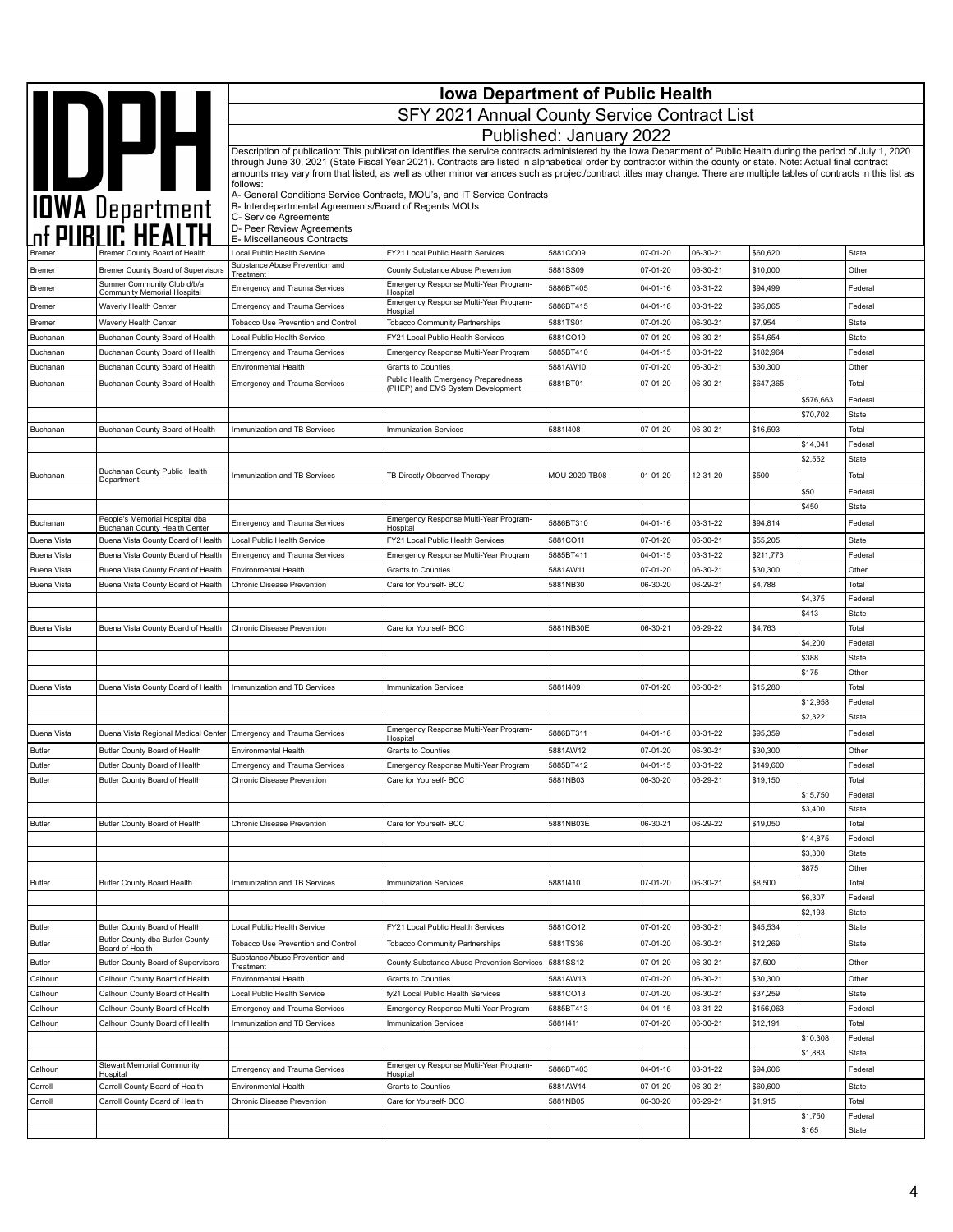# Iowa Department of Public Health

## SFY 2021 Annual County Service Contract List

### Published: January 2022

Description of publication: This publication identifies the service contracts administered by the Iowa Department of Public Health during the period of July 1, 2020 through June 30, 2021 (State Fiscal Year 2021). Contracts are listed in alphabetical order by contractor within the county or state. Note: Actual final contract amounts may vary from that listed, as well as other minor variances such as project/contract titles may change. There are multiple tables of contracts in this list as follows:

A- General Conditions Service Contracts, MOU's, and IT Service Contracts
B- Interdepartmental Agreements/Board of Regents MOUs
C- Service Agreements
D- Peer Review Agreements
E- Miscellaneous Contracts

| | | | | | | | | | |
|---|---|---|---|---|---|---|---|---|---|
| Bremer | Bremer County Board of Health | Local Public Health Service | FY21 Local Public Health Services | 5881CO09 | 07-01-20 | 06-30-21 | $60,620 | | State |
| Bremer | Bremer County Board of Supervisors | Substance Abuse Prevention and Treatment | County Substance Abuse Prevention | 5881SS09 | 07-01-20 | 06-30-21 | $10,000 | | Other |
| Bremer | Sumner Community Club d/b/a Community Memorial Hospital | Emergency and Trauma Services | Emergency Response Multi-Year Program-Hospital | 5886BT405 | 04-01-16 | 03-31-22 | $94,499 | | Federal |
| Bremer | Waverly Health Center | Emergency and Trauma Services | Emergency Response Multi-Year Program-Hospital | 5886BT415 | 04-01-16 | 03-31-22 | $95,065 | | Federal |
| Bremer | Waverly Health Center | Tobacco Use Prevention and Control | Tobacco Community Partnerships | 5881TS01 | 07-01-20 | 06-30-21 | $7,954 | | State |
| Buchanan | Buchanan County Board of Health | Local Public Health Service | FY21 Local Public Health Services | 5881CO10 | 07-01-20 | 06-30-21 | $54,654 | | State |
| Buchanan | Buchanan County Board of Health | Emergency and Trauma Services | Emergency Response Multi-Year Program | 5885BT410 | 04-01-15 | 03-31-22 | $182,964 | | Federal |
| Buchanan | Buchanan County Board of Health | Environmental Health | Grants to Counties | 5881AW10 | 07-01-20 | 06-30-21 | $30,300 | | Other |
| Buchanan | Buchanan County Board of Health | Emergency and Trauma Services | Public Health Emergency Preparedness (PHEP) and EMS System Development | 5881BT01 | 07-01-20 | 06-30-21 | $647,365 | | Total |
| | | | | | | | | $576,663 | Federal |
| | | | | | | | | $70,702 | State |
| Buchanan | Buchanan County Board of Health | Immunization and TB Services | Immunization Services | 5881I408 | 07-01-20 | 06-30-21 | $16,593 | | Total |
| | | | | | | | | $14,041 | Federal |
| | | | | | | | | $2,552 | State |
| Buchanan | Buchanan County Public Health Department | Immunization and TB Services | TB Directly Observed Therapy | MOU-2020-TB08 | 01-01-20 | 12-31-20 | $500 | | Total |
| | | | | | | | | $50 | Federal |
| | | | | | | | | $450 | State |
| Buchanan | People's Memorial Hospital dba Buchanan County Health Center | Emergency and Trauma Services | Emergency Response Multi-Year Program-Hospital | 5886BT310 | 04-01-16 | 03-31-22 | $94,814 | | Federal |
| Buena Vista | Buena Vista County Board of Health | Local Public Health Service | FY21 Local Public Health Services | 5881CO11 | 07-01-20 | 06-30-21 | $55,205 | | State |
| Buena Vista | Buena Vista County Board of Health | Emergency and Trauma Services | Emergency Response Multi-Year Program | 5885BT411 | 04-01-15 | 03-31-22 | $211,773 | | Federal |
| Buena Vista | Buena Vista County Board of Health | Environmental Health | Grants to Counties | 5881AW11 | 07-01-20 | 06-30-21 | $30,300 | | Other |
| Buena Vista | Buena Vista County Board of Health | Chronic Disease Prevention | Care for Yourself- BCC | 5881NB30 | 06-30-20 | 06-29-21 | $4,788 | | Total |
| | | | | | | | | $4,375 | Federal |
| | | | | | | | | $413 | State |
| Buena Vista | Buena Vista County Board of Health | Chronic Disease Prevention | Care for Yourself- BCC | 5881NB30E | 06-30-21 | 06-29-22 | $4,763 | | Total |
| | | | | | | | | $4,200 | Federal |
| | | | | | | | | $388 | State |
| | | | | | | | | $175 | Other |
| Buena Vista | Buena Vista County Board of Health | Immunization and TB Services | Immunization Services | 5881I409 | 07-01-20 | 06-30-21 | $15,280 | | Total |
| | | | | | | | | $12,958 | Federal |
| | | | | | | | | $2,322 | State |
| Buena Vista | Buena Vista Regional Medical Center | Emergency and Trauma Services | Emergency Response Multi-Year Program-Hospital | 5886BT311 | 04-01-16 | 03-31-22 | $95,359 | | Federal |
| Butler | Butler County Board of Health | Environmental Health | Grants to Counties | 5881AW12 | 07-01-20 | 06-30-21 | $30,300 | | Other |
| Butler | Butler County Board of Health | Emergency and Trauma Services | Emergency Response Multi-Year Program | 5885BT412 | 04-01-15 | 03-31-22 | $149,600 | | Federal |
| Butler | Butler County Board of Health | Chronic Disease Prevention | Care for Yourself- BCC | 5881NB03 | 06-30-20 | 06-29-21 | $19,150 | | Total |
| | | | | | | | | $15,750 | Federal |
| | | | | | | | | $3,400 | State |
| Butler | Butler County Board of Health | Chronic Disease Prevention | Care for Yourself- BCC | 5881NB03E | 06-30-21 | 06-29-22 | $19,050 | | Total |
| | | | | | | | | $14,875 | Federal |
| | | | | | | | | $3,300 | State |
| | | | | | | | | $875 | Other |
| Butler | Butler County Board Health | Immunization and TB Services | Immunization Services | 5881I410 | 07-01-20 | 06-30-21 | $8,500 | | Total |
| | | | | | | | | $6,307 | Federal |
| | | | | | | | | $2,193 | State |
| Butler | Butler County Board of Health | Local Public Health Service | FY21 Local Public Health Services | 5881CO12 | 07-01-20 | 06-30-21 | $45,534 | | State |
| Butler | Butler County dba Butler County Board of Health | Tobacco Use Prevention and Control | Tobacco Community Partnerships | 5881TS36 | 07-01-20 | 06-30-21 | $12,269 | | State |
| Butler | Butler County Board of Supervisors | Substance Abuse Prevention and Treatment | County Substance Abuse Prevention Services | 5881SS12 | 07-01-20 | 06-30-21 | $7,500 | | Other |
| Calhoun | Calhoun County Board of Health | Environmental Health | Grants to Counties | 5881AW13 | 07-01-20 | 06-30-21 | $30,300 | | Other |
| Calhoun | Calhoun County Board of Health | Local Public Health Service | fy21 Local Public Health Services | 5881CO13 | 07-01-20 | 06-30-21 | $37,259 | | State |
| Calhoun | Calhoun County Board of Health | Emergency and Trauma Services | Emergency Response Multi-Year Program | 5885BT413 | 04-01-15 | 03-31-22 | $156,063 | | Federal |
| Calhoun | Calhoun County Board of Health | Immunization and TB Services | Immunization Services | 5881I411 | 07-01-20 | 06-30-21 | $12,191 | | Total |
| | | | | | | | | $10,308 | Federal |
| | | | | | | | | $1,883 | State |
| Calhoun | Stewart Memorial Community Hospital | Emergency and Trauma Services | Emergency Response Multi-Year Program-Hospital | 5886BT403 | 04-01-16 | 03-31-22 | $94,606 | | Federal |
| Carroll | Carroll County Board of Health | Environmental Health | Grants to Counties | 5881AW14 | 07-01-20 | 06-30-21 | $60,600 | | State |
| Carroll | Carroll County Board of Health | Chronic Disease Prevention | Care for Yourself- BCC | 5881NB05 | 06-30-20 | 06-29-21 | $1,915 | | Total |
| | | | | | | | | $1,750 | Federal |
| | | | | | | | | $165 | State |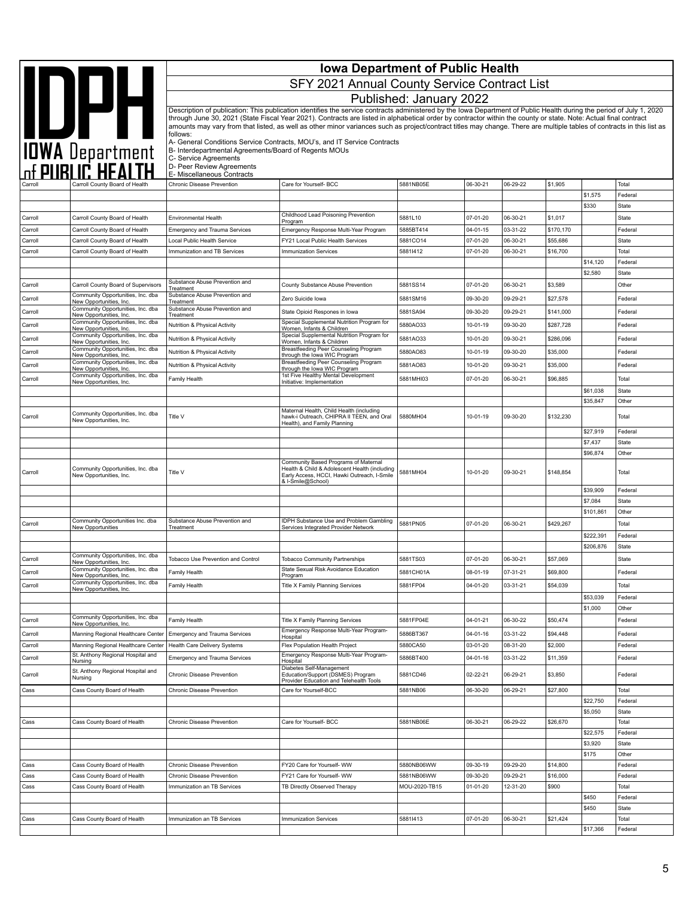# Iowa Department of Public Health

## SFY 2021 Annual County Service Contract List

### Published: January 2022

Description of publication: This publication identifies the service contracts administered by the Iowa Department of Public Health during the period of July 1, 2020 through June 30, 2021 (State Fiscal Year 2021). Contracts are listed in alphabetical order by contractor within the county or state. Note: Actual final contract amounts may vary from that listed, as well as other minor variances such as project/contract titles may change. There are multiple tables of contracts in this list as follows:

A- General Conditions Service Contracts, MOU's, and IT Service Contracts
B- Interdepartmental Agreements/Board of Regents MOUs
C- Service Agreements
D- Peer Review Agreements
E- Miscellaneous Contracts

| | | | | | | | | | |
|---|---|---|---|---|---|---|---|---|---|
| Carroll | Carroll County Board of Health | Chronic Disease Prevention | Care for Yourself- BCC | 5881NB05E | 06-30-21 | 06-29-22 | $1,905 | | Total |
| | | | | | | | | $1,575 | Federal |
| | | | | | | | | $330 | State |
| Carroll | Carroll County Board of Health | Environmental Health | Childhood Lead Poisoning Prevention Program | 5881L10 | 07-01-20 | 06-30-21 | $1,017 | | State |
| Carroll | Carroll County Board of Health | Emergency and Trauma Services | Emergency Response Multi-Year Program | 5885BT414 | 04-01-15 | 03-31-22 | $170,170 | | Federal |
| Carroll | Carroll County Board of Health | Local Public Health Service | FY21 Local Public Health Services | 5881CO14 | 07-01-20 | 06-30-21 | $55,686 | | State |
| Carroll | Carroll County Board of Health | Immunization and TB Services | Immunization Services | 5881I412 | 07-01-20 | 06-30-21 | $16,700 | | Total |
| | | | | | | | | $14,120 | Federal |
| | | | | | | | | $2,580 | State |
| Carroll | Carroll County Board of Supervisors | Substance Abuse Prevention and Treatment | County Substance Abuse Prevention | 5881SS14 | 07-01-20 | 06-30-21 | $3,589 | | Other |
| Carroll | Community Opportunities, Inc. dba New Opportunities, Inc. | Substance Abuse Prevention and Treatment | Zero Suicide Iowa | 5881SM16 | 09-30-20 | 09-29-21 | $27,578 | | Federal |
| Carroll | Community Opportunities, Inc. dba New Opportunities, Inc. | Substance Abuse Prevention and Treatment | State Opioid Respones in Iowa | 5881SA94 | 09-30-20 | 09-29-21 | $141,000 | | Federal |
| Carroll | Community Opportunities, Inc. dba New Opportunities, Inc. | Nutrition & Physical Activity | Special Supplemental Nutrition Program for Women, Infants & Children | 5880AO33 | 10-01-19 | 09-30-20 | $287,728 | | Federal |
| Carroll | Community Opportunities, Inc. dba New Opportunities, Inc. | Nutrition & Physical Activity | Special Supplemental Nutrition Program for Women, Infants & Children | 5881AO33 | 10-01-20 | 09-30-21 | $286,096 | | Federal |
| Carroll | Community Opportunities, Inc. dba New Opportunities, Inc. | Nutrition & Physical Activity | Breastfeeding Peer Counseling Program through the Iowa WIC Program | 5880AO83 | 10-01-19 | 09-30-20 | $35,000 | | Federal |
| Carroll | Community Opportunities, Inc. dba New Opportunities, Inc. | Nutrition & Physical Activity | Breastfeeding Peer Counseling Program through the Iowa WIC Program | 5881AO83 | 10-01-20 | 09-30-21 | $35,000 | | Federal |
| Carroll | Community Opportunities, Inc. dba New Opportunities, Inc. | Family Health | 1st Five Healthy Mental Development Initiative: Implementation | 5881MHI03 | 07-01-20 | 06-30-21 | $96,885 | | Total |
| | | | | | | | | $61,038 | State |
| | | | | | | | | $35,847 | Other |
| Carroll | Community Opportunities, Inc. dba New Opportunities, Inc. | Title V | Maternal Health, Child Health (including hawk-i Outreach, CHIPRA II TEEN, and Oral Health), and Family Planning | 5880MH04 | 10-01-19 | 09-30-20 | $132,230 | | Total |
| | | | | | | | | $27,919 | Federal |
| | | | | | | | | $7,437 | State |
| | | | | | | | | $96,874 | Other |
| Carroll | Community Opportunities, Inc. dba New Opportunities, Inc. | Title V | Community Based Programs of Maternal Health & Child & Adolescent Health (including Early Access, HCCI, Hawki Outreach, I-Smile & I-Smile@School) | 5881MH04 | 10-01-20 | 09-30-21 | $148,854 | | Total |
| | | | | | | | | $39,909 | Federal |
| | | | | | | | | $7,084 | State |
| | | | | | | | | $101,861 | Other |
| Carroll | Community Opportunities Inc. dba New Opportunities | Substance Abuse Prevention and Treatment | IDPH Substance Use and Problem Gambling Services Integrated Provider Network | 5881PN05 | 07-01-20 | 06-30-21 | $429,267 | | Total |
| | | | | | | | | $222,391 | Federal |
| | | | | | | | | $206,876 | State |
| Carroll | Community Opportunities, Inc. dba New Opportunities, Inc. | Tobacco Use Prevention and Control | Tobacco Community Partnerships | 5881TS03 | 07-01-20 | 06-30-21 | $57,069 | | State |
| Carroll | Community Opportunities, Inc. dba New Opportunities, Inc. | Family Health | State Sexual Risk Avoidance Education Program | 5881CH01A | 08-01-19 | 07-31-21 | $69,800 | | Federal |
| Carroll | Community Opportunities, Inc. dba New Opportunities, Inc. | Family Health | Title X Family Planning Services | 5881FP04 | 04-01-20 | 03-31-21 | $54,039 | | Total |
| | | | | | | | | $53,039 | Federal |
| | | | | | | | | $1,000 | Other |
| Carroll | Community Opportunities, Inc. dba New Opportunities, Inc. | Family Health | Title X Family Planning Services | 5881FP04E | 04-01-21 | 06-30-22 | $50,474 | | Federal |
| Carroll | Manning Regional Healthcare Center | Emergency and Trauma Services | Emergency Response Multi-Year Program-Hospital | 5886BT367 | 04-01-16 | 03-31-22 | $94,448 | | Federal |
| Carroll | Manning Regional Healthcare Center | Health Care Delivery Systems | Flex Population Health Project | 5880CA50 | 03-01-20 | 08-31-20 | $2,000 | | Federal |
| Carroll | St. Anthony Regional Hospital and Nursing | Emergency and Trauma Services | Emergency Response Multi-Year Program-Hospital | 5886BT400 | 04-01-16 | 03-31-22 | $11,359 | | Federal |
| Carroll | St. Anthony Regional Hospital and Nursing | Chronic Disease Prevention | Diabetes Self-Management Education/Support (DSMES) Program Provider Education and Telehealth Tools | 5881CD46 | 02-22-21 | 06-29-21 | $3,850 | | Federal |
| Cass | Cass County Board of Health | Chronic Disease Prevention | Care for Yourself-BCC | 5881NB06 | 06-30-20 | 06-29-21 | $27,800 | | Total |
| | | | | | | | | $22,750 | Federal |
| | | | | | | | | $5,050 | State |
| Cass | Cass County Board of Health | Chronic Disease Prevention | Care for Yourself- BCC | 5881NB06E | 06-30-21 | 06-29-22 | $26,670 | | Total |
| | | | | | | | | $22,575 | Federal |
| | | | | | | | | $3,920 | State |
| | | | | | | | | $175 | Other |
| Cass | Cass County Board of Health | Chronic Disease Prevention | FY20 Care for Yourself- WW | 5880NB06WW | 09-30-19 | 09-29-20 | $14,800 | | Federal |
| Cass | Cass County Board of Health | Chronic Disease Prevention | FY21 Care for Yourself- WW | 5881NB06WW | 09-30-20 | 09-29-21 | $16,000 | | Federal |
| Cass | Cass County Board of Health | Immunization an TB Services | TB Directly Observed Therapy | MOU-2020-TB15 | 01-01-20 | 12-31-20 | $900 | | Total |
| | | | | | | | | $450 | Federal |
| | | | | | | | | $450 | State |
| Cass | Cass County Board of Health | Immunization an TB Services | Immunization Services | 5881I413 | 07-01-20 | 06-30-21 | $21,424 | | Total |
| | | | | | | | | $17,366 | Federal |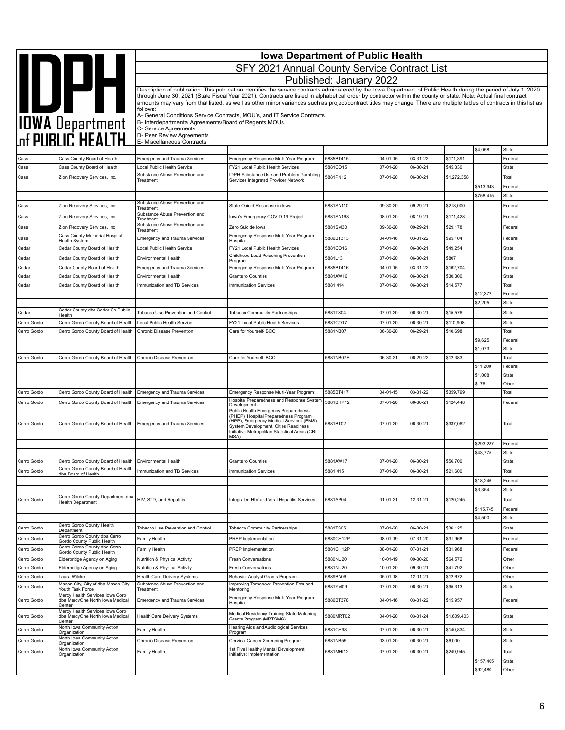# Iowa Department of Public Health

## SFY 2021 Annual County Service Contract List

### Published: January 2022

Description of publication: This publication identifies the service contracts administered by the Iowa Department of Public Health during the period of July 1, 2020 through June 30, 2021 (State Fiscal Year 2021). Contracts are listed in alphabetical order by contractor within the county or state. Note: Actual final contract amounts may vary from that listed, as well as other minor variances such as project/contract titles may change. There are multiple tables of contracts in this list as follows:

A- General Conditions Service Contracts, MOU's, and IT Service Contracts
B- Interdepartmental Agreements/Board of Regents MOUs
C- Service Agreements
D- Peer Review Agreements
E- Miscellaneous Contracts

| | | | | | | | | | |
|---|---|---|---|---|---|---|---|---|---|
| | | | | | | | | $4,058 | State |
| Cass | Cass County Board of Health | Emergency and Trauma Services | Emergency Response Multi-Year Program | 5885BT415 | 04-01-15 | 03-31-22 | $171,391 | | Federal |
| Cass | Cass County Board of Health | Local Public Health Service | FY21 Local Public Health Services | 5881CO15 | 07-01-20 | 06-30-21 | $45,330 | | State |
| Cass | Zion Recovery Services, Inc. | Substance Abuse Prevention and Treatment | IDPH Substance Use and Problem Gambling Services Integrated Provider Network | 5881PN12 | 07-01-20 | 06-30-21 | $1,272,358 | | Total |
| | | | | | | | | $513,943 | Federal |
| | | | | | | | | $758,415 | State |
| Cass | Zion Recovery Services, Inc | Substance Abuse Prevention and Treatment | State Opioid Response in Iowa | 5881SA110 | 09-30-20 | 09-29-21 | $218,000 | | Federal |
| Cass | Zion Recovery Services, Inc | Substance Abuse Prevention and Treatment | Iowa's Emergency COVID-19 Project | 5881SA168 | 08-01-20 | 08-19-21 | $171,428 | | Federal |
| Cass | Zion Recovery Services, Inc | Substance Abuse Prevention and Treatment | Zero Suicide Iowa | 5881SM30 | 09-30-20 | 09-29-21 | $29,178 | | Federal |
| Cass | Cass County Memorial Hospital Health System | Emergency and Trauma Services | Emergency Response Multi-Year Program-Hospital | 5886BT313 | 04-01-16 | 03-31-22 | $95,104 | | Federal |
| Cedar | Cedar County Board of Health | Local Public Health Service | FY21 Local Public Health Services | 5881CO16 | 07-01-20 | 06-30-21 | $49,254 | | State |
| Cedar | Cedar County Board of Health | Environmental Health | Childhood Lead Poisoning Prevention Program | 5881L13 | 07-01-20 | 06-30-21 | $807 | | State |
| Cedar | Cedar County Board of Health | Emergency and Trauma Services | Emergency Response Multi-Year Program | 5885BT416 | 04-01-15 | 03-31-22 | $162,704 | | Federal |
| Cedar | Cedar County Board of Health | Environmental Health | Grants to Counties | 5881AW16 | 07-01-20 | 06-30-21 | $30,300 | | State |
| Cedar | Cedar County Board of Health | Immunization and TB Services | Immunization Services | 5881I414 | 07-01-20 | 06-30-21 | $14,577 | | Total |
| | | | | | | | | $12,372 | Federal |
| | | | | | | | | $2,205 | State |
| Cedar | Cedar County dba Cedar Co Public Health | Tobacco Use Prevention and Control | Tobacco Community Partnerships | 5881TS04 | 07-01-20 | 06-30-21 | $15,576 | | State |
| Cerro Gordo | Cerro Gordo County Board of Health | Local Public Health Service | FY21 Local Public Health Services | 5881CO17 | 07-01-20 | 06-30-21 | $110,908 | | State |
| Cerro Gordo | Cerro Gordo County Board of Health | Chronic Disease Prevention | Care for Yourself- BCC | 5881NB07 | 06-30-20 | 06-29-21 | $10,698 | | Total |
| | | | | | | | | $9,625 | Federal |
| | | | | | | | | $1,073 | State |
| Cerro Gordo | Cerro Gordo County Board of Health | Chronic Disease Prevention | Care for Yourself- BCC | 5881NB07E | 06-30-21 | 06-29-22 | $12,383 | | Total |
| | | | | | | | | $11,200 | Federal |
| | | | | | | | | $1,008 | State |
| | | | | | | | | $175 | Other |
| Cerro Gordo | Cerro Gordo County Board of Health | Emergency and Trauma Services | Emergency Response Multi-Year Program | 5885BT417 | 04-01-15 | 03-31-22 | $359,799 | | Total |
| Cerro Gordo | Cerro Gordo County Board of Health | Emergency and Trauma Services | Hospital Preparedness and Response System Development | 5881BHP12 | 07-01-20 | 06-30-21 | $124,448 | | Federal |
| Cerro Gordo | Cerro Gordo County Board of Health | Emergency and Trauma Services | Public Health Emergency Preparedness (PHEP), Hospital Preparedness Program (HPP), Emergency Medical Services (EMS) System Development, Cities Readiness Initiative-Metropolitan Statistical Areas (CRI-MSA) | 5881BT02 | 07-01-20 | 06-30-21 | $337,062 | | Total |
| | | | | | | | | $293,287 | Federal |
| | | | | | | | | $43,775 | State |
| Cerro Gordo | Cerro Gordo County Board of Health | Environmental Health | Grants to Counties | 5881AW17 | 07-01-20 | 06-30-21 | $56,700 | | State |
| Cerro Gordo | Cerro Gordo County Board of Health dba Board of Health | Immunization and TB Services | Immunization Services | 5881I415 | 07-01-20 | 06-30-21 | $21,600 | | Total |
| | | | | | | | | $18,246 | Federal |
| | | | | | | | | $3,354 | State |
| Cerro Gordo | Cerro Gordo County Department dba Health Department | HIV, STD, and Hepatitis | Integrated HIV and Viral Hepatitis Services | 5881AP04 | 01-01-21 | 12-31-21 | $120,245 | | Total |
| | | | | | | | | $115,745 | Federal |
| | | | | | | | | $4,500 | State |
| Cerro Gordo | Cerro Gordo County Health Department | Tobacco Use Prevention and Control | Tobacco Community Partnerships | 5881TS05 | 07-01-20 | 06-30-21 | $36,125 | | State |
| Cerro Gordo | Cerro Gordo County dba Cerro Gordo County Public Health | Family Health | PREP Implementation | 5880CH12P | 08-01-19 | 07-31-20 | $31,968 | | Federal |
| Cerro Gordo | Cerro Gordo County dba Cerro Gordo County Public Health | Family Health | PREP Implementation | 5881CH12P | 08-01-20 | 07-31-21 | $31,968 | | Federal |
| Cerro Gordo | Elderbridge Agency on Aging | Nutrition & Physical Activity | Fresh Conversations | 5880NU20 | 10-01-19 | 09-30-20 | $64,572 | | Other |
| Cerro Gordo | Elderbridge Agency on Aging | Nutrition & Physical Activity | Fresh Conversations | 5881NU20 | 10-01-20 | 09-30-21 | $41,792 | | Other |
| Cerro Gordo | Laura Wilcke | Health Care Delivery Systems | Behavior Analyst Grants Program | 5889BA06 | 05-01-18 | 12-01-21 | $12,672 | | Other |
| Cerro Gordo | Mason City, City of dba Mason City Youth Task Force | Substance Abuse Prevention and Treatment | Improving Tomorrow: Prevention Focused Mentoring | 5881YM09 | 07-01-20 | 06-30-21 | $95,313 | | State |
| Cerro Gordo | Mercy Health Services Iowa Corp dba MercyOne North Iowa Medical Center | Emergency and Trauma Services | Emergency Response Multi-Year Program-Hospital | 5886BT378 | 04-01-16 | 03-31-22 | $15,957 | | Federal |
| Cerro Gordo | Mercy Health Services Iowa Corp dba MercyOne North Iowa Medical Center | Health Care Delivery Systems | Medical Residency Training State Matching Grants Program (MRTSMG) | 5880MRT02 | 04-01-20 | 03-31-24 | $1,609,403 | | State |
| Cerro Gordo | North Iowa Community Action Organization | Family Health | Hearing Aids and Audiological Services Program | 5881CH98 | 07-01-20 | 06-30-21 | $140,834 | | State |
| Cerro Gordo | North Iowa Community Action Organization | Chronic Disease Prevention | Cervical Cancer Screening Program | 5881NB55 | 03-01-20 | 06-30-21 | $6,000 | | State |
| Cerro Gordo | North Iowa Community Action Organization | Family Health | 1st Five Healthy Mental Development Initiative: Implementation | 5881MHI12 | 07-01-20 | 06-30-21 | $249,945 | | Total |
| | | | | | | | | $157,465 | State |
| | | | | | | | | $92,480 | Other |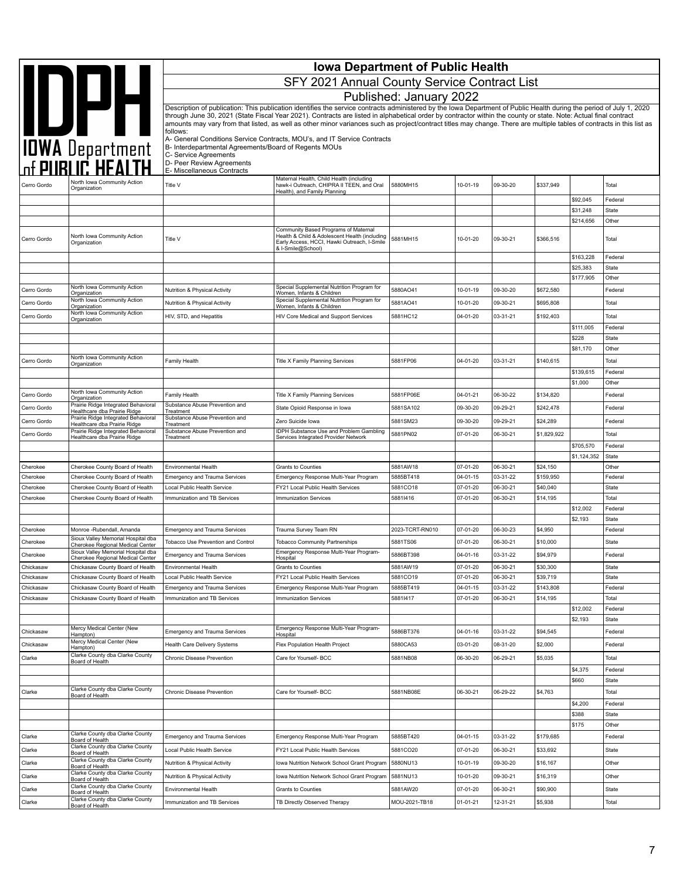# Iowa Department of Public Health

## SFY 2021 Annual County Service Contract List

### Published: January 2022

Description of publication: This publication identifies the service contracts administered by the Iowa Department of Public Health during the period of July 1, 2020 through June 30, 2021 (State Fiscal Year 2021). Contracts are listed in alphabetical order by contractor within the county or state. Note: Actual final contract amounts may vary from that listed, as well as other minor variances such as project/contract titles may change. There are multiple tables of contracts in this list as follows:

A- General Conditions Service Contracts, MOU's, and IT Service Contracts
B- Interdepartmental Agreements/Board of Regents MOUs
C- Service Agreements
D- Peer Review Agreements
E- Miscellaneous Contracts

| County | Contractor | Program | Project Title | Contract # | Start | End | Amount | Funding Amount | Funding Source |
|---|---|---|---|---|---|---|---|---|---|
| Cerro Gordo | North Iowa Community Action Organization | Title V | Maternal Health, Child Health (including hawk-i Outreach, CHIPRA II TEEN, and Oral Health), and Family Planning | 5880MH15 | 10-01-19 | 09-30-20 | $337,949 | | Total |
| | | | | | | | | $92,045 | Federal |
| | | | | | | | | $31,248 | State |
| | | | | | | | | $214,656 | Other |
| Cerro Gordo | North Iowa Community Action Organization | Title V | Community Based Programs of Maternal Health & Child & Adolescent Health (including Early Access, HCCI, Hawki Outreach, I-Smile & I-Smile@School) | 5881MH15 | 10-01-20 | 09-30-21 | $366,516 | | Total |
| | | | | | | | | $163,228 | Federal |
| | | | | | | | | $25,383 | State |
| | | | | | | | | $177,905 | Other |
| Cerro Gordo | North Iowa Community Action Organization | Nutrition & Physical Activity | Special Supplemental Nutrition Program for Women, Infants & Children | 5880AO41 | 10-01-19 | 09-30-20 | $672,580 | | Federal |
| Cerro Gordo | North Iowa Community Action Organization | Nutrition & Physical Activity | Special Supplemental Nutrition Program for Women, Infants & Children | 5881AO41 | 10-01-20 | 09-30-21 | $695,808 | | Total |
| Cerro Gordo | North Iowa Community Action Organization | HIV, STD, and Hepatitis | HIV Core Medical and Support Services | 5881HC12 | 04-01-20 | 03-31-21 | $192,403 | | Total |
| | | | | | | | | $111,005 | Federal |
| | | | | | | | | $228 | State |
| | | | | | | | | $81,170 | Other |
| Cerro Gordo | North Iowa Community Action Organization | Family Health | Title X Family Planning Services | 5881FP06 | 04-01-20 | 03-31-21 | $140,615 | | Total |
| | | | | | | | | $139,615 | Federal |
| | | | | | | | | $1,000 | Other |
| Cerro Gordo | North Iowa Community Action Organization | Family Health | Title X Family Planning Services | 5881FP06E | 04-01-21 | 06-30-22 | $134,820 | | Federal |
| Cerro Gordo | Prairie Ridge Integrated Behavioral Healthcare dba Prairie Ridge | Substance Abuse Prevention and Treatment | State Opioid Response in Iowa | 5881SA102 | 09-30-20 | 09-29-21 | $242,478 | | Federal |
| Cerro Gordo | Prairie Ridge Integrated Behavioral Healthcare dba Prairie Ridge | Substance Abuse Prevention and Treatment | Zero Suicide Iowa | 5881SM23 | 09-30-20 | 09-29-21 | $24,289 | | Federal |
| Cerro Gordo | Prairie Ridge Integrated Behavioral Healthcare dba Prairie Ridge | Substance Abuse Prevention and Treatment | IDPH Substance Use and Problem Gambling Services Integrated Provider Network | 5881PN02 | 07-01-20 | 06-30-21 | $1,829,922 | | Total |
| | | | | | | | | $705,570 | Federal |
| | | | | | | | | $1,124,352 | State |
| Cherokee | Cherokee County Board of Health | Environmental Health | Grants to Counties | 5881AW18 | 07-01-20 | 06-30-21 | $24,150 | | Other |
| Cherokee | Cherokee County Board of Health | Emergency and Trauma Services | Emergency Response Multi-Year Program | 5885BT418 | 04-01-15 | 03-31-22 | $159,950 | | Federal |
| Cherokee | Cherokee County Board of Health | Local Public Health Service | FY21 Local Public Health Services | 5881CO18 | 07-01-20 | 06-30-21 | $40,040 | | State |
| Cherokee | Cherokee County Board of Health | Immunization and TB Services | Immunization Services | 5881I416 | 07-01-20 | 06-30-21 | $14,195 | | Total |
| | | | | | | | | $12,002 | Federal |
| | | | | | | | | $2,193 | State |
| Cherokee | Monroe -Rubendall, Amanda | Emergency and Trauma Services | Trauma Survey Team RN | 2023-TCRT-RN010 | 07-01-20 | 06-30-23 | $4,950 | | Federal |
| Cherokee | Sioux Valley Memorial Hospital dba Cherokee Regional Medical Center | Tobacco Use Prevention and Control | Tobacco Community Partnerships | 5881TS06 | 07-01-20 | 06-30-21 | $10,000 | | State |
| Cherokee | Sioux Valley Memorial Hospital dba Cherokee Regional Medical Center | Emergency and Trauma Services | Emergency Response Multi-Year Program-Hospital | 5886BT398 | 04-01-16 | 03-31-22 | $94,979 | | Federal |
| Chickasaw | Chickasaw County Board of Health | Environmental Health | Grants to Counties | 5881AW19 | 07-01-20 | 06-30-21 | $30,300 | | State |
| Chickasaw | Chickasaw County Board of Health | Local Public Health Service | FY21 Local Public Health Services | 5881CO19 | 07-01-20 | 06-30-21 | $39,719 | | State |
| Chickasaw | Chickasaw County Board of Health | Emergency and Trauma Services | Emergency Response Multi-Year Program | 5885BT419 | 04-01-15 | 03-31-22 | $143,808 | | Federal |
| Chickasaw | Chickasaw County Board of Health | Immunization and TB Services | Immunization Services | 5881I417 | 07-01-20 | 06-30-21 | $14,195 | | Total |
| | | | | | | | | $12,002 | Federal |
| | | | | | | | | $2,193 | State |
| Chickasaw | Mercy Medical Center (New Hampton) | Emergency and Trauma Services | Emergency Response Multi-Year Program-Hospital | 5886BT376 | 04-01-16 | 03-31-22 | $94,545 | | Federal |
| Chickasaw | Mercy Medical Center (New Hampton) | Health Care Delivery Systems | Flex Population Health Project | 5880CA53 | 03-01-20 | 08-31-20 | $2,000 | | Federal |
| Clarke | Clarke County dba Clarke County Board of Health | Chronic Disease Prevention | Care for Yourself- BCC | 5881NB08 | 06-30-20 | 06-29-21 | $5,035 | | Total |
| | | | | | | | | $4,375 | Federal |
| | | | | | | | | $660 | State |
| Clarke | Clarke County dba Clarke County Board of Health | Chronic Disease Prevention | Care for Yourself- BCC | 5881NB08E | 06-30-21 | 06-29-22 | $4,763 | | Total |
| | | | | | | | | $4,200 | Federal |
| | | | | | | | | $388 | State |
| | | | | | | | | $175 | Other |
| Clarke | Clarke County dba Clarke County Board of Health | Emergency and Trauma Services | Emergency Response Multi-Year Program | 5885BT420 | 04-01-15 | 03-31-22 | $179,685 | | Federal |
| Clarke | Clarke County dba Clarke County Board of Health | Local Public Health Service | FY21 Local Public Health Services | 5881CO20 | 07-01-20 | 06-30-21 | $33,692 | | State |
| Clarke | Clarke County dba Clarke County Board of Health | Nutrition & Physical Activity | Iowa Nutrition Network School Grant Program | 5880NU13 | 10-01-19 | 09-30-20 | $16,167 | | Other |
| Clarke | Clarke County dba Clarke County Board of Health | Nutrition & Physical Activity | Iowa Nutrition Network School Grant Program | 5881NU13 | 10-01-20 | 09-30-21 | $16,319 | | Other |
| Clarke | Clarke County dba Clarke County Board of Health | Environmental Health | Grants to Counties | 5881AW20 | 07-01-20 | 06-30-21 | $90,900 | | State |
| Clarke | Clarke County dba Clarke County Board of Health | Immunization and TB Services | TB Directly Observed Therapy | MOU-2021-TB18 | 01-01-21 | 12-31-21 | $5,938 | | Total |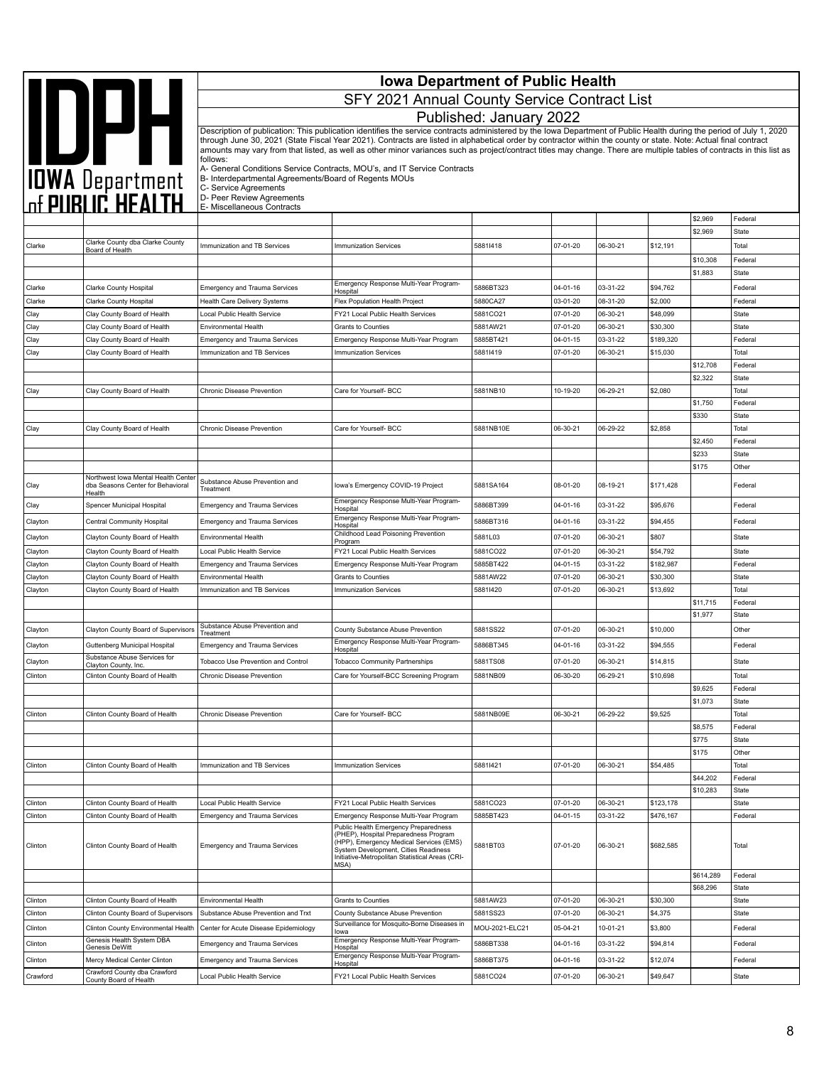# Iowa Department of Public Health

## SFY 2021 Annual County Service Contract List

### Published: January 2022

Description of publication: This publication identifies the service contracts administered by the Iowa Department of Public Health during the period of July 1, 2020 through June 30, 2021 (State Fiscal Year 2021). Contracts are listed in alphabetical order by contractor within the county or state. Note: Actual final contract amounts may vary from that listed, as well as other minor variances such as project/contract titles may change. There are multiple tables of contracts in this list as follows:

A- General Conditions Service Contracts, MOU's, and IT Service Contracts
B- Interdepartmental Agreements/Board of Regents MOUs
C- Service Agreements
D- Peer Review Agreements
E- Miscellaneous Contracts

| | | | | | | | | | |
|---|---|---|---|---|---|---|---|---|---|
| | | | | | | | | $2,969 | Federal |
| | | | | | | | | $2,969 | State |
| Clarke | Clarke County dba Clarke County Board of Health | Immunization and TB Services | Immunization Services | 5881I418 | 07-01-20 | 06-30-21 | $12,191 | | Total |
| | | | | | | | | $10,308 | Federal |
| | | | | | | | | $1,883 | State |
| Clarke | Clarke County Hospital | Emergency and Trauma Services | Emergency Response Multi-Year Program-Hospital | 5886BT323 | 04-01-16 | 03-31-22 | $94,762 | | Federal |
| Clarke | Clarke County Hospital | Health Care Delivery Systems | Flex Population Health Project | 5880CA27 | 03-01-20 | 08-31-20 | $2,000 | | Federal |
| Clay | Clay County Board of Health | Local Public Health Service | FY21 Local Public Health Services | 5881CO21 | 07-01-20 | 06-30-21 | $48,099 | | State |
| Clay | Clay County Board of Health | Environmental Health | Grants to Counties | 5881AW21 | 07-01-20 | 06-30-21 | $30,300 | | State |
| Clay | Clay County Board of Health | Emergency and Trauma Services | Emergency Response Multi-Year Program | 5885BT421 | 04-01-15 | 03-31-22 | $189,320 | | Federal |
| Clay | Clay County Board of Health | Immunization and TB Services | Immunization Services | 5881I419 | 07-01-20 | 06-30-21 | $15,030 | | Total |
| | | | | | | | | $12,708 | Federal |
| | | | | | | | | $2,322 | State |
| Clay | Clay County Board of Health | Chronic Disease Prevention | Care for Yourself- BCC | 5881NB10 | 10-19-20 | 06-29-21 | $2,080 | | Total |
| | | | | | | | | $1,750 | Federal |
| | | | | | | | | $330 | State |
| Clay | Clay County Board of Health | Chronic Disease Prevention | Care for Yourself- BCC | 5881NB10E | 06-30-21 | 06-29-22 | $2,858 | | Total |
| | | | | | | | | $2,450 | Federal |
| | | | | | | | | $233 | State |
| | | | | | | | | $175 | Other |
| Clay | Northwest Iowa Mental Health Center dba Seasons Center for Behavioral Health | Substance Abuse Prevention and Treatment | Iowa's Emergency COVID-19 Project | 5881SA164 | 08-01-20 | 08-19-21 | $171,428 | | Federal |
| Clay | Spencer Municipal Hospital | Emergency and Trauma Services | Emergency Response Multi-Year Program-Hospital | 5886BT399 | 04-01-16 | 03-31-22 | $95,676 | | Federal |
| Clayton | Central Community Hospital | Emergency and Trauma Services | Emergency Response Multi-Year Program-Hospital | 5886BT316 | 04-01-16 | 03-31-22 | $94,455 | | Federal |
| Clayton | Clayton County Board of Health | Environmental Health | Childhood Lead Poisoning Prevention Program | 5881L03 | 07-01-20 | 06-30-21 | $807 | | State |
| Clayton | Clayton County Board of Health | Local Public Health Service | FY21 Local Public Health Services | 5881CO22 | 07-01-20 | 06-30-21 | $54,792 | | State |
| Clayton | Clayton County Board of Health | Emergency and Trauma Services | Emergency Response Multi-Year Program | 5885BT422 | 04-01-15 | 03-31-22 | $182,987 | | Federal |
| Clayton | Clayton County Board of Health | Environmental Health | Grants to Counties | 5881AW22 | 07-01-20 | 06-30-21 | $30,300 | | State |
| Clayton | Clayton County Board of Health | Immunization and TB Services | Immunization Services | 5881I420 | 07-01-20 | 06-30-21 | $13,692 | | Total |
| | | | | | | | | $11,715 | Federal |
| | | | | | | | | $1,977 | State |
| Clayton | Clayton County Board of Supervisors | Substance Abuse Prevention and Treatment | County Substance Abuse Prevention | 5881SS22 | 07-01-20 | 06-30-21 | $10,000 | | Other |
| Clayton | Guttenberg Municipal Hospital | Emergency and Trauma Services | Emergency Response Multi-Year Program-Hospital | 5886BT345 | 04-01-16 | 03-31-22 | $94,555 | | Federal |
| Clayton | Substance Abuse Services for Clayton County, Inc. | Tobacco Use Prevention and Control | Tobacco Community Partnerships | 5881TS08 | 07-01-20 | 06-30-21 | $14,815 | | State |
| Clinton | Clinton County Board of Health | Chronic Disease Prevention | Care for Yourself-BCC Screening Program | 5881NB09 | 06-30-20 | 06-29-21 | $10,698 | | Total |
| | | | | | | | | $9,625 | Federal |
| | | | | | | | | $1,073 | State |
| Clinton | Clinton County Board of Health | Chronic Disease Prevention | Care for Yourself- BCC | 5881NB09E | 06-30-21 | 06-29-22 | $9,525 | | Total |
| | | | | | | | | $8,575 | Federal |
| | | | | | | | | $775 | State |
| | | | | | | | | $175 | Other |
| Clinton | Clinton County Board of Health | Immunization and TB Services | Immunization Services | 5881I421 | 07-01-20 | 06-30-21 | $54,485 | | Total |
| | | | | | | | | $44,202 | Federal |
| | | | | | | | | $10,283 | State |
| Clinton | Clinton County Board of Health | Local Public Health Service | FY21 Local Public Health Services | 5881CO23 | 07-01-20 | 06-30-21 | $123,178 | | State |
| Clinton | Clinton County Board of Health | Emergency and Trauma Services | Emergency Response Multi-Year Program | 5885BT423 | 04-01-15 | 03-31-22 | $476,167 | | Federal |
| Clinton | Clinton County Board of Health | Emergency and Trauma Services | Public Health Emergency Preparedness (PHEP), Hospital Preparedness Program (HPP), Emergency Medical Services (EMS) System Development, Cities Readiness Initiative-Metropolitan Statistical Areas (CRI-MSA) | 5881BT03 | 07-01-20 | 06-30-21 | $682,585 | | Total |
| | | | | | | | | $614,289 | Federal |
| | | | | | | | | $68,296 | State |
| Clinton | Clinton County Board of Health | Environmental Health | Grants to Counties | 5881AW23 | 07-01-20 | 06-30-21 | $30,300 | | State |
| Clinton | Clinton County Board of Supervisors | Substance Abuse Prevention and Trxt | County Substance Abuse Prevention | 5881SS23 | 07-01-20 | 06-30-21 | $4,375 | | State |
| Clinton | Clinton County Environmental Health | Center for Acute Disease Epidemiology | Surveillance for Mosquito-Borne Diseases in Iowa | MOU-2021-ELC21 | 05-04-21 | 10-01-21 | $3,800 | | Federal |
| Clinton | Genesis Health System DBA Genesis DeWitt | Emergency and Trauma Services | Emergency Response Multi-Year Program-Hospital | 5886BT338 | 04-01-16 | 03-31-22 | $94,814 | | Federal |
| Clinton | Mercy Medical Center Clinton | Emergency and Trauma Services | Emergency Response Multi-Year Program-Hospital | 5886BT375 | 04-01-16 | 03-31-22 | $12,074 | | Federal |
| Crawford | Crawford County dba Crawford County Board of Health | Local Public Health Service | FY21 Local Public Health Services | 5881CO24 | 07-01-20 | 06-30-21 | $49,647 | | State |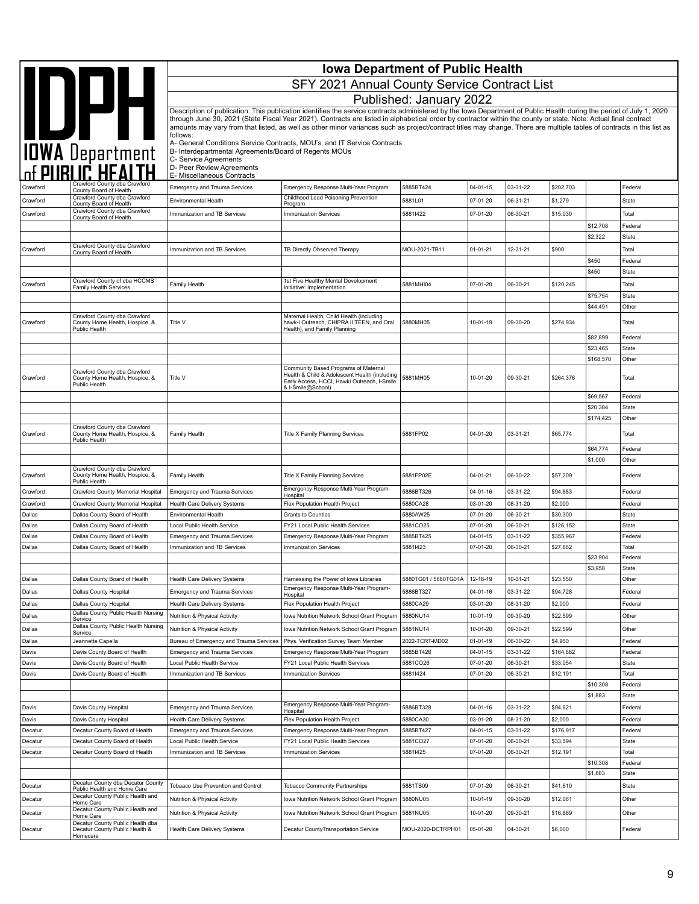# Iowa Department of Public Health

## SFY 2021 Annual County Service Contract List

### Published: January 2022

Description of publication: This publication identifies the service contracts administered by the Iowa Department of Public Health during the period of July 1, 2020 through June 30, 2021 (State Fiscal Year 2021). Contracts are listed in alphabetical order by contractor within the county or state. Note: Actual final contract amounts may vary from that listed, as well as other minor variances such as project/contract titles may change. There are multiple tables of contracts in this list as follows:

A- General Conditions Service Contracts, MOU's, and IT Service Contracts
B- Interdepartmental Agreements/Board of Regents MOUs
C- Service Agreements
D- Peer Review Agreements
E- Miscellaneous Contracts

| | | | | | | | | | |
|---|---|---|---|---|---|---|---|---|---|
| Crawford | Crawford County dba Crawford County Board of Health | Emergency and Trauma Services | Emergency Response Multi-Year Program | 5885BT424 | 04-01-15 | 03-31-22 | $202,703 | | Federal |
| Crawford | Crawford County dba Crawford County Board of Health | Environmental Health | Childhood Lead Poisoning Prevention Program | 5881L01 | 07-01-20 | 06-31-21 | $1,279 | | State |
| Crawford | Crawford County dba Crawford County Board of Health | Immunization and TB Services | Immunization Services | 5881I422 | 07-01-20 | 06-30-21 | $15,030 | | Total |
| | | | | | | | | $12,708 | Federal |
| | | | | | | | | $2,322 | State |
| Crawford | Crawford County dba Crawford County Board of Health | Immunization and TB Services | TB Directly Observed Therapy | MOU-2021-TB11 | 01-01-21 | 12-31-21 | $900 | | Total |
| | | | | | | | | $450 | Federal |
| | | | | | | | | $450 | State |
| Crawford | Crawford County of dba HCCMS Family Health Services | Family Health | 1st Five Healthy Mental Development Initiative: Implementation | 5881MHI04 | 07-01-20 | 06-30-21 | $120,245 | | Total |
| | | | | | | | | $75,754 | State |
| | | | | | | | | $44,491 | Other |
| Crawford | Crawford County dba Crawford County Home Health, Hospice, & Public Health | Title V | Maternal Health, Child Health (including hawk-i Outreach, CHIPRA II TEEN, and Oral Health), and Family Planning | 5880MH05 | 10-01-19 | 09-30-20 | $274,934 | | Total |
| | | | | | | | | $82,899 | Federal |
| | | | | | | | | $23,465 | State |
| | | | | | | | | $168,570 | Other |
| Crawford | Crawford County dba Crawford County Home Health, Hospice, & Public Health | Title V | Community Based Programs of Maternal Health & Child & Adolescent Health (including Early Access, HCCI, Hawki Outreach, I-Smile & I-Smile@School) | 5881MH05 | 10-01-20 | 09-30-21 | $264,376 | | Total |
| | | | | | | | | $69,567 | Federal |
| | | | | | | | | $20,384 | State |
| | | | | | | | | $174,425 | Other |
| Crawford | Crawford County dba Crawford County Home Health, Hospice, & Public Health | Family Health | Title X Family Planning Services | 5881FP02 | 04-01-20 | 03-31-21 | $65,774 | | Total |
| | | | | | | | | $64,774 | Federal |
| | | | | | | | | $1,000 | Other |
| Crawford | Crawford County dba Crawford County Home Health, Hospice, & Public Health | Family Health | Title X Family Planning Services | 5881FP02E | 04-01-21 | 06-30-22 | $57,209 | | Federal |
| Crawford | Crawford County Memorial Hospital | Emergency and Trauma Services | Emergency Response Multi-Year Program-Hospital | 5886BT326 | 04-01-16 | 03-31-22 | $94,883 | | Federal |
| Crawford | Crawford County Memorial Hospital | Health Care Delivery Systems | Flex Population Health Project | 5880CA28 | 03-01-20 | 08-31-20 | $2,000 | | Federal |
| Dallas | Dallas County Board of Health | Environmental Health | Grants to Counties | 5880AW25 | 07-01-20 | 06-30-21 | $30,300 | | State |
| Dallas | Dallas County Board of Health | Local Public Health Services | FY21 Local Public Health Services | 5881CO25 | 07-01-20 | 06-30-21 | $126,152 | | State |
| Dallas | Dallas County Board of Health | Emergency and Trauma Services | Emergency Response Multi-Year Program | 5885BT425 | 04-01-15 | 03-31-22 | $355,967 | | Federal |
| Dallas | Dallas County Board of Health | Immunization and TB Services | Immunization Services | 5881I423 | 07-01-20 | 06-30-21 | $27,862 | | Total |
| | | | | | | | | $23,904 | Federal |
| | | | | | | | | $3,958 | State |
| Dallas | Dallas County Board of Health | Health Care Delivery Systems | Harnessing the Power of Iowa Libraries | 5880TG01 / 5880TG01A | 12-18-19 | 10-31-21 | $23,550 | | Other |
| Dallas | Dallas County Hospital | Emergency and Trauma Services | Emergency Response Multi-Year Program-Hospital | 5886BT327 | 04-01-16 | 03-31-22 | $94,728 | | Federal |
| Dallas | Dallas County Hospital | Health Care Delivery Systems | Flex Population Health Project | 5880CA29 | 03-01-20 | 08-31-20 | $2,000 | | Federal |
| Dallas | Dallas County Public Health Nursing Service | Nutrition & Physical Activity | Iowa Nutrition Network School Grant Program | 5880NU14 | 10-01-19 | 09-30-20 | $22,599 | | Other |
| Dallas | Dallas County Public Health Nursing Service | Nutrition & Physical Activity | Iowa Nutrition Network School Grant Program | 5881NU14 | 10-01-20 | 09-30-21 | $22,599 | | Other |
| Dallas | Jeannette Capella | Bureau of Emergency and Trauma Services | Phys. Verification Survey Team Member | 2022-TCRT-MD02 | 01-01-19 | 06-30-22 | $4,950 | | Federal |
| Davis | Davis County Board of Health | Emergency and Trauma Services | Emergency Response Multi-Year Program | 5885BT426 | 04-01-15 | 03-31-22 | $164,882 | | Federal |
| Davis | Davis County Board of Health | Local Public Health Service | FY21 Local Public Health Services | 5881CO26 | 07-01-20 | 06-30-21 | $33,054 | | State |
| Davis | Davis County Board of Health | Immunization and TB Services | Immunization Services | 5881I424 | 07-01-20 | 06-30-21 | $12,191 | | Total |
| | | | | | | | | $10,308 | Federal |
| | | | | | | | | $1,883 | State |
| Davis | Davis County Hospital | Emergency and Trauma Services | Emergency Response Multi-Year Program-Hospital | 5886BT328 | 04-01-16 | 03-31-22 | $94,621 | | Federal |
| Davis | Davis County Hospital | Health Care Delivery Systems | Flex Population Health Project | 5880CA30 | 03-01-20 | 08-31-20 | $2,000 | | Federal |
| Decatur | Decatur County Board of Health | Emergency and Trauma Services | Emergency Response Multi-Year Program | 5885BT427 | 04-01-15 | 03-31-22 | $176,917 | | Federal |
| Decatur | Decatur County Board of Health | Local Public Health Service | FY21 Local Public Health Services | 5881CO27 | 07-01-20 | 06-30-21 | $33,594 | | State |
| Decatur | Decatur County Board of Health | Immunization and TB Services | Immunization Services | 5881I425 | 07-01-20 | 06-30-21 | $12,191 | | Total |
| | | | | | | | | $10,308 | Federal |
| | | | | | | | | $1,883 | State |
| Decatur | Decatur County dba Decatur County Public Health and Home Care | Tobaaco Use Prevention and Control | Tobacco Community Partnerships | 5881TS09 | 07-01-20 | 06-30-21 | $41,610 | | State |
| Decatur | Decatur County Public Health and Home Care | Nutrition & Physical Activity | Iowa Nutrition Network School Grant Program | 5880NU05 | 10-01-19 | 09-30-20 | $12,061 | | Other |
| Decatur | Decatur County Public Health and Home Care | Nutrition & Physical Activity | Iowa Nutrition Network School Grant Program | 5881NU05 | 10-01-20 | 09-30-21 | $16,869 | | Other |
| Decatur | Decatur County Public Health dba Decatur County Public Health & Homecare | Health Care Delivery Systems | Decatur CountyTransportation Service | MOU-2020-DCTRPH01 | 05-01-20 | 04-30-21 | $6,000 | | Federal |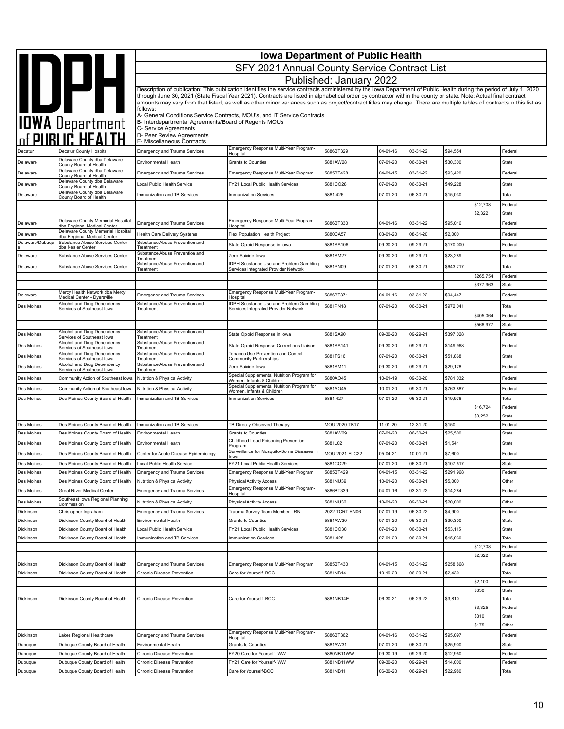# Iowa Department of Public Health

## SFY 2021 Annual County Service Contract List

### Published: January 2022

Description of publication: This publication identifies the service contracts administered by the Iowa Department of Public Health during the period of July 1, 2020 through June 30, 2021 (State Fiscal Year 2021). Contracts are listed in alphabetical order by contractor within the county or state. Note: Actual final contract amounts may vary from that listed, as well as other minor variances such as project/contract titles may change. There are multiple tables of contracts in this list as follows:

A- General Conditions Service Contracts, MOU's, and IT Service Contracts
B- Interdepartmental Agreements/Board of Regents MOUs
C- Service Agreements
D- Peer Review Agreements
E- Miscellaneous Contracts

| | | | | | | | | | |
|---|---|---|---|---|---|---|---|---|---|
| Decatur | Decatur County Hospital | Emergency and Trauma Services | Emergency Response Multi-Year Program-Hospital | 5886BT329 | 04-01-16 | 03-31-22 | $94,554 | | Federal |
| Delaware | Delaware County dba Delaware County Board of Health | Environmental Health | Grants to Counties | 5881AW28 | 07-01-20 | 06-30-21 | $30,300 | | State |
| Delaware | Delaware County dba Delaware County Board of Health | Emergency and Trauma Services | Emergency Response Multi-Year Program | 5885BT428 | 04-01-15 | 03-31-22 | $93,420 | | Federal |
| Delaware | Delaware County dba Delaware County Board of Health | Local Public Health Service | FY21 Local Public Health Services | 5881CO28 | 07-01-20 | 06-30-21 | $49,228 | | State |
| Delaware | Delaware County dba Delaware County Board of Health | Immunization and TB Services | Immunization Services | 5881I426 | 07-01-20 | 06-30-21 | $15,030 | | Total |
| | | | | | | | | $12,708 | Federal |
| | | | | | | | | $2,322 | State |
| Delaware | Delaware County Memorial Hospital dba Regional Medical Center | Emergency and Trauma Services | Emergency Response Multi-Year Program-Hospital | 5886BT330 | 04-01-16 | 03-31-22 | $95,016 | | Federal |
| Delaware | Delaware County Memorial Hospital dba Regional Medical Center | Health Care Delivery Systems | Flex Population Health Project | 5880CA57 | 03-01-20 | 08-31-20 | $2,000 | | Federal |
| Delaware/Dubuque | Substance Abuse Services Center dba Nesler Center | Substance Abuse Prevention and Treatment | State Opioid Response in Iowa | 5881SA106 | 09-30-20 | 09-29-21 | $170,000 | | Federal |
| Delaware | Substance Abuse Services Center | Substance Abuse Prevention and Treatment | Zero Suicide Iowa | 5881SM27 | 09-30-20 | 09-29-21 | $23,289 | | Federal |
| Delaware | Substance Abuse Services Center | Substance Abuse Prevention and Treatment | IDPH Substance Use and Problem Gambling Services Integrated Provider Network | 5881PN09 | 07-01-20 | 06-30-21 | $643,717 | | Total |
| | | | | | | | | $265,754 | Federal |
| | | | | | | | | $377,963 | State |
| Delaware | Mercy Health Network dba Mercy Medical Center - Dyersville | Emergency and Trauma Services | Emergency Response Multi-Year Program-Hospital | 5886BT371 | 04-01-16 | 03-31-22 | $94,447 | | Federal |
| Des Moines | Alcohol and Drug Dependency Services of Southeast Iowa | Substance Abuse Prevention and Treatment | IDPH Substance Use and Problem Gambling Services Integrated Provider Network | 5881PN18 | 07-01-20 | 06-30-21 | $972,041 | | Total |
| | | | | | | | | $405,064 | Federal |
| | | | | | | | | $566,977 | State |
| Des Moines | Alcohol and Drug Dependency Services of Southeast Iowa | Substance Abuse Prevention and Treatment | State Opioid Response in Iowa | 5881SA90 | 09-30-20 | 09-29-21 | $397,028 | | Federal |
| Des Moines | Alcohol and Drug Dependency Services of Southeast Iowa | Substance Abuse Prevention and Treatment | State Opioid Response Corrections Liaison | 5881SA141 | 09-30-20 | 09-29-21 | $149,968 | | Federal |
| Des Moines | Alcohol and Drug Dependency Services of Southeast Iowa | Substance Abuse Prevention and Treatment | Tobacco Use Prevention and Control Community Partnerships | 5881TS16 | 07-01-20 | 06-30-21 | $51,868 | | State |
| Des Moines | Alcohol and Drug Dependency Services of Southeast Iowa | Substance Abuse Prevention and Treatment | Zero Suicide Iowa | 5881SM11 | 09-30-20 | 09-29-21 | $29,178 | | Federal |
| Des Moines | Community Action of Southeast Iowa | Nutrition & Physical Activity | Special Supplemental Nutrition Program for Women, Infants & Children | 5880AO45 | 10-01-19 | 09-30-20 | $781,032 | | Federal |
| Des Moines | Community Action of Southeast Iowa | Nutrition & Physical Activity | Special Supplemental Nutrition Program for Women, Infants & Children | 5881AO45 | 10-01-20 | 09-30-21 | $763,887 | | Federal |
| Des Moines | Des Moines County Board of Health | Immunization and TB Services | Immunization Services | 5881I427 | 07-01-20 | 06-30-21 | $19,976 | | Total |
| | | | | | | | | $16,724 | Federal |
| | | | | | | | | $3,252 | State |
| Des Moines | Des Moines County Board of Health | Immunization and TB Services | TB Directly Observed Therapy | MOU-2020-TB17 | 11-01-20 | 12-31-20 | $150 | | Federal |
| Des Moines | Des Moines County Board of Health | Environmental Health | Grants to Counties | 5881AW29 | 07-01-20 | 06-30-21 | $25,500 | | State |
| Des Moines | Des Moines County Board of Health | Environmental Health | Childhood Lead Poisoning Prevention Program | 5881L02 | 07-01-20 | 06-30-21 | $1,541 | | State |
| Des Moines | Des Moines County Board of Health | Center for Acute Disease Epidemiology | Surveillance for Mosquito-Borne Diseases in Iowa | MOU-2021-ELC22 | 05-04-21 | 10-01-21 | $7,600 | | Federal |
| Des Moines | Des Moines County Board of Health | Local Public Health Service | FY21 Local Public Health Services | 5881CO29 | 07-01-20 | 06-30-21 | $107,517 | | State |
| Des Moines | Des Moines County Board of Health | Emergency and Trauma Services | Emergency Response Multi-Year Program | 5885BT429 | 04-01-15 | 03-31-22 | $291,968 | | Federal |
| Des Moines | Des Moines County Board of Health | Nutrition & Physical Activity | Physical Activity Access | 5881NU39 | 10-01-20 | 09-30-21 | $5,000 | | Other |
| Des Moines | Great River Medical Center | Emergency and Trauma Services | Emergency Response Multi-Year Program-Hospital | 5886BT339 | 04-01-16 | 03-31-22 | $14,284 | | Federal |
| Des Moines | Southeast Iowa Regional Planning Commission | Nutrition & Physical Activity | Physical Activity Access | 5881NU32 | 10-01-20 | 09-30-21 | $20,000 | | Other |
| Dickinson | Christopher Ingraham | Emergency and Trauma Services | Trauma Survey Team Member - RN | 2022-TCRT-RN06 | 07-01-19 | 06-30-22 | $4,900 | | Federal |
| Dickinson | Dickinson County Board of Health | Environmental Health | Grants to Counties | 5881AW30 | 07-01-20 | 06-30-21 | $30,300 | | State |
| Dickinson | Dickinson County Board of Health | Local Public Health Service | FY21 Local Public Health Services | 5881CO30 | 07-01-20 | 06-30-21 | $53,115 | | State |
| Dickinson | Dickinson County Board of Health | Immunization and TB Services | Immunization Services | 5881I428 | 07-01-20 | 06-30-21 | $15,030 | | Total |
| | | | | | | | | $12,708 | Federal |
| | | | | | | | | $2,322 | State |
| Dickinson | Dickinson County Board of Health | Emergency and Trauma Services | Emergency Response Multi-Year Program | 5885BT430 | 04-01-15 | 03-31-22 | $258,868 | | Federal |
| Dickinson | Dickinson County Board of Health | Chronic Disease Prevention | Care for Yourself- BCC | 5881NB14 | 10-19-20 | 06-29-21 | $2,430 | | Total |
| | | | | | | | | $2,100 | Federal |
| | | | | | | | | $330 | State |
| Dickinson | Dickinson County Board of Health | Chronic Disease Prevention | Care for Yourself- BCC | 5881NB14E | 06-30-21 | 06-29-22 | $3,810 | | Total |
| | | | | | | | | $3,325 | Federal |
| | | | | | | | | $310 | State |
| | | | | | | | | $175 | Other |
| Dickinson | Lakes Regional Healthcare | Emergency and Trauma Services | Emergency Response Multi-Year Program-Hospital | 5886BT362 | 04-01-16 | 03-31-22 | $95,097 | | Federal |
| Dubuque | Dubuque County Board of Health | Environmental Health | Grants to Counties | 5881AW31 | 07-01-20 | 06-30-21 | $25,900 | | State |
| Dubuque | Dubuque County Board of Health | Chronic Disease Prevention | FY20 Care for Yourself- WW | 5880NB11WW | 09-30-19 | 09-29-20 | $12,950 | | Federal |
| Dubuque | Dubuque County Board of Health | Chronic Disease Prevention | FY21 Care for Yourself- WW | 5881NB11WW | 09-30-20 | 09-29-21 | $14,000 | | Federal |
| Dubuque | Dubuque County Board of Health | Chronic Disease Prevention | Care for Yourself-BCC | 5881NB11 | 06-30-20 | 06-29-21 | $22,980 | | Total |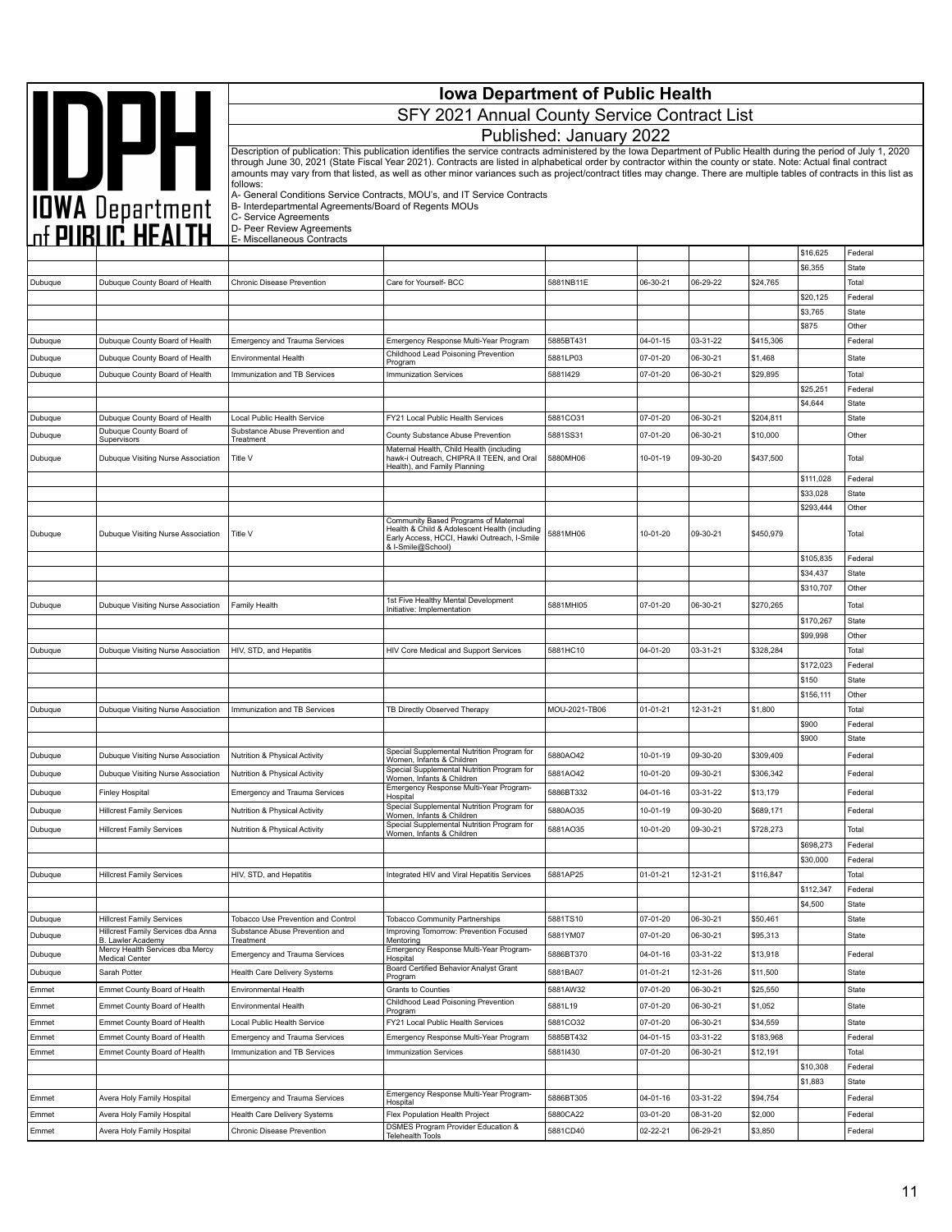# Iowa Department of Public Health

## SFY 2021 Annual County Service Contract List

### Published: January 2022

Description of publication: This publication identifies the service contracts administered by the Iowa Department of Public Health during the period of July 1, 2020 through June 30, 2021 (State Fiscal Year 2021). Contracts are listed in alphabetical order by contractor within the county or state. Note: Actual final contract amounts may vary from that listed, as well as other minor variances such as project/contract titles may change. There are multiple tables of contracts in this list as follows:

A- General Conditions Service Contracts, MOU's, and IT Service Contracts
B- Interdepartmental Agreements/Board of Regents MOUs
C- Service Agreements
D- Peer Review Agreements
E- Miscellaneous Contracts

| | | | | | | | | | |
|---|---|---|---|---|---|---|---|---|---|
| | | | | | | | | $16,625 | Federal |
| | | | | | | | | $6,355 | State |
| Dubuque | Dubuque County Board of Health | Chronic Disease Prevention | Care for Yourself- BCC | 5881NB11E | 06-30-21 | 06-29-22 | $24,765 | | Total |
| | | | | | | | | $20,125 | Federal |
| | | | | | | | | $3,765 | State |
| | | | | | | | | $875 | Other |
| Dubuque | Dubuque County Board of Health | Emergency and Trauma Services | Emergency Response Multi-Year Program | 5885BT431 | 04-01-15 | 03-31-22 | $415,306 | | Federal |
| Dubuque | Dubuque County Board of Health | Environmental Health | Childhood Lead Poisoning Prevention Program | 5881LP03 | 07-01-20 | 06-30-21 | $1,468 | | State |
| Dubuque | Dubuque County Board of Health | Immunization and TB Services | Immunization Services | 5881I429 | 07-01-20 | 06-30-21 | $29,895 | | Total |
| | | | | | | | | $25,251 | Federal |
| | | | | | | | | $4,644 | State |
| Dubuque | Dubuque County Board of Health | Local Public Health Service | FY21 Local Public Health Services | 5881CO31 | 07-01-20 | 06-30-21 | $204,811 | | State |
| Dubuque | Dubuque County Board of Supervisors | Substance Abuse Prevention and Treatment | County Substance Abuse Prevention | 5881SS31 | 07-01-20 | 06-30-21 | $10,000 | | Other |
| Dubuque | Dubuque Visiting Nurse Association | Title V | Maternal Health, Child Health (including hawk-i Outreach, CHIPRA II TEEN, and Oral Health), and Family Planning | 5880MH06 | 10-01-19 | 09-30-20 | $437,500 | | Total |
| | | | | | | | | $111,028 | Federal |
| | | | | | | | | $33,028 | State |
| | | | | | | | | $293,444 | Other |
| Dubuque | Dubuque Visiting Nurse Association | Title V | Community Based Programs of Maternal Health & Child & Adolescent Health (including Early Access, HCCI, Hawki Outreach, I-Smile & I-Smile@School) | 5881MH06 | 10-01-20 | 09-30-21 | $450,979 | | Total |
| | | | | | | | | $105,835 | Federal |
| | | | | | | | | $34,437 | State |
| | | | | | | | | $310,707 | Other |
| Dubuque | Dubuque Visiting Nurse Association | Family Health | 1st Five Healthy Mental Development Initiative: Implementation | 5881MHI05 | 07-01-20 | 06-30-21 | $270,265 | | Total |
| | | | | | | | | $170,267 | State |
| | | | | | | | | $99,998 | Other |
| Dubuque | Dubuque Visiting Nurse Association | HIV, STD, and Hepatitis | HIV Core Medical and Support Services | 5881HC10 | 04-01-20 | 03-31-21 | $328,284 | | Total |
| | | | | | | | | $172,023 | Federal |
| | | | | | | | | $150 | State |
| | | | | | | | | $156,111 | Other |
| Dubuque | Dubuque Visiting Nurse Association | Immunization and TB Services | TB Directly Observed Therapy | MOU-2021-TB06 | 01-01-21 | 12-31-21 | $1,800 | | Total |
| | | | | | | | | $900 | Federal |
| | | | | | | | | $900 | State |
| Dubuque | Dubuque Visiting Nurse Association | Nutrition & Physical Activity | Special Supplemental Nutrition Program for Women, Infants & Children | 5880AO42 | 10-01-19 | 09-30-20 | $309,409 | | Federal |
| Dubuque | Dubuque Visiting Nurse Association | Nutrition & Physical Activity | Special Supplemental Nutrition Program for Women, Infants & Children | 5881AO42 | 10-01-20 | 09-30-21 | $306,342 | | Federal |
| Dubuque | Finley Hospital | Emergency and Trauma Services | Emergency Response Multi-Year Program-Hospital | 5886BT332 | 04-01-16 | 03-31-22 | $13,179 | | Federal |
| Dubuque | Hillcrest Family Services | Nutrition & Physical Activity | Special Supplemental Nutrition Program for Women, Infants & Children | 5880AO35 | 10-01-19 | 09-30-20 | $689,171 | | Federal |
| Dubuque | Hillcrest Family Services | Nutrition & Physical Activity | Special Supplemental Nutrition Program for Women, Infants & Children | 5881AO35 | 10-01-20 | 09-30-21 | $728,273 | | Total |
| | | | | | | | | $698,273 | Federal |
| | | | | | | | | $30,000 | Federal |
| Dubuque | Hillcrest Family Services | HIV, STD, and Hepatitis | Integrated HIV and Viral Hepatitis Services | 5881AP25 | 01-01-21 | 12-31-21 | $116,847 | | Total |
| | | | | | | | | $112,347 | Federal |
| | | | | | | | | $4,500 | State |
| Dubuque | Hillcrest Family Services | Tobacco Use Prevention and Control | Tobacco Community Partnerships | 5881TS10 | 07-01-20 | 06-30-21 | $50,461 | | State |
| Dubuque | Hillcrest Family Services dba Anna B. Lawler Academy | Substance Abuse Prevention and Treatment | Improving Tomorrow: Prevention Focused Mentoring | 5881YM07 | 07-01-20 | 06-30-21 | $95,313 | | State |
| Dubuque | Mercy Health Services dba Mercy Medical Center | Emergency and Trauma Services | Emergency Response Multi-Year Program-Hospital | 5886BT370 | 04-01-16 | 03-31-22 | $13,918 | | Federal |
| Dubuque | Sarah Potter | Health Care Delivery Systems | Board Certified Behavior Analyst Grant Program | 5881BA07 | 01-01-21 | 12-31-26 | $11,500 | | State |
| Emmet | Emmet County Board of Health | Environmental Health | Grants to Counties | 5881AW32 | 07-01-20 | 06-30-21 | $25,550 | | State |
| Emmet | Emmet County Board of Health | Environmental Health | Childhood Lead Poisoning Prevention Program | 5881L19 | 07-01-20 | 06-30-21 | $1,052 | | State |
| Emmet | Emmet County Board of Health | Local Public Health Service | FY21 Local Public Health Services | 5881CO32 | 07-01-20 | 06-30-21 | $34,559 | | State |
| Emmet | Emmet County Board of Health | Emergency and Trauma Services | Emergency Response Multi-Year Program | 5885BT432 | 04-01-15 | 03-31-22 | $183,968 | | Federal |
| Emmet | Emmet County Board of Health | Immunization and TB Services | Immunization Services | 5881I430 | 07-01-20 | 06-30-21 | $12,191 | | Total |
| | | | | | | | | $10,308 | Federal |
| | | | | | | | | $1,883 | State |
| Emmet | Avera Holy Family Hospital | Emergency and Trauma Services | Emergency Response Multi-Year Program-Hospital | 5886BT305 | 04-01-16 | 03-31-22 | $94,754 | | Federal |
| Emmet | Avera Holy Family Hospital | Health Care Delivery Systems | Flex Population Health Project | 5880CA22 | 03-01-20 | 08-31-20 | $2,000 | | Federal |
| Emmet | Avera Holy Family Hospital | Chronic Disease Prevention | DSMES Program Provider Education & Telehealth Tools | 5881CD40 | 02-22-21 | 06-29-21 | $3,850 | | Federal |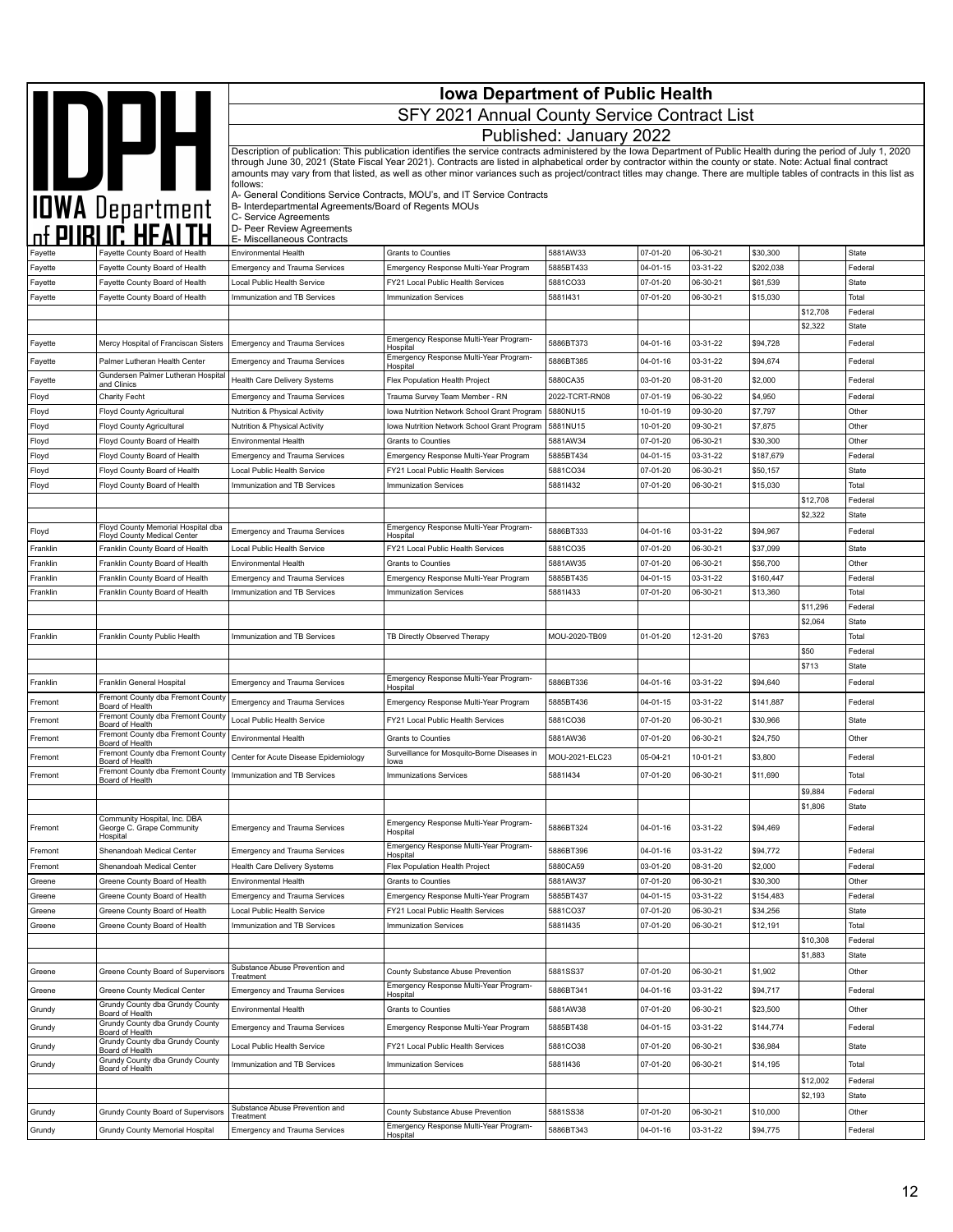# Iowa Department of Public Health

## SFY 2021 Annual County Service Contract List

## Published: January 2022

Description of publication: This publication identifies the service contracts administered by the Iowa Department of Public Health during the period of July 1, 2020 through June 30, 2021 (State Fiscal Year 2021). Contracts are listed in alphabetical order by contractor within the county or state. Note: Actual final contract amounts may vary from that listed, as well as other minor variances such as project/contract titles may change. There are multiple tables of contracts in this list as follows:

A- General Conditions Service Contracts, MOU's, and IT Service Contracts
B- Interdepartmental Agreements/Board of Regents MOUs
C- Service Agreements
D- Peer Review Agreements
E- Miscellaneous Contracts

| | | | | | | | | | |
|---|---|---|---|---|---|---|---|---|---|
| Fayette | Fayette County Board of Health | Environmental Health | Grants to Counties | 5881AW33 | 07-01-20 | 06-30-21 | $30,300 | | State |
| Fayette | Fayette County Board of Health | Emergency and Trauma Services | Emergency Response Multi-Year Program | 5885BT433 | 04-01-15 | 03-31-22 | $202,038 | | Federal |
| Fayette | Fayette County Board of Health | Local Public Health Service | FY21 Local Public Health Services | 5881CO33 | 07-01-20 | 06-30-21 | $61,539 | | State |
| Fayette | Fayette County Board of Health | Immunization and TB Services | Immunization Services | 5881I431 | 07-01-20 | 06-30-21 | $15,030 | | Total |
| | | | | | | | | $12,708 | Federal |
| | | | | | | | | $2,322 | State |
| Fayette | Mercy Hospital of Franciscan Sisters | Emergency and Trauma Services | Emergency Response Multi-Year Program-Hospital | 5886BT373 | 04-01-16 | 03-31-22 | $94,728 | | Federal |
| Fayette | Palmer Lutheran Health Center | Emergency and Trauma Services | Emergency Response Multi-Year Program-Hospital | 5886BT385 | 04-01-16 | 03-31-22 | $94,674 | | Federal |
| Fayette | Gundersen Palmer Lutheran Hospital and Clinics | Health Care Delivery Systems | Flex Population Health Project | 5880CA35 | 03-01-20 | 08-31-20 | $2,000 | | Federal |
| Floyd | Charity Fecht | Emergency and Trauma Services | Trauma Survey Team Member - RN | 2022-TCRT-RN08 | 07-01-19 | 06-30-22 | $4,950 | | Federal |
| Floyd | Floyd County Agricultural | Nutrition & Physical Activity | Iowa Nutrition Network School Grant Program | 5880NU15 | 10-01-19 | 09-30-20 | $7,797 | | Other |
| Floyd | Floyd County Agricultural | Nutrition & Physical Activity | Iowa Nutrition Network School Grant Program | 5881NU15 | 10-01-20 | 09-30-21 | $7,875 | | Other |
| Floyd | Floyd County Board of Health | Environmental Health | Grants to Counties | 5881AW34 | 07-01-20 | 06-30-21 | $30,300 | | Other |
| Floyd | Floyd County Board of Health | Emergency and Trauma Services | Emergency Response Multi-Year Program | 5885BT434 | 04-01-15 | 03-31-22 | $187,679 | | Federal |
| Floyd | Floyd County Board of Health | Local Public Health Service | FY21 Local Public Health Services | 5881CO34 | 07-01-20 | 06-30-21 | $50,157 | | State |
| Floyd | Floyd County Board of Health | Immunization and TB Services | Immunization Services | 5881I432 | 07-01-20 | 06-30-21 | $15,030 | | Total |
| | | | | | | | | $12,708 | Federal |
| | | | | | | | | $2,322 | State |
| Floyd | Floyd County Memorial Hospital dba Floyd County Medical Center | Emergency and Trauma Services | Emergency Response Multi-Year Program-Hospital | 5886BT333 | 04-01-16 | 03-31-22 | $94,967 | | Federal |
| Franklin | Franklin County Board of Health | Local Public Health Service | FY21 Local Public Health Services | 5881CO35 | 07-01-20 | 06-30-21 | $37,099 | | State |
| Franklin | Franklin County Board of Health | Environmental Health | Grants to Counties | 5881AW35 | 07-01-20 | 06-30-21 | $56,700 | | Other |
| Franklin | Franklin County Board of Health | Emergency and Trauma Services | Emergency Response Multi-Year Program | 5885BT435 | 04-01-15 | 03-31-22 | $160,447 | | Federal |
| Franklin | Franklin County Board of Health | Immunization and TB Services | Immunization Services | 5881I433 | 07-01-20 | 06-30-21 | $13,360 | | Total |
| | | | | | | | | $11,296 | Federal |
| | | | | | | | | $2,064 | State |
| Franklin | Franklin County Public Health | Immunization and TB Services | TB Directly Observed Therapy | MOU-2020-TB09 | 01-01-20 | 12-31-20 | $763 | | Total |
| | | | | | | | | $50 | Federal |
| | | | | | | | | $713 | State |
| Franklin | Franklin General Hospital | Emergency and Trauma Services | Emergency Response Multi-Year Program-Hospital | 5886BT336 | 04-01-16 | 03-31-22 | $94,640 | | Federal |
| Fremont | Fremont County dba Fremont County Board of Health | Emergency and Trauma Services | Emergency Response Multi-Year Program | 5885BT436 | 04-01-15 | 03-31-22 | $141,887 | | Federal |
| Fremont | Fremont County dba Fremont County Board of Health | Local Public Health Service | FY21 Local Public Health Services | 5881CO36 | 07-01-20 | 06-30-21 | $30,966 | | State |
| Fremont | Fremont County dba Fremont County Board of Health | Environmental Health | Grants to Counties | 5881AW36 | 07-01-20 | 06-30-21 | $24,750 | | Other |
| Fremont | Fremont County dba Fremont County Board of Health | Center for Acute Disease Epidemiology | Surveillance for Mosquito-Borne Diseases in Iowa | MOU-2021-ELC23 | 05-04-21 | 10-01-21 | $3,800 | | Federal |
| Fremont | Fremont County dba Fremont County Board of Health | Immunization and TB Services | Immunizations Services | 5881I434 | 07-01-20 | 06-30-21 | $11,690 | | Total |
| | | | | | | | | $9,884 | Federal |
| | | | | | | | | $1,806 | State |
| Fremont | Community Hospital, Inc. DBA George C. Grape Community Hospital | Emergency and Trauma Services | Emergency Response Multi-Year Program-Hospital | 5886BT324 | 04-01-16 | 03-31-22 | $94,469 | | Federal |
| Fremont | Shenandoah Medical Center | Emergency and Trauma Services | Emergency Response Multi-Year Program-Hospital | 5886BT396 | 04-01-16 | 03-31-22 | $94,772 | | Federal |
| Fremont | Shenandoah Medical Center | Health Care Delivery Systems | Flex Population Health Project | 5880CA59 | 03-01-20 | 08-31-20 | $2,000 | | Federal |
| Greene | Greene County Board of Health | Environmental Health | Grants to Counties | 5881AW37 | 07-01-20 | 06-30-21 | $30,300 | | Other |
| Greene | Greene County Board of Health | Emergency and Trauma Services | Emergency Response Multi-Year Program | 5885BT437 | 04-01-15 | 03-31-22 | $154,483 | | Federal |
| Greene | Greene County Board of Health | Local Public Health Service | FY21 Local Public Health Services | 5881CO37 | 07-01-20 | 06-30-21 | $34,256 | | State |
| Greene | Greene County Board of Health | Immunization and TB Services | Immunization Services | 5881I435 | 07-01-20 | 06-30-21 | $12,191 | | Total |
| | | | | | | | | $10,308 | Federal |
| | | | | | | | | $1,883 | State |
| Greene | Greene County Board of Supervisors | Substance Abuse Prevention and Treatment | County Substance Abuse Prevention | 5881SS37 | 07-01-20 | 06-30-21 | $1,902 | | Other |
| Greene | Greene County Medical Center | Emergency and Trauma Services | Emergency Response Multi-Year Program-Hospital | 5886BT341 | 04-01-16 | 03-31-22 | $94,717 | | Federal |
| Grundy | Grundy County dba Grundy County Board of Health | Environmental Health | Grants to Counties | 5881AW38 | 07-01-20 | 06-30-21 | $23,500 | | Other |
| Grundy | Grundy County dba Grundy County Board of Health | Emergency and Trauma Services | Emergency Response Multi-Year Program | 5885BT438 | 04-01-15 | 03-31-22 | $144,774 | | Federal |
| Grundy | Grundy County dba Grundy County Board of Health | Local Public Health Service | FY21 Local Public Health Services | 5881CO38 | 07-01-20 | 06-30-21 | $36,984 | | State |
| Grundy | Grundy County dba Grundy County Board of Health | Immunization and TB Services | Immunization Services | 5881I436 | 07-01-20 | 06-30-21 | $14,195 | | Total |
| | | | | | | | | $12,002 | Federal |
| | | | | | | | | $2,193 | State |
| Grundy | Grundy County Board of Supervisors | Substance Abuse Prevention and Treatment | County Substance Abuse Prevention | 5881SS38 | 07-01-20 | 06-30-21 | $10,000 | | Other |
| Grundy | Grundy County Memorial Hospital | Emergency and Trauma Services | Emergency Response Multi-Year Program-Hospital | 5886BT343 | 04-01-16 | 03-31-22 | $94,775 | | Federal |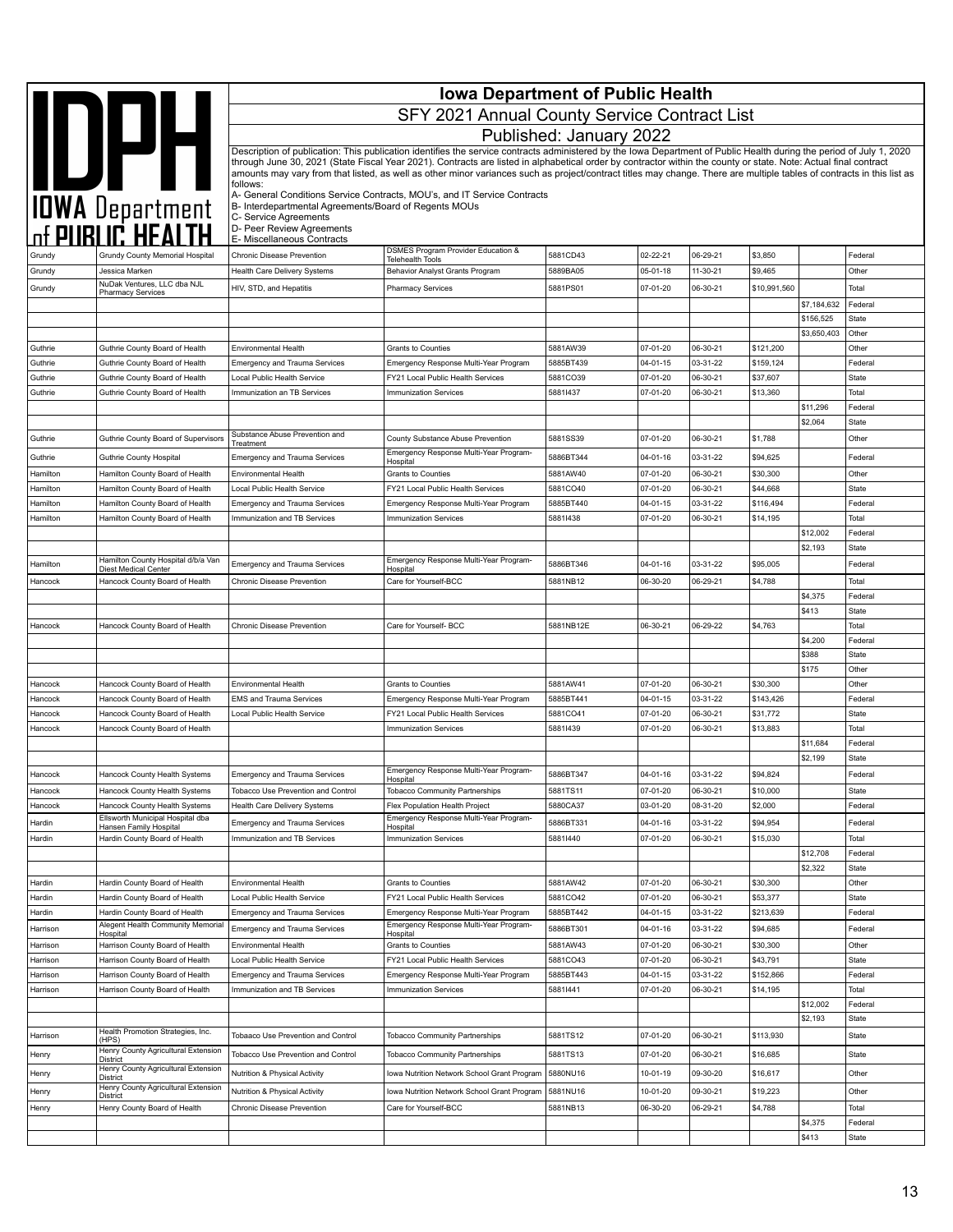# Iowa Department of Public Health

## SFY 2021 Annual County Service Contract List

### Published: January 2022

Description of publication: This publication identifies the service contracts administered by the Iowa Department of Public Health during the period of July 1, 2020 through June 30, 2021 (State Fiscal Year 2021). Contracts are listed in alphabetical order by contractor within the county or state. Note: Actual final contract amounts may vary from that listed, as well as other minor variances such as project/contract titles may change. There are multiple tables of contracts in this list as follows:

A- General Conditions Service Contracts, MOU's, and IT Service Contracts
B- Interdepartmental Agreements/Board of Regents MOUs
C- Service Agreements
D- Peer Review Agreements
E- Miscellaneous Contracts

| | | | | | | | | | |
|---|---|---|---|---|---|---|---|---|---|
| Grundy | Grundy County Memorial Hospital | Chronic Disease Prevention | DSMES Program Provider Education & Telehealth Tools | 5881CD43 | 02-22-21 | 06-29-21 | $3,850 | | Federal |
| Grundy | Jessica Marken | Health Care Delivery Systems | Behavior Analyst Grants Program | 5889BA05 | 05-01-18 | 11-30-21 | $9,465 | | Other |
| Grundy | NuDak Ventures, LLC dba NJL Pharmacy Services | HIV, STD, and Hepatitis | Pharmacy Services | 5881PS01 | 07-01-20 | 06-30-21 | $10,991,560 | | Total |
| | | | | | | | | $7,184,632 | Federal |
| | | | | | | | | $156,525 | State |
| | | | | | | | | $3,650,403 | Other |
| Guthrie | Guthrie County Board of Health | Environmental Health | Grants to Counties | 5881AW39 | 07-01-20 | 06-30-21 | $121,200 | | Other |
| Guthrie | Guthrie County Board of Health | Emergency and Trauma Services | Emergency Response Multi-Year Program | 5885BT439 | 04-01-15 | 03-31-22 | $159,124 | | Federal |
| Guthrie | Guthrie County Board of Health | Local Public Health Service | FY21 Local Public Health Services | 5881CO39 | 07-01-20 | 06-30-21 | $37,607 | | State |
| Guthrie | Guthrie County Board of Health | Immunization an TB Services | Immunization Services | 5881I437 | 07-01-20 | 06-30-21 | $13,360 | | Total |
| | | | | | | | | $11,296 | Federal |
| | | | | | | | | $2,064 | State |
| Guthrie | Guthrie County Board of Supervisors | Substance Abuse Prevention and Treatment | County Substance Abuse Prevention | 5881SS39 | 07-01-20 | 06-30-21 | $1,788 | | Other |
| Guthrie | Guthrie County Hospital | Emergency and Trauma Services | Emergency Response Multi-Year Program-Hospital | 5886BT344 | 04-01-16 | 03-31-22 | $94,625 | | Federal |
| Hamilton | Hamilton County Board of Health | Environmental Health | Grants to Counties | 5881AW40 | 07-01-20 | 06-30-21 | $30,300 | | Other |
| Hamilton | Hamilton County Board of Health | Local Public Health Service | FY21 Local Public Health Services | 5881CO40 | 07-01-20 | 06-30-21 | $44,668 | | State |
| Hamilton | Hamilton County Board of Health | Emergency and Trauma Services | Emergency Response Multi-Year Program | 5885BT440 | 04-01-15 | 03-31-22 | $116,494 | | Federal |
| Hamilton | Hamilton County Board of Health | Immunization and TB Services | Immunization Services | 5881I438 | 07-01-20 | 06-30-21 | $14,195 | | Total |
| | | | | | | | | $12,002 | Federal |
| | | | | | | | | $2,193 | State |
| Hamilton | Hamilton County Hospital d/b/a Van Diest Medical Center | Emergency and Trauma Services | Emergency Response Multi-Year Program-Hospital | 5886BT346 | 04-01-16 | 03-31-22 | $95,005 | | Federal |
| Hancock | Hancock County Board of Health | Chronic Disease Prevention | Care for Yourself-BCC | 5881NB12 | 06-30-20 | 06-29-21 | $4,788 | | Total |
| | | | | | | | | $4,375 | Federal |
| | | | | | | | | $413 | State |
| Hancock | Hancock County Board of Health | Chronic Disease Prevention | Care for Yourself- BCC | 5881NB12E | 06-30-21 | 06-29-22 | $4,763 | | Total |
| | | | | | | | | $4,200 | Federal |
| | | | | | | | | $388 | State |
| | | | | | | | | $175 | Other |
| Hancock | Hancock County Board of Health | Environmental Health | Grants to Counties | 5881AW41 | 07-01-20 | 06-30-21 | $30,300 | | Other |
| Hancock | Hancock County Board of Health | EMS and Trauma Services | Emergency Response Multi-Year Program | 5885BT441 | 04-01-15 | 03-31-22 | $143,426 | | Federal |
| Hancock | Hancock County Board of Health | Local Public Health Service | FY21 Local Public Health Services | 5881CO41 | 07-01-20 | 06-30-21 | $31,772 | | State |
| Hancock | Hancock County Board of Health | | Immunization Services | 5881I439 | 07-01-20 | 06-30-21 | $13,883 | | Total |
| | | | | | | | | $11,684 | Federal |
| | | | | | | | | $2,199 | State |
| Hancock | Hancock County Health Systems | Emergency and Trauma Services | Emergency Response Multi-Year Program-Hospital | 5886BT347 | 04-01-16 | 03-31-22 | $94,824 | | Federal |
| Hancock | Hancock County Health Systems | Tobacco Use Prevention and Control | Tobacco Community Partnerships | 5881TS11 | 07-01-20 | 06-30-21 | $10,000 | | State |
| Hancock | Hancock County Health Systems | Health Care Delivery Systems | Flex Population Health Project | 5880CA37 | 03-01-20 | 08-31-20 | $2,000 | | Federal |
| Hardin | Ellsworth Municipal Hospital dba Hansen Family Hospital | Emergency and Trauma Services | Emergency Response Multi-Year Program-Hospital | 5886BT331 | 04-01-16 | 03-31-22 | $94,954 | | Federal |
| Hardin | Hardin County Board of Health | Immunization and TB Services | Immunization Services | 5881I440 | 07-01-20 | 06-30-21 | $15,030 | | Total |
| | | | | | | | | $12,708 | Federal |
| | | | | | | | | $2,322 | State |
| Hardin | Hardin County Board of Health | Environmental Health | Grants to Counties | 5881AW42 | 07-01-20 | 06-30-21 | $30,300 | | Other |
| Hardin | Hardin County Board of Health | Local Public Health Service | FY21 Local Public Health Services | 5881CO42 | 07-01-20 | 06-30-21 | $53,377 | | State |
| Hardin | Hardin County Board of Health | Emergency and Trauma Services | Emergency Response Multi-Year Program | 5885BT442 | 04-01-15 | 03-31-22 | $213,639 | | Federal |
| Harrison | Alegent Health Community Memorial Hospital | Emergency and Trauma Services | Emergency Response Multi-Year Program-Hospital | 5886BT301 | 04-01-16 | 03-31-22 | $94,685 | | Federal |
| Harrison | Harrison County Board of Health | Environmental Health | Grants to Counties | 5881AW43 | 07-01-20 | 06-30-21 | $30,300 | | Other |
| Harrison | Harrison County Board of Health | Local Public Health Service | FY21 Local Public Health Services | 5881CO43 | 07-01-20 | 06-30-21 | $43,791 | | State |
| Harrison | Harrison County Board of Health | Emergency and Trauma Services | Emergency Response Multi-Year Program | 5885BT443 | 04-01-15 | 03-31-22 | $152,866 | | Federal |
| Harrison | Harrison County Board of Health | Immunization and TB Services | Immunization Services | 5881I441 | 07-01-20 | 06-30-21 | $14,195 | | Total |
| | | | | | | | | $12,002 | Federal |
| | | | | | | | | $2,193 | State |
| Harrison | Health Promotion Strategies, Inc. (HPS) | Tobaaco Use Prevention and Control | Tobacco Community Partnerships | 5881TS12 | 07-01-20 | 06-30-21 | $113,930 | | State |
| Henry | Henry County Agricultural Extension District | Tobacco Use Prevention and Control | Tobacco Community Partnerships | 5881TS13 | 07-01-20 | 06-30-21 | $16,685 | | State |
| Henry | Henry County Agricultural Extension District | Nutrition & Physical Activity | Iowa Nutrition Network School Grant Program | 5880NU16 | 10-01-19 | 09-30-20 | $16,617 | | Other |
| Henry | Henry County Agricultural Extension District | Nutrition & Physical Activity | Iowa Nutrition Network School Grant Program | 5881NU16 | 10-01-20 | 09-30-21 | $19,223 | | Other |
| Henry | Henry County Board of Health | Chronic Disease Prevention | Care for Yourself-BCC | 5881NB13 | 06-30-20 | 06-29-21 | $4,788 | | Total |
| | | | | | | | | $4,375 | Federal |
| | | | | | | | | $413 | State |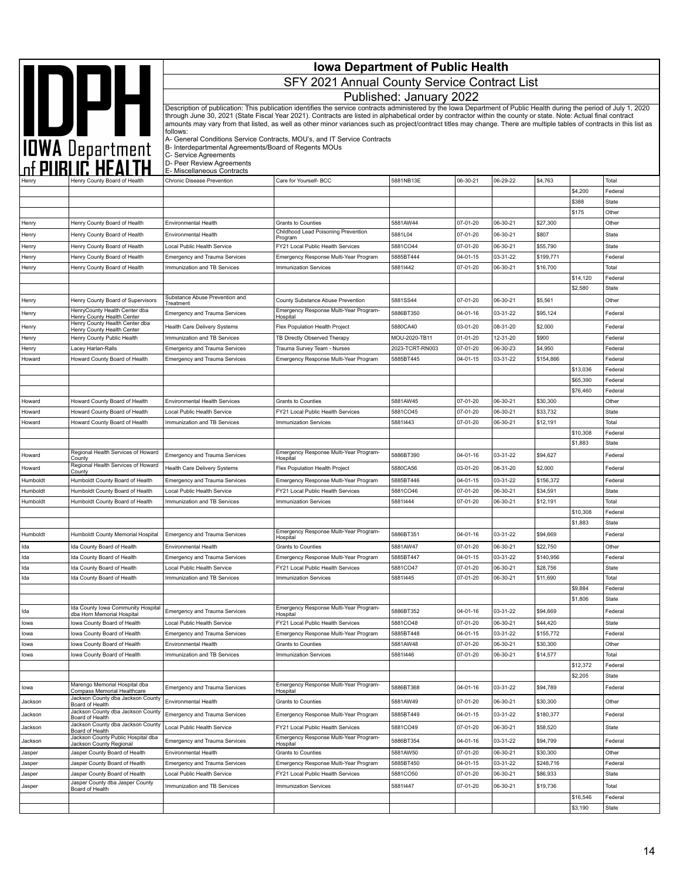# Iowa Department of Public Health

## SFY 2021 Annual County Service Contract List

### Published: January 2022

Description of publication: This publication identifies the service contracts administered by the Iowa Department of Public Health during the period of July 1, 2020 through June 30, 2021 (State Fiscal Year 2021). Contracts are listed in alphabetical order by contractor within the county or state. Note: Actual final contract amounts may vary from that listed, as well as other minor variances such as project/contract titles may change. There are multiple tables of contracts in this list as follows:

A- General Conditions Service Contracts, MOU's, and IT Service Contracts
B- Interdepartmental Agreements/Board of Regents MOUs
C- Service Agreements
D- Peer Review Agreements
E- Miscellaneous Contracts

| | | | | | | | | | |
|---|---|---|---|---|---|---|---|---|---|
| Henry | Henry County Board of Health | Chronic Disease Prevention | Care for Yourself- BCC | 5881NB13E | 06-30-21 | 06-29-22 | $4,763 | | Total |
| | | | | | | | | $4,200 | Federal |
| | | | | | | | | $388 | State |
| | | | | | | | | $175 | Other |
| Henry | Henry County Board of Health | Environmental Health | Grants to Counties | 5881AW44 | 07-01-20 | 06-30-21 | $27,300 | | Other |
| Henry | Henry County Board of Health | Environmental Health | Childhood Lead Poisoning Prevention Program | 5881L04 | 07-01-20 | 06-30-21 | $807 | | State |
| Henry | Henry County Board of Health | Local Public Health Service | FY21 Local Public Health Services | 5881CO44 | 07-01-20 | 06-30-21 | $55,790 | | State |
| Henry | Henry County Board of Health | Emergency and Trauma Services | Emergency Response Multi-Year Program | 5885BT444 | 04-01-15 | 03-31-22 | $199,771 | | Federal |
| Henry | Henry County Board of Health | Immunization and TB Services | Immunization Services | 5881I442 | 07-01-20 | 06-30-21 | $16,700 | | Total |
| | | | | | | | | $14,120 | Federal |
| | | | | | | | | $2,580 | State |
| Henry | Henry County Board of Supervisors | Substance Abuse Prevention and Treatment | County Substance Abuse Prevention | 5881SS44 | 07-01-20 | 06-30-21 | $5,561 | | Other |
| Henry | HenryCounty Health Center dba Henry County Health Center | Emergency and Trauma Services | Emergency Response Multi-Year Program-Hospital | 5886BT350 | 04-01-16 | 03-31-22 | $95,124 | | Federal |
| Henry | Henry County Health Center dba Henry County Health Center | Health Care Delivery Systems | Flex Population Health Project | 5880CA40 | 03-01-20 | 08-31-20 | $2,000 | | Federal |
| Henry | Henry County Public Health | Immunization and TB Services | TB Directly Observed Therapy | MOU-2020-TB11 | 01-01-20 | 12-31-20 | $900 | | Federal |
| Henry | Lacey Harlan-Ralls | Emergency and Trauma Services | Trauma Survey Team - Nurses | 2023-TCRT-RN003 | 07-01-20 | 06-30-23 | $4,950 | | Federal |
| Howard | Howard County Board of Health | Emergency and Trauma Services | Emergency Response Multi-Year Program | 5885BT445 | 04-01-15 | 03-31-22 | $154,866 | | Federal |
| | | | | | | | | $13,036 | Federal |
| | | | | | | | | $65,390 | Federal |
| | | | | | | | | $76,460 | Federal |
| Howard | Howard County Board of Health | Environmental Health Services | Grants to Counties | 5881AW45 | 07-01-20 | 06-30-21 | $30,300 | | Other |
| Howard | Howard County Board of Health | Local Public Health Service | FY21 Local Public Health Services | 5881CO45 | 07-01-20 | 06-30-21 | $33,732 | | State |
| Howard | Howard County Board of Health | Immunization and TB Services | Immunization Services | 5881I443 | 07-01-20 | 06-30-21 | $12,191 | | Total |
| | | | | | | | | $10,308 | Federal |
| | | | | | | | | $1,883 | State |
| Howard | Regional Health Services of Howard County | Emergency and Trauma Services | Emergency Response Multi-Year Program-Hospital | 5886BT390 | 04-01-16 | 03-31-22 | $94,627 | | Federal |
| Howard | Regional Health Services of Howard County | Health Care Delivery Systems | Flex Population Health Project | 5880CA56 | 03-01-20 | 08-31-20 | $2,000 | | Federal |
| Humboldt | Humboldt County Board of Health | Emergency and Trauma Services | Emergency Response Multi-Year Program | 5885BT446 | 04-01-15 | 03-31-22 | $156,372 | | Federal |
| Humboldt | Humboldt County Board of Health | Local Public Health Service | FY21 Local Public Health Services | 5881CO46 | 07-01-20 | 06-30-21 | $34,591 | | State |
| Humboldt | Humboldt County Board of Health | Immunization and TB Services | Immunization Services | 5881I444 | 07-01-20 | 06-30-21 | $12,191 | | Total |
| | | | | | | | | $10,308 | Federal |
| | | | | | | | | $1,883 | State |
| Humboldt | Humboldt County Memorial Hospital | Emergency and Trauma Services | Emergency Response Multi-Year Program-Hospital | 5886BT351 | 04-01-16 | 03-31-22 | $94,669 | | Federal |
| Ida | Ida County Board of Health | Environmental Health | Grants to Counties | 5881AW47 | 07-01-20 | 06-30-21 | $22,750 | | Other |
| Ida | Ida County Board of Health | Emergency and Trauma Services | Emergency Response Multi-Year Program | 5885BT447 | 04-01-15 | 03-31-22 | $140,956 | | Federal |
| Ida | Ida County Board of Health | Local Public Health Service | FY21 Local Public Health Services | 5881CO47 | 07-01-20 | 06-30-21 | $28,756 | | State |
| Ida | Ida County Board of Health | Immunization and TB Services | Immunization Services | 5881I445 | 07-01-20 | 06-30-21 | $11,690 | | Total |
| | | | | | | | | $9,884 | Federal |
| | | | | | | | | $1,806 | State |
| Ida | Ida County Iowa Community Hospital dba Horn Memorial Hospital | Emergency and Trauma Services | Emergency Response Multi-Year Program-Hospital | 5886BT352 | 04-01-16 | 03-31-22 | $94,669 | | Federal |
| Iowa | Iowa County Board of Health | Local Public Health Service | FY21 Local Public Health Services | 5881CO48 | 07-01-20 | 06-30-21 | $44,420 | | State |
| Iowa | Iowa County Board of Health | Emergency and Trauma Services | Emergency Response Multi-Year Program | 5885BT448 | 04-01-15 | 03-31-22 | $155,772 | | Federal |
| Iowa | Iowa County Board of Health | Environmental Health | Grants to Counties | 5881AW48 | 07-01-20 | 06-30-21 | $30,300 | | Other |
| Iowa | Iowa County Board of Health | Immunization and TB Services | Immunization Services | 5881I446 | 07-01-20 | 06-30-21 | $14,577 | | Total |
| | | | | | | | | $12,372 | Federal |
| | | | | | | | | $2,205 | State |
| Iowa | Marengo Memorial Hospital dba Compass Memorial Healthcare | Emergency and Trauma Services | Emergency Response Multi-Year Program-Hospital | 5886BT368 | 04-01-16 | 03-31-22 | $94,789 | | Federal |
| Jackson | Jackson County dba Jackson County Board of Health | Environmental Health | Grants to Counties | 5881AW49 | 07-01-20 | 06-30-21 | $30,300 | | Other |
| Jackson | Jackson County dba Jackson County Board of Health | Emergency and Trauma Services | Emergency Response Multi-Year Program | 5885BT449 | 04-01-15 | 03-31-22 | $180,377 | | Federal |
| Jackson | Jackson County dba Jackson County Board of Health | Local Public Health Service | FY21 Local Public Health Services | 5881CO49 | 07-01-20 | 06-30-21 | $58,520 | | State |
| Jackson | Jackson County Public Hospital dba Jackson County Regional | Emergency and Trauma Services | Emergency Response Multi-Year Program-Hospital | 5886BT354 | 04-01-16 | 03-31-22 | $94,799 | | Federal |
| Jasper | Jasper County Board of Health | Environmental Health | Grants to Counties | 5881AW50 | 07-01-20 | 06-30-21 | $30,300 | | Other |
| Jasper | Jasper County Board of Health | Emergency and Trauma Services | Emergency Response Multi-Year Program | 5885BT450 | 04-01-15 | 03-31-22 | $248,716 | | Federal |
| Jasper | Jasper County Board of Health | Local Public Health Service | FY21 Local Public Health Services | 5881CO50 | 07-01-20 | 06-30-21 | $86,933 | | State |
| Jasper | Jasper County dba Jasper County Board of Health | Immunization and TB Services | Immunization Services | 5881I447 | 07-01-20 | 06-30-21 | $19,736 | | Total |
| | | | | | | | | $16,546 | Federal |
| | | | | | | | | $3,190 | State |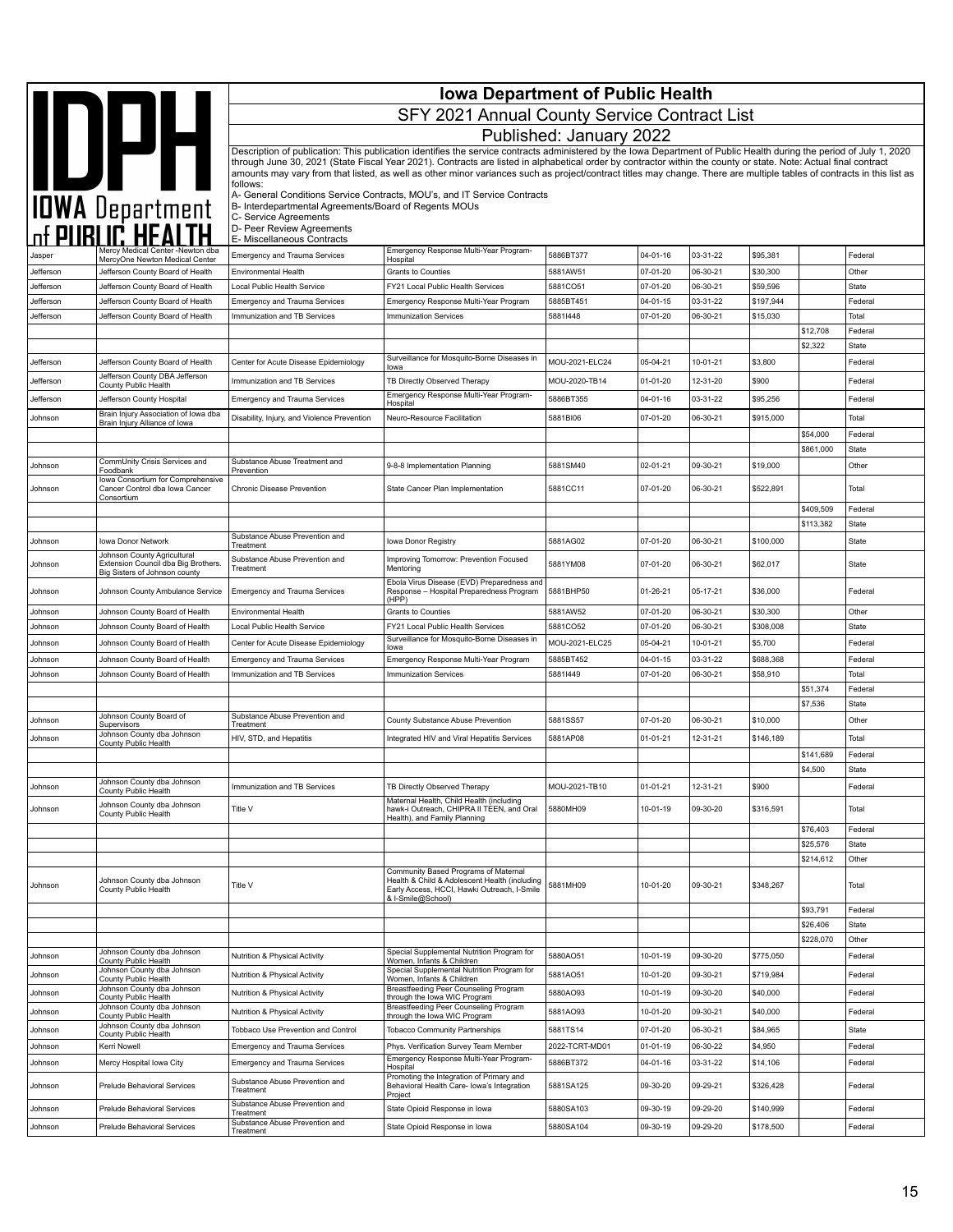# Iowa Department of Public Health

## SFY 2021 Annual County Service Contract List

### Published: January 2022

Description of publication: This publication identifies the service contracts administered by the Iowa Department of Public Health during the period of July 1, 2020 through June 30, 2021 (State Fiscal Year 2021). Contracts are listed in alphabetical order by contractor within the county or state. Note: Actual final contract amounts may vary from that listed, as well as other minor variances such as project/contract titles may change. There are multiple tables of contracts in this list as follows:

A- General Conditions Service Contracts, MOU's, and IT Service Contracts
B- Interdepartmental Agreements/Board of Regents MOUs
C- Service Agreements
D- Peer Review Agreements
E- Miscellaneous Contracts

| | | | | | | | | | |
|---|---|---|---|---|---|---|---|---|---|
| Jasper | Mercy Medical Center -Newton dba MercyOne Newton Medical Center | Emergency and Trauma Services | Emergency Response Multi-Year Program-Hospital | 5886BT377 | 04-01-16 | 03-31-22 | $95,381 | | Federal |
| Jefferson | Jefferson County Board of Health | Environmental Health | Grants to Counties | 5881AW51 | 07-01-20 | 06-30-21 | $30,300 | | Other |
| Jefferson | Jefferson County Board of Health | Local Public Health Service | FY21 Local Public Health Services | 5881CO51 | 07-01-20 | 06-30-21 | $59,596 | | State |
| Jefferson | Jefferson County Board of Health | Emergency and Trauma Services | Emergency Response Multi-Year Program | 5885BT451 | 04-01-15 | 03-31-22 | $197,944 | | Federal |
| Jefferson | Jefferson County Board of Health | Immunization and TB Services | Immunization Services | 5881I448 | 07-01-20 | 06-30-21 | $15,030 | | Total |
| | | | | | | | | $12,708 | Federal |
| | | | | | | | | $2,322 | State |
| Jefferson | Jefferson County Board of Health | Center for Acute Disease Epidemiology | Surveillance for Mosquito-Borne Diseases in Iowa | MOU-2021-ELC24 | 05-04-21 | 10-01-21 | $3,800 | | Federal |
| Jefferson | Jefferson County DBA Jefferson County Public Health | Immunization and TB Services | TB Directly Observed Therapy | MOU-2020-TB14 | 01-01-20 | 12-31-20 | $900 | | Federal |
| Jefferson | Jefferson County Hospital | Emergency and Trauma Services | Emergency Response Multi-Year Program-Hospital | 5886BT355 | 04-01-16 | 03-31-22 | $95,256 | | Federal |
| Johnson | Brain Injury Association of Iowa dba Brain Injury Alliance of Iowa | Disability, Injury, and Violence Prevention | Neuro-Resource Facilitation | 5881BI06 | 07-01-20 | 06-30-21 | $915,000 | | Total |
| | | | | | | | | $54,000 | Federal |
| | | | | | | | | $861,000 | State |
| Johnson | CommUnity Crisis Services and Foodbank | Substance Abuse Treatment and Prevention | 9-8-8 Implementation Planning | 5881SM40 | 02-01-21 | 09-30-21 | $19,000 | | Other |
| Johnson | Iowa Consortium for Comprehensive Cancer Control dba Iowa Cancer Consortium | Chronic Disease Prevention | State Cancer Plan Implementation | 5881CC11 | 07-01-20 | 06-30-21 | $522,891 | | Total |
| | | | | | | | | $409,509 | Federal |
| | | | | | | | | $113,382 | State |
| Johnson | Iowa Donor Network | Substance Abuse Prevention and Treatment | Iowa Donor Registry | 5881AG02 | 07-01-20 | 06-30-21 | $100,000 | | State |
| Johnson | Johnson County Agricultural Extension Council dba Big Brothers. Big Sisters of Johnson county | Substance Abuse Prevention and Treatment | Improving Tomorrow: Prevention Focused Mentoring | 5881YM08 | 07-01-20 | 06-30-21 | $62,017 | | State |
| Johnson | Johnson County Ambulance Service | Emergency and Trauma Services | Ebola Virus Disease (EVD) Preparedness and Response – Hospital Preparedness Program (HPP) | 5881BHP50 | 01-26-21 | 05-17-21 | $36,000 | | Federal |
| Johnson | Johnson County Board of Health | Environmental Health | Grants to Counties | 5881AW52 | 07-01-20 | 06-30-21 | $30,300 | | Other |
| Johnson | Johnson County Board of Health | Local Public Health Service | FY21 Local Public Health Services | 5881CO52 | 07-01-20 | 06-30-21 | $308,008 | | State |
| Johnson | Johnson County Board of Health | Center for Acute Disease Epidemiology | Surveillance for Mosquito-Borne Diseases in Iowa | MOU-2021-ELC25 | 05-04-21 | 10-01-21 | $5,700 | | Federal |
| Johnson | Johnson County Board of Health | Emergency and Trauma Services | Emergency Response Multi-Year Program | 5885BT452 | 04-01-15 | 03-31-22 | $688,368 | | Federal |
| Johnson | Johnson County Board of Health | Immunization and TB Services | Immunization Services | 5881I449 | 07-01-20 | 06-30-21 | $58,910 | | Total |
| | | | | | | | | $51,374 | Federal |
| | | | | | | | | $7,536 | State |
| Johnson | Johnson County Board of Supervisors | Substance Abuse Prevention and Treatment | County Substance Abuse Prevention | 5881SS57 | 07-01-20 | 06-30-21 | $10,000 | | Other |
| Johnson | Johnson County dba Johnson County Public Health | HIV, STD, and Hepatitis | Integrated HIV and Viral Hepatitis Services | 5881AP08 | 01-01-21 | 12-31-21 | $146,189 | | Total |
| | | | | | | | | $141,689 | Federal |
| | | | | | | | | $4,500 | State |
| Johnson | Johnson County dba Johnson County Public Health | Immunization and TB Services | TB Directly Observed Therapy | MOU-2021-TB10 | 01-01-21 | 12-31-21 | $900 | | Federal |
| Johnson | Johnson County dba Johnson County Public Health | Title V | Maternal Health, Child Health (including hawk-i Outreach, CHIPRA II TEEN, and Oral Health), and Family Planning | 5880MH09 | 10-01-19 | 09-30-20 | $316,591 | | Total |
| | | | | | | | | $76,403 | Federal |
| | | | | | | | | $25,576 | State |
| | | | | | | | | $214,612 | Other |
| Johnson | Johnson County dba Johnson County Public Health | Title V | Community Based Programs of Maternal Health & Child & Adolescent Health (including Early Access, HCCI, Hawki Outreach, I-Smile & I-Smile@School) | 5881MH09 | 10-01-20 | 09-30-21 | $348,267 | | Total |
| | | | | | | | | $93,791 | Federal |
| | | | | | | | | $26,406 | State |
| | | | | | | | | $228,070 | Other |
| Johnson | Johnson County dba Johnson County Public Health | Nutrition & Physical Activity | Special Supplemental Nutrition Program for Women, Infants & Children | 5880AO51 | 10-01-19 | 09-30-20 | $775,050 | | Federal |
| Johnson | Johnson County dba Johnson County Public Health | Nutrition & Physical Activity | Special Supplemental Nutrition Program for Women, Infants & Children | 5881AO51 | 10-01-20 | 09-30-21 | $719,984 | | Federal |
| Johnson | Johnson County dba Johnson County Public Health | Nutrition & Physical Activity | Breastfeeding Peer Counseling Program through the Iowa WIC Program | 5880AO93 | 10-01-19 | 09-30-20 | $40,000 | | Federal |
| Johnson | Johnson County dba Johnson County Public Health | Nutrition & Physical Activity | Breastfeeding Peer Counseling Program through the Iowa WIC Program | 5881AO93 | 10-01-20 | 09-30-21 | $40,000 | | Federal |
| Johnson | Johnson County dba Johnson County Public Health | Tobbaco Use Prevention and Control | Tobacco Community Partnerships | 5881TS14 | 07-01-20 | 06-30-21 | $84,965 | | State |
| Johnson | Kerri Nowell | Emergency and Trauma Services | Phys. Verification Survey Team Member | 2022-TCRT-MD01 | 01-01-19 | 06-30-22 | $4,950 | | Federal |
| Johnson | Mercy Hospital Iowa City | Emergency and Trauma Services | Emergency Response Multi-Year Program-Hospital | 5886BT372 | 04-01-16 | 03-31-22 | $14,106 | | Federal |
| Johnson | Prelude Behavioral Services | Substance Abuse Prevention and Treatment | Promoting the Integration of Primary and Behavioral Health Care- Iowa's Integration Project | 5881SA125 | 09-30-20 | 09-29-21 | $326,428 | | Federal |
| Johnson | Prelude Behavioral Services | Substance Abuse Prevention and Treatment | State Opioid Response in Iowa | 5880SA103 | 09-30-19 | 09-29-20 | $140,999 | | Federal |
| Johnson | Prelude Behavioral Services | Substance Abuse Prevention and Treatment | State Opioid Response in Iowa | 5880SA104 | 09-30-19 | 09-29-20 | $178,500 | | Federal |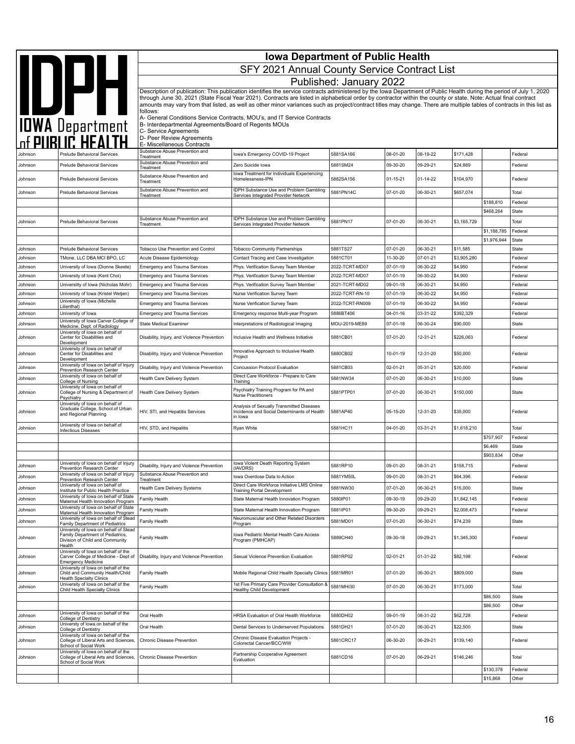# Iowa Department of Public Health

## SFY 2021 Annual County Service Contract List

## Published: January 2022

Description of publication: This publication identifies the service contracts administered by the Iowa Department of Public Health during the period of July 1, 2020 through June 30, 2021 (State Fiscal Year 2021). Contracts are listed in alphabetical order by contractor within the county or state. Note: Actual final contract amounts may vary from that listed, as well as other minor variances such as project/contract titles may change. There are multiple tables of contracts in this list as follows:

A- General Conditions Service Contracts, MOU's, and IT Service Contracts
B- Interdepartmental Agreements/Board of Regents MOUs
C- Service Agreements
D- Peer Review Agreements
E- Miscellaneous Contracts

| County | Contractor | Bureau | Project Title | Contract # | Start | End | Amount | Funding Amount | Funding Source |
|---|---|---|---|---|---|---|---|---|---|
| Johnson | Prelude Behavioral Services | Substance Abuse Prevention and Treatment | Iowa's Emergency COVID-19 Project | 5881SA166 | 08-01-20 | 08-19-22 | $171,428 | | Federal |
| Johnson | Prelude Behavioral Services | Substance Abuse Prevention and Treatment | Zero Suicide Iowa | 5881SM24 | 09-30-20 | 09-29-21 | $24,889 | | Federal |
| Johnson | Prelude Behavioral Services | Substance Abuse Prevention and Treatment | Iowa Treatment for Individuals Experiencing Homelessness-IPN | 5882SA156 | 01-15-21 | 01-14-22 | $104,970 | | Federal |
| Johnson | Prelude Behavioral Services | Substance Abuse Prevention and Treatment | IDPH Substance Use and Problem Gambling Services Integrated Provider Network | 5881PN14C | 07-01-20 | 06-30-21 | $657,074 | | Total |
| | | | | | | | | $188,810 | Federal |
| | | | | | | | | $468,264 | State |
| Johnson | Prelude Behavioral Services | Substance Abuse Prevention and Treatment | IDPH Substance Use and Problem Gambling Services Integrated Provider Network | 5881PN17 | 07-01-20 | 06-30-21 | $3,165,729 | | Total |
| | | | | | | | | $1,188,785 | Federal |
| | | | | | | | | $1,976,944 | State |
| Johnson | Prelude Behavioral Services | Tobacco Use Prevention and Control | Tobacco Community Partnerships | 5881TS27 | 07-01-20 | 06-30-21 | $11,585 | | State |
| Johnson | TMone, LLC DBA MCI BPO, LC | Acute Disease Epidemiology | Contact Tracing and Case Investigation | 5881CT01 | 11-30-20 | 07-01-21 | $3,905,280 | | Federal |
| Johnson | University of Iowa (Dionne Skeete) | Emergency and Trauma Services | Phys. Verification Survey Team Member | 2022-TCRT-MD07 | 07-01-19 | 06-30-22 | $4,950 | | Federal |
| Johnson | University of Iowa (Kent Choi) | Emergency and Trauma Services | Phys. Verification Survey Team Member | 2022-TCRT-MD07 | 07-01-19 | 06-30-22 | $4,900 | | Federal |
| Johnson | Universitty of Iowa (Nicholas Mohr) | Emergency and Trauma Services | Phys. Verification Survey Team Member | 2021-TCRT-MD02 | 09-01-18 | 06-30-21 | $4,950 | | Federal |
| Johnson | University of Iowa (Kristel Wetjen) | Emergency and Trauma Services | Nurse Verification Survey Team | 2022-TCRT-RN-10 | 07-01-19 | 06-30-22 | $4,950 | | Federal |
| Johnson | University of Iowa (Michelle Lilienthal) | Emergency and Trauma Services | Nurse Verification Survey Team | 2022-TCRT-RN009 | 07-01-19 | 06-30-22 | $4,950 | | Federal |
| Johnson | University of Iowa | Emergency and Trauma Services | Emergency response Multi-year Program | 5886BT406 | 04-01-16 | 03-31-22 | $392,329 | | Federal |
| Johnson | University of Iowa Carver College of Medicine, Dept. of Radiology | State Medical Examiner | Interpretations of Radiological Imaging | MOU-2019-ME89 | 07-01-18 | 06-30-24 | $90,000 | | State |
| Johnson | University of Iowa on behalf of Center for Disabilities and Development | Disability, Injury, and Violence Prevention | Inclusive Health and Wellness Initiative | 5881CB01 | 07-01-20 | 12-31-21 | $226,063 | | Federal |
| Johnson | University of Iowa on behalf of Center for Disabilities and Development | Disability, Injury and Violence Prevention | Innovative Approach to Inclusive Health Project | 5880CB02 | 10-01-19 | 12-31-20 | $50,000 | | Federal |
| Johnson | University of Iowa on behalf of Injury Prevention Research Center | Disability, Injury and Violence Prevention | Concussion Protocol Evaluation | 5881CB03 | 02-01-21 | 05-31-21 | $20,000 | | Federal |
| Johnson | University of Iowa on behalf of College of Nursing | Health Care Delivery System | Direct Care Workforce - Prepare to Care Training | 5881NW34 | 07-01-20 | 06-30-21 | $10,000 | | State |
| Johnson | University of Iowa on behalf of College of Nursing & Department of Psychiatry | Health Care Delivery System | Psychiatry Training Program for PA and Nurse Practitioners | 5881PTP01 | 07-01-20 | 06-30-21 | $150,000 | | State |
| Johnson | University of Iowa on behalf of Graduate College, School of Urban and Regional Planning | HIV, STI, and Hepatitis Services | Analysis of Sexually Transmitted Diseases Incidence and Social Determinants of Health in Iowa | 5881AP40 | 05-15-20 | 12-31-20 | $35,000 | | Federal |
| Johnson | University of Iowa on behalf of Infectious Diseases | HIV, STD, and Hepatitis | Ryan White | 5881HC11 | 04-01-20 | 03-31-21 | $1,618,210 | | Total |
| | | | | | | | | $707,907 | Federal |
| | | | | | | | | $6,469 | State |
| | | | | | | | | $903,834 | Other |
| Johnson | University of Iowa on behalf of Injury Prevention Research Center | Disability, Injury and Violence Prevention | Iowa Violent Death Reporting System (IAVDRS) | 5881RP10 | 09-01-20 | 08-31-21 | $158,715 | | Federal |
| Johnson | University of Iowa on behalf of Injury Prevention Research Center | Substance Abuse Prevention and Treatment | Iowa Overdose Data to Action | 5881YM50L | 09-01-20 | 08-31-21 | $64,396 | | Federal |
| Johnson | University of Iowa on behalf of Institute for Public Health Practice | Health Care Delivery Systems | Direct Care Workforce Initiative LMS Online Training Portal Development | 5881NW30 | 07-01-20 | 06-30-21 | $15,000 | | State |
| Johnson | University of Iowa on behalf of State Maternal Health Innovation Program | Family Health | State Maternal Health Innovation Program | 5880IP01 | 09-30-19 | 09-29-20 | $1,842,145 | | Federal |
| Johnson | University of Iowa on behalf of State Maternal Health Innovation Program | Family Health | State Maternal Health Innovation Program | 5881IP01 | 09-30-20 | 09-29-21 | $2,008,473 | | Federal |
| Johnson | University of Iowa on behalf of Stead Family Department of Pediatrics | Family Health | Neuromuscular and Other Related Disorders Program | 5881MD01 | 07-01-20 | 06-30-21 | $74,239 | | State |
| Johnson | University of Iowa on behalf of Stead Family Department of Pediatrics, Division of Child and Community Health | Family Health | Iowa Pediatric Mental Health Care Access Program (PMHCAP) | 5889CH40 | 09-30-18 | 09-29-21 | $1,345,300 | | Federal |
| Johnson | University of Iowa on behalf of the Carver College of Medicine - Dept of Emergency Medicine | Disability, Injury and Violence Prevention | Sexual Violence Prevention Evaluation | 5881RP02 | 02-01-21 | 01-31-22 | $82,198 | | Federal |
| Johnson | University of Iowa on behalf of the Child and Community Health/Child Health Specialty Clinics | Family Health | Mobile Regional Child Health Specialty Clinics | 5881MR01 | 07-01-20 | 06-30-21 | $809,000 | | State |
| Johnson | University of Iowa on behalf of the Child Health Specialty Clinics | Family Health | 1st Five Primary Care Provider Consultation & Healthy Child Development | 5881MHI30 | 07-01-20 | 06-30-21 | $173,000 | | Total |
| | | | | | | | | $86,500 | State |
| | | | | | | | | $86,500 | Other |
| Johnson | University of Iowa on behalf of the College of Dentistry | Oral Health | HRSA Evaluation of Oral Health Workforce | 5880DH02 | 09-01-19 | 08-31-22 | $62,728 | | Federal |
| Johnson | Universty of Iowa on behalf of the College of Dentistry | Oral Health | Dental Services to Underserved Populations | 5881DH21 | 07-01-20 | 06-30-21 | $22,500 | | State |
| Johnson | University of Iowa on behalf of the College of Liberal Arts and Sciences, School of Social Work | Chronic Disease Prevention | Chronic Disease Evaluation Projects - Colorectal Cancer/BCC/WW | 5881CRC17 | 06-30-20 | 06-29-21 | $139,140 | | Federal |
| Johnson | University of Iowa on behalf of the College of Liberal Arts and Sciences, School of Social Work | Chronic Disease Prevention | Partnership Cooperative Agreement Evaluation | 5881CD16 | 07-01-20 | 06-29-21 | $146,246 | | Total |
| | | | | | | | | $130,378 | Federal |
| | | | | | | | | $15,868 | Other |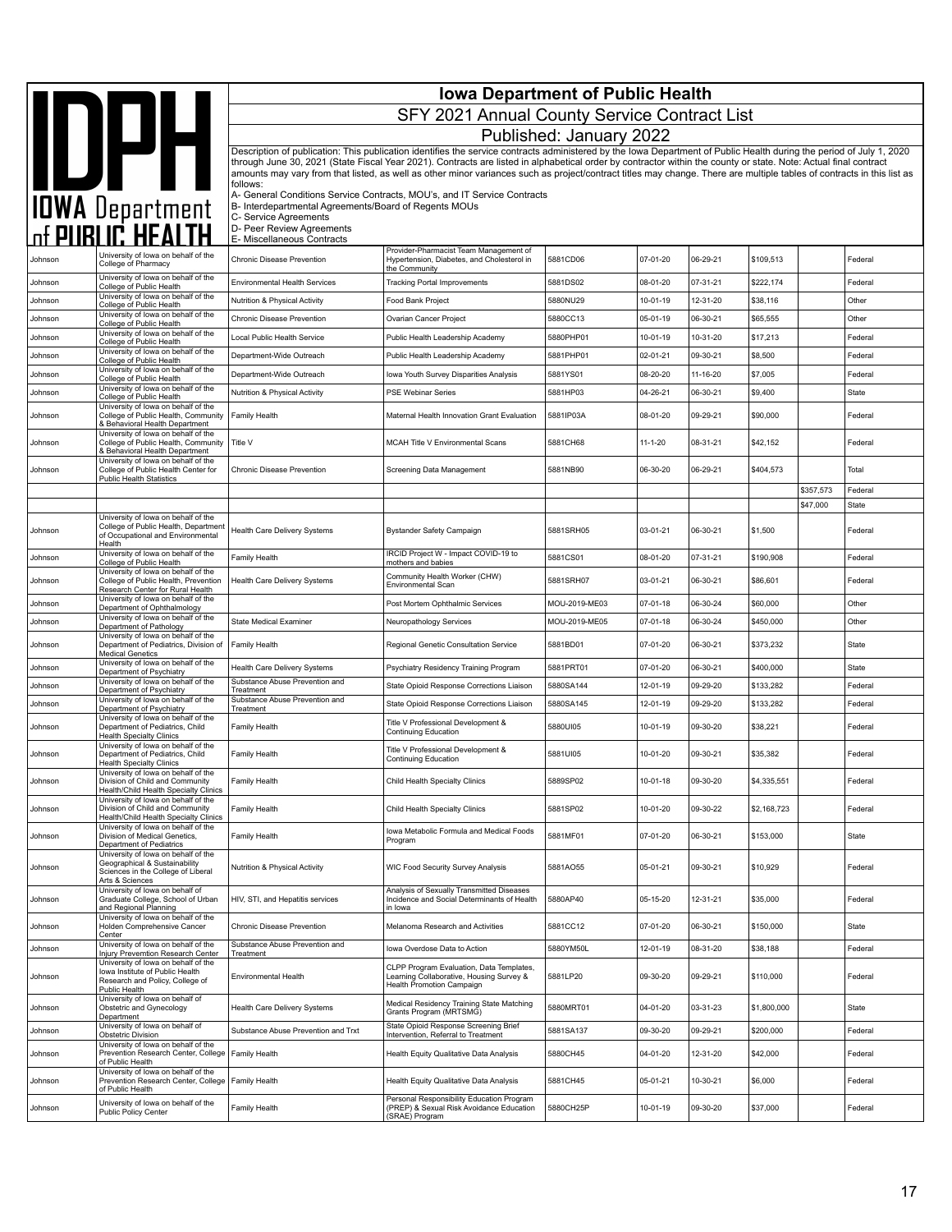# Iowa Department of Public Health

## SFY 2021 Annual County Service Contract List

### Published: January 2022

Description of publication: This publication identifies the service contracts administered by the Iowa Department of Public Health during the period of July 1, 2020 through June 30, 2021 (State Fiscal Year 2021). Contracts are listed in alphabetical order by contractor within the county or state. Note: Actual final contract amounts may vary from that listed, as well as other minor variances such as project/contract titles may change. There are multiple tables of contracts in this list as follows:

A- General Conditions Service Contracts, MOU's, and IT Service Contracts
B- Interdepartmental Agreements/Board of Regents MOUs
C- Service Agreements
D- Peer Review Agreements
E- Miscellaneous Contracts

| | | | | | | | | | |
|---|---|---|---|---|---|---|---|---|---|
| Johnson | University of Iowa on behalf of the College of Pharmacy | Chronic Disease Prevention | Provider-Pharmacist Team Management of Hypertension, Diabetes, and Cholesterol in the Community | 5881CD06 | 07-01-20 | 06-29-21 | $109,513 | | Federal |
| Johnson | University of Iowa on behalf of the College of Public Health | Environmental Health Services | Tracking Portal Improvements | 5881DS02 | 08-01-20 | 07-31-21 | $222,174 | | Federal |
| Johnson | University of Iowa on behalf of the College of Public Health | Nutrition & Physical Activity | Food Bank Project | 5880NU29 | 10-01-19 | 12-31-20 | $38,116 | | Other |
| Johnson | University of Iowa on behalf of the College of Public Health | Chronic Disease Prevention | Ovarian Cancer Project | 5880CC13 | 05-01-19 | 06-30-21 | $65,555 | | Other |
| Johnson | University of Iowa on behalf of the College of Public Health | Local Public Health Service | Public Health Leadership Academy | 5880PHP01 | 10-01-19 | 10-31-20 | $17,213 | | Federal |
| Johnson | University of Iowa on behalf of the College of Public Health | Department-Wide Outreach | Public Health Leadership Academy | 5881PHP01 | 02-01-21 | 09-30-21 | $8,500 | | Federal |
| Johnson | University of Iowa on behalf of the College of Public Health | Department-Wide Outreach | Iowa Youth Survey Disparities Analysis | 5881YS01 | 08-20-20 | 11-16-20 | $7,005 | | Federal |
| Johnson | University of Iowa on behalf of the College of Public Health | Nutrition & Physical Activity | PSE Webinar Series | 5881HP03 | 04-26-21 | 06-30-21 | $9,400 | | State |
| Johnson | University of Iowa on behalf of the College of Public Health, Community & Behavioral Health Department | Family Health | Maternal Health Innovation Grant Evaluation | 5881IP03A | 08-01-20 | 09-29-21 | $90,000 | | Federal |
| Johnson | University of Iowa on behalf of the College of Public Health, Community & Behavioral Health Department | Title V | MCAH Title V Environmental Scans | 5881CH68 | 11-1-20 | 08-31-21 | $42,152 | | Federal |
| Johnson | University of Iowa on behalf of the College of Public Health Center for Public Health Statistics | Chronic Disease Prevention | Screening Data Management | 5881NB90 | 06-30-20 | 06-29-21 | $404,573 | | Total |
| | | | | | | | | $357,573 | Federal |
| | | | | | | | | $47,000 | State |
| Johnson | University of Iowa on behalf of the College of Public Health, Department of Occupational and Environmental Health | Health Care Delivery Systems | Bystander Safety Campaign | 5881SRH05 | 03-01-21 | 06-30-21 | $1,500 | | Federal |
| Johnson | University of Iowa on behalf of the College of Public Health | Family Health | IRCID Project W - Impact COVID-19 to mothers and babies | 5881CS01 | 08-01-20 | 07-31-21 | $190,908 | | Federal |
| Johnson | University of Iowa on behalf of the College of Public Health, Prevention Research Center for Rural Health | Health Care Delivery Systems | Community Health Worker (CHW) Environmental Scan | 5881SRH07 | 03-01-21 | 06-30-21 | $86,601 | | Federal |
| Johnson | University of Iowa on behalf of the Department of Ophthalmology | | Post Mortem Ophthalmic Services | MOU-2019-ME03 | 07-01-18 | 06-30-24 | $60,000 | | Other |
| Johnson | University of Iowa on behalf of the Department of Pathology | State Medical Examiner | Neuropathology Services | MOU-2019-ME05 | 07-01-18 | 06-30-24 | $450,000 | | Other |
| Johnson | University of Iowa on behalf of the Department of Pediatrics, Division of Medical Genetics | Family Health | Regional Genetic Consultation Service | 5881BD01 | 07-01-20 | 06-30-21 | $373,232 | | State |
| Johnson | University of Iowa on behalf of the Department of Psychiatry | Health Care Delivery Systems | Psychiatry Residency Training Program | 5881PRT01 | 07-01-20 | 06-30-21 | $400,000 | | State |
| Johnson | University of Iowa on behalf of the Department of Psychiatry | Substance Abuse Prevention and Treatment | State Opioid Response Corrections Liaison | 5880SA144 | 12-01-19 | 09-29-20 | $133,282 | | Federal |
| Johnson | University of Iowa on behalf of the Department of Psychiatry | Substance Abuse Prevention and Treatment | State Opioid Response Corrections Liaison | 5880SA145 | 12-01-19 | 09-29-20 | $133,282 | | Federal |
| Johnson | University of Iowa on behalf of the Department of Pediatrics, Child Health Specialty Clinics | Family Health | Title V Professional Development & Continuing Education | 5880UI05 | 10-01-19 | 09-30-20 | $38,221 | | Federal |
| Johnson | University of Iowa on behalf of the Department of Pediatrics, Child Health Specialty Clinics | Family Health | Title V Professional Development & Continuing Education | 5881UI05 | 10-01-20 | 09-30-21 | $35,382 | | Federal |
| Johnson | University of Iowa on behalf of the Division of Child and Community Health/Child Health Specialty Clinics | Family Health | Child Health Specialty Clinics | 5889SP02 | 10-01-18 | 09-30-20 | $4,335,551 | | Federal |
| Johnson | University of Iowa on behalf of the Division of Child and Community Health/Child Health Specialty Clinics | Family Health | Child Health Specialty Clinics | 5881SP02 | 10-01-20 | 09-30-22 | $2,168,723 | | Federal |
| Johnson | University of Iowa on behalf of the Division of Medical Genetics, Department of Pediatrics | Family Health | Iowa Metabolic Formula and Medical Foods Program | 5881MF01 | 07-01-20 | 06-30-21 | $153,000 | | State |
| Johnson | University of Iowa on behalf of the Geographical & Sustainability Sciences in the College of Liberal Arts & Sciences | Nutrition & Physical Activity | WIC Food Security Survey Analysis | 5881AO55 | 05-01-21 | 09-30-21 | $10,929 | | Federal |
| Johnson | University of Iowa on behalf of Graduate College, School of Urban and Regional Planning | HIV, STI, and Hepatitis services | Analysis of Sexually Transmitted Diseases Incidence and Social Determinants of Health in Iowa | 5880AP40 | 05-15-20 | 12-31-21 | $35,000 | | Federal |
| Johnson | University of Iowa on behalf of the Holden Comprehensive Cancer Center | Chronic Disease Prevention | Melanoma Research and Activities | 5881CC12 | 07-01-20 | 06-30-21 | $150,000 | | State |
| Johnson | University of Iowa on behalf of the Injury Prevention Research Center | Substance Abuse Prevention and Treatment | Iowa Overdose Data to Action | 5880YM50L | 12-01-19 | 08-31-20 | $38,188 | | Federal |
| Johnson | University of Iowa on behalf of the Iowa Institute of Public Health Research and Policy, College of Public Health | Environmental Health | CLPP Program Evaluation, Data Templates, Learning Collaborative, Housing Survey & Health Promotion Campaign | 5881LP20 | 09-30-20 | 09-29-21 | $110,000 | | Federal |
| Johnson | University of Iowa on behalf of Obstetric and Gynecology Department | Health Care Delivery Systems | Medical Residency Training State Matching Grants Program (MRTSMG) | 5880MRT01 | 04-01-20 | 03-31-23 | $1,800,000 | | State |
| Johnson | University of Iowa on behalf of Obstetric Division | Substance Abuse Prevention and Trxt | State Opioid Response Screening Brief Intervention, Referral to Treatment | 5881SA137 | 09-30-20 | 09-29-21 | $200,000 | | Federal |
| Johnson | University of Iowa on behalf of the Prevention Research Center, College of Public Health | Family Health | Health Equity Qualitative Data Analysis | 5880CH45 | 04-01-20 | 12-31-20 | $42,000 | | Federal |
| Johnson | University of Iowa on behalf of the Prevention Research Center, College of Public Health | Family Health | Health Equity Qualitative Data Analysis | 5881CH45 | 05-01-21 | 10-30-21 | $6,000 | | Federal |
| Johnson | University of Iowa on behalf of the Public Policy Center | Family Health | Personal Responsibility Education Program (PREP) & Sexual Risk Avoidance Education (SRAE) Program | 5880CH25P | 10-01-19 | 09-30-20 | $37,000 | | Federal |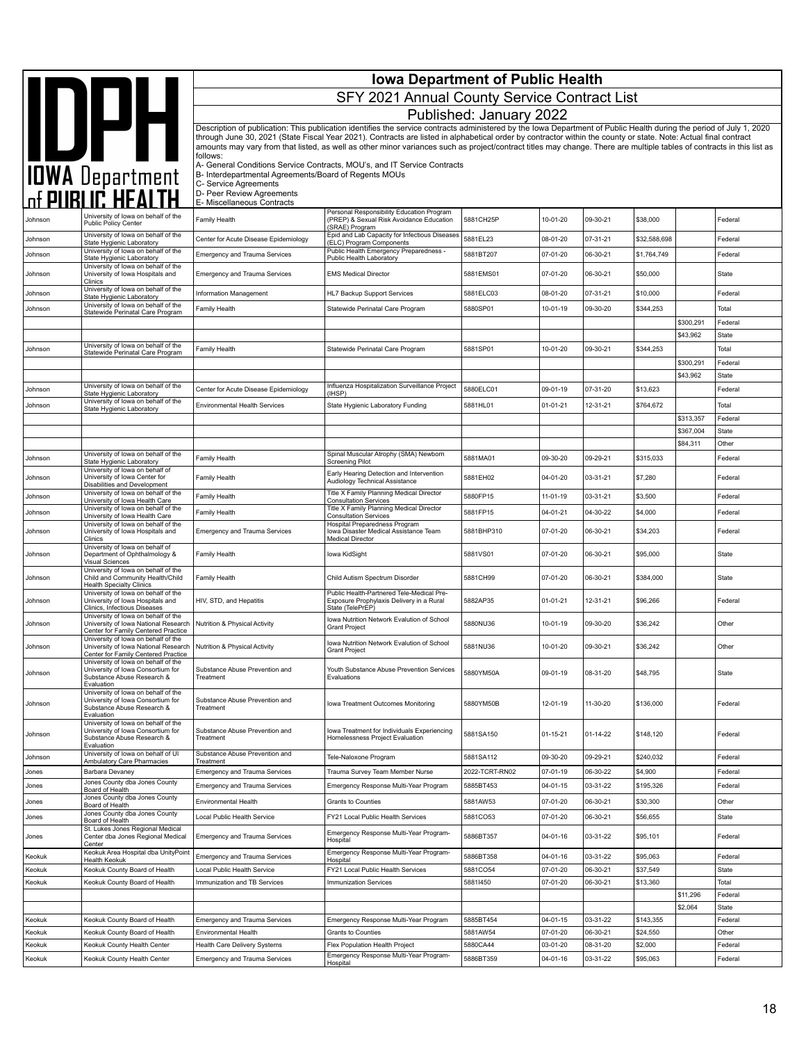# Iowa Department of Public Health

## SFY 2021 Annual County Service Contract List

### Published: January 2022

Description of publication: This publication identifies the service contracts administered by the Iowa Department of Public Health during the period of July 1, 2020 through June 30, 2021 (State Fiscal Year 2021). Contracts are listed in alphabetical order by contractor within the county or state. Note: Actual final contract amounts may vary from that listed, as well as other minor variances such as project/contract titles may change. There are multiple tables of contracts in this list as follows:

A- General Conditions Service Contracts, MOU's, and IT Service Contracts
B- Interdepartmental Agreements/Board of Regents MOUs
C- Service Agreements
D- Peer Review Agreements
E- Miscellaneous Contracts

| | | | | | | | | | |
|---|---|---|---|---|---|---|---|---|---|
| Johnson | University of Iowa on behalf of the Public Policy Center | Family Health | Personal Responsibility Education Program (PREP) & Sexual Risk Avoidance Education (SRAE) Program | 5881CH25P | 10-01-20 | 09-30-21 | $38,000 | | Federal |
| Johnson | University of Iowa on behalf of the State Hygienic Laboratory | Center for Acute Disease Epidemiology | Epid and Lab Capacity for Infectious Diseases (ELC) Program Components | 5881EL23 | 08-01-20 | 07-31-21 | $32,588,698 | | Federal |
| Johnson | University of Iowa on behalf of the State Hygienic Laboratory | Emergency and Trauma Services | Public Health Emergency Preparedness - Public Health Laboratory | 5881BT207 | 07-01-20 | 06-30-21 | $1,764,749 | | Federal |
| Johnson | University of Iowa on behalf of the University of Iowa Hospitals and Clinics | Emergency and Trauma Services | EMS Medical Director | 5881EMS01 | 07-01-20 | 06-30-21 | $50,000 | | State |
| Johnson | University of Iowa on behalf of the State Hygienic Laboratory | Information Management | HL7 Backup Support Services | 5881ELC03 | 08-01-20 | 07-31-21 | $10,000 | | Federal |
| Johnson | University of Iowa on behalf of the Statewide Perinatal Care Program | Family Health | Statewide Perinatal Care Program | 5880SP01 | 10-01-19 | 09-30-20 | $344,253 | | Total |
| | | | | | | | | $300,291 | Federal |
| | | | | | | | | $43,962 | State |
| Johnson | University of Iowa on behalf of the Statewide Perinatal Care Program | Family Health | Statewide Perinatal Care Program | 5881SP01 | 10-01-20 | 09-30-21 | $344,253 | | Total |
| | | | | | | | | $300,291 | Federal |
| | | | | | | | | $43,962 | State |
| Johnson | University of Iowa on behalf of the State Hygienic Laboratory | Center for Acute Disease Epidemiology | Influenza Hospitalization Surveillance Project (IHSP) | 5880ELC01 | 09-01-19 | 07-31-20 | $13,623 | | Federal |
| Johnson | University of Iowa on behalf of the State Hygienic Laboratory | Environmental Health Services | State Hygienic Laboratory Funding | 5881HL01 | 01-01-21 | 12-31-21 | $764,672 | | Total |
| | | | | | | | | $313,357 | Federal |
| | | | | | | | | $367,004 | State |
| | | | | | | | | $84,311 | Other |
| Johnson | University of Iowa on behalf of the State Hygienic Laboratory | Family Health | Spinal Muscular Atrophy (SMA) Newborn Screening Pilot | 5881MA01 | 09-30-20 | 09-29-21 | $315,033 | | Federal |
| Johnson | University of Iowa on behalf of University of Iowa Center for Disabilities and Development | Family Health | Early Hearing Detection and Intervention Audiology Technical Assistance | 5881EH02 | 04-01-20 | 03-31-21 | $7,280 | | Federal |
| Johnson | University of Iowa on behalf of the University of Iowa Health Care | Family Health | Title X Family Planning Medical Director Consultation Services | 5880FP15 | 11-01-19 | 03-31-21 | $3,500 | | Federal |
| Johnson | University of Iowa on behalf of the University of Iowa Health Care | Family Health | Title X Family Planning Medical Director Consultation Services | 5881FP15 | 04-01-21 | 04-30-22 | $4,000 | | Federal |
| Johnson | University of Iowa on behalf of the University of Iowa Hospitals and Clinics | Emergency and Trauma Services | Hospital Preparedness Program Iowa Disaster Medical Assistance Team Medical Director | 5881BHP310 | 07-01-20 | 06-30-21 | $34,203 | | Federal |
| Johnson | University of Iowa on behalf of Department of Ophthalmology & Visual Sciences | Family Health | Iowa KidSight | 5881VS01 | 07-01-20 | 06-30-21 | $95,000 | | State |
| Johnson | University of Iowa on behalf of the Child and Community Health/Child Health Specialty Clinics | Family Health | Child Autism Spectrum Disorder | 5881CH99 | 07-01-20 | 06-30-21 | $384,000 | | State |
| Johnson | University of Iowa on behalf of the University of Iowa Hospitals and Clinics, Infectious Diseases | HIV, STD, and Hepatitis | Public Health-Partnered Tele-Medical Pre-Exposure Prophylaxis Delivery in a Rural State (TelePrEP) | 5882AP35 | 01-01-21 | 12-31-21 | $96,266 | | Federal |
| Johnson | University of Iowa on behalf of the University of Iowa National Research Center for Family Centered Practice | Nutrition & Physical Activity | Iowa Nutrition Network Evalution of School Grant Project | 5880NU36 | 10-01-19 | 09-30-20 | $36,242 | | Other |
| Johnson | University of Iowa on behalf of the University of Iowa National Research Center for Family Centered Practice | Nutrition & Physical Activity | Iowa Nutrition Network Evalution of School Grant Project | 5881NU36 | 10-01-20 | 09-30-21 | $36,242 | | Other |
| Johnson | University of Iowa on behalf of the University of Iowa Consortium for Substance Abuse Research & Evaluation | Substance Abuse Prevention and Treatment | Youth Substance Abuse Prevention Services Evaluations | 5880YM50A | 09-01-19 | 08-31-20 | $48,795 | | State |
| Johnson | University of Iowa on behalf of the University of Iowa Consortium for Substance Abuse Research & Evaluation | Substance Abuse Prevention and Treatment | Iowa Treatment Outcomes Monitoring | 5880YM50B | 12-01-19 | 11-30-20 | $136,000 | | Federal |
| Johnson | University of Iowa on behalf of the University of Iowa Consortium for Substance Abuse Research & Evaluation | Substance Abuse Prevention and Treatment | Iowa Treatment for Individuals Experiencing Homelessness Project Evaluation | 5881SA150 | 01-15-21 | 01-14-22 | $148,120 | | Federal |
| Johnson | University of Iowa on behalf of UI Ambulatory Care Pharmacies | Substance Abuse Prevention and Treatment | Tele-Naloxone Program | 5881SA112 | 09-30-20 | 09-29-21 | $240,032 | | Federal |
| Jones | Barbara Devaney | Emergency and Trauma Services | Trauma Survey Team Member Nurse | 2022-TCRT-RN02 | 07-01-19 | 06-30-22 | $4,900 | | Federal |
| Jones | Jones County dba Jones County Board of Health | Emergency and Trauma Services | Emergency Response Multi-Year Program | 5885BT453 | 04-01-15 | 03-31-22 | $195,326 | | Federal |
| Jones | Jones County dba Jones County Board of Health | Environmental Health | Grants to Counties | 5881AW53 | 07-01-20 | 06-30-21 | $30,300 | | Other |
| Jones | Jones County dba Jones County Board of Health | Local Public Health Service | FY21 Local Public Health Services | 5881CO53 | 07-01-20 | 06-30-21 | $56,655 | | State |
| Jones | St. Lukes Jones Regional Medical Center dba Jones Regional Medical Center | Emergency and Trauma Services | Emergency Response Multi-Year Program-Hospital | 5886BT357 | 04-01-16 | 03-31-22 | $95,101 | | Federal |
| Keokuk | Keokuk Area Hospital dba UnityPoint Health Keokuk | Emergency and Trauma Services | Emergency Response Multi-Year Program-Hospital | 5886BT358 | 04-01-16 | 03-31-22 | $95,063 | | Federal |
| Keokuk | Keokuk County Board of Health | Local Public Health Service | FY21 Local Public Health Services | 5881CO54 | 07-01-20 | 06-30-21 | $37,549 | | State |
| Keokuk | Keokuk County Board of Health | Immunization and TB Services | Immunization Services | 5881I450 | 07-01-20 | 06-30-21 | $13,360 | | Total |
| | | | | | | | | $11,296 | Federal |
| | | | | | | | | $2,064 | State |
| Keokuk | Keokuk County Board of Health | Emergency and Trauma Services | Emergency Response Multi-Year Program | 5885BT454 | 04-01-15 | 03-31-22 | $143,355 | | Federal |
| Keokuk | Keokuk County Board of Health | Environmental Health | Grants to Counties | 5881AW54 | 07-01-20 | 06-30-21 | $24,550 | | Other |
| Keokuk | Keokuk County Health Center | Health Care Delivery Systems | Flex Population Health Project | 5880CA44 | 03-01-20 | 08-31-20 | $2,000 | | Federal |
| Keokuk | Keokuk County Health Center | Emergency and Trauma Services | Emergency Response Multi-Year Program-Hospital | 5886BT359 | 04-01-16 | 03-31-22 | $95,063 | | Federal |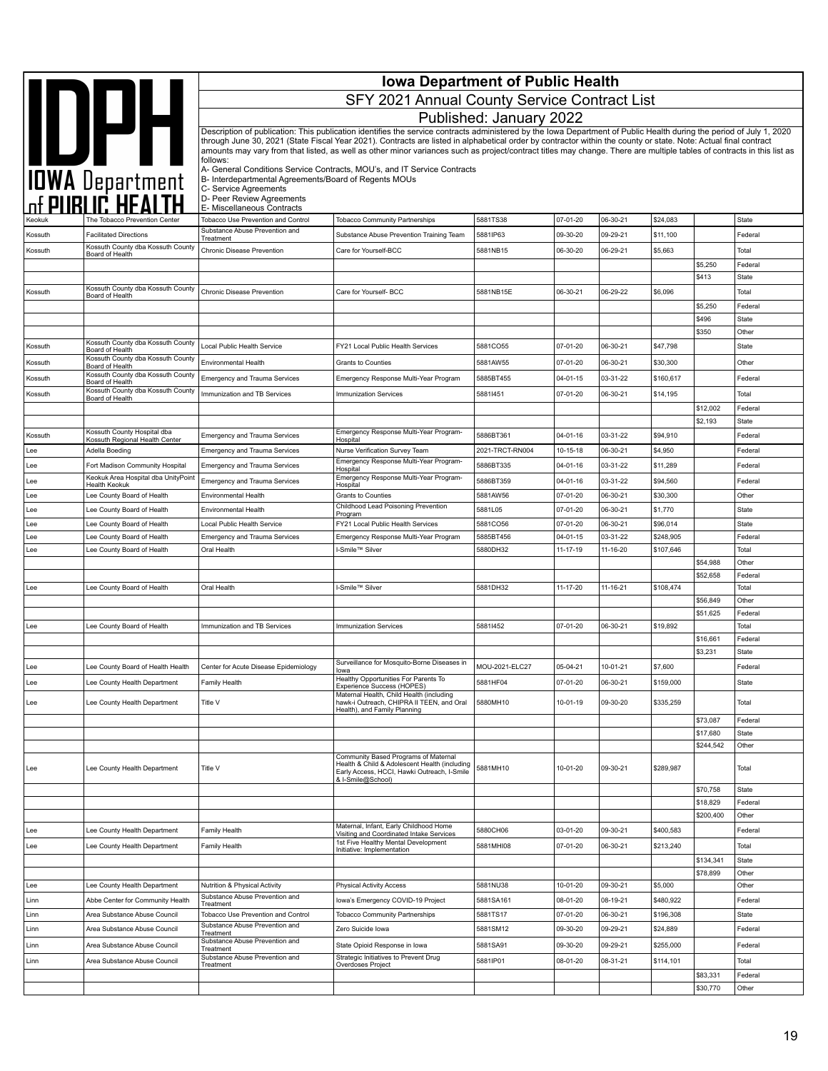# Iowa Department of Public Health

## SFY 2021 Annual County Service Contract List

### Published: January 2022

Description of publication: This publication identifies the service contracts administered by the Iowa Department of Public Health during the period of July 1, 2020 through June 30, 2021 (State Fiscal Year 2021). Contracts are listed in alphabetical order by contractor within the county or state. Note: Actual final contract amounts may vary from that listed, as well as other minor variances such as project/contract titles may change. There are multiple tables of contracts in this list as follows:

A- General Conditions Service Contracts, MOU's, and IT Service Contracts
B- Interdepartmental Agreements/Board of Regents MOUs
C- Service Agreements
D- Peer Review Agreements
E- Miscellaneous Contracts

| | | | | | | | | | |
|---|---|---|---|---|---|---|---|---|---|
| Keokuk | The Tobacco Prevention Center | Tobacco Use Prevention and Control | Tobacco Community Partnerships | 5881TS38 | 07-01-20 | 06-30-21 | $24,083 | | State |
| Kossuth | Facilitated Directions | Substance Abuse Prevention and Treatment | Substance Abuse Prevention Training Team | 5881IP63 | 09-30-20 | 09-29-21 | $11,100 | | Federal |
| Kossuth | Kossuth County dba Kossuth County Board of Health | Chronic Disease Prevention | Care for Yourself-BCC | 5881NB15 | 06-30-20 | 06-29-21 | $5,663 | | Total |
| | | | | | | | | $5,250 | Federal |
| | | | | | | | | $413 | State |
| Kossuth | Kossuth County dba Kossuth County Board of Health | Chronic Disease Prevention | Care for Yourself- BCC | 5881NB15E | 06-30-21 | 06-29-22 | $6,096 | | Total |
| | | | | | | | | $5,250 | Federal |
| | | | | | | | | $496 | State |
| | | | | | | | | $350 | Other |
| Kossuth | Kossuth County dba Kossuth County Board of Health | Local Public Health Service | FY21 Local Public Health Services | 5881CO55 | 07-01-20 | 06-30-21 | $47,798 | | State |
| Kossuth | Kossuth County dba Kossuth County Board of Health | Environmental Health | Grants to Counties | 5881AW55 | 07-01-20 | 06-30-21 | $30,300 | | Other |
| Kossuth | Kossuth County dba Kossuth County Board of Health | Emergency and Trauma Services | Emergency Response Multi-Year Program | 5885BT455 | 04-01-15 | 03-31-22 | $160,617 | | Federal |
| Kossuth | Kossuth County dba Kossuth County Board of Health | Immunization and TB Services | Immunization Services | 5881I451 | 07-01-20 | 06-30-21 | $14,195 | | Total |
| | | | | | | | | $12,002 | Federal |
| | | | | | | | | $2,193 | State |
| Kossuth | Kossuth County Hospital dba Kossuth Regional Health Center | Emergency and Trauma Services | Emergency Response Multi-Year Program-Hospital | 5886BT361 | 04-01-16 | 03-31-22 | $94,910 | | Federal |
| Lee | Adella Boeding | Emergency and Trauma Services | Nurse Verification Survey Team | 2021-TRCT-RN004 | 10-15-18 | 06-30-21 | $4,950 | | Federal |
| Lee | Fort Madison Community Hospital | Emergency and Trauma Services | Emergency Response Multi-Year Program-Hospital | 5886BT335 | 04-01-16 | 03-31-22 | $11,289 | | Federal |
| Lee | Keokuk Area Hospital dba UnityPoint Health Keokuk | Emergency and Trauma Services | Emergency Response Multi-Year Program-Hospital | 5886BT359 | 04-01-16 | 03-31-22 | $94,560 | | Federal |
| Lee | Lee County Board of Health | Environmental Health | Grants to Counties | 5881AW56 | 07-01-20 | 06-30-21 | $30,300 | | Other |
| Lee | Lee County Board of Health | Environmental Health | Childhood Lead Poisoning Prevention Program | 5881L05 | 07-01-20 | 06-30-21 | $1,770 | | State |
| Lee | Lee County Board of Health | Local Public Health Service | FY21 Local Public Health Services | 5881CO56 | 07-01-20 | 06-30-21 | $96,014 | | State |
| Lee | Lee County Board of Health | Emergency and Trauma Services | Emergency Response Multi-Year Program | 5885BT456 | 04-01-15 | 03-31-22 | $248,905 | | Federal |
| Lee | Lee County Board of Health | Oral Health | I-Smile™ Silver | 5880DH32 | 11-17-19 | 11-16-20 | $107,646 | | Total |
| | | | | | | | | $54,988 | Other |
| | | | | | | | | $52,658 | Federal |
| Lee | Lee County Board of Health | Oral Health | I-Smile™ Silver | 5881DH32 | 11-17-20 | 11-16-21 | $108,474 | | Total |
| | | | | | | | | $56,849 | Other |
| | | | | | | | | $51,625 | Federal |
| Lee | Lee County Board of Health | Immunization and TB Services | Immunization Services | 5881I452 | 07-01-20 | 06-30-21 | $19,892 | | Total |
| | | | | | | | | $16,661 | Federal |
| | | | | | | | | $3,231 | State |
| Lee | Lee County Board of Health Health | Center for Acute Disease Epidemiology | Surveillance for Mosquito-Borne Diseases in Iowa | MOU-2021-ELC27 | 05-04-21 | 10-01-21 | $7,600 | | Federal |
| Lee | Lee County Health Department | Family Health | Healthy Opportunities For Parents To Experience Success (HOPES) | 5881HF04 | 07-01-20 | 06-30-21 | $159,000 | | State |
| Lee | Lee County Health Department | Title V | Maternal Health, Child Health (including hawk-i Outreach, CHIPRA II TEEN, and Oral Health), and Family Planning | 5880MH10 | 10-01-19 | 09-30-20 | $335,259 | | Total |
| | | | | | | | | $73,087 | Federal |
| | | | | | | | | $17,680 | State |
| | | | | | | | | $244,542 | Other |
| Lee | Lee County Health Department | Title V | Community Based Programs of Maternal Health & Child & Adolescent Health (including Early Access, HCCI, Hawki Outreach, I-Smile & I-Smile@School) | 5881MH10 | 10-01-20 | 09-30-21 | $289,987 | | Total |
| | | | | | | | | $70,758 | State |
| | | | | | | | | $18,829 | Federal |
| | | | | | | | | $200,400 | Other |
| Lee | Lee County Health Department | Family Health | Maternal, Infant, Early Childhood Home Visiting and Coordinated Intake Services | 5880CH06 | 03-01-20 | 09-30-21 | $400,583 | | Federal |
| Lee | Lee County Health Department | Family Health | 1st Five Healthy Mental Development Initiative: Implementation | 5881MHI08 | 07-01-20 | 06-30-21 | $213,240 | | Total |
| | | | | | | | | $134,341 | State |
| | | | | | | | | $78,899 | Other |
| Lee | Lee County Health Department | Nutrition & Physical Activity | Physical Activity Access | 5881NU38 | 10-01-20 | 09-30-21 | $5,000 | | Other |
| Linn | Abbe Center for Community Health | Substance Abuse Prevention and Treatment | Iowa's Emergency COVID-19 Project | 5881SA161 | 08-01-20 | 08-19-21 | $480,922 | | Federal |
| Linn | Area Substance Abuse Council | Tobacco Use Prevention and Control | Tobacco Community Partnerships | 5881TS17 | 07-01-20 | 06-30-21 | $196,308 | | State |
| Linn | Area Substance Abuse Council | Substance Abuse Prevention and Treatment | Zero Suicide Iowa | 5881SM12 | 09-30-20 | 09-29-21 | $24,889 | | Federal |
| Linn | Area Substance Abuse Council | Substance Abuse Prevention and Treatment | State Opioid Response in Iowa | 5881SA91 | 09-30-20 | 09-29-21 | $255,000 | | Federal |
| Linn | Area Substance Abuse Council | Substance Abuse Prevention and Treatment | Strategic Initiatives to Prevent Drug Overdoses Project | 5881IP01 | 08-01-20 | 08-31-21 | $114,101 | | Total |
| | | | | | | | | $83,331 | Federal |
| | | | | | | | | $30,770 | Other |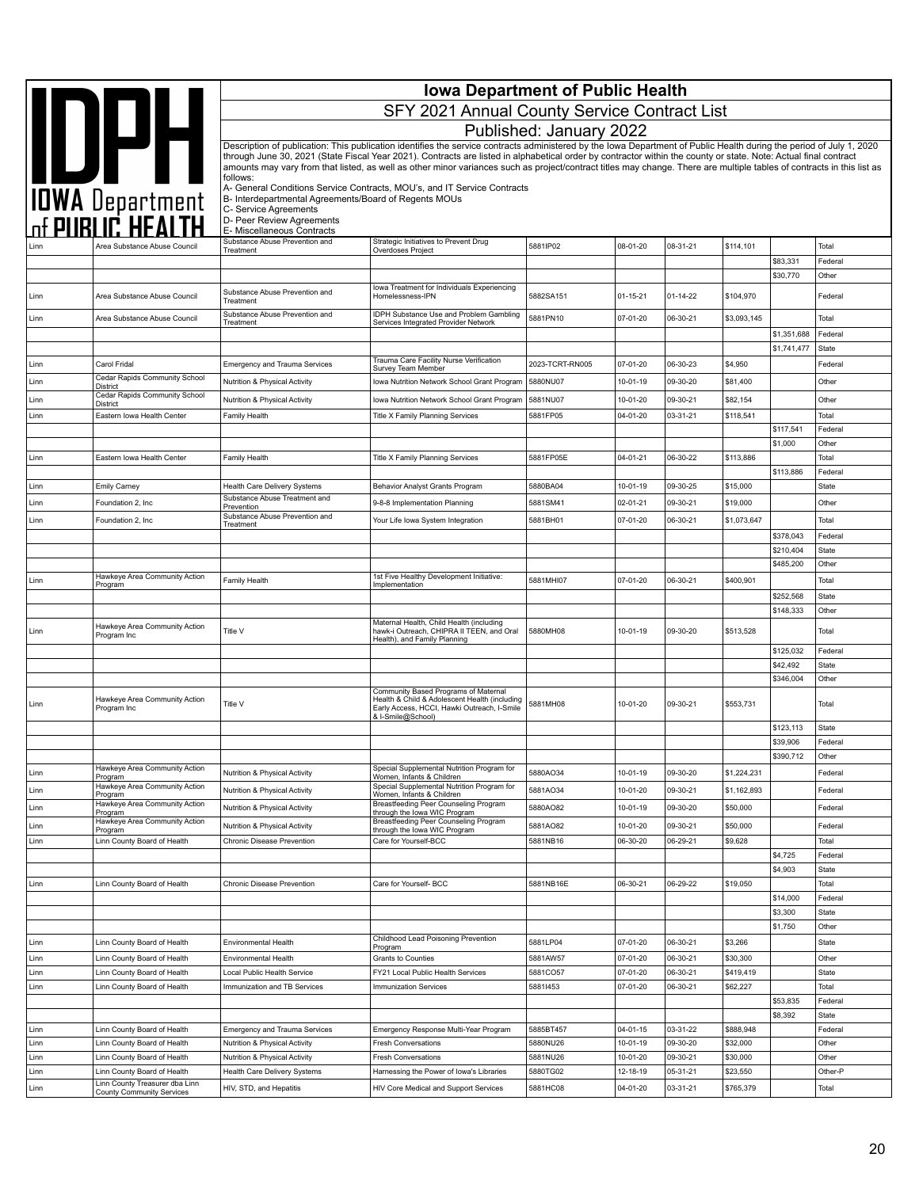# Iowa Department of Public Health

## SFY 2021 Annual County Service Contract List

### Published: January 2022

Description of publication: This publication identifies the service contracts administered by the Iowa Department of Public Health during the period of July 1, 2020 through June 30, 2021 (State Fiscal Year 2021). Contracts are listed in alphabetical order by contractor within the county or state. Note: Actual final contract amounts may vary from that listed, as well as other minor variances such as project/contract titles may change. There are multiple tables of contracts in this list as follows:

A- General Conditions Service Contracts, MOU's, and IT Service Contracts
B- Interdepartmental Agreements/Board of Regents MOUs
C- Service Agreements
D- Peer Review Agreements
E- Miscellaneous Contracts

| | | | | | | | | | |
|---|---|---|---|---|---|---|---|---|---|
| Linn | Area Substance Abuse Council | Substance Abuse Prevention and Treatment | Strategic Initiatives to Prevent Drug Overdoses Project | 5881IP02 | 08-01-20 | 08-31-21 | $114,101 | | Total |
| | | | | | | | | $83,331 | Federal |
| | | | | | | | | $30,770 | Other |
| Linn | Area Substance Abuse Council | Substance Abuse Prevention and Treatment | Iowa Treatment for Individuals Experiencing Homelessness-IPN | 5882SA151 | 01-15-21 | 01-14-22 | $104,970 | | Federal |
| Linn | Area Substance Abuse Council | Substance Abuse Prevention and Treatment | IDPH Substance Use and Problem Gambling Services Integrated Provider Network | 5881PN10 | 07-01-20 | 06-30-21 | $3,093,145 | | Total |
| | | | | | | | | $1,351,688 | Federal |
| | | | | | | | | $1,741,477 | State |
| Linn | Carol Fridal | Emergency and Trauma Services | Trauma Care Facility Nurse Verification Survey Team Member | 2023-TCRT-RN005 | 07-01-20 | 06-30-23 | $4,950 | | Federal |
| Linn | Cedar Rapids Community School District | Nutrition & Physical Activity | Iowa Nutrition Network School Grant Program | 5880NU07 | 10-01-19 | 09-30-20 | $81,400 | | Other |
| Linn | Cedar Rapids Community School District | Nutrition & Physical Activity | Iowa Nutrition Network School Grant Program | 5881NU07 | 10-01-20 | 09-30-21 | $82,154 | | Other |
| Linn | Eastern Iowa Health Center | Family Health | Title X Family Planning Services | 5881FP05 | 04-01-20 | 03-31-21 | $118,541 | | Total |
| | | | | | | | | $117,541 | Federal |
| | | | | | | | | $1,000 | Other |
| Linn | Eastern Iowa Health Center | Family Health | Title X Family Planning Services | 5881FP05E | 04-01-21 | 06-30-22 | $113,886 | | Total |
| | | | | | | | | $113,886 | Federal |
| Linn | Emily Carney | Health Care Delivery Systems | Behavior Analyst Grants Program | 5880BA04 | 10-01-19 | 09-30-25 | $15,000 | | State |
| Linn | Foundation 2, Inc | Substance Abuse Treatment and Prevention | 9-8-8 Implementation Planning | 5881SM41 | 02-01-21 | 09-30-21 | $19,000 | | Other |
| Linn | Foundation 2, Inc | Substance Abuse Prevention and Treatment | Your Life Iowa System Integration | 5881BH01 | 07-01-20 | 06-30-21 | $1,073,647 | | Total |
| | | | | | | | | $378,043 | Federal |
| | | | | | | | | $210,404 | State |
| | | | | | | | | $485,200 | Other |
| Linn | Hawkeye Area Community Action Program | Family Health | 1st Five Healthy Development Initiative: Implementation | 5881MHI07 | 07-01-20 | 06-30-21 | $400,901 | | Total |
| | | | | | | | | $252,568 | State |
| | | | | | | | | $148,333 | Other |
| Linn | Hawkeye Area Community Action Program Inc | Title V | Maternal Health, Child Health (including hawk-i Outreach, CHIPRA II TEEN, and Oral Health), and Family Planning | 5880MH08 | 10-01-19 | 09-30-20 | $513,528 | | Total |
| | | | | | | | | $125,032 | Federal |
| | | | | | | | | $42,492 | State |
| | | | | | | | | $346,004 | Other |
| Linn | Hawkeye Area Community Action Program Inc | Title V | Community Based Programs of Maternal Health & Child & Adolescent Health (including Early Access, HCCI, Hawki Outreach, I-Smile & I-Smile@School) | 5881MH08 | 10-01-20 | 09-30-21 | $553,731 | | Total |
| | | | | | | | | $123,113 | State |
| | | | | | | | | $39,906 | Federal |
| | | | | | | | | $390,712 | Other |
| Linn | Hawkeye Area Community Action Program | Nutrition & Physical Activity | Special Supplemental Nutrition Program for Women, Infants & Children | 5880AO34 | 10-01-19 | 09-30-20 | $1,224,231 | | Federal |
| Linn | Hawkeye Area Community Action Program | Nutrition & Physical Activity | Special Supplemental Nutrition Program for Women, Infants & Children | 5881AO34 | 10-01-20 | 09-30-21 | $1,162,893 | | Federal |
| Linn | Hawkeye Area Community Action Program | Nutrition & Physical Activity | Breastfeeding Peer Counseling Program through the Iowa WIC Program | 5880AO82 | 10-01-19 | 09-30-20 | $50,000 | | Federal |
| Linn | Hawkeye Area Community Action Program | Nutrition & Physical Activity | Breastfeeding Peer Counseling Program through the Iowa WIC Program | 5881AO82 | 10-01-20 | 09-30-21 | $50,000 | | Federal |
| Linn | Linn County Board of Health | Chronic Disease Prevention | Care for Yourself-BCC | 5881NB16 | 06-30-20 | 06-29-21 | $9,628 | | Total |
| | | | | | | | | $4,725 | Federal |
| | | | | | | | | $4,903 | State |
| Linn | Linn County Board of Health | Chronic Disease Prevention | Care for Yourself- BCC | 5881NB16E | 06-30-21 | 06-29-22 | $19,050 | | Total |
| | | | | | | | | $14,000 | Federal |
| | | | | | | | | $3,300 | State |
| | | | | | | | | $1,750 | Other |
| Linn | Linn County Board of Health | Environmental Health | Childhood Lead Poisoning Prevention Program | 5881LP04 | 07-01-20 | 06-30-21 | $3,266 | | State |
| Linn | Linn County Board of Health | Environmental Health | Grants to Counties | 5881AW57 | 07-01-20 | 06-30-21 | $30,300 | | Other |
| Linn | Linn County Board of Health | Local Public Health Service | FY21 Local Public Health Services | 5881CO57 | 07-01-20 | 06-30-21 | $419,419 | | State |
| Linn | Linn County Board of Health | Immunization and TB Services | Immunization Services | 5881I453 | 07-01-20 | 06-30-21 | $62,227 | | Total |
| | | | | | | | | $53,835 | Federal |
| | | | | | | | | $8,392 | State |
| Linn | Linn County Board of Health | Emergency and Trauma Services | Emergency Response Multi-Year Program | 5885BT457 | 04-01-15 | 03-31-22 | $888,948 | | Federal |
| Linn | Linn County Board of Health | Nutrition & Physical Activity | Fresh Conversations | 5880NU26 | 10-01-19 | 09-30-20 | $32,000 | | Other |
| Linn | Linn County Board of Health | Nutrition & Physical Activity | Fresh Conversations | 5881NU26 | 10-01-20 | 09-30-21 | $30,000 | | Other |
| Linn | Linn County Board of Health | Health Care Delivery Systems | Harnessing the Power of Iowa's Libraries | 5880TG02 | 12-18-19 | 05-31-21 | $23,550 | | Other-P |
| Linn | Linn County Treasurer dba Linn County Community Services | HIV, STD, and Hepatitis | HIV Core Medical and Support Services | 5881HC08 | 04-01-20 | 03-31-21 | $765,379 | | Total |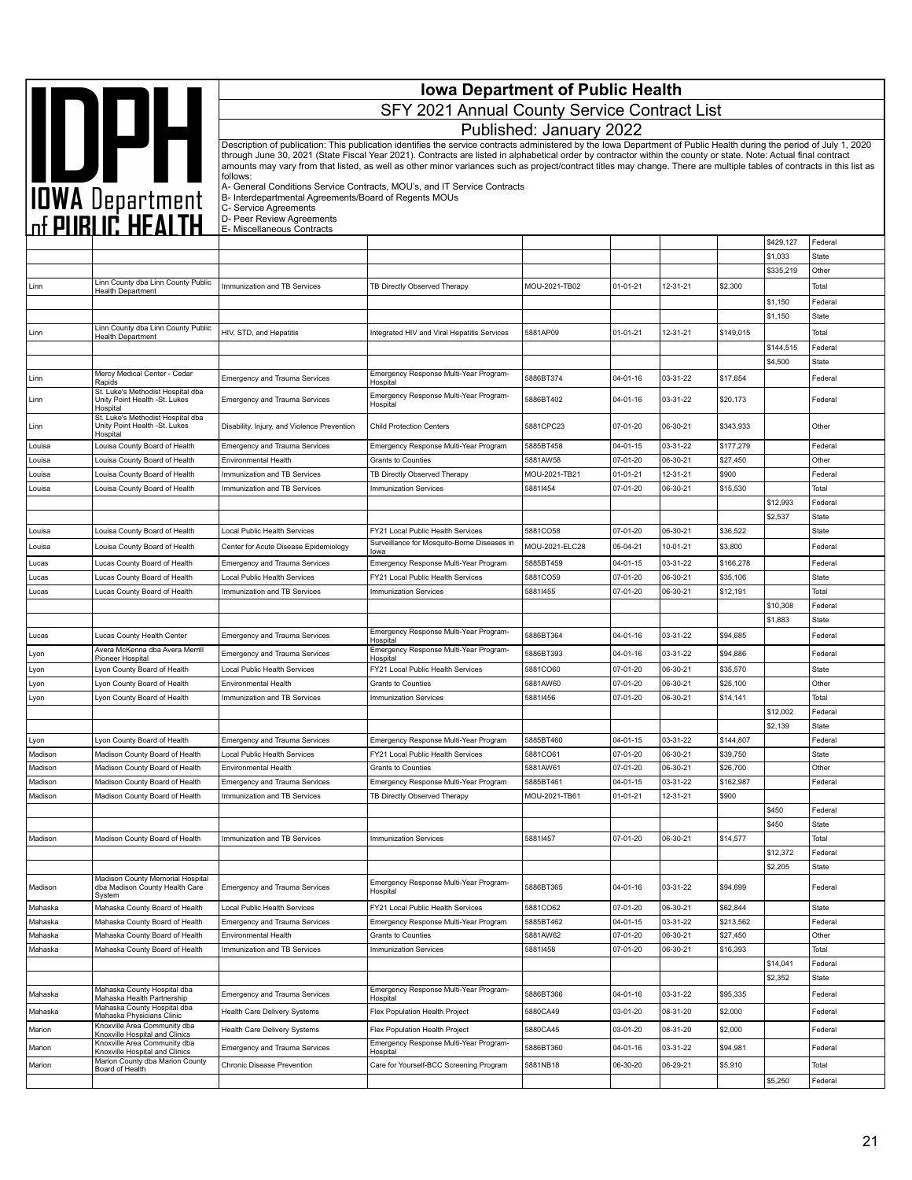# Iowa Department of Public Health

## SFY 2021 Annual County Service Contract List

### Published: January 2022

Description of publication: This publication identifies the service contracts administered by the Iowa Department of Public Health during the period of July 1, 2020 through June 30, 2021 (State Fiscal Year 2021). Contracts are listed in alphabetical order by contractor within the county or state. Note: Actual final contract amounts may vary from that listed, as well as other minor variances such as project/contract titles may change. There are multiple tables of contracts in this list as follows:

A- General Conditions Service Contracts, MOU's, and IT Service Contracts
B- Interdepartmental Agreements/Board of Regents MOUs
C- Service Agreements
D- Peer Review Agreements
E- Miscellaneous Contracts

| | | | | | | | | | |
|---|---|---|---|---|---|---|---|---|---|
| | | | | | | | | $429,127 | Federal |
| | | | | | | | | $1,033 | State |
| | | | | | | | | $335,219 | Other |
| Linn | Linn County dba Linn County Public Health Department | Immunization and TB Services | TB Directly Observed Therapy | MOU-2021-TB02 | 01-01-21 | 12-31-21 | $2,300 | | Total |
| | | | | | | | | $1,150 | Federal |
| | | | | | | | | $1,150 | State |
| Linn | Linn County dba Linn County Public Health Department | HIV, STD, and Hepatitis | Integrated HIV and Viral Hepatitis Services | 5881AP09 | 01-01-21 | 12-31-21 | $149,015 | | Total |
| | | | | | | | | $144,515 | Federal |
| | | | | | | | | $4,500 | State |
| Linn | Mercy Medical Center - Cedar Rapids | Emergency and Trauma Services | Emergency Response Multi-Year Program-Hospital | 5886BT374 | 04-01-16 | 03-31-22 | $17,654 | | Federal |
| Linn | St. Luke's Methodist Hospital dba Unity Point Health -St. Lukes Hospital | Emergency and Trauma Services | Emergency Response Multi-Year Program-Hospital | 5886BT402 | 04-01-16 | 03-31-22 | $20,173 | | Federal |
| Linn | St. Luke's Methodist Hospital dba Unity Point Health -St. Lukes Hospital | Disability, Injury, and Violence Prevention | Child Protection Centers | 5881CPC23 | 07-01-20 | 06-30-21 | $343,933 | | Other |
| Louisa | Louisa County Board of Health | Emergency and Trauma Services | Emergency Response Multi-Year Program | 5885BT458 | 04-01-15 | 03-31-22 | $177,279 | | Federal |
| Louisa | Louisa County Board of Health | Environmental Health | Grants to Counties | 5881AW58 | 07-01-20 | 06-30-21 | $27,450 | | Other |
| Louisa | Louisa County Board of Health | Immunization and TB Services | TB Directly Observed Therapy | MOU-2021-TB21 | 01-01-21 | 12-31-21 | $900 | | Federal |
| Louisa | Louisa County Board of Health | Immunization and TB Services | Immunization Services | 5881I454 | 07-01-20 | 06-30-21 | $15,530 | | Total |
| | | | | | | | | $12,993 | Federal |
| | | | | | | | | $2,537 | State |
| Louisa | Louisa County Board of Health | Local Public Health Services | FY21 Local Public Health Services | 5881CO58 | 07-01-20 | 06-30-21 | $36,522 | | State |
| Louisa | Louisa County Board of Health | Center for Acute Disease Epidemiology | Surveillance for Mosquito-Borne Diseases in Iowa | MOU-2021-ELC28 | 05-04-21 | 10-01-21 | $3,800 | | Federal |
| Lucas | Lucas County Board of Health | Emergency and Trauma Services | Emergency Response Multi-Year Program | 5885BT459 | 04-01-15 | 03-31-22 | $166,278 | | Federal |
| Lucas | Lucas County Board of Health | Local Public Health Services | FY21 Local Public Health Services | 5881CO59 | 07-01-20 | 06-30-21 | $35,106 | | State |
| Lucas | Lucas County Board of Health | Immunization and TB Services | Immunization Services | 5881I455 | 07-01-20 | 06-30-21 | $12,191 | | Total |
| | | | | | | | | $10,308 | Federal |
| | | | | | | | | $1,883 | State |
| Lucas | Lucas County Health Center | Emergency and Trauma Services | Emergency Response Multi-Year Program-Hospital | 5886BT364 | 04-01-16 | 03-31-22 | $94,685 | | Federal |
| Lyon | Avera McKenna dba Avera Merrill Pioneer Hospital | Emergency and Trauma Services | Emergency Response Multi-Year Program-Hospital | 5886BT393 | 04-01-16 | 03-31-22 | $94,886 | | Federal |
| Lyon | Lyon County Board of Health | Local Public Health Services | FY21 Local Public Health Services | 5881CO60 | 07-01-20 | 06-30-21 | $35,570 | | State |
| Lyon | Lyon County Board of Health | Environmental Health | Grants to Counties | 5881AW60 | 07-01-20 | 06-30-21 | $25,100 | | Other |
| Lyon | Lyon County Board of Health | Immunization and TB Services | Immunization Services | 5881I456 | 07-01-20 | 06-30-21 | $14,141 | | Total |
| | | | | | | | | $12,002 | Federal |
| | | | | | | | | $2,139 | State |
| Lyon | Lyon County Board of Health | Emergency and Trauma Services | Emergency Response Multi-Year Program | 5885BT460 | 04-01-15 | 03-31-22 | $144,807 | | Federal |
| Madison | Madison County Board of Health | Local Public Health Services | FY21 Local Public Health Services | 5881CO61 | 07-01-20 | 06-30-21 | $39,750 | | State |
| Madison | Madison County Board of Health | Environmental Health | Grants to Counties | 5881AW61 | 07-01-20 | 06-30-21 | $26,700 | | Other |
| Madison | Madison County Board of Health | Emergency and Trauma Services | Emergency Response Multi-Year Program | 5885BT461 | 04-01-15 | 03-31-22 | $162,987 | | Federal |
| Madison | Madison County Board of Health | Immunization and TB Services | TB Directly Observed Therapy | MOU-2021-TB61 | 01-01-21 | 12-31-21 | $900 | | |
| | | | | | | | | $450 | Federal |
| | | | | | | | | $450 | State |
| Madison | Madison County Board of Health | Immunization and TB Services | Immunization Services | 5881I457 | 07-01-20 | 06-30-21 | $14,577 | | Total |
| | | | | | | | | $12,372 | Federal |
| | | | | | | | | $2,205 | State |
| Madison | Madison County Memorial Hospital dba Madison County Health Care System | Emergency and Trauma Services | Emergency Response Multi-Year Program-Hospital | 5886BT365 | 04-01-16 | 03-31-22 | $94,699 | | Federal |
| Mahaska | Mahaska County Board of Health | Local Public Health Services | FY21 Local Public Health Services | 5881CO62 | 07-01-20 | 06-30-21 | $62,844 | | State |
| Mahaska | Mahaska County Board of Health | Emergency and Trauma Services | Emergency Response Multi-Year Program | 5885BT462 | 04-01-15 | 03-31-22 | $213,562 | | Federal |
| Mahaska | Mahaska County Board of Health | Environmental Health | Grants to Counties | 5881AW62 | 07-01-20 | 06-30-21 | $27,450 | | Other |
| Mahaska | Mahaska County Board of Health | Immunization and TB Services | Immunization Services | 5881I458 | 07-01-20 | 06-30-21 | $16,393 | | Total |
| | | | | | | | | $14,041 | Federal |
| | | | | | | | | $2,352 | State |
| Mahaska | Mahaska County Hospital dba Mahaska Health Partnership | Emergency and Trauma Services | Emergency Response Multi-Year Program-Hospital | 5886BT366 | 04-01-16 | 03-31-22 | $95,335 | | Federal |
| Mahaska | Mahaska County Hospital dba Mahaska Physicians Clinic | Health Care Delivery Systems | Flex Population Health Project | 5880CA49 | 03-01-20 | 08-31-20 | $2,000 | | Federal |
| Marion | Knoxville Area Community dba Knoxville Hospital and Clinics | Health Care Delivery Systems | Flex Population Health Project | 5880CA45 | 03-01-20 | 08-31-20 | $2,000 | | Federal |
| Marion | Knoxville Area Community dba Knoxville Hospital and Clinics | Emergency and Trauma Services | Emergency Response Multi-Year Program-Hospital | 5886BT360 | 04-01-16 | 03-31-22 | $94,981 | | Federal |
| Marion | Marion County dba Marion County Board of Health | Chronic Disease Prevention | Care for Yourself-BCC Screening Program | 5881NB18 | 06-30-20 | 06-29-21 | $5,910 | | Total |
| | | | | | | | | $5,250 | Federal |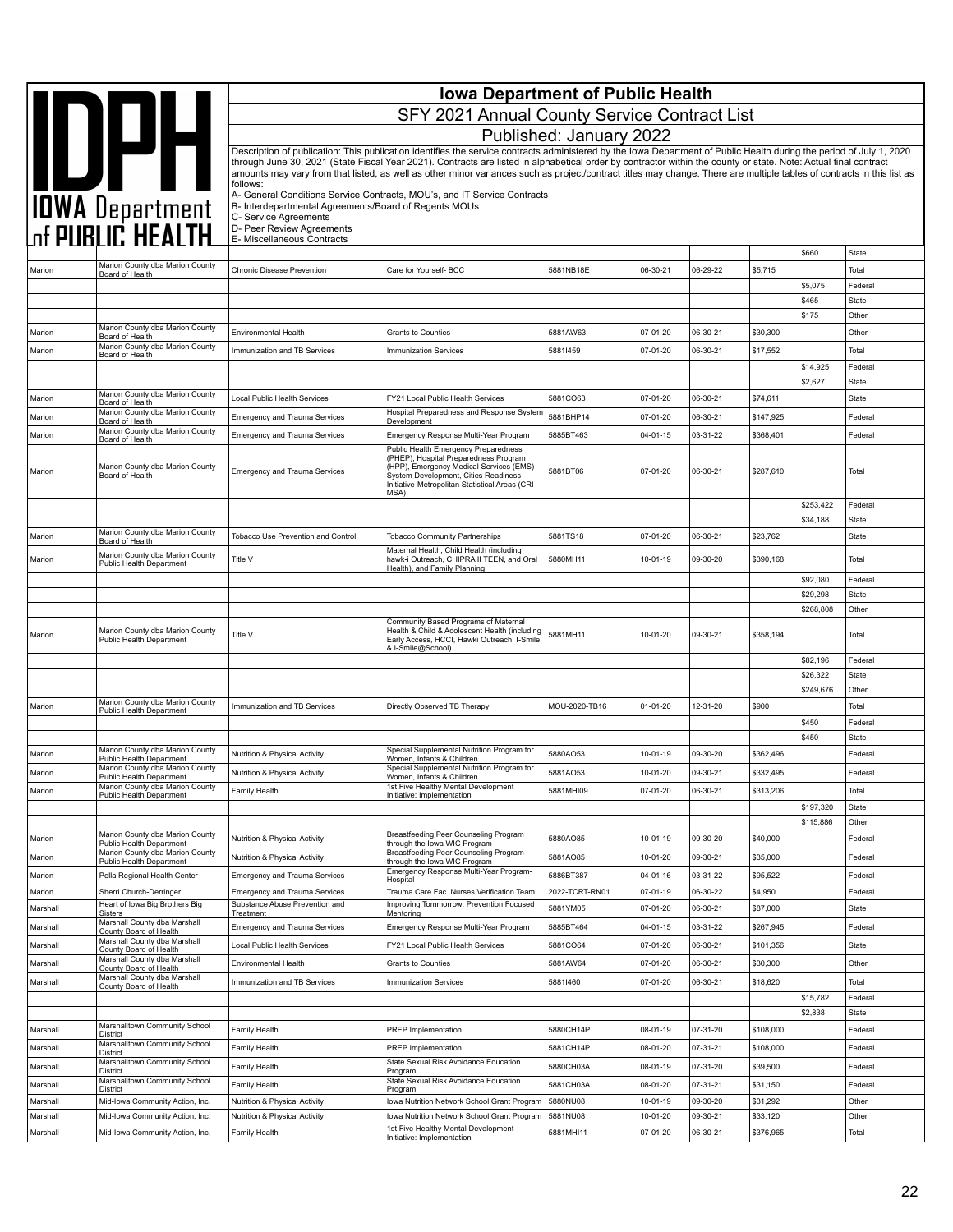# Iowa Department of Public Health

## SFY 2021 Annual County Service Contract List

### Published: January 2022

Description of publication: This publication identifies the service contracts administered by the Iowa Department of Public Health during the period of July 1, 2020 through June 30, 2021 (State Fiscal Year 2021). Contracts are listed in alphabetical order by contractor within the county or state. Note: Actual final contract amounts may vary from that listed, as well as other minor variances such as project/contract titles may change. There are multiple tables of contracts in this list as follows:

A- General Conditions Service Contracts, MOU's, and IT Service Contracts
B- Interdepartmental Agreements/Board of Regents MOUs
C- Service Agreements
D- Peer Review Agreements
E- Miscellaneous Contracts

| | | | | | | | | | |
|---|---|---|---|---|---|---|---|---|---|
| | | | | | | | | $660 | State |
| Marion | Marion County dba Marion County Board of Health | Chronic Disease Prevention | Care for Yourself- BCC | 5881NB18E | 06-30-21 | 06-29-22 | $5,715 | | Total |
| | | | | | | | | $5,075 | Federal |
| | | | | | | | | $465 | State |
| | | | | | | | | $175 | Other |
| Marion | Marion County dba Marion County Board of Health | Environmental Health | Grants to Counties | 5881AW63 | 07-01-20 | 06-30-21 | $30,300 | | Other |
| Marion | Marion County dba Marion County Board of Health | Immunization and TB Services | Immunization Services | 5881I459 | 07-01-20 | 06-30-21 | $17,552 | | Total |
| | | | | | | | | $14,925 | Federal |
| | | | | | | | | $2,627 | State |
| Marion | Marion County dba Marion County Board of Health | Local Public Health Services | FY21 Local Public Health Services | 5881CO63 | 07-01-20 | 06-30-21 | $74,611 | | State |
| Marion | Marion County dba Marion County Board of Health | Emergency and Trauma Services | Hospital Preparedness and Response System Development | 5881BHP14 | 07-01-20 | 06-30-21 | $147,925 | | Federal |
| Marion | Marion County dba Marion County Board of Health | Emergency and Trauma Services | Emergency Response Multi-Year Program | 5885BT463 | 04-01-15 | 03-31-22 | $368,401 | | Federal |
| Marion | Marion County dba Marion County Board of Health | Emergency and Trauma Services | Public Health Emergency Preparedness (PHEP), Hospital Preparedness Program (HPP), Emergency Medical Services (EMS) System Development, Cities Readiness Initiative-Metropolitan Statistical Areas (CRI-MSA) | 5881BT06 | 07-01-20 | 06-30-21 | $287,610 | | Total |
| | | | | | | | | $253,422 | Federal |
| | | | | | | | | $34,188 | State |
| Marion | Marion County dba Marion County Board of Health | Tobacco Use Prevention and Control | Tobacco Community Partnerships | 5881TS18 | 07-01-20 | 06-30-21 | $23,762 | | State |
| Marion | Marion County dba Marion County Public Health Department | Title V | Maternal Health, Child Health (including hawk-i Outreach, CHIPRA II TEEN, and Oral Health), and Family Planning | 5880MH11 | 10-01-19 | 09-30-20 | $390,168 | | Total |
| | | | | | | | | $92,080 | Federal |
| | | | | | | | | $29,298 | State |
| | | | | | | | | $268,808 | Other |
| Marion | Marion County dba Marion County Public Health Department | Title V | Community Based Programs of Maternal Health & Child & Adolescent Health (including Early Access, HCCI, Hawki Outreach, I-Smile & I-Smile@School) | 5881MH11 | 10-01-20 | 09-30-21 | $358,194 | | Total |
| | | | | | | | | $82,196 | Federal |
| | | | | | | | | $26,322 | State |
| | | | | | | | | $249,676 | Other |
| Marion | Marion County dba Marion County Public Health Department | Immunization and TB Services | Directly Observed TB Therapy | MOU-2020-TB16 | 01-01-20 | 12-31-20 | $900 | | Total |
| | | | | | | | | $450 | Federal |
| | | | | | | | | $450 | State |
| Marion | Marion County dba Marion County Public Health Department | Nutrition & Physical Activity | Special Supplemental Nutrition Program for Women, Infants & Children | 5880AO53 | 10-01-19 | 09-30-20 | $362,496 | | Federal |
| Marion | Marion County dba Marion County Public Health Department | Nutrition & Physical Activity | Special Supplemental Nutrition Program for Women, Infants & Children | 5881AO53 | 10-01-20 | 09-30-21 | $332,495 | | Federal |
| Marion | Marion County dba Marion County Public Health Department | Family Health | 1st Five Healthy Mental Development Initiative: Implementation | 5881MHI09 | 07-01-20 | 06-30-21 | $313,206 | | Total |
| | | | | | | | | $197,320 | State |
| | | | | | | | | $115,886 | Other |
| Marion | Marion County dba Marion County Public Health Department | Nutrition & Physical Activity | Breastfeeding Peer Counseling Program through the Iowa WIC Program | 5880AO85 | 10-01-19 | 09-30-20 | $40,000 | | Federal |
| Marion | Marion County dba Marion County Public Health Department | Nutrition & Physical Activity | Breastfeeding Peer Counseling Program through the Iowa WIC Program | 5881AO85 | 10-01-20 | 09-30-21 | $35,000 | | Federal |
| Marion | Pella Regional Health Center | Emergency and Trauma Services | Emergency Response Multi-Year Program-Hospital | 5886BT387 | 04-01-16 | 03-31-22 | $95,522 | | Federal |
| Marion | Sherri Church-Derringer | Emergency and Trauma Services | Trauma Care Fac. Nurses Verification Team | 2022-TCRT-RN01 | 07-01-19 | 06-30-22 | $4,950 | | Federal |
| Marshall | Heart of Iowa Big Brothers Big Sisters | Substance Abuse Prevention and Treatment | Improving Tommorrow: Prevention Focused Mentoring | 5881YM05 | 07-01-20 | 06-30-21 | $87,000 | | State |
| Marshall | Marshall County dba Marshall County Board of Health | Emergency and Trauma Services | Emergency Response Multi-Year Program | 5885BT464 | 04-01-15 | 03-31-22 | $267,945 | | Federal |
| Marshall | Marshall County dba Marshall County Board of Health | Local Public Health Services | FY21 Local Public Health Services | 5881CO64 | 07-01-20 | 06-30-21 | $101,356 | | State |
| Marshall | Marshall County dba Marshall County Board of Health | Environmental Health | Grants to Counties | 5881AW64 | 07-01-20 | 06-30-21 | $30,300 | | Other |
| Marshall | Marshall County dba Marshall County Board of Health | Immunization and TB Services | Immunization Services | 5881I460 | 07-01-20 | 06-30-21 | $18,620 | | Total |
| | | | | | | | | $15,782 | Federal |
| | | | | | | | | $2,838 | State |
| Marshall | Marshalltown Community School District | Family Health | PREP Implementation | 5880CH14P | 08-01-19 | 07-31-20 | $108,000 | | Federal |
| Marshall | Marshalltown Community School District | Family Health | PREP Implementation | 5881CH14P | 08-01-20 | 07-31-21 | $108,000 | | Federal |
| Marshall | Marshalltown Community School District | Family Health | State Sexual Risk Avoidance Education Program | 5880CH03A | 08-01-19 | 07-31-20 | $39,500 | | Federal |
| Marshall | Marshalltown Community School District | Family Health | State Sexual Risk Avoidance Education Program | 5881CH03A | 08-01-20 | 07-31-21 | $31,150 | | Federal |
| Marshall | Mid-Iowa Community Action, Inc. | Nutrition & Physical Activity | Iowa Nutrition Network School Grant Program | 5880NU08 | 10-01-19 | 09-30-20 | $31,292 | | Other |
| Marshall | Mid-Iowa Community Action, Inc. | Nutrition & Physical Activity | Iowa Nutrition Network School Grant Program | 5881NU08 | 10-01-20 | 09-30-21 | $33,120 | | Other |
| Marshall | Mid-Iowa Community Action, Inc. | Family Health | 1st Five Healthy Mental Development Initiative: Implementation | 5881MHI11 | 07-01-20 | 06-30-21 | $376,965 | | Total |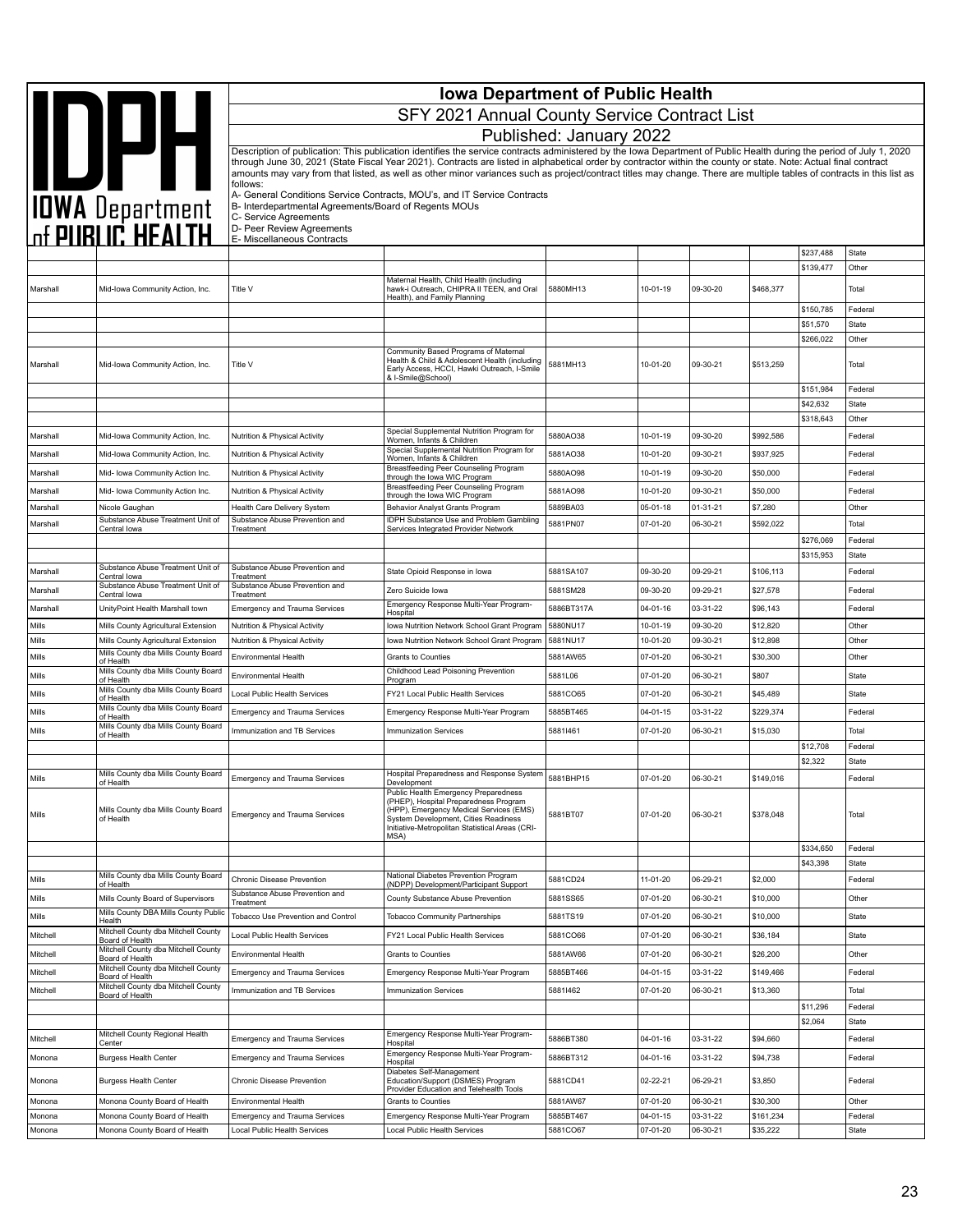# Iowa Department of Public Health

## SFY 2021 Annual County Service Contract List

### Published: January 2022

Description of publication: This publication identifies the service contracts administered by the Iowa Department of Public Health during the period of July 1, 2020 through June 30, 2021 (State Fiscal Year 2021). Contracts are listed in alphabetical order by contractor within the county or state. Note: Actual final contract amounts may vary from that listed, as well as other minor variances such as project/contract titles may change. There are multiple tables of contracts in this list as follows:

A- General Conditions Service Contracts, MOU's, and IT Service Contracts
B- Interdepartmental Agreements/Board of Regents MOUs
C- Service Agreements
D- Peer Review Agreements
E- Miscellaneous Contracts

| | | | | | | | | | |
|---|---|---|---|---|---|---|---|---|---|
| | | | | | | | | $237,488 | State |
| | | | | | | | | $139,477 | Other |
| Marshall | Mid-Iowa Community Action, Inc. | Title V | Maternal Health, Child Health (including hawk-i Outreach, CHIPRA II TEEN, and Oral Health), and Family Planning | 5880MH13 | 10-01-19 | 09-30-20 | $468,377 | | Total |
| | | | | | | | | $150,785 | Federal |
| | | | | | | | | $51,570 | State |
| | | | | | | | | $266,022 | Other |
| Marshall | Mid-Iowa Community Action, Inc. | Title V | Community Based Programs of Maternal Health & Child & Adolescent Health (including Early Access, HCCI, Hawki Outreach, I-Smile & I-Smile@School) | 5881MH13 | 10-01-20 | 09-30-21 | $513,259 | | Total |
| | | | | | | | | $151,984 | Federal |
| | | | | | | | | $42,632 | State |
| | | | | | | | | $318,643 | Other |
| Marshall | Mid-Iowa Community Action, Inc. | Nutrition & Physical Activity | Special Supplemental Nutrition Program for Women, Infants & Children | 5880AO38 | 10-01-19 | 09-30-20 | $992,586 | | Federal |
| Marshall | Mid-Iowa Community Action, Inc. | Nutrition & Physical Activity | Special Supplemental Nutrition Program for Women, Infants & Children | 5881AO38 | 10-01-20 | 09-30-21 | $937,925 | | Federal |
| Marshall | Mid- Iowa Community Action Inc. | Nutrition & Physical Activity | Breastfeeding Peer Counseling Program through the Iowa WIC Program | 5880AO98 | 10-01-19 | 09-30-20 | $50,000 | | Federal |
| Marshall | Mid- Iowa Community Action Inc. | Nutrition & Physical Activity | Breastfeeding Peer Counseling Program through the Iowa WIC Program | 5881AO98 | 10-01-20 | 09-30-21 | $50,000 | | Federal |
| Marshall | Nicole Gaughan | Health Care Delivery System | Behavior Analyst Grants Program | 5889BA03 | 05-01-18 | 01-31-21 | $7,280 | | Other |
| Marshall | Substance Abuse Treatment Unit of Central Iowa | Substance Abuse Prevention and Treatment | IDPH Substance Use and Problem Gambling Services Integrated Provider Network | 5881PN07 | 07-01-20 | 06-30-21 | $592,022 | | Total |
| | | | | | | | | $276,069 | Federal |
| | | | | | | | | $315,953 | State |
| Marshall | Substance Abuse Treatment Unit of Central Iowa | Substance Abuse Prevention and Treatment | State Opioid Response in Iowa | 5881SA107 | 09-30-20 | 09-29-21 | $106,113 | | Federal |
| Marshall | Substance Abuse Treatment Unit of Central Iowa | Substance Abuse Prevention and Treatment | Zero Suicide Iowa | 5881SM28 | 09-30-20 | 09-29-21 | $27,578 | | Federal |
| Marshall | UnityPoint Health Marshall town | Emergency and Trauma Services | Emergency Response Multi-Year Program-Hospital | 5886BT317A | 04-01-16 | 03-31-22 | $96,143 | | Federal |
| Mills | Mills County Agricultural Extension | Nutrition & Physical Activity | Iowa Nutrition Network School Grant Program | 5880NU17 | 10-01-19 | 09-30-20 | $12,820 | | Other |
| Mills | Mills County Agricultural Extension | Nutrition & Physical Activity | Iowa Nutrition Network School Grant Program | 5881NU17 | 10-01-20 | 09-30-21 | $12,898 | | Other |
| Mills | Mills County dba Mills County Board of Health | Environmental Health | Grants to Counties | 5881AW65 | 07-01-20 | 06-30-21 | $30,300 | | Other |
| Mills | Mills County dba Mills County Board of Health | Environmental Health | Childhood Lead Poisoning Prevention Program | 5881L06 | 07-01-20 | 06-30-21 | $807 | | State |
| Mills | Mills County dba Mills County Board of Health | Local Public Health Services | FY21 Local Public Health Services | 5881CO65 | 07-01-20 | 06-30-21 | $45,489 | | State |
| Mills | Mills County dba Mills County Board of Health | Emergency and Trauma Services | Emergency Response Multi-Year Program | 5885BT465 | 04-01-15 | 03-31-22 | $229,374 | | Federal |
| Mills | Mills County dba Mills County Board of Health | Immunization and TB Services | Immunization Services | 5881I461 | 07-01-20 | 06-30-21 | $15,030 | | Total |
| | | | | | | | | $12,708 | Federal |
| | | | | | | | | $2,322 | State |
| Mills | Mills County dba Mills County Board of Health | Emergency and Trauma Services | Hospital Preparedness and Response System Development | 5881BHP15 | 07-01-20 | 06-30-21 | $149,016 | | Federal |
| Mills | Mills County dba Mills County Board of Health | Emergency and Trauma Services | Public Health Emergency Preparedness (PHEP), Hospital Preparedness Program (HPP), Emergency Medical Services (EMS) System Development, Cities Readiness Initiative-Metropolitan Statistical Areas (CRI-MSA) | 5881BT07 | 07-01-20 | 06-30-21 | $378,048 | | Total |
| | | | | | | | | $334,650 | Federal |
| | | | | | | | | $43,398 | State |
| Mills | Mills County dba Mills County Board of Health | Chronic Disease Prevention | National Diabetes Prevention Program (NDPP) Development/Participant Support | 5881CD24 | 11-01-20 | 06-29-21 | $2,000 | | Federal |
| Mills | Mills County Board of Supervisors | Substance Abuse Prevention and Treatment | County Substance Abuse Prevention | 5881SS65 | 07-01-20 | 06-30-21 | $10,000 | | Other |
| Mills | Mills County DBA Mills County Public Health | Tobacco Use Prevention and Control | Tobacco Community Partnerships | 5881TS19 | 07-01-20 | 06-30-21 | $10,000 | | State |
| Mitchell | Mitchell County dba Mitchell County Board of Health | Local Public Health Services | FY21 Local Public Health Services | 5881CO66 | 07-01-20 | 06-30-21 | $36,184 | | State |
| Mitchell | Mitchell County dba Mitchell County Board of Health | Environmental Health | Grants to Counties | 5881AW66 | 07-01-20 | 06-30-21 | $26,200 | | Other |
| Mitchell | Mitchell County dba Mitchell County Board of Health | Emergency and Trauma Services | Emergency Response Multi-Year Program | 5885BT466 | 04-01-15 | 03-31-22 | $149,466 | | Federal |
| Mitchell | Mitchell County dba Mitchell County Board of Health | Immunization and TB Services | Immunization Services | 5881I462 | 07-01-20 | 06-30-21 | $13,360 | | Total |
| | | | | | | | | $11,296 | Federal |
| | | | | | | | | $2,064 | State |
| Mitchell | Mitchell County Regional Health Center | Emergency and Trauma Services | Emergency Response Multi-Year Program-Hospital | 5886BT380 | 04-01-16 | 03-31-22 | $94,660 | | Federal |
| Monona | Burgess Health Center | Emergency and Trauma Services | Emergency Response Multi-Year Program-Hospital | 5886BT312 | 04-01-16 | 03-31-22 | $94,738 | | Federal |
| Monona | Burgess Health Center | Chronic Disease Prevention | Diabetes Self-Management Education/Support (DSMES) Program Provider Education and Telehealth Tools | 5881CD41 | 02-22-21 | 06-29-21 | $3,850 | | Federal |
| Monona | Monona County Board of Health | Environmental Health | Grants to Counties | 5881AW67 | 07-01-20 | 06-30-21 | $30,300 | | Other |
| Monona | Monona County Board of Health | Emergency and Trauma Services | Emergency Response Multi-Year Program | 5885BT467 | 04-01-15 | 03-31-22 | $161,234 | | Federal |
| Monona | Monona County Board of Health | Local Public Health Services | Local Public Health Services | 5881CO67 | 07-01-20 | 06-30-21 | $35,222 | | State |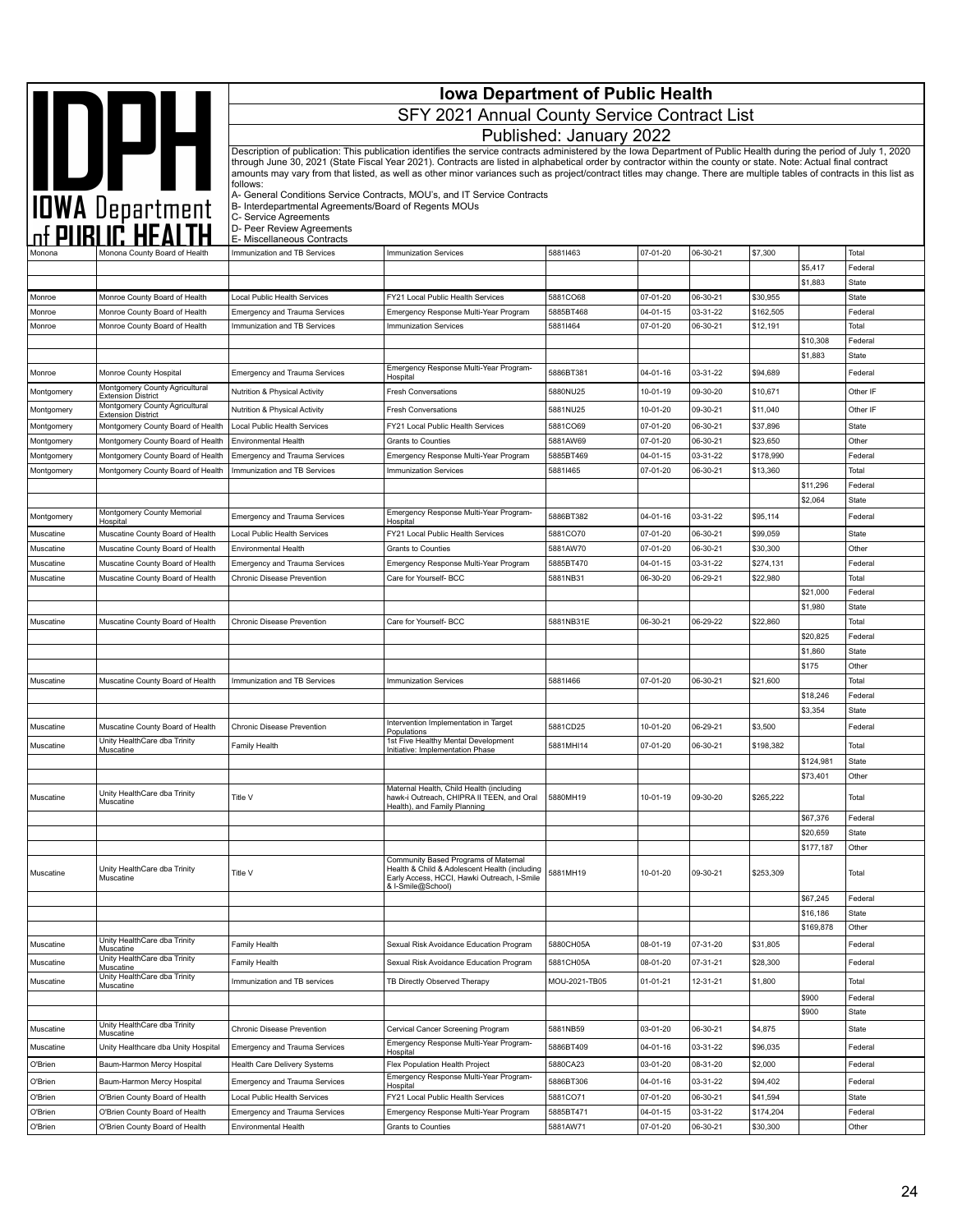# Iowa Department of Public Health

## SFY 2021 Annual County Service Contract List

### Published: January 2022

Description of publication: This publication identifies the service contracts administered by the Iowa Department of Public Health during the period of July 1, 2020 through June 30, 2021 (State Fiscal Year 2021). Contracts are listed in alphabetical order by contractor within the county or state. Note: Actual final contract amounts may vary from that listed, as well as other minor variances such as project/contract titles may change. There are multiple tables of contracts in this list as follows:

A- General Conditions Service Contracts, MOU's, and IT Service Contracts
B- Interdepartmental Agreements/Board of Regents MOUs
C- Service Agreements
D- Peer Review Agreements
E- Miscellaneous Contracts

| County | Contractor | Program Area | Contract Title | Contract Number | Start Date | End Date | Amount | Funding Amount | Funding Source |
|---|---|---|---|---|---|---|---|---|---|
| Monona | Monona County Board of Health | Immunization and TB Services | Immunization Services | 5881I463 | 07-01-20 | 06-30-21 | $7,300 | | Total |
| | | | | | | | | $5,417 | Federal |
| | | | | | | | | $1,883 | State |
| Monroe | Monroe County Board of Health | Local Public Health Services | FY21 Local Public Health Services | 5881CO68 | 07-01-20 | 06-30-21 | $30,955 | | State |
| Monroe | Monroe County Board of Health | Emergency and Trauma Services | Emergency Response Multi-Year Program | 5885BT468 | 04-01-15 | 03-31-22 | $162,505 | | Federal |
| Monroe | Monroe County Board of Health | Immunization and TB Services | Immunization Services | 5881I464 | 07-01-20 | 06-30-21 | $12,191 | | Total |
| | | | | | | | | $10,308 | Federal |
| | | | | | | | | $1,883 | State |
| Monroe | Monroe County Hospital | Emergency and Trauma Services | Emergency Response Multi-Year Program-Hospital | 5886BT381 | 04-01-16 | 03-31-22 | $94,689 | | Federal |
| Montgomery | Montgomery County Agricultural Extension District | Nutrition & Physical Activity | Fresh Conversations | 5880NU25 | 10-01-19 | 09-30-20 | $10,671 | | Other IF |
| Montgomery | Montgomery County Agricultural Extension District | Nutrition & Physical Activity | Fresh Conversations | 5881NU25 | 10-01-20 | 09-30-21 | $11,040 | | Other IF |
| Montgomery | Montgomery County Board of Health | Local Public Health Services | FY21 Local Public Health Services | 5881CO69 | 07-01-20 | 06-30-21 | $37,896 | | State |
| Montgomery | Montgomery County Board of Health | Environmental Health | Grants to Counties | 5881AW69 | 07-01-20 | 06-30-21 | $23,650 | | Other |
| Montgomery | Montgomery County Board of Health | Emergency and Trauma Services | Emergency Response Multi-Year Program | 5885BT469 | 04-01-15 | 03-31-22 | $178,990 | | Federal |
| Montgomery | Montgomery County Board of Health | Immunization and TB Services | Immunization Services | 5881I465 | 07-01-20 | 06-30-21 | $13,360 | | Total |
| | | | | | | | | $11,296 | Federal |
| | | | | | | | | $2,064 | State |
| Montgomery | Montgomery County Memorial Hospital | Emergency and Trauma Services | Emergency Response Multi-Year Program-Hospital | 5886BT382 | 04-01-16 | 03-31-22 | $95,114 | | Federal |
| Muscatine | Muscatine County Board of Health | Local Public Health Services | FY21 Local Public Health Services | 5881CO70 | 07-01-20 | 06-30-21 | $99,059 | | State |
| Muscatine | Muscatine County Board of Health | Environmental Health | Grants to Counties | 5881AW70 | 07-01-20 | 06-30-21 | $30,300 | | Other |
| Muscatine | Muscatine County Board of Health | Emergency and Trauma Services | Emergency Response Multi-Year Program | 5885BT470 | 04-01-15 | 03-31-22 | $274,131 | | Federal |
| Muscatine | Muscatine County Board of Health | Chronic Disease Prevention | Care for Yourself- BCC | 5881NB31 | 06-30-20 | 06-29-21 | $22,980 | | Total |
| | | | | | | | | $21,000 | Federal |
| | | | | | | | | $1,980 | State |
| Muscatine | Muscatine County Board of Health | Chronic Disease Prevention | Care for Yourself- BCC | 5881NB31E | 06-30-21 | 06-29-22 | $22,860 | | Total |
| | | | | | | | | $20,825 | Federal |
| | | | | | | | | $1,860 | State |
| | | | | | | | | $175 | Other |
| Muscatine | Muscatine County Board of Health | Immunization and TB Services | Immunization Services | 5881I466 | 07-01-20 | 06-30-21 | $21,600 | | Total |
| | | | | | | | | $18,246 | Federal |
| | | | | | | | | $3,354 | State |
| Muscatine | Muscatine County Board of Health | Chronic Disease Prevention | Intervention Implementation in Target Populations | 5881CD25 | 10-01-20 | 06-29-21 | $3,500 | | Federal |
| Muscatine | Unity HealthCare dba Trinity Muscatine | Family Health | 1st Five Healthy Mental Development Initiative: Implementation Phase | 5881MHI14 | 07-01-20 | 06-30-21 | $198,382 | | Total |
| | | | | | | | | $124,981 | State |
| | | | | | | | | $73,401 | Other |
| Muscatine | Unity HealthCare dba Trinity Muscatine | Title V | Maternal Health, Child Health (including hawk-i Outreach, CHIPRA II TEEN, and Oral Health), and Family Planning | 5880MH19 | 10-01-19 | 09-30-20 | $265,222 | | Total |
| | | | | | | | | $67,376 | Federal |
| | | | | | | | | $20,659 | State |
| | | | | | | | | $177,187 | Other |
| Muscatine | Unity HealthCare dba Trinity Muscatine | Title V | Community Based Programs of Maternal Health & Child & Adolescent Health (including Early Access, HCCI, Hawki Outreach, I-Smile & I-Smile@School) | 5881MH19 | 10-01-20 | 09-30-21 | $253,309 | | Total |
| | | | | | | | | $67,245 | Federal |
| | | | | | | | | $16,186 | State |
| | | | | | | | | $169,878 | Other |
| Muscatine | Unity HealthCare dba Trinity Muscatine | Family Health | Sexual Risk Avoidance Education Program | 5880CH05A | 08-01-19 | 07-31-20 | $31,805 | | Federal |
| Muscatine | Unity HealthCare dba Trinity Muscatine | Family Health | Sexual Risk Avoidance Education Program | 5881CH05A | 08-01-20 | 07-31-21 | $28,300 | | Federal |
| Muscatine | Unity HealthCare dba Trinity Muscatine | Immunization and TB services | TB Directly Observed Therapy | MOU-2021-TB05 | 01-01-21 | 12-31-21 | $1,800 | | Total |
| | | | | | | | | $900 | Federal |
| | | | | | | | | $900 | State |
| Muscatine | Unity HealthCare dba Trinity Muscatine | Chronic Disease Prevention | Cervical Cancer Screening Program | 5881NB59 | 03-01-20 | 06-30-21 | $4,875 | | State |
| Muscatine | Unity Healthcare dba Unity Hospital | Emergency and Trauma Services | Emergency Response Multi-Year Program-Hospital | 5886BT409 | 04-01-16 | 03-31-22 | $96,035 | | Federal |
| O'Brien | Baum-Harmon Mercy Hospital | Health Care Delivery Systems | Flex Population Health Project | 5880CA23 | 03-01-20 | 08-31-20 | $2,000 | | Federal |
| O'Brien | Baum-Harmon Mercy Hospital | Emergency and Trauma Services | Emergency Response Multi-Year Program-Hospital | 5886BT306 | 04-01-16 | 03-31-22 | $94,402 | | Federal |
| O'Brien | O'Brien County Board of Health | Local Public Health Services | FY21 Local Public Health Services | 5881CO71 | 07-01-20 | 06-30-21 | $41,594 | | State |
| O'Brien | O'Brien County Board of Health | Emergency and Trauma Services | Emergency Response Multi-Year Program | 5885BT471 | 04-01-15 | 03-31-22 | $174,204 | | Federal |
| O'Brien | O'Brien County Board of Health | Environmental Health | Grants to Counties | 5881AW71 | 07-01-20 | 06-30-21 | $30,300 | | Other |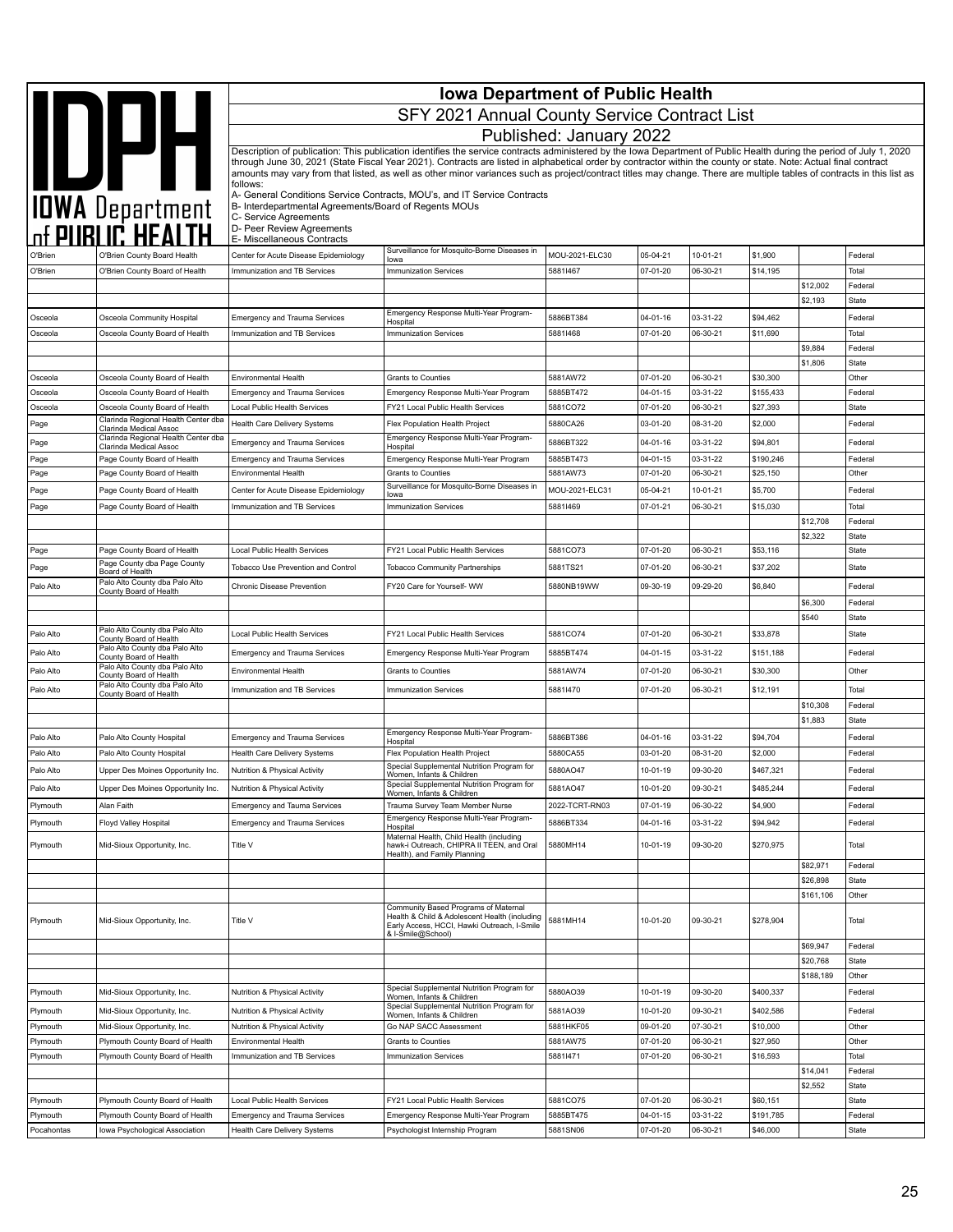# Iowa Department of Public Health

## SFY 2021 Annual County Service Contract List

### Published: January 2022

Description of publication: This publication identifies the service contracts administered by the Iowa Department of Public Health during the period of July 1, 2020 through June 30, 2021 (State Fiscal Year 2021). Contracts are listed in alphabetical order by contractor within the county or state. Note: Actual final contract amounts may vary from that listed, as well as other minor variances such as project/contract titles may change. There are multiple tables of contracts in this list as follows:

A- General Conditions Service Contracts, MOU's, and IT Service Contracts
B- Interdepartmental Agreements/Board of Regents MOUs
C- Service Agreements
D- Peer Review Agreements
E- Miscellaneous Contracts

| | | | | | | | | | |
|---|---|---|---|---|---|---|---|---|---|
| O'Brien | O'Brien County Board Health | Center for Acute Disease Epidemiology | Surveillance for Mosquito-Borne Diseases in Iowa | MOU-2021-ELC30 | 05-04-21 | 10-01-21 | $1,900 | | Federal |
| O'Brien | O'Brien County Board of Health | Immunization and TB Services | Immunization Services | 5881I467 | 07-01-20 | 06-30-21 | $14,195 | | Total |
| | | | | | | | | $12,002 | Federal |
| | | | | | | | | $2,193 | State |
| Osceola | Osceola Community Hospital | Emergency and Trauma Services | Emergency Response Multi-Year Program-Hospital | 5886BT384 | 04-01-16 | 03-31-22 | $94,462 | | Federal |
| Osceola | Osceola County Board of Health | Immunization and TB Services | Immunization Services | 5881I468 | 07-01-20 | 06-30-21 | $11,690 | | Total |
| | | | | | | | | $9,884 | Federal |
| | | | | | | | | $1,806 | State |
| Osceola | Osceola County Board of Health | Environmental Health | Grants to Counties | 5881AW72 | 07-01-20 | 06-30-21 | $30,300 | | Other |
| Osceola | Osceola County Board of Health | Emergency and Trauma Services | Emergency Response Multi-Year Program | 5885BT472 | 04-01-15 | 03-31-22 | $155,433 | | Federal |
| Osceola | Osceola County Board of Health | Local Public Health Services | FY21 Local Public Health Services | 5881CO72 | 07-01-20 | 06-30-21 | $27,393 | | State |
| Page | Clarinda Regional Health Center dba Clarinda Medical Assoc | Health Care Delivery Systems | Flex Population Health Project | 5880CA26 | 03-01-20 | 08-31-20 | $2,000 | | Federal |
| Page | Clarinda Regional Health Center dba Clarinda Medical Assoc | Emergency and Trauma Services | Emergency Response Multi-Year Program-Hospital | 5886BT322 | 04-01-16 | 03-31-22 | $94,801 | | Federal |
| Page | Page County Board of Health | Emergency and Trauma Services | Emergency Response Multi-Year Program | 5885BT473 | 04-01-15 | 03-31-22 | $190,246 | | Federal |
| Page | Page County Board of Health | Environmental Health | Grants to Counties | 5881AW73 | 07-01-20 | 06-30-21 | $25,150 | | Other |
| Page | Page County Board of Health | Center for Acute Disease Epidemiology | Surveillance for Mosquito-Borne Diseases in Iowa | MOU-2021-ELC31 | 05-04-21 | 10-01-21 | $5,700 | | Federal |
| Page | Page County Board of Health | Immunization and TB Services | Immunization Services | 5881I469 | 07-01-21 | 06-30-21 | $15,030 | | Total |
| | | | | | | | | $12,708 | Federal |
| | | | | | | | | $2,322 | State |
| Page | Page County Board of Health | Local Public Health Services | FY21 Local Public Health Services | 5881CO73 | 07-01-20 | 06-30-21 | $53,116 | | State |
| Page | Page County dba Page County Board of Health | Tobacco Use Prevention and Control | Tobacco Community Partnerships | 5881TS21 | 07-01-20 | 06-30-21 | $37,202 | | State |
| Palo Alto | Palo Alto County dba Palo Alto County Board of Health | Chronic Disease Prevention | FY20 Care for Yourself- WW | 5880NB19WW | 09-30-19 | 09-29-20 | $6,840 | | Federal |
| | | | | | | | | $6,300 | Federal |
| | | | | | | | | $540 | State |
| Palo Alto | Palo Alto County dba Palo Alto County Board of Health | Local Public Health Services | FY21 Local Public Health Services | 5881CO74 | 07-01-20 | 06-30-21 | $33,878 | | State |
| Palo Alto | Palo Alto County dba Palo Alto County Board of Health | Emergency and Trauma Services | Emergency Response Multi-Year Program | 5885BT474 | 04-01-15 | 03-31-22 | $151,188 | | Federal |
| Palo Alto | Palo Alto County dba Palo Alto County Board of Health | Environmental Health | Grants to Counties | 5881AW74 | 07-01-20 | 06-30-21 | $30,300 | | Other |
| Palo Alto | Palo Alto County dba Palo Alto County Board of Health | Immunization and TB Services | Immunization Services | 5881I470 | 07-01-20 | 06-30-21 | $12,191 | | Total |
| | | | | | | | | $10,308 | Federal |
| | | | | | | | | $1,883 | State |
| Palo Alto | Palo Alto County Hospital | Emergency and Trauma Services | Emergency Response Multi-Year Program-Hospital | 5886BT386 | 04-01-16 | 03-31-22 | $94,704 | | Federal |
| Palo Alto | Palo Alto County Hospital | Health Care Delivery Systems | Flex Population Health Project | 5880CA55 | 03-01-20 | 08-31-20 | $2,000 | | Federal |
| Palo Alto | Upper Des Moines Opportunity Inc. | Nutrition & Physical Activity | Special Supplemental Nutrition Program for Women, Infants & Children | 5880AO47 | 10-01-19 | 09-30-20 | $467,321 | | Federal |
| Palo Alto | Upper Des Moines Opportunity Inc. | Nutrition & Physical Activity | Special Supplemental Nutrition Program for Women, Infants & Children | 5881AO47 | 10-01-20 | 09-30-21 | $485,244 | | Federal |
| Plymouth | Alan Faith | Emergency and Tauma Services | Trauma Survey Team Member Nurse | 2022-TCRT-RN03 | 07-01-19 | 06-30-22 | $4,900 | | Federal |
| Plymouth | Floyd Valley Hospital | Emergency and Trauma Services | Emergency Response Multi-Year Program-Hospital | 5886BT334 | 04-01-16 | 03-31-22 | $94,942 | | Federal |
| Plymouth | Mid-Sioux Opportunity, Inc. | Title V | Maternal Health, Child Health (including hawk-i Outreach, CHIPRA II TEEN, and Oral Health), and Family Planning | 5880MH14 | 10-01-19 | 09-30-20 | $270,975 | | Total |
| | | | | | | | | $82,971 | Federal |
| | | | | | | | | $26,898 | State |
| | | | | | | | | $161,106 | Other |
| Plymouth | Mid-Sioux Opportunity, Inc. | Title V | Community Based Programs of Maternal Health & Child & Adolescent Health (including Early Access, HCCI, Hawki Outreach, I-Smile & I-Smile@School) | 5881MH14 | 10-01-20 | 09-30-21 | $278,904 | | Total |
| | | | | | | | | $69,947 | Federal |
| | | | | | | | | $20,768 | State |
| | | | | | | | | $188,189 | Other |
| Plymouth | Mid-Sioux Opportunity, Inc. | Nutrition & Physical Activity | Special Supplemental Nutrition Program for Women, Infants & Children | 5880AO39 | 10-01-19 | 09-30-20 | $400,337 | | Federal |
| Plymouth | Mid-Sioux Opportunity, Inc. | Nutrition & Physical Activity | Special Supplemental Nutrition Program for Women, Infants & Children | 5881AO39 | 10-01-20 | 09-30-21 | $402,586 | | Federal |
| Plymouth | Mid-Sioux Opportunity, Inc. | Nutrition & Physical Activity | Go NAP SACC Assessment | 5881HKF05 | 09-01-20 | 07-30-21 | $10,000 | | Other |
| Plymouth | Plymouth County Board of Health | Environmental Health | Grants to Counties | 5881AW75 | 07-01-20 | 06-30-21 | $27,950 | | Other |
| Plymouth | Plymouth County Board of Health | Immunization and TB Services | Immunization Services | 5881I471 | 07-01-20 | 06-30-21 | $16,593 | | Total |
| | | | | | | | | $14,041 | Federal |
| | | | | | | | | $2,552 | State |
| Plymouth | Plymouth County Board of Health | Local Public Health Services | FY21 Local Public Health Services | 5881CO75 | 07-01-20 | 06-30-21 | $60,151 | | State |
| Plymouth | Plymouth County Board of Health | Emergency and Trauma Services | Emergency Response Multi-Year Program | 5885BT475 | 04-01-15 | 03-31-22 | $191,785 | | Federal |
| Pocahontas | Iowa Psychological Association | Health Care Delivery Systems | Psychologist Internship Program | 5881SN06 | 07-01-20 | 06-30-21 | $46,000 | | State |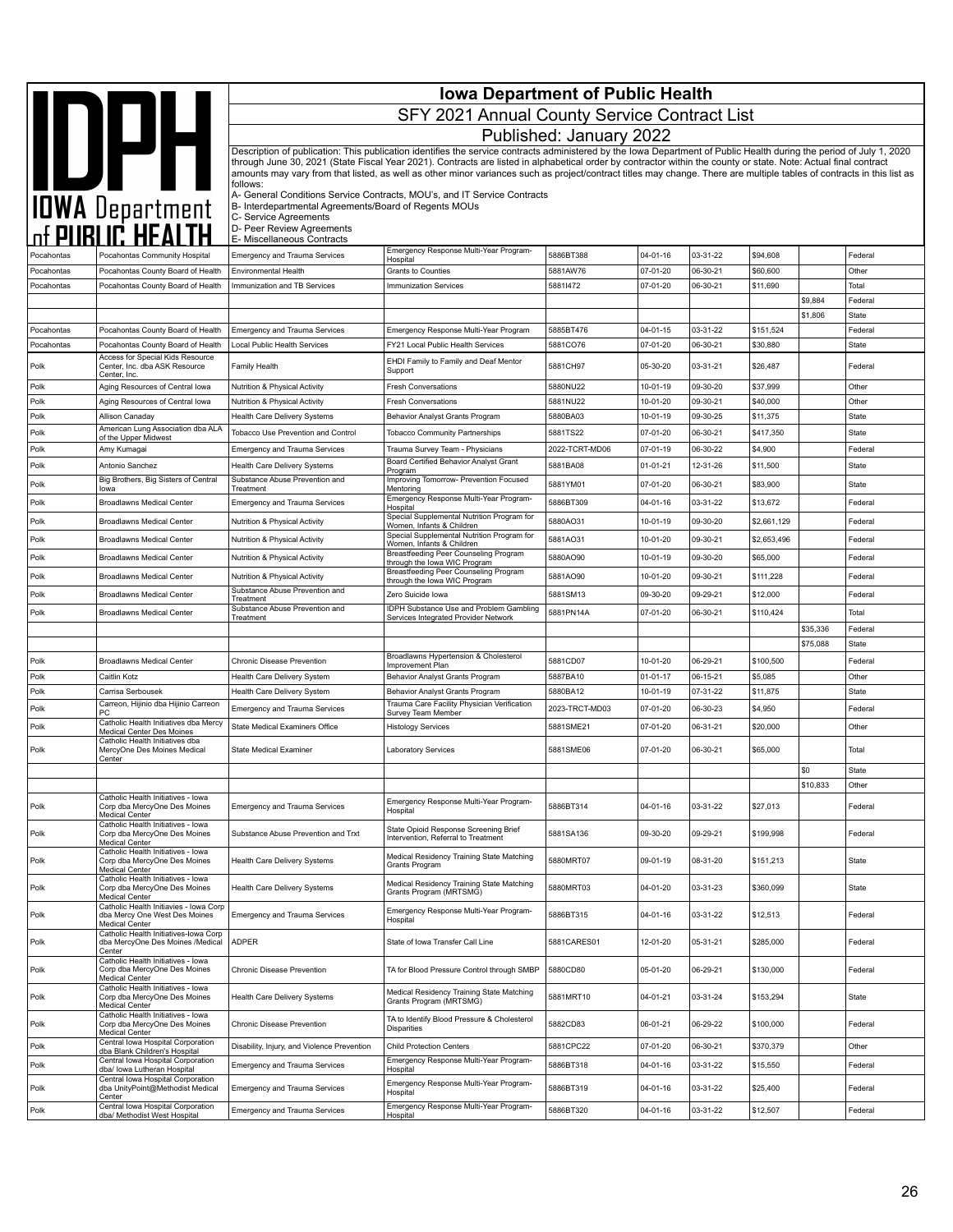# Iowa Department of Public Health

## SFY 2021 Annual County Service Contract List

### Published: January 2022

Description of publication: This publication identifies the service contracts administered by the Iowa Department of Public Health during the period of July 1, 2020 through June 30, 2021 (State Fiscal Year 2021). Contracts are listed in alphabetical order by contractor within the county or state. Note: Actual final contract amounts may vary from that listed, as well as other minor variances such as project/contract titles may change. There are multiple tables of contracts in this list as follows:

A- General Conditions Service Contracts, MOU's, and IT Service Contracts
B- Interdepartmental Agreements/Board of Regents MOUs
C- Service Agreements
D- Peer Review Agreements
E- Miscellaneous Contracts

| | | | | | | | | | |
|---|---|---|---|---|---|---|---|---|---|
| Pocahontas | Pocahontas Community Hospital | Emergency and Trauma Services | Emergency Response Multi-Year Program-Hospital | 5886BT388 | 04-01-16 | 03-31-22 | $94,608 | | Federal |
| Pocahontas | Pocahontas County Board of Health | Environmental Health | Grants to Counties | 5881AW76 | 07-01-20 | 06-30-21 | $60,600 | | Other |
| Pocahontas | Pocahontas County Board of Health | Immunization and TB Services | Immunization Services | 5881I472 | 07-01-20 | 06-30-21 | $11,690 | | Total |
| | | | | | | | | $9,884 | Federal |
| | | | | | | | | $1,806 | State |
| Pocahontas | Pocahontas County Board of Health | Emergency and Trauma Services | Emergency Response Multi-Year Program | 5885BT476 | 04-01-15 | 03-31-22 | $151,524 | | Federal |
| Pocahontas | Pocahontas County Board of Health | Local Public Health Services | FY21 Local Public Health Services | 5881CO76 | 07-01-20 | 06-30-21 | $30,880 | | State |
| Polk | Access for Special Kids Resource Center, Inc. dba ASK Resource Center, Inc. | Family Health | EHDI Family to Family and Deaf Mentor Support | 5881CH97 | 05-30-20 | 03-31-21 | $26,487 | | Federal |
| Polk | Aging Resources of Central Iowa | Nutrition & Physical Activity | Fresh Conversations | 5880NU22 | 10-01-19 | 09-30-20 | $37,999 | | Other |
| Polk | Aging Resources of Central Iowa | Nutrition & Physical Activity | Fresh Conversations | 5881NU22 | 10-01-20 | 09-30-21 | $40,000 | | Other |
| Polk | Allison Canaday | Health Care Delivery Systems | Behavior Analyst Grants Program | 5880BA03 | 10-01-19 | 09-30-25 | $11,375 | | State |
| Polk | American Lung Association dba ALA of the Upper Midwest | Tobacco Use Prevention and Control | Tobacco Community Partnerships | 5881TS22 | 07-01-20 | 06-30-21 | $417,350 | | State |
| Polk | Amy Kumagai | Emergency and Trauma Services | Trauma Survey Team - Physicians | 2022-TCRT-MD06 | 07-01-19 | 06-30-22 | $4,900 | | Federal |
| Polk | Antonio Sanchez | Health Care Delivery Systems | Board Certified Behavior Analyst Grant Program | 5881BA08 | 01-01-21 | 12-31-26 | $11,500 | | State |
| Polk | Big Brothers, Big Sisters of Central Iowa | Substance Abuse Prevention and Treatment | Improving Tomorrow- Prevention Focused Mentoring | 5881YM01 | 07-01-20 | 06-30-21 | $83,900 | | State |
| Polk | Broadlawns Medical Center | Emergency and Trauma Services | Emergency Response Multi-Year Program-Hospital | 5886BT309 | 04-01-16 | 03-31-22 | $13,672 | | Federal |
| Polk | Broadlawns Medical Center | Nutrition & Physical Activity | Special Supplemental Nutrition Program for Women, Infants & Children | 5880AO31 | 10-01-19 | 09-30-20 | $2,661,129 | | Federal |
| Polk | Broadlawns Medical Center | Nutrition & Physical Activity | Special Supplemental Nutrition Program for Women, Infants & Children | 5881AO31 | 10-01-20 | 09-30-21 | $2,653,496 | | Federal |
| Polk | Broadlawns Medical Center | Nutrition & Physical Activity | Breastfeeding Peer Counseling Program through the Iowa WIC Program | 5880AO90 | 10-01-19 | 09-30-20 | $65,000 | | Federal |
| Polk | Broadlawns Medical Center | Nutrition & Physical Activity | Breastfeeding Peer Counseling Program through the Iowa WIC Program | 5881AO90 | 10-01-20 | 09-30-21 | $111,228 | | Federal |
| Polk | Broadlawns Medical Center | Substance Abuse Prevention and Treatment | Zero Suicide Iowa | 5881SM13 | 09-30-20 | 09-29-21 | $12,000 | | Federal |
| Polk | Broadlawns Medical Center | Substance Abuse Prevention and Treatment | IDPH Substance Use and Problem Gambling Services Integrated Provider Network | 5881PN14A | 07-01-20 | 06-30-21 | $110,424 | | Total |
| | | | | | | | | $35,336 | Federal |
| | | | | | | | | $75,088 | State |
| Polk | Broadlawns Medical Center | Chronic Disease Prevention | Broadlawns Hypertension & Cholesterol Improvement Plan | 5881CD07 | 10-01-20 | 06-29-21 | $100,500 | | Federal |
| Polk | Caitlin Kotz | Health Care Delivery System | Behavior Analyst Grants Program | 5887BA10 | 01-01-17 | 06-15-21 | $5,085 | | Other |
| Polk | Carrisa Serbousek | Health Care Delivery System | Behavior Analyst Grants Program | 5880BA12 | 10-01-19 | 07-31-22 | $11,875 | | State |
| Polk | Carreon, Hijinio dba Hijinio Carreon PC | Emergency and Trauma Services | Trauma Care Facility Physician Verification Survey Team Member | 2023-TRCT-MD03 | 07-01-20 | 06-30-23 | $4,950 | | Federal |
| Polk | Catholic Health Initiatives dba Mercy Medical Center Des Moines | State Medical Examiners Office | Histology Services | 5881SME21 | 07-01-20 | 06-31-21 | $20,000 | | Other |
| Polk | Catholic Health Initiatives dba MercyOne Des Moines Medical Center | State Medical Examiner | Laboratory Services | 5881SME06 | 07-01-20 | 06-30-21 | $65,000 | | Total |
| | | | | | | | | $0 | State |
| | | | | | | | | $10,833 | Other |
| Polk | Catholic Health Initiatives - Iowa Corp dba MercyOne Des Moines Medical Center | Emergency and Trauma Services | Emergency Response Multi-Year Program-Hospital | 5886BT314 | 04-01-16 | 03-31-22 | $27,013 | | Federal |
| Polk | Catholic Health Initiatives - Iowa Corp dba MercyOne Des Moines Medical Center | Substance Abuse Prevention and Trxt | State Opioid Response Screening Brief Intervention, Referral to Treatment | 5881SA136 | 09-30-20 | 09-29-21 | $199,998 | | Federal |
| Polk | Catholic Health Initiatives - Iowa Corp dba MercyOne Des Moines Medical Center | Health Care Delivery Systems | Medical Residency Training State Matching Grants Program | 5880MRT07 | 09-01-19 | 08-31-20 | $151,213 | | State |
| Polk | Catholic Health Initiatives - Iowa Corp dba MercyOne Des Moines Medical Center | Health Care Delivery Systems | Medical Residency Training State Matching Grants Program (MRTSMG) | 5880MRT03 | 04-01-20 | 03-31-23 | $360,099 | | State |
| Polk | Catholic Health Initiavies - Iowa Corp dba Mercy One West Des Moines Medical Center | Emergency and Trauma Services | Emergency Response Multi-Year Program-Hospital | 5886BT315 | 04-01-16 | 03-31-22 | $12,513 | | Federal |
| Polk | Catholic Health Initiatives-Iowa Corp dba MercyOne Des Moines /Medical Center | ADPER | State of Iowa Transfer Call Line | 5881CARES01 | 12-01-20 | 05-31-21 | $285,000 | | Federal |
| Polk | Catholic Health Initiatives - Iowa Corp dba MercyOne Des Moines Medical Center | Chronic Disease Prevention | TA for Blood Pressure Control through SMBP | 5880CD80 | 05-01-20 | 06-29-21 | $130,000 | | Federal |
| Polk | Catholic Health Initiatives - Iowa Corp dba MercyOne Des Moines Medical Center | Health Care Delivery Systems | Medical Residency Training State Matching Grants Program (MRTSMG) | 5881MRT10 | 04-01-21 | 03-31-24 | $153,294 | | State |
| Polk | Catholic Health Initiatives - Iowa Corp dba MercyOne Des Moines Medical Center | Chronic Disease Prevention | TA to Identify Blood Pressure & Cholesterol Disparities | 5882CD83 | 06-01-21 | 06-29-22 | $100,000 | | Federal |
| Polk | Central Iowa Hospital Corporation dba Blank Children's Hospital | Disability, Injury, and Violence Prevention | Child Protection Centers | 5881CPC22 | 07-01-20 | 06-30-21 | $370,379 | | Other |
| Polk | Central Iowa Hospital Corporation dba/ Iowa Lutheran Hospital | Emergency and Trauma Services | Emergency Response Multi-Year Program-Hospital | 5886BT318 | 04-01-16 | 03-31-22 | $15,550 | | Federal |
| Polk | Central Iowa Hospital Corporation dba UnityPoint@Methodist Medical Center | Emergency and Trauma Services | Emergency Response Multi-Year Program-Hospital | 5886BT319 | 04-01-16 | 03-31-22 | $25,400 | | Federal |
| Polk | Central Iowa Hospital Corporation dba/ Methodist West Hospital | Emergency and Trauma Services | Emergency Response Multi-Year Program-Hospital | 5886BT320 | 04-01-16 | 03-31-22 | $12,507 | | Federal |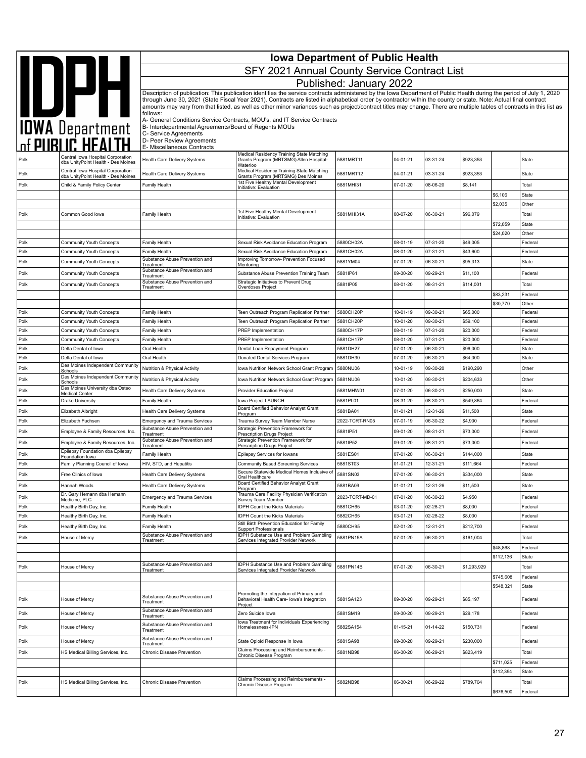# Iowa Department of Public Health

## SFY 2021 Annual County Service Contract List

### Published: January 2022

Description of publication: This publication identifies the service contracts administered by the Iowa Department of Public Health during the period of July 1, 2020 through June 30, 2021 (State Fiscal Year 2021). Contracts are listed in alphabetical order by contractor within the county or state. Note: Actual final contract amounts may vary from that listed, as well as other minor variances such as project/contract titles may change. There are multiple tables of contracts in this list as follows:

A- General Conditions Service Contracts, MOU's, and IT Service Contracts
B- Interdepartmental Agreements/Board of Regents MOUs
C- Service Agreements
D- Peer Review Agreements
E- Miscellaneous Contracts

| | | | | | | | | | |
|---|---|---|---|---|---|---|---|---|---|
| Polk | Central Iowa Hospital Corporation dba UnityPoint Health - Des Moines | Health Care Delivery Systems | Medical Residency Training State Matching Grants Program (MRTSMG) Allen Hospital-Waterloo | 5881MRT11 | 04-01-21 | 03-31-24 | $923,353 | | State |
| Polk | Central Iowa Hospital Corporation dba UnityPoint Health - Des Moines | Health Care Delivery Systems | Medical Residency Training State Matching Grants Program (MRTSMG) Des Moines | 5881MRT12 | 04-01-21 | 03-31-24 | $923,353 | | State |
| Polk | Child & Family Policy Center | Family Health | 1st Five Healthy Mental Development Initiative: Evaluation | 5881MHI31 | 07-01-20 | 08-06-20 | $8,141 | | Total |
| | | | | | | | | $6,106 | State |
| | | | | | | | | $2,035 | Other |
| Polk | Common Good Iowa | Family Health | 1st Five Healthy Mental Development Initiative: Evaluation | 5881MHI31A | 08-07-20 | 06-30-21 | $96,079 | | Total |
| | | | | | | | | $72,059 | State |
| | | | | | | | | $24,020 | Other |
| Polk | Community Youth Concepts | Family Health | Sexual Risk Avoidance Education Program | 5880CH02A | 08-01-19 | 07-31-20 | $49,005 | | Federal |
| Polk | Community Youth Concepts | Family Health | Sexual Risk Avoidance Education Program | 5881CH02A | 08-01-20 | 07-31-21 | $43,600 | | Federal |
| Polk | Community Youth Concepts | Substance Abuse Prevention and Treatment | Improving Tomorrow- Prevention Focused Mentoring | 5881YM04 | 07-01-20 | 06-30-21 | $95,313 | | State |
| Polk | Community Youth Concepts | Substance Abuse Prevention and Treatment | Substance Abuse Prevention Training Team | 5881IP61 | 09-30-20 | 09-29-21 | $11,100 | | Federal |
| Polk | Community Youth Concepts | Substance Abuse Prevention and Treatment | Strategic Initiatives to Prevent Drug Overdoses Project | 5881IP05 | 08-01-20 | 08-31-21 | $114,001 | | Total |
| | | | | | | | | $83,231 | Federal |
| | | | | | | | | $30,770 | Other |
| Polk | Community Youth Concepts | Family Health | Teen Outreach Program Replication Partner | 5880CH20P | 10-01-19 | 09-30-21 | $65,000 | | Federal |
| Polk | Community Youth Concepts | Family Health | Teen Outreach Program Replication Partner | 5881CH20P | 10-01-20 | 09-30-21 | $59,100 | | Federal |
| Polk | Community Youth Concepts | Family Health | PREP Implementation | 5880CH17P | 08-01-19 | 07-31-20 | $20,000 | | Federal |
| Polk | Community Youth Concepts | Family Health | PREP Implementation | 5881CH17P | 08-01-20 | 07-31-21 | $20,000 | | Federal |
| Polk | Delta Dental of Iowa | Oral Health | Dental Loan Repayment Program | 5881DH27 | 07-01-20 | 06-30-21 | $96,000 | | State |
| Polk | Delta Dental of Iowa | Oral Health | Donated Dental Services Program | 5881DH30 | 07-01-20 | 06-30-21 | $64,000 | | State |
| Polk | Des Moines Independent Community Schools | Nutrition & Physical Activity | Iowa Nutrition Network School Grant Program | 5880NU06 | 10-01-19 | 09-30-20 | $190,290 | | Other |
| Polk | Des Moines Independent Community Schools | Nutrition & Physical Activity | Iowa Nutrition Network School Grant Program | 5881NU06 | 10-01-20 | 09-30-21 | $204,633 | | Other |
| Polk | Des Moines University dba Osteo Medical Center | Health Care Delivery Systems | Provider Education Project | 5881MHW01 | 07-01-20 | 06-30-21 | $250,000 | | State |
| Polk | Drake University | Family Health | Iowa Project LAUNCH | 5881PL01 | 08-31-20 | 08-30-21 | $549,864 | | Federal |
| Polk | Elizabeth Albright | Health Care Delivery Systems | Board Certified Behavior Analyst Grant Program | 5881BA01 | 01-01-21 | 12-31-26 | $11,500 | | State |
| Polk | Elizabeth Fuchsen | Emergency and Trauma Services | Trauma Survey Team Member Nurse | 2022-TCRT-RN05 | 07-01-19 | 06-30-22 | $4,900 | | Federal |
| Polk | Employee & Family Resources, Inc. | Substance Abuse Prevention and Treatment | Strategic Prevention Framework for Prescription Drugs Project | 5881IP51 | 09-01-20 | 08-31-21 | $73,000 | | Federal |
| Polk | Employee & Family Resources, Inc. | Substance Abuse Prevention and Treatment | Strategic Prevention Framework for Prescription Drugs Project | 5881IP52 | 09-01-20 | 08-31-21 | $73,000 | | Federal |
| Polk | Epilepsy Foundation dba Epilepsy Foundation Iowa | Family Health | Epilepsy Services for Iowans | 5881ES01 | 07-01-20 | 06-30-21 | $144,000 | | State |
| Polk | Family Planning Council of Iowa | HIV, STD, and Hepatitis | Community Based Screening Services | 5881ST03 | 01-01-21 | 12-31-21 | $111,664 | | Federal |
| Polk | Free Clinics of Iowa | Health Care Delivery Systems | Secure Statewide Medical Homes Inclusive of Oral Healthcare | 5881SN03 | 07-01-20 | 06-30-21 | $334,000 | | State |
| Polk | Hannah Woods | Health Care Delivery Systems | Board Certified Behavior Analyst Grant Program | 5881BA09 | 01-01-21 | 12-31-26 | $11,500 | | State |
| Polk | Dr. Gary Hemann dba Hemann Medicine, PLC | Emergency and Trauma Services | Trauma Care Facility Physician Verification Survey Team Member | 2023-TCRT-MD-01 | 07-01-20 | 06-30-23 | $4,950 | | Federal |
| Polk | Healthy Birth Day, Inc. | Family Health | IDPH Count the Kicks Materials | 5881CH65 | 03-01-20 | 02-28-21 | $8,000 | | Federal |
| Polk | Healthy Birth Day, Inc. | Family Health | IDPH Count the Kicks Materials | 5882CH65 | 03-01-21 | 02-28-22 | $8,000 | | Federal |
| Polk | Healthy Birth Day, Inc. | Family Health | Still Birth Prevention Education for Family Support Professionals | 5880CH95 | 02-01-20 | 12-31-21 | $212,700 | | Federal |
| Polk | House of Mercy | Substance Abuse Prevention and Treatment | IDPH Substance Use and Problem Gambling Services Integrated Provider Network | 5881PN15A | 07-01-20 | 06-30-21 | $161,004 | | Total |
| | | | | | | | | $48,868 | Federal |
| | | | | | | | | $112,136 | State |
| Polk | House of Mercy | Substance Abuse Prevention and Treatment | IDPH Substance Use and Problem Gambling Services Integrated Provider Network | 5881PN14B | 07-01-20 | 06-30-21 | $1,293,929 | | Total |
| | | | | | | | | $745,608 | Federal |
| | | | | | | | | $548,321 | State |
| Polk | House of Mercy | Substance Abuse Prevention and Treatment | Promoting the Integration of Primary and Behavioral Health Care- Iowa's Integration Project | 5881SA123 | 09-30-20 | 09-29-21 | $85,197 | | Federal |
| Polk | House of Mercy | Substance Abuse Prevention and Treatment | Zero Suicide Iowa | 5881SM19 | 09-30-20 | 09-29-21 | $29,178 | | Federal |
| Polk | House of Mercy | Substance Abuse Prevention and Treatment | Iowa Treatment for Individuals Experiencing Homelessness-IPN | 5882SA154 | 01-15-21 | 01-14-22 | $150,731 | | Federal |
| Polk | House of Mercy | Substance Abuse Prevention and Treatment | State Opioid Response In Iowa | 5881SA98 | 09-30-20 | 09-29-21 | $230,000 | | Federal |
| Polk | HS Medical Billing Services, Inc. | Chronic Disease Prevention | Claims Processing and Reimbursements - Chronic Disease Program | 5881NB98 | 06-30-20 | 06-29-21 | $823,419 | | Total |
| | | | | | | | | $711,025 | Federal |
| | | | | | | | | $112,394 | State |
| Polk | HS Medical Billing Services, Inc. | Chronic Disease Prevention | Claims Processing and Reimbursements - Chronic Disease Program | 5882NB98 | 06-30-21 | 06-29-22 | $789,704 | | Total |
| | | | | | | | | $676,500 | Federal |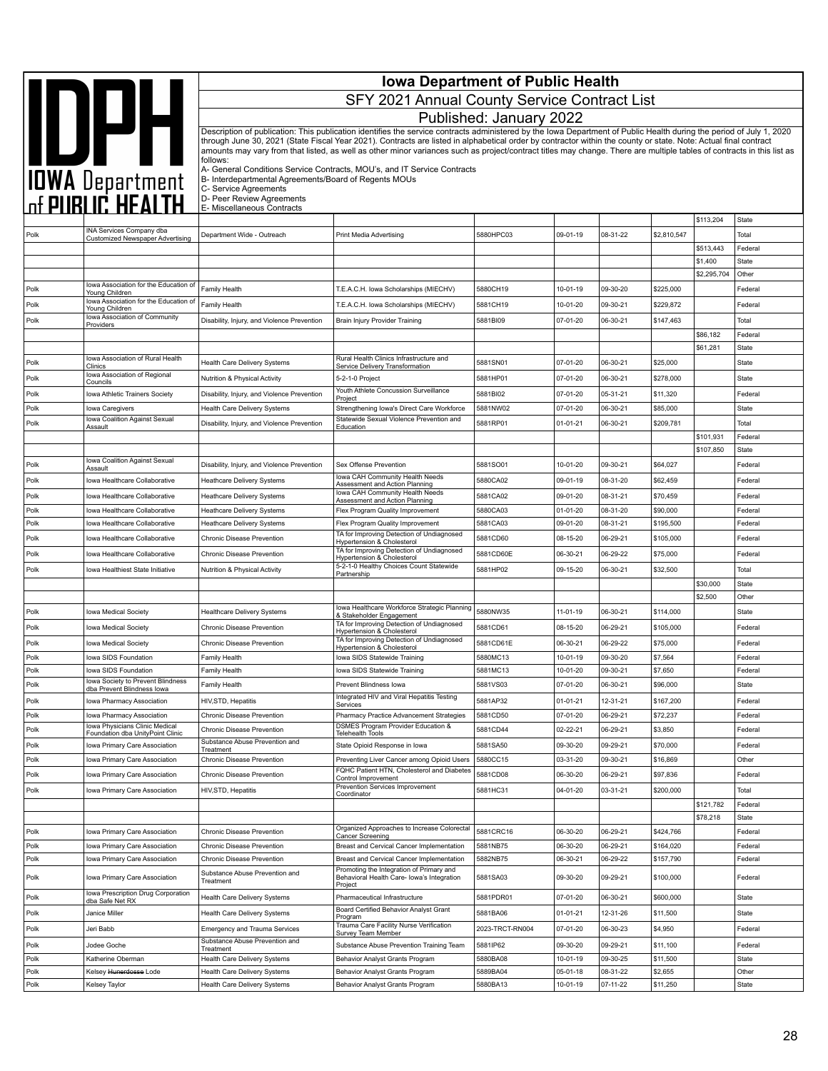# Iowa Department of Public Health

## SFY 2021 Annual County Service Contract List

### Published: January 2022

Description of publication: This publication identifies the service contracts administered by the Iowa Department of Public Health during the period of July 1, 2020 through June 30, 2021 (State Fiscal Year 2021). Contracts are listed in alphabetical order by contractor within the county or state. Note: Actual final contract amounts may vary from that listed, as well as other minor variances such as project/contract titles may change. There are multiple tables of contracts in this list as follows:

A- General Conditions Service Contracts, MOU's, and IT Service Contracts
B- Interdepartmental Agreements/Board of Regents MOUs
C- Service Agreements
D- Peer Review Agreements
E- Miscellaneous Contracts

| | | | | | | | | | |
|---|---|---|---|---|---|---|---|---|---|
| | | | | | | | | $113,204 | State |
| Polk | INA Services Company dba Customized Newspaper Advertising | Department Wide - Outreach | Print Media Advertising | 5880HPC03 | 09-01-19 | 08-31-22 | $2,810,547 | | Total |
| | | | | | | | | $513,443 | Federal |
| | | | | | | | | $1,400 | State |
| | | | | | | | | $2,295,704 | Other |
| Polk | Iowa Association for the Education of Young Children | Family Health | T.E.A.C.H. Iowa Scholarships (MIECHV) | 5880CH19 | 10-01-19 | 09-30-20 | $225,000 | | Federal |
| Polk | Iowa Association for the Education of Young Children | Family Health | T.E.A.C.H. Iowa Scholarships (MIECHV) | 5881CH19 | 10-01-20 | 09-30-21 | $229,872 | | Federal |
| Polk | Iowa Association of Community Providers | Disability, Injury, and Violence Prevention | Brain Injury Provider Training | 5881BI09 | 07-01-20 | 06-30-21 | $147,463 | | Total |
| | | | | | | | | $86,182 | Federal |
| | | | | | | | | $61,281 | State |
| Polk | Iowa Association of Rural Health Clinics | Health Care Delivery Systems | Rural Health Clinics Infrastructure and Service Delivery Transformation | 5881SN01 | 07-01-20 | 06-30-21 | $25,000 | | State |
| Polk | Iowa Association of Regional Councils | Nutrition & Physical Activity | 5-2-1-0 Project | 5881HP01 | 07-01-20 | 06-30-21 | $278,000 | | State |
| Polk | Iowa Athletic Trainers Society | Disability, Injury, and Violence Prevention | Youth Athlete Concussion Surveillance Project | 5881BI02 | 07-01-20 | 05-31-21 | $11,320 | | Federal |
| Polk | Iowa Caregivers | Health Care Delivery Systems | Strengthening Iowa's Direct Care Workforce | 5881NW02 | 07-01-20 | 06-30-21 | $85,000 | | State |
| Polk | Iowa Coalition Against Sexual Assault | Disability, Injury, and Violence Prevention | Statewide Sexual Violence Prevention and Education | 5881RP01 | 01-01-21 | 06-30-21 | $209,781 | | Total |
| | | | | | | | | $101,931 | Federal |
| | | | | | | | | $107,850 | State |
| Polk | Iowa Coalition Against Sexual Assault | Disability, Injury, and Violence Prevention | Sex Offense Prevention | 5881SO01 | 10-01-20 | 09-30-21 | $64,027 | | Federal |
| Polk | Iowa Healthcare Collaborative | Heathcare Delivery Systems | Iowa CAH Community Health Needs Assessment and Action Planning | 5880CA02 | 09-01-19 | 08-31-20 | $62,459 | | Federal |
| Polk | Iowa Healthcare Collaborative | Heathcare Delivery Systems | Iowa CAH Community Health Needs Assessment and Action Planning | 5881CA02 | 09-01-20 | 08-31-21 | $70,459 | | Federal |
| Polk | Iowa Healthcare Collaborative | Heathcare Delivery Systems | Flex Program Quality Improvement | 5880CA03 | 01-01-20 | 08-31-20 | $90,000 | | Federal |
| Polk | Iowa Healthcare Collaborative | Heathcare Delivery Systems | Flex Program Quality Improvement | 5881CA03 | 09-01-20 | 08-31-21 | $195,500 | | Federal |
| Polk | Iowa Healthcare Collaborative | Chronic Disease Prevention | TA for Improving Detection of Undiagnosed Hypertension & Cholesterol | 5881CD60 | 08-15-20 | 06-29-21 | $105,000 | | Federal |
| Polk | Iowa Healthcare Collaborative | Chronic Disease Prevention | TA for Improving Detection of Undiagnosed Hypertension & Cholesterol | 5881CD60E | 06-30-21 | 06-29-22 | $75,000 | | Federal |
| Polk | Iowa Healthiest State Initiative | Nutrition & Physical Activity | 5-2-1-0 Healthy Choices Count Statewide Partnership | 5881HP02 | 09-15-20 | 06-30-21 | $32,500 | | Total |
| | | | | | | | | $30,000 | State |
| | | | | | | | | $2,500 | Other |
| Polk | Iowa Medical Society | Healthcare Delivery Systems | Iowa Healthcare Workforce Strategic Planning & Stakeholder Engagement | 5880NW35 | 11-01-19 | 06-30-21 | $114,000 | | State |
| Polk | Iowa Medical Society | Chronic Disease Prevention | TA for Improving Detection of Undiagnosed Hypertension & Cholesterol | 5881CD61 | 08-15-20 | 06-29-21 | $105,000 | | Federal |
| Polk | Iowa Medical Society | Chronic Disease Prevention | TA for Improving Detection of Undiagnosed Hypertension & Cholesterol | 5881CD61E | 06-30-21 | 06-29-22 | $75,000 | | Federal |
| Polk | Iowa SIDS Foundation | Family Health | Iowa SIDS Statewide Training | 5880MC13 | 10-01-19 | 09-30-20 | $7,564 | | Federal |
| Polk | Iowa SIDS Foundation | Family Health | Iowa SIDS Statewide Training | 5881MC13 | 10-01-20 | 09-30-21 | $7,650 | | Federal |
| Polk | Iowa Society to Prevent Blindness dba Prevent Blindness Iowa | Family Health | Prevent Blindness Iowa | 5881VS03 | 07-01-20 | 06-30-21 | $96,000 | | State |
| Polk | Iowa Pharmacy Association | HIV,STD, Hepatitis | Integrated HIV and Viral Hepatitis Testing Services | 5881AP32 | 01-01-21 | 12-31-21 | $167,200 | | Federal |
| Polk | Iowa Pharmacy Association | Chronic Disease Prevention | Pharmacy Practice Advancement Strategies | 5881CD50 | 07-01-20 | 06-29-21 | $72,237 | | Federal |
| Polk | Iowa Physicians Clinic Medical Foundation dba UnityPoint Clinic | Chronic Disease Prevention | DSMES Program Provider Education & Telehealth Tools | 5881CD44 | 02-22-21 | 06-29-21 | $3,850 | | Federal |
| Polk | Iowa Primary Care Association | Substance Abuse Prevention and Treatment | State Opioid Response in Iowa | 5881SA50 | 09-30-20 | 09-29-21 | $70,000 | | Federal |
| Polk | Iowa Primary Care Association | Chronic Disease Prevention | Preventing Liver Cancer among Opioid Users | 5880CC15 | 03-31-20 | 09-30-21 | $16,869 | | Other |
| Polk | Iowa Primary Care Association | Chronic Disease Prevention | FQHC Patient HTN, Cholesterol and Diabetes Control Improvement | 5881CD08 | 06-30-20 | 06-29-21 | $97,836 | | Federal |
| Polk | Iowa Primary Care Association | HIV,STD, Hepatitis | Prevention Services Improvement Coordinator | 5881HC31 | 04-01-20 | 03-31-21 | $200,000 | | Total |
| | | | | | | | | $121,782 | Federal |
| | | | | | | | | $78,218 | State |
| Polk | Iowa Primary Care Association | Chronic Disease Prevention | Organized Approaches to Increase Colorectal Cancer Screening | 5881CRC16 | 06-30-20 | 06-29-21 | $424,766 | | Federal |
| Polk | Iowa Primary Care Association | Chronic Disease Prevention | Breast and Cervical Cancer Implementation | 5881NB75 | 06-30-20 | 06-29-21 | $164,020 | | Federal |
| Polk | Iowa Primary Care Association | Chronic Disease Prevention | Breast and Cervical Cancer Implementation | 5882NB75 | 06-30-21 | 06-29-22 | $157,790 | | Federal |
| Polk | Iowa Primary Care Association | Substance Abuse Prevention and Treatment | Promoting the Integration of Primary and Behavioral Health Care- Iowa's Integration Project | 5881SA03 | 09-30-20 | 09-29-21 | $100,000 | | Federal |
| Polk | Iowa Prescription Drug Corporation dba Safe Net RX | Health Care Delivery Systems | Pharmaceutical Infrastructure | 5881PDR01 | 07-01-20 | 06-30-21 | $600,000 | | State |
| Polk | Janice Miller | Health Care Delivery Systems | Board Certified Behavior Analyst Grant Program | 5881BA06 | 01-01-21 | 12-31-26 | $11,500 | | State |
| Polk | Jeri Babb | Emergency and Trauma Services | Trauma Care Facility Nurse Verification Survey Team Member | 2023-TRCT-RN004 | 07-01-20 | 06-30-23 | $4,950 | | Federal |
| Polk | Jodee Goche | Substance Abuse Prevention and Treatment | Substance Abuse Prevention Training Team | 5881IP62 | 09-30-20 | 09-29-21 | $11,100 | | Federal |
| Polk | Katherine Oberman | Health Care Delivery Systems | Behavior Analyst Grants Program | 5880BA08 | 10-01-19 | 09-30-25 | $11,500 | | State |
| Polk | Kelsey ~~Hunerdosse~~ Lode | Health Care Delivery Systems | Behavior Analyst Grants Program | 5889BA04 | 05-01-18 | 08-31-22 | $2,655 | | Other |
| Polk | Kelsey Taylor | Health Care Delivery Systems | Behavior Analyst Grants Program | 5880BA13 | 10-01-19 | 07-11-22 | $11,250 | | State |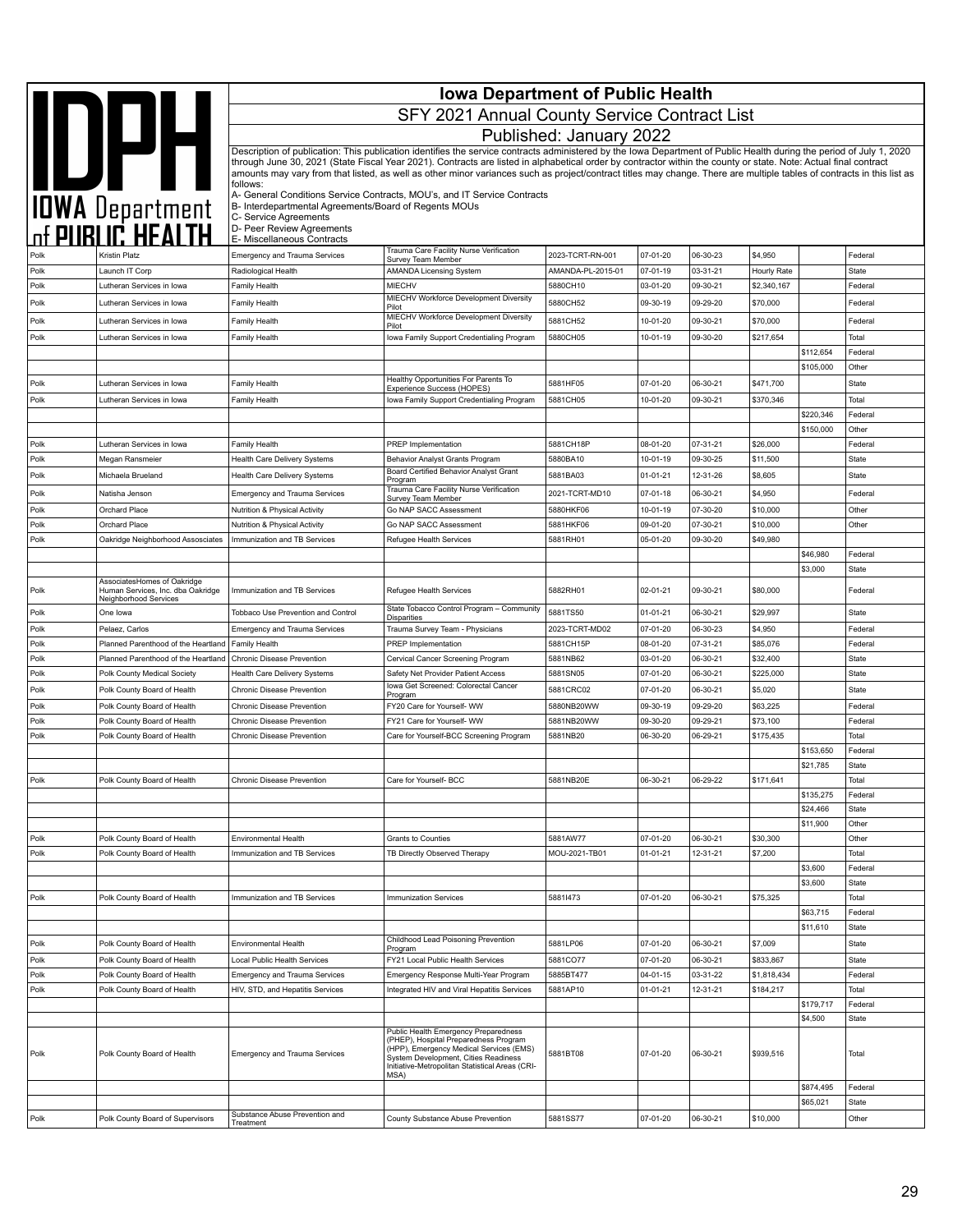# Iowa Department of Public Health

## SFY 2021 Annual County Service Contract List

### Published: January 2022

Description of publication: This publication identifies the service contracts administered by the Iowa Department of Public Health during the period of July 1, 2020 through June 30, 2021 (State Fiscal Year 2021). Contracts are listed in alphabetical order by contractor within the county or state. Note: Actual final contract amounts may vary from that listed, as well as other minor variances such as project/contract titles may change. There are multiple tables of contracts in this list as follows:

A- General Conditions Service Contracts, MOU's, and IT Service Contracts
B- Interdepartmental Agreements/Board of Regents MOUs
C- Service Agreements
D- Peer Review Agreements
E- Miscellaneous Contracts

| | | | | | | | | | |
|---|---|---|---|---|---|---|---|---|---|
| Polk | Kristin Platz | Emergency and Trauma Services | Trauma Care Facility Nurse Verification Survey Team Member | 2023-TCRT-RN-001 | 07-01-20 | 06-30-23 | $4,950 | | Federal |
| Polk | Launch IT Corp | Radiological Health | AMANDA Licensing System | AMANDA-PL-2015-01 | 07-01-19 | 03-31-21 | Hourly Rate | | State |
| Polk | Lutheran Services in Iowa | Family Health | MIECHV | 5880CH10 | 03-01-20 | 09-30-21 | $2,340,167 | | Federal |
| Polk | Lutheran Services in Iowa | Family Health | MIECHV Workforce Development Diversity Pilot | 5880CH52 | 09-30-19 | 09-29-20 | $70,000 | | Federal |
| Polk | Lutheran Services in Iowa | Family Health | MIECHV Workforce Development Diversity Pilot | 5881CH52 | 10-01-20 | 09-30-21 | $70,000 | | Federal |
| Polk | Lutheran Services in Iowa | Family Health | Iowa Family Support Credentialing Program | 5880CH05 | 10-01-19 | 09-30-20 | $217,654 | | Total |
| | | | | | | | | $112,654 | Federal |
| | | | | | | | | $105,000 | Other |
| Polk | Lutheran Services in Iowa | Family Health | Healthy Opportunities For Parents To Experience Success (HOPES) | 5881HF05 | 07-01-20 | 06-30-21 | $471,700 | | State |
| Polk | Lutheran Services in Iowa | Family Health | Iowa Family Support Credentialing Program | 5881CH05 | 10-01-20 | 09-30-21 | $370,346 | | Total |
| | | | | | | | | $220,346 | Federal |
| | | | | | | | | $150,000 | Other |
| Polk | Lutheran Services in Iowa | Family Health | PREP Implementation | 5881CH18P | 08-01-20 | 07-31-21 | $26,000 | | Federal |
| Polk | Megan Ransmeier | Health Care Delivery Systems | Behavior Analyst Grants Program | 5880BA10 | 10-01-19 | 09-30-25 | $11,500 | | State |
| Polk | Michaela Brueland | Health Care Delivery Systems | Board Certified Behavior Analyst Grant Program | 5881BA03 | 01-01-21 | 12-31-26 | $8,605 | | State |
| Polk | Natisha Jenson | Emergency and Trauma Services | Trauma Care Facility Nurse Verification Survey Team Member | 2021-TCRT-MD10 | 07-01-18 | 06-30-21 | $4,950 | | Federal |
| Polk | Orchard Place | Nutrition & Physical Activity | Go NAP SACC Assessment | 5880HKF06 | 10-01-19 | 07-30-20 | $10,000 | | Other |
| Polk | Orchard Place | Nutrition & Physical Activity | Go NAP SACC Assessment | 5881HKF06 | 09-01-20 | 07-30-21 | $10,000 | | Other |
| Polk | Oakridge Neighborhood Assosciates | Immunization and TB Services | Refugee Health Services | 5881RH01 | 05-01-20 | 09-30-20 | $49,980 | | |
| | | | | | | | | $46,980 | Federal |
| | | | | | | | | $3,000 | State |
| Polk | AssociatesHomes of Oakridge Human Services, Inc. dba Oakridge Neighborhood Services | Immunization and TB Services | Refugee Health Services | 5882RH01 | 02-01-21 | 09-30-21 | $80,000 | | Federal |
| Polk | One Iowa | Tobbaco Use Prevention and Control | State Tobacco Control Program – Community Disparities | 5881TS50 | 01-01-21 | 06-30-21 | $29,997 | | State |
| Polk | Pelaez, Carlos | Emergency and Trauma Services | Trauma Survey Team - Physicians | 2023-TCRT-MD02 | 07-01-20 | 06-30-23 | $4,950 | | Federal |
| Polk | Planned Parenthood of the Heartland | Family Health | PREP Implementation | 5881CH15P | 08-01-20 | 07-31-21 | $85,076 | | Federal |
| Polk | Planned Parenthood of the Heartland | Chronic Disease Prevention | Cervical Cancer Screening Program | 5881NB62 | 03-01-20 | 06-30-21 | $32,400 | | State |
| Polk | Polk County Medical Society | Health Care Delivery Systems | Safety Net Provider Patient Access | 5881SN05 | 07-01-20 | 06-30-21 | $225,000 | | State |
| Polk | Polk County Board of Health | Chronic Disease Prevention | Iowa Get Screened: Colorectal Cancer Program | 5881CRC02 | 07-01-20 | 06-30-21 | $5,020 | | State |
| Polk | Polk County Board of Health | Chronic Disease Prevention | FY20 Care for Yourself- WW | 5880NB20WW | 09-30-19 | 09-29-20 | $63,225 | | Federal |
| Polk | Polk County Board of Health | Chronic Disease Prevention | FY21 Care for Yourself- WW | 5881NB20WW | 09-30-20 | 09-29-21 | $73,100 | | Federal |
| Polk | Polk County Board of Health | Chronic Disease Prevention | Care for Yourself-BCC Screening Program | 5881NB20 | 06-30-20 | 06-29-21 | $175,435 | | Total |
| | | | | | | | | $153,650 | Federal |
| | | | | | | | | $21,785 | State |
| Polk | Polk County Board of Health | Chronic Disease Prevention | Care for Yourself- BCC | 5881NB20E | 06-30-21 | 06-29-22 | $171,641 | | Total |
| | | | | | | | | $135,275 | Federal |
| | | | | | | | | $24,466 | State |
| | | | | | | | | $11,900 | Other |
| Polk | Polk County Board of Health | Environmental Health | Grants to Counties | 5881AW77 | 07-01-20 | 06-30-21 | $30,300 | | Other |
| Polk | Polk County Board of Health | Immunization and TB Services | TB Directly Observed Therapy | MOU-2021-TB01 | 01-01-21 | 12-31-21 | $7,200 | | Total |
| | | | | | | | | $3,600 | Federal |
| | | | | | | | | $3,600 | State |
| Polk | Polk County Board of Health | Immunization and TB Services | Immunization Services | 5881I473 | 07-01-20 | 06-30-21 | $75,325 | | Total |
| | | | | | | | | $63,715 | Federal |
| | | | | | | | | $11,610 | State |
| Polk | Polk County Board of Health | Environmental Health | Childhood Lead Poisoning Prevention Program | 5881LP06 | 07-01-20 | 06-30-21 | $7,009 | | State |
| Polk | Polk County Board of Health | Local Public Health Services | FY21 Local Public Health Services | 5881CO77 | 07-01-20 | 06-30-21 | $833,867 | | State |
| Polk | Polk County Board of Health | Emergency and Trauma Services | Emergency Response Multi-Year Program | 5885BT477 | 04-01-15 | 03-31-22 | $1,818,434 | | Federal |
| Polk | Polk County Board of Health | HIV, STD, and Hepatitis Services | Integrated HIV and Viral Hepatitis Services | 5881AP10 | 01-01-21 | 12-31-21 | $184,217 | | Total |
| | | | | | | | | $179,717 | Federal |
| | | | | | | | | $4,500 | State |
| Polk | Polk County Board of Health | Emergency and Trauma Services | Public Health Emergency Preparedness (PHEP), Hospital Preparedness Program (HPP), Emergency Medical Services (EMS) System Development, Cities Readiness Initiative-Metropolitan Statistical Areas (CRI-MSA) | 5881BT08 | 07-01-20 | 06-30-21 | $939,516 | | Total |
| | | | | | | | | $874,495 | Federal |
| | | | | | | | | $65,021 | State |
| Polk | Polk County Board of Supervisors | Substance Abuse Prevention and Treatment | County Substance Abuse Prevention | 5881SS77 | 07-01-20 | 06-30-21 | $10,000 | | Other |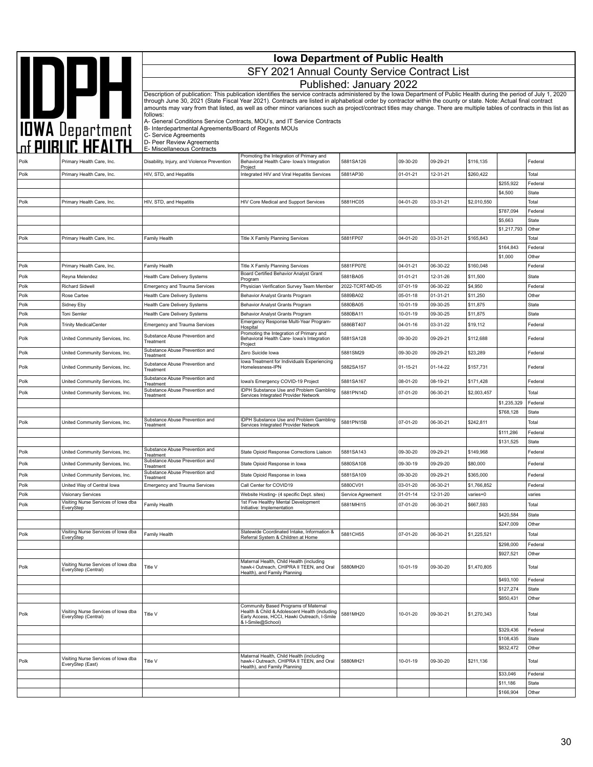# Iowa Department of Public Health

## SFY 2021 Annual County Service Contract List

### Published: January 2022

Description of publication: This publication identifies the service contracts administered by the Iowa Department of Public Health during the period of July 1, 2020 through June 30, 2021 (State Fiscal Year 2021). Contracts are listed in alphabetical order by contractor within the county or state. Note: Actual final contract amounts may vary from that listed, as well as other minor variances such as project/contract titles may change. There are multiple tables of contracts in this list as follows:

A- General Conditions Service Contracts, MOU's, and IT Service Contracts
B- Interdepartmental Agreements/Board of Regents MOUs
C- Service Agreements
D- Peer Review Agreements
E- Miscellaneous Contracts

| County | Contractor | Division | Project Title | Contract # | Start | End | Amount | Split Amount | Funding |
|---|---|---|---|---|---|---|---|---|---|
| Polk | Primary Health Care, Inc. | Disability, Injury, and Violence Prevention | Promoting the Integration of Primary and Behavioral Health Care- Iowa's Integration Project | 5881SA126 | 09-30-20 | 09-29-21 | $116,135 | | Federal |
| Polk | Primary Health Care, Inc. | HIV, STD, and Hepatitis | Integrated HIV and Viral Hepatitis Services | 5881AP30 | 01-01-21 | 12-31-21 | $260,422 | | Total |
| | | | | | | | | $255,922 | Federal |
| | | | | | | | | $4,500 | State |
| Polk | Primary Health Care, Inc. | HIV, STD, and Hepatitis | HIV Core Medical and Support Services | 5881HC05 | 04-01-20 | 03-31-21 | $2,010,550 | | Total |
| | | | | | | | | $787,094 | Federal |
| | | | | | | | | $5,663 | State |
| | | | | | | | | $1,217,793 | Other |
| Polk | Primary Health Care, Inc. | Family Health | Title X Family Planning Services | 5881FP07 | 04-01-20 | 03-31-21 | $165,843 | | Total |
| | | | | | | | | $164,843 | Federal |
| | | | | | | | | $1,000 | Other |
| Polk | Primary Health Care, Inc. | Family Health | Title X Family Planning Services | 5881FP07E | 04-01-21 | 06-30-22 | $160,048 | | Federal |
| Polk | Reyna Melendez | Health Care Delivery Systems | Board Certified Behavior Analyst Grant Program | 5881BA05 | 01-01-21 | 12-31-26 | $11,500 | | State |
| Polk | Richard Sidwell | Emergency and Trauma Services | Physician Verification Survey Team Member | 2022-TCRT-MD-05 | 07-01-19 | 06-30-22 | $4,950 | | Federal |
| Polk | Rose Cartee | Health Care Delivery Systems | Behavior Analyst Grants Program | 5889BA02 | 05-01-18 | 01-31-21 | $11,250 | | Other |
| Polk | Sidney Eby | Health Care Delivery Systems | Behavior Analyst Grants Program | 5880BA05 | 10-01-19 | 09-30-25 | $11,875 | | State |
| Polk | Toni Semler | Health Care Delivery Systems | Behavior Analyst Grants Program | 5880BA11 | 10-01-19 | 09-30-25 | $11,875 | | State |
| Polk | Trinity MedicalCenter | Emergency and Trauma Services | Emergency Response Multi-Year Program-Hospital | 5886BT407 | 04-01-16 | 03-31-22 | $19,112 | | Federal |
| Polk | United Community Services, Inc. | Substance Abuse Prevention and Treatment | Promoting the Integration of Primary and Behavioral Health Care- Iowa's Integration Project | 5881SA128 | 09-30-20 | 09-29-21 | $112,688 | | Federal |
| Polk | United Community Services, Inc. | Substance Abuse Prevention and Treatment | Zero Suicide Iowa | 5881SM29 | 09-30-20 | 09-29-21 | $23,289 | | Federal |
| Polk | United Community Services, Inc. | Substance Abuse Prevention and Treatment | Iowa Treatment for Individuals Experiencing Homelessness-IPN | 5882SA157 | 01-15-21 | 01-14-22 | $157,731 | | Federal |
| Polk | United Community Services, Inc. | Substance Abuse Prevention and Treatment | Iowa's Emergency COVID-19 Project | 5881SA167 | 08-01-20 | 08-19-21 | $171,428 | | Federal |
| Polk | United Community Services, Inc. | Substance Abuse Prevention and Treatment | IDPH Substance Use and Problem Gambling Services Integrated Provider Network | 5881PN14D | 07-01-20 | 06-30-21 | $2,003,457 | | Total |
| | | | | | | | | $1,235,329 | Federal |
| | | | | | | | | $768,128 | State |
| Polk | United Community Services, Inc. | Substance Abuse Prevention and Treatment | IDPH Substance Use and Problem Gambling Services Integrated Provider Network | 5881PN15B | 07-01-20 | 06-30-21 | $242,811 | | Total |
| | | | | | | | | $111,286 | Federal |
| | | | | | | | | $131,525 | State |
| Polk | United Community Services, Inc. | Substance Abuse Prevention and Treatment | State Opioid Response Corrections Liaison | 5881SA143 | 09-30-20 | 09-29-21 | $149,968 | | Federal |
| Polk | United Community Services, Inc. | Substance Abuse Prevention and Treatment | State Opioid Response in Iowa | 5880SA108 | 09-30-19 | 09-29-20 | $80,000 | | Federal |
| Polk | United Community Services, Inc. | Substance Abuse Prevention and Treatment | State Opioid Response in Iowa | 5881SA109 | 09-30-20 | 09-29-21 | $365,000 | | Federal |
| Polk | United Way of Central Iowa | Emergency and Trauma Services | Call Center for COVID19 | 5880CV01 | 03-01-20 | 06-30-21 | $1,766,852 | | Federal |
| Polk | Visionary Services | | Website Hosting- (4 specific Dept. sites) | Service Agreement | 01-01-14 | 12-31-20 | varies+0 | | varies |
| Polk | Visiting Nurse Services of Iowa dba EveryStep | Family Health | 1st Five Healthy Mental Development Initiative: Implementation | 5881MHI15 | 07-01-20 | 06-30-21 | $667,593 | | Total |
| | | | | | | | | $420,584 | State |
| | | | | | | | | $247,009 | Other |
| Polk | Visiting Nurse Services of Iowa dba EveryStep | Family Health | Statewide Coordinated Intake, Information & Referral System & Children at Home | 5881CH55 | 07-01-20 | 06-30-21 | $1,225,521 | | Total |
| | | | | | | | | $298,000 | Federal |
| | | | | | | | | $927,521 | Other |
| Polk | Visiting Nurse Services of Iowa dba EveryStep (Central) | Title V | Maternal Health, Child Health (including hawk-i Outreach, CHIPRA II TEEN, and Oral Health), and Family Planning | 5880MH20 | 10-01-19 | 09-30-20 | $1,470,805 | | Total |
| | | | | | | | | $493,100 | Federal |
| | | | | | | | | $127,274 | State |
| | | | | | | | | $850,431 | Other |
| Polk | Visiting Nurse Services of Iowa dba EveryStep (Central) | Title V | Community Based Programs of Maternal Health & Child & Adolescent Health (including Early Access, HCCI, Hawki Outreach, I-Smile & I-Smile@School) | 5881MH20 | 10-01-20 | 09-30-21 | $1,270,343 | | Total |
| | | | | | | | | $329,436 | Federal |
| | | | | | | | | $108,435 | State |
| | | | | | | | | $832,472 | Other |
| Polk | Visiting Nurse Services of Iowa dba EveryStep (East) | Title V | Maternal Health, Child Health (including hawk-i Outreach, CHIPRA II TEEN, and Oral Health), and Family Planning | 5880MH21 | 10-01-19 | 09-30-20 | $211,136 | | Total |
| | | | | | | | | $33,046 | Federal |
| | | | | | | | | $11,186 | State |
| | | | | | | | | $166,904 | Other |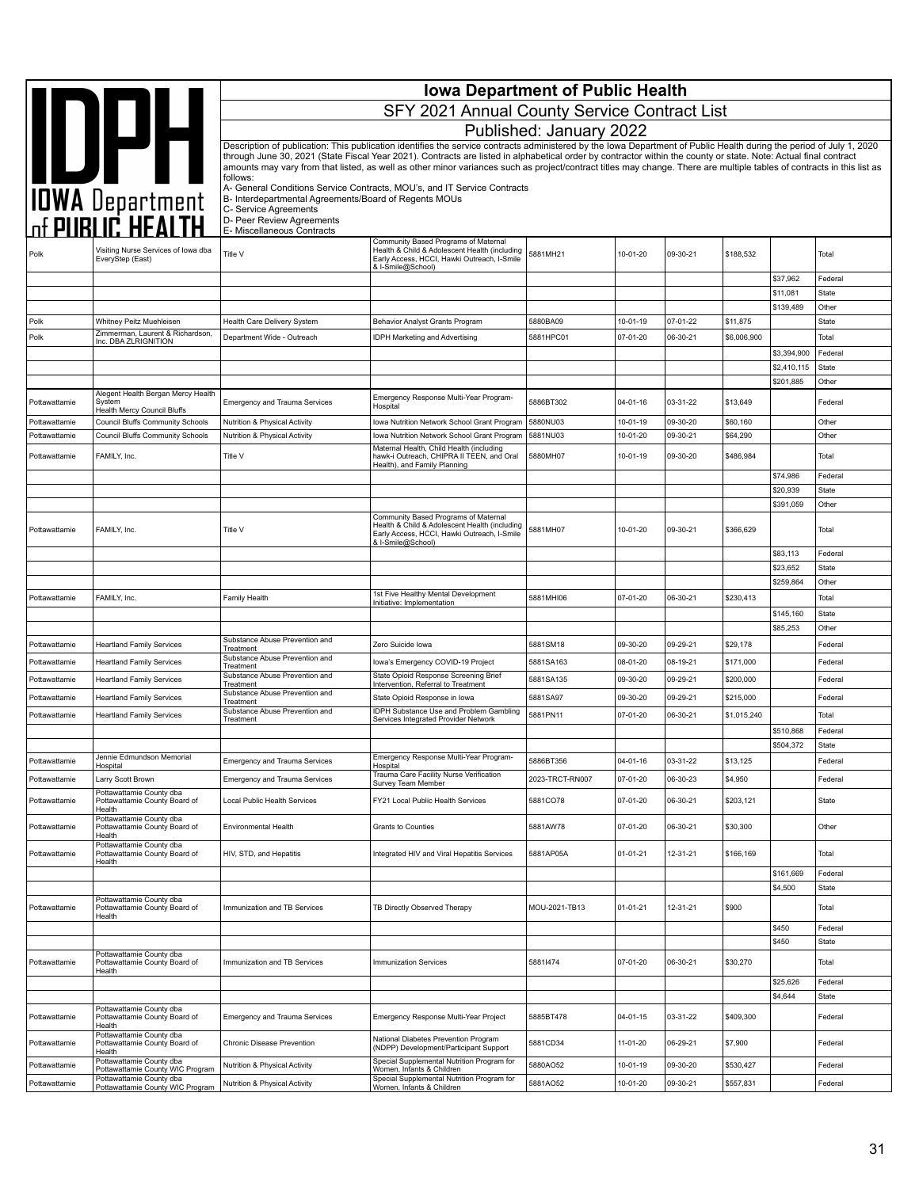# Iowa Department of Public Health

## SFY 2021 Annual County Service Contract List

### Published: January 2022

Description of publication: This publication identifies the service contracts administered by the Iowa Department of Public Health during the period of July 1, 2020 through June 30, 2021 (State Fiscal Year 2021). Contracts are listed in alphabetical order by contractor within the county or state. Note: Actual final contract amounts may vary from that listed, as well as other minor variances such as project/contract titles may change. There are multiple tables of contracts in this list as follows:

A- General Conditions Service Contracts, MOU's, and IT Service Contracts
B- Interdepartmental Agreements/Board of Regents MOUs
C- Service Agreements
D- Peer Review Agreements
E- Miscellaneous Contracts

| County | Contractor | Division/Bureau | Project Title | Contract # | Start | End | Amount | Funding Amount | Funding Source |
|---|---|---|---|---|---|---|---|---|---|
| Polk | Visiting Nurse Services of Iowa dba EveryStep (East) | Title V | Community Based Programs of Maternal Health & Child & Adolescent Health (including Early Access, HCCI, Hawki Outreach, I-Smile & I-Smile@School) | 5881MH21 | 10-01-20 | 09-30-21 | $188,532 | | Total |
| | | | | | | | | $37,962 | Federal |
| | | | | | | | | $11,081 | State |
| | | | | | | | | $139,489 | Other |
| Polk | Whitney Peitz Muehleisen | Health Care Delivery System | Behavior Analyst Grants Program | 5880BA09 | 10-01-19 | 07-01-22 | $11,875 | | State |
| Polk | Zimmerman, Laurent & Richardson, Inc. DBA ZLRIGNITION | Department Wide - Outreach | IDPH Marketing and Advertising | 5881HPC01 | 07-01-20 | 06-30-21 | $6,006,900 | | Total |
| | | | | | | | | $3,394,900 | Federal |
| | | | | | | | | $2,410,115 | State |
| | | | | | | | | $201,885 | Other |
| Pottawattamie | Alegent Health Bergan Mercy Health System Health Mercy Council Bluffs | Emergency and Trauma Services | Emergency Response Multi-Year Program-Hospital | 5886BT302 | 04-01-16 | 03-31-22 | $13,649 | | Federal |
| Pottawattamie | Council Bluffs Community Schools | Nutrition & Physical Activity | Iowa Nutrition Network School Grant Program | 5880NU03 | 10-01-19 | 09-30-20 | $60,160 | | Other |
| Pottawattamie | Council Bluffs Community Schools | Nutrition & Physical Activity | Iowa Nutrition Network School Grant Program | 5881NU03 | 10-01-20 | 09-30-21 | $64,290 | | Other |
| Pottawattamie | FAMILY, Inc. | Title V | Maternal Health, Child Health (including hawk-i Outreach, CHIPRA II TEEN, and Oral Health), and Family Planning | 5880MH07 | 10-01-19 | 09-30-20 | $486,984 | | Total |
| | | | | | | | | $74,986 | Federal |
| | | | | | | | | $20,939 | State |
| | | | | | | | | $391,059 | Other |
| Pottawattamie | FAMILY, Inc. | Title V | Community Based Programs of Maternal Health & Child & Adolescent Health (including Early Access, HCCI, Hawki Outreach, I-Smile & I-Smile@School) | 5881MH07 | 10-01-20 | 09-30-21 | $366,629 | | Total |
| | | | | | | | | $83,113 | Federal |
| | | | | | | | | $23,652 | State |
| | | | | | | | | $259,864 | Other |
| Pottawattamie | FAMILY, Inc. | Family Health | 1st Five Healthy Mental Development Initiative: Implementation | 5881MHI06 | 07-01-20 | 06-30-21 | $230,413 | | Total |
| | | | | | | | | $145,160 | State |
| | | | | | | | | $85,253 | Other |
| Pottawattamie | Heartland Family Services | Substance Abuse Prevention and Treatment | Zero Suicide Iowa | 5881SM18 | 09-30-20 | 09-29-21 | $29,178 | | Federal |
| Pottawattamie | Heartland Family Services | Substance Abuse Prevention and Treatment | Iowa's Emergency COVID-19 Project | 5881SA163 | 08-01-20 | 08-19-21 | $171,000 | | Federal |
| Pottawattamie | Heartland Family Services | Substance Abuse Prevention and Treatment | State Opioid Response Screening Brief Intervention, Referral to Treatment | 5881SA135 | 09-30-20 | 09-29-21 | $200,000 | | Federal |
| Pottawattamie | Heartland Family Services | Substance Abuse Prevention and Treatment | State Opioid Response in Iowa | 5881SA97 | 09-30-20 | 09-29-21 | $215,000 | | Federal |
| Pottawattamie | Heartland Family Services | Substance Abuse Prevention and Treatment | IDPH Substance Use and Problem Gambling Services Integrated Provider Network | 5881PN11 | 07-01-20 | 06-30-21 | $1,015,240 | | Total |
| | | | | | | | | $510,868 | Federal |
| | | | | | | | | $504,372 | State |
| Pottawattamie | Jennie Edmundson Memorial Hospital | Emergency and Trauma Services | Emergency Response Multi-Year Program-Hospital | 5886BT356 | 04-01-16 | 03-31-22 | $13,125 | | Federal |
| Pottawattamie | Larry Scott Brown | Emergency and Trauma Services | Trauma Care Facility Nurse Verification Survey Team Member | 2023-TRCT-RN007 | 07-01-20 | 06-30-23 | $4,950 | | Federal |
| Pottawattamie | Pottawattamie County dba Pottawattamie County Board of Health | Local Public Health Services | FY21 Local Public Health Services | 5881CO78 | 07-01-20 | 06-30-21 | $203,121 | | State |
| Pottawattamie | Pottawattamie County dba Pottawattamie County Board of Health | Environmental Health | Grants to Counties | 5881AW78 | 07-01-20 | 06-30-21 | $30,300 | | Other |
| Pottawattamie | Pottawattamie County dba Pottawattamie County Board of Health | HIV, STD, and Hepatitis | Integrated HIV and Viral Hepatitis Services | 5881AP05A | 01-01-21 | 12-31-21 | $166,169 | | Total |
| | | | | | | | | $161,669 | Federal |
| | | | | | | | | $4,500 | State |
| Pottawattamie | Pottawattamie County dba Pottawattamie County Board of Health | Immunization and TB Services | TB Directly Observed Therapy | MOU-2021-TB13 | 01-01-21 | 12-31-21 | $900 | | Total |
| | | | | | | | | $450 | Federal |
| | | | | | | | | $450 | State |
| Pottawattamie | Pottawattamie County dba Pottawattamie County Board of Health | Immunization and TB Services | Immunization Services | 5881I474 | 07-01-20 | 06-30-21 | $30,270 | | Total |
| | | | | | | | | $25,626 | Federal |
| | | | | | | | | $4,644 | State |
| Pottawattamie | Pottawattamie County dba Pottawattamie County Board of Health | Emergency and Trauma Services | Emergency Response Multi-Year Project | 5885BT478 | 04-01-15 | 03-31-22 | $409,300 | | Federal |
| Pottawattamie | Pottawattamie County dba Pottawattamie County Board of Health | Chronic Disease Prevention | National Diabetes Prevention Program (NDPP) Development/Participant Support | 5881CD34 | 11-01-20 | 06-29-21 | $7,900 | | Federal |
| Pottawattamie | Pottawattamie County dba Pottawattamie County WIC Program | Nutrition & Physical Activity | Special Supplemental Nutrition Program for Women, Infants & Children | 5880AO52 | 10-01-19 | 09-30-20 | $530,427 | | Federal |
| Pottawattamie | Pottawattamie County dba Pottawattamie County WIC Program | Nutrition & Physical Activity | Special Supplemental Nutrition Program for Women, Infants & Children | 5881AO52 | 10-01-20 | 09-30-21 | $557,831 | | Federal |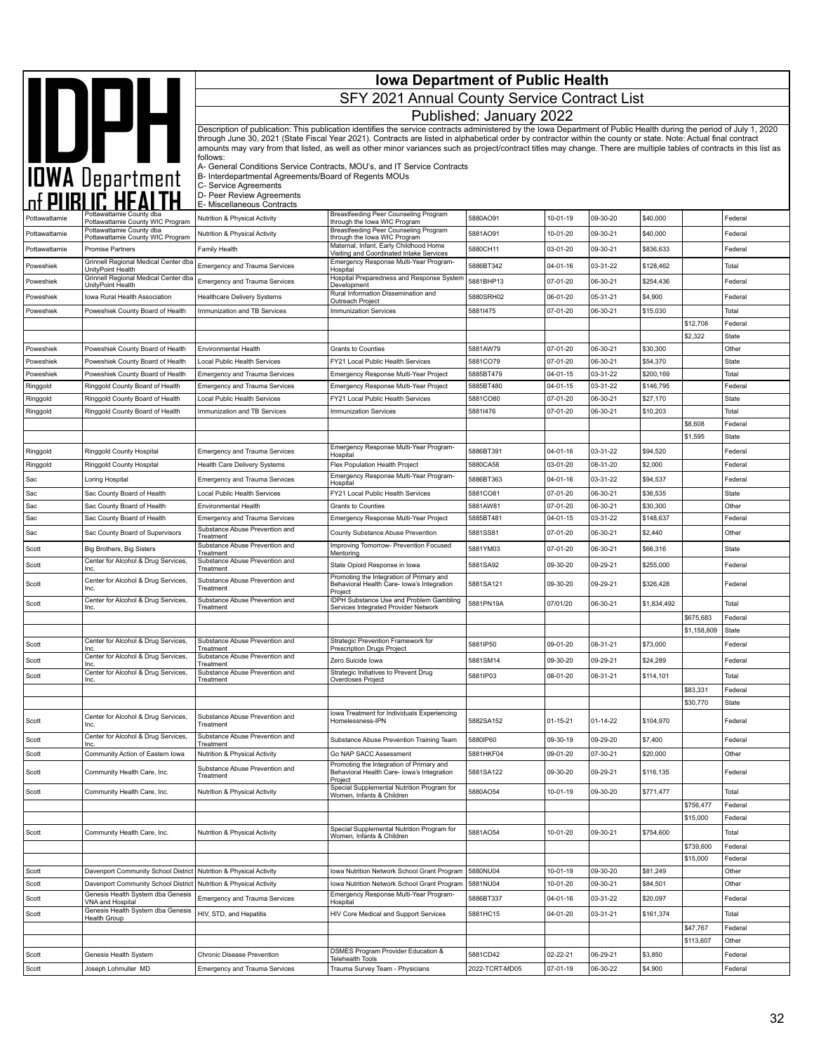# Iowa Department of Public Health

## SFY 2021 Annual County Service Contract List

### Published: January 2022

Description of publication: This publication identifies the service contracts administered by the Iowa Department of Public Health during the period of July 1, 2020 through June 30, 2021 (State Fiscal Year 2021). Contracts are listed in alphabetical order by contractor within the county or state. Note: Actual final contract amounts may vary from that listed, as well as other minor variances such as project/contract titles may change. There are multiple tables of contracts in this list as follows:

A- General Conditions Service Contracts, MOU's, and IT Service Contracts
B- Interdepartmental Agreements/Board of Regents MOUs
C- Service Agreements
D- Peer Review Agreements
E- Miscellaneous Contracts

| | | | | | | | | | |
|---|---|---|---|---|---|---|---|---|---|
| Pottawattamie | Pottawattamie County dba Pottawattamie County WIC Program | Nutrition & Physical Activity | Breastfeeding Peer Counseling Program through the Iowa WIC Program | 5880AO91 | 10-01-19 | 09-30-20 | $40,000 | | Federal |
| Pottawattamie | Pottawattamie County dba Pottawattamie County WIC Program | Nutrition & Physical Activity | Breastfeeding Peer Counseling Program through the Iowa WIC Program | 5881AO91 | 10-01-20 | 09-30-21 | $40,000 | | Federal |
| Pottawattamie | Promise Partners | Family Health | Maternal, Infant, Early Childhood Home Visiting and Coordinated Intake Services | 5880CH11 | 03-01-20 | 09-30-21 | $836,633 | | Federal |
| Poweshiek | Grinnell Regional Medical Center dba UnityPoint Health | Emergency and Trauma Services | Emergency Response Multi-Year Program-Hospital | 5886BT342 | 04-01-16 | 03-31-22 | $128,462 | | Total |
| Poweshiek | Grinnell Regional Medical Center dba UnityPoint Health | Emergency and Trauma Services | Hospital Preparedness and Response System Development | 5881BHP13 | 07-01-20 | 06-30-21 | $254,436 | | Federal |
| Poweshiek | Iowa Rural Health Association | Healthcare Delivery Systems | Rural Information Dissemination and Outreach Project | 5880SRH02 | 06-01-20 | 05-31-21 | $4,900 | | Federal |
| Poweshiek | Poweshiek County Board of Health | Immunization and TB Services | Immunization Services | 5881I475 | 07-01-20 | 06-30-21 | $15,030 | | Total |
| | | | | | | | | $12,708 | Federal |
| | | | | | | | | $2,322 | State |
| Poweshiek | Poweshiek County Board of Health | Environmental Health | Grants to Counties | 5881AW79 | 07-01-20 | 06-30-21 | $30,300 | | Other |
| Poweshiek | Poweshiek County Board of Health | Local Public Health Services | FY21 Local Public Health Services | 5881CO79 | 07-01-20 | 06-30-21 | $54,370 | | State |
| Poweshiek | Poweshiek County Board of Health | Emergency and Trauma Services | Emergency Response Multi-Year Project | 5885BT479 | 04-01-15 | 03-31-22 | $200,169 | | Total |
| Ringgold | Ringgold County Board of Health | Emergency and Trauma Services | Emergency Response Multi-Year Project | 5885BT480 | 04-01-15 | 03-31-22 | $146,795 | | Federal |
| Ringgold | Ringgold County Board of Health | Local Public Health Services | FY21 Local Public Health Services | 5881CO80 | 07-01-20 | 06-30-21 | $27,170 | | State |
| Ringgold | Ringgold County Board of Health | Immunization and TB Services | Immunization Services | 5881I476 | 07-01-20 | 06-30-21 | $10,203 | | Total |
| | | | | | | | | $8,608 | Federal |
| | | | | | | | | $1,595 | State |
| Ringgold | Ringgold County Hospital | Emergency and Trauma Services | Emergency Response Multi-Year Program-Hospital | 5886BT391 | 04-01-16 | 03-31-22 | $94,520 | | Federal |
| Ringgold | Ringgold County Hospital | Health Care Delivery Systems | Flex Population Health Project | 5880CA58 | 03-01-20 | 08-31-20 | $2,000 | | Federal |
| Sac | Loring Hospital | Emergency and Trauma Services | Emergency Response Multi-Year Program-Hospital | 5886BT363 | 04-01-16 | 03-31-22 | $94,537 | | Federal |
| Sac | Sac County Board of Health | Local Public Health Services | FY21 Local Public Health Services | 5881CO81 | 07-01-20 | 06-30-21 | $36,535 | | State |
| Sac | Sac County Board of Health | Environmental Health | Grants to Counties | 5881AW81 | 07-01-20 | 06-30-21 | $30,300 | | Other |
| Sac | Sac County Board of Health | Emergency and Trauma Services | Emergency Response Multi-Year Project | 5885BT481 | 04-01-15 | 03-31-22 | $148,637 | | Federal |
| Sac | Sac County Board of Supervisors | Substance Abuse Prevention and Treatment | County Substance Abuse Prevention | 5881SS81 | 07-01-20 | 06-30-21 | $2,440 | | Other |
| Scott | Big Brothers, Big Sisters | Substance Abuse Prevention and Treatment | Improving Tomorrow- Prevention Focused Mentoring | 5881YM03 | 07-01-20 | 06-30-21 | $66,316 | | State |
| Scott | Center for Alcohol & Drug Services, Inc. | Substance Abuse Prevention and Treatment | State Opioid Response in Iowa | 5881SA92 | 09-30-20 | 09-29-21 | $255,000 | | Federal |
| Scott | Center for Alcohol & Drug Services, Inc. | Substance Abuse Prevention and Treatment | Promoting the Integration of Primary and Behavioral Health Care- Iowa's Integration Project | 5881SA121 | 09-30-20 | 09-29-21 | $326,428 | | Federal |
| Scott | Center for Alcohol & Drug Services, Inc. | Substance Abuse Prevention and Treatment | IDPH Substance Use and Problem Gambling Services Integrated Provider Network | 5881PN19A | 07/01/20 | 06-30-21 | $1,834,492 | | Total |
| | | | | | | | | $675,683 | Federal |
| | | | | | | | | $1,158,809 | State |
| Scott | Center for Alcohol & Drug Services, Inc. | Substance Abuse Prevention and Treatment | Strategic Prevention Framework for Prescription Drugs Project | 5881IP50 | 09-01-20 | 08-31-21 | $73,000 | | Federal |
| Scott | Center for Alcohol & Drug Services, Inc. | Substance Abuse Prevention and Treatment | Zero Suicide Iowa | 5881SM14 | 09-30-20 | 09-29-21 | $24,289 | | Federal |
| Scott | Center for Alcohol & Drug Services, Inc. | Substance Abuse Prevention and Treatment | Strategic Initiatives to Prevent Drug Overdoses Project | 5881IP03 | 08-01-20 | 08-31-21 | $114,101 | | Total |
| | | | | | | | | $83,331 | Federal |
| | | | | | | | | $30,770 | State |
| Scott | Center for Alcohol & Drug Services, Inc. | Substance Abuse Prevention and Treatment | Iowa Treatment for Individuals Experiencing Homelessness-IPN | 5882SA152 | 01-15-21 | 01-14-22 | $104,970 | | Federal |
| Scott | Center for Alcohol & Drug Services, Inc. | Substance Abuse Prevention and Treatment | Substance Abuse Prevention Training Team | 5880IP60 | 09-30-19 | 09-29-20 | $7,400 | | Federal |
| Scott | Community Action of Eastern Iowa | Nutrition & Physical Activity | Go NAP SACC Assessment | 5881HKF04 | 09-01-20 | 07-30-21 | $20,000 | | Other |
| Scott | Community Health Care, Inc. | Substance Abuse Prevention and Treatment | Promoting the Integration of Primary and Behavioral Health Care- Iowa's Integration Project | 5881SA122 | 09-30-20 | 09-29-21 | $116,135 | | Federal |
| Scott | Community Health Care, Inc. | Nutrition & Physical Activity | Special Supplemental Nutrition Program for Women, Infants & Children | 5880AO54 | 10-01-19 | 09-30-20 | $771,477 | | Total |
| | | | | | | | | $756,477 | Federal |
| | | | | | | | | $15,000 | Federal |
| Scott | Community Health Care, Inc. | Nutrition & Physical Activity | Special Supplemental Nutrition Program for Women, Infants & Children | 5881AO54 | 10-01-20 | 09-30-21 | $754,600 | | Total |
| | | | | | | | | $739,600 | Federal |
| | | | | | | | | $15,000 | Federal |
| Scott | Davenport Community School District | Nutrition & Physical Activity | Iowa Nutrition Network School Grant Program | 5880NU04 | 10-01-19 | 09-30-20 | $81,249 | | Other |
| Scott | Davenport Community School District | Nutrition & Physical Activity | Iowa Nutrition Network School Grant Program | 5881NU04 | 10-01-20 | 09-30-21 | $84,501 | | Other |
| Scott | Genesis Health System dba Genesis VNA and Hospital | Emergency and Trauma Services | Emergency Response Multi-Year Program-Hospital | 5886BT337 | 04-01-16 | 03-31-22 | $20,097 | | Federal |
| Scott | Genesis Health System dba Genesis Health Group | HIV, STD, and Hepatitis | HIV Core Medical and Support Services | 5881HC15 | 04-01-20 | 03-31-21 | $161,374 | | Total |
| | | | | | | | | $47,767 | Federal |
| | | | | | | | | $113,607 | Other |
| Scott | Genesis Health System | Chronic Disease Prevention | DSMES Program Provider Education & Telehealth Tools | 5881CD42 | 02-22-21 | 06-29-21 | $3,850 | | Federal |
| Scott | Joseph Lohmuller MD | Emergency and Trauma Services | Trauma Survey Team - Physicians | 2022-TCRT-MD05 | 07-01-19 | 06-30-22 | $4,900 | | Federal |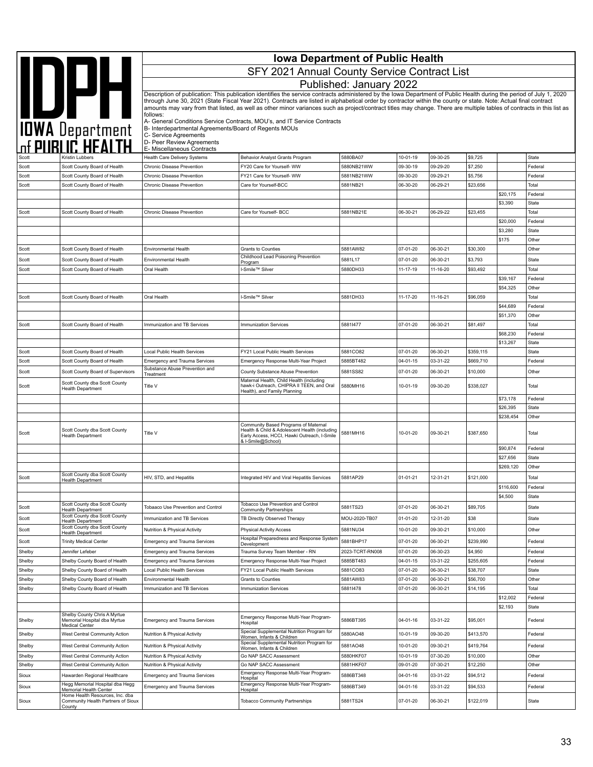# Iowa Department of Public Health

## SFY 2021 Annual County Service Contract List

### Published: January 2022

Description of publication: This publication identifies the service contracts administered by the Iowa Department of Public Health during the period of July 1, 2020 through June 30, 2021 (State Fiscal Year 2021). Contracts are listed in alphabetical order by contractor within the county or state. Note: Actual final contract amounts may vary from that listed, as well as other minor variances such as project/contract titles may change. There are multiple tables of contracts in this list as follows:

A- General Conditions Service Contracts, MOU's, and IT Service Contracts
B- Interdepartmental Agreements/Board of Regents MOUs
C- Service Agreements
D- Peer Review Agreements
E- Miscellaneous Contracts

| | | | | | | | | | |
|---|---|---|---|---|---|---|---|---|---|
| Scott | Kristin Lubbers | Health Care Delivery Systems | Behavior Analyst Grants Program | 5880BA07 | 10-01-19 | 09-30-25 | $9,725 | | State |
| Scott | Scott County Board of Health | Chronic Disease Prevention | FY20 Care for Yourself- WW | 5880NB21WW | 09-30-19 | 09-29-20 | $7,250 | | Federal |
| Scott | Scott County Board of Health | Chronic Disease Prevention | FY21 Care for Yourself- WW | 5881NB21WW | 09-30-20 | 09-29-21 | $5,756 | | Federal |
| Scott | Scott County Board of Health | Chronic Disease Prevention | Care for Yourself-BCC | 5881NB21 | 06-30-20 | 06-29-21 | $23,656 | | Total |
| | | | | | | | | $20,175 | Federal |
| | | | | | | | | $3,390 | State |
| Scott | Scott County Board of Health | Chronic Disease Prevention | Care for Yourself- BCC | 5881NB21E | 06-30-21 | 06-29-22 | $23,455 | | Total |
| | | | | | | | | $20,000 | Federal |
| | | | | | | | | $3,280 | State |
| | | | | | | | | $175 | Other |
| Scott | Scott County Board of Health | Environmental Health | Grants to Counties | 5881AW82 | 07-01-20 | 06-30-21 | $30,300 | | Other |
| Scott | Scott County Board of Health | Environmental Health | Childhood Lead Poisoning Prevention Program | 5881L17 | 07-01-20 | 06-30-21 | $3,793 | | State |
| Scott | Scott County Board of Health | Oral Health | I-Smile™ Silver | 5880DH33 | 11-17-19 | 11-16-20 | $93,492 | | Total |
| | | | | | | | | $39,167 | Federal |
| | | | | | | | | $54,325 | Other |
| Scott | Scott County Board of Health | Oral Health | I-Smile™ Silver | 5881DH33 | 11-17-20 | 11-16-21 | $96,059 | | Total |
| | | | | | | | | $44,689 | Federal |
| | | | | | | | | $51,370 | Other |
| Scott | Scott County Board of Health | Immunization and TB Services | Immunization Services | 5881I477 | 07-01-20 | 06-30-21 | $81,497 | | Total |
| | | | | | | | | $68,230 | Federal |
| | | | | | | | | $13,267 | State |
| Scott | Scott County Board of Health | Local Public Health Services | FY21 Local Public Health Services | 5881CO82 | 07-01-20 | 06-30-21 | $359,115 | | State |
| Scott | Scott County Board of Health | Emergency and Trauma Services | Emergency Response Multi-Year Project | 5885BT482 | 04-01-15 | 03-31-22 | $669,710 | | Federal |
| Scott | Scott County Board of Supervisors | Substance Abuse Prevention and Treatment | County Substance Abuse Prevention | 5881SS82 | 07-01-20 | 06-30-21 | $10,000 | | Other |
| Scott | Scott County dba Scott County Health Department | Title V | Maternal Health, Child Health (including hawk-i Outreach, CHIPRA II TEEN, and Oral Health), and Family Planning | 5880MH16 | 10-01-19 | 09-30-20 | $338,027 | | Total |
| | | | | | | | | $73,178 | Federal |
| | | | | | | | | $26,395 | State |
| | | | | | | | | $238,454 | Other |
| Scott | Scott County dba Scott County Health Department | Title V | Community Based Programs of Maternal Health & Child & Adolescent Health (including Early Access, HCCI, Hawki Outreach, I-Smile & I-Smile@School) | 5881MH16 | 10-01-20 | 09-30-21 | $387,650 | | Total |
| | | | | | | | | $90,874 | Federal |
| | | | | | | | | $27,656 | State |
| | | | | | | | | $269,120 | Other |
| Scott | Scott County dba Scott County Health Department | HIV, STD, and Hepatitis | Integrated HIV and Viral Hepatitis Services | 5881AP29 | 01-01-21 | 12-31-21 | $121,000 | | Total |
| | | | | | | | | $116,600 | Federal |
| | | | | | | | | $4,500 | State |
| Scott | Scott County dba Scott County Health Department | Tobaaco Use Prevention and Control | Tobacco Use Prevention and Control Community Partnerships | 5881TS23 | 07-01-20 | 06-30-21 | $89,705 | | State |
| Scott | Scott County dba Scott County Health Department | Immunization and TB Services | TB Directly Observed Therapy | MOU-2020-TB07 | 01-01-20 | 12-31-20 | $38 | | State |
| Scott | Scott County dba Scott County Health Department | Nutrition & Physical Activity | Physical Activity Access | 5881NU34 | 10-01-20 | 09-30-21 | $10,000 | | Other |
| Scott | Trinity Medical Center | Emergency and Trauma Services | Hospital Preparedness and Response System Development | 5881BHP17 | 07-01-20 | 06-30-21 | $239,990 | | Federal |
| Shelby | Jennifer Lefeber | Emergency and Trauma Services | Trauma Survey Team Member - RN | 2023-TCRT-RN008 | 07-01-20 | 06-30-23 | $4,950 | | Federal |
| Shelby | Shelby County Board of Health | Emergency and Trauma Services | Emergency Response Multi-Year Project | 5885BT483 | 04-01-15 | 03-31-22 | $255,605 | | Federal |
| Shelby | Shelby County Board of Health | Local Public Health Services | FY21 Local Public Health Services | 5881CO83 | 07-01-20 | 06-30-21 | $38,707 | | State |
| Shelby | Shelby County Board of Health | Environmental Health | Grants to Counties | 5881AW83 | 07-01-20 | 06-30-21 | $56,700 | | Other |
| Shelby | Shelby County Board of Health | Immunization and TB Services | Immunization Services | 5881I478 | 07-01-20 | 06-30-21 | $14,195 | | Total |
| | | | | | | | | $12,002 | Federal |
| | | | | | | | | $2,193 | State |
| Shelby | Shelby County Chris A Myrtue Memorial Hospital dba Myrtue Medical Center | Emergency and Trauma Services | Emergency Response Multi-Year Program-Hospital | 5886BT395 | 04-01-16 | 03-31-22 | $95,001 | | Federal |
| Shelby | West Central Community Action | Nutrition & Physical Activity | Special Supplemental Nutrition Program for Women, Infants & Children | 5880AO48 | 10-01-19 | 09-30-20 | $413,570 | | Federal |
| Shelby | West Central Community Action | Nutrition & Physical Activity | Special Supplemental Nutrition Program for Women, Infants & Children | 5881AO48 | 10-01-20 | 09-30-21 | $419,764 | | Federal |
| Shelby | West Central Community Action | Nutrition & Physical Activity | Go NAP SACC Assessment | 5880HKF07 | 10-01-19 | 07-30-20 | $10,000 | | Other |
| Shelby | West Central Community Action | Nutrition & Physical Activity | Go NAP SACC Assessment | 5881HKF07 | 09-01-20 | 07-30-21 | $12,250 | | Other |
| Sioux | Hawarden Regional Healthcare | Emergency and Trauma Services | Emergency Response Multi-Year Program-Hospital | 5886BT348 | 04-01-16 | 03-31-22 | $94,512 | | Federal |
| Sioux | Hegg Memorial Hospital dba Hegg Memorial Health Center | Emergency and Trauma Services | Emergency Response Multi-Year Program-Hospital | 5886BT349 | 04-01-16 | 03-31-22 | $94,533 | | Federal |
| Sioux | Home Health Resources, Inc. dba Community Health Partners of Sioux County | | Tobacco Community Partnerships | 5881TS24 | 07-01-20 | 06-30-21 | $122,019 | | State |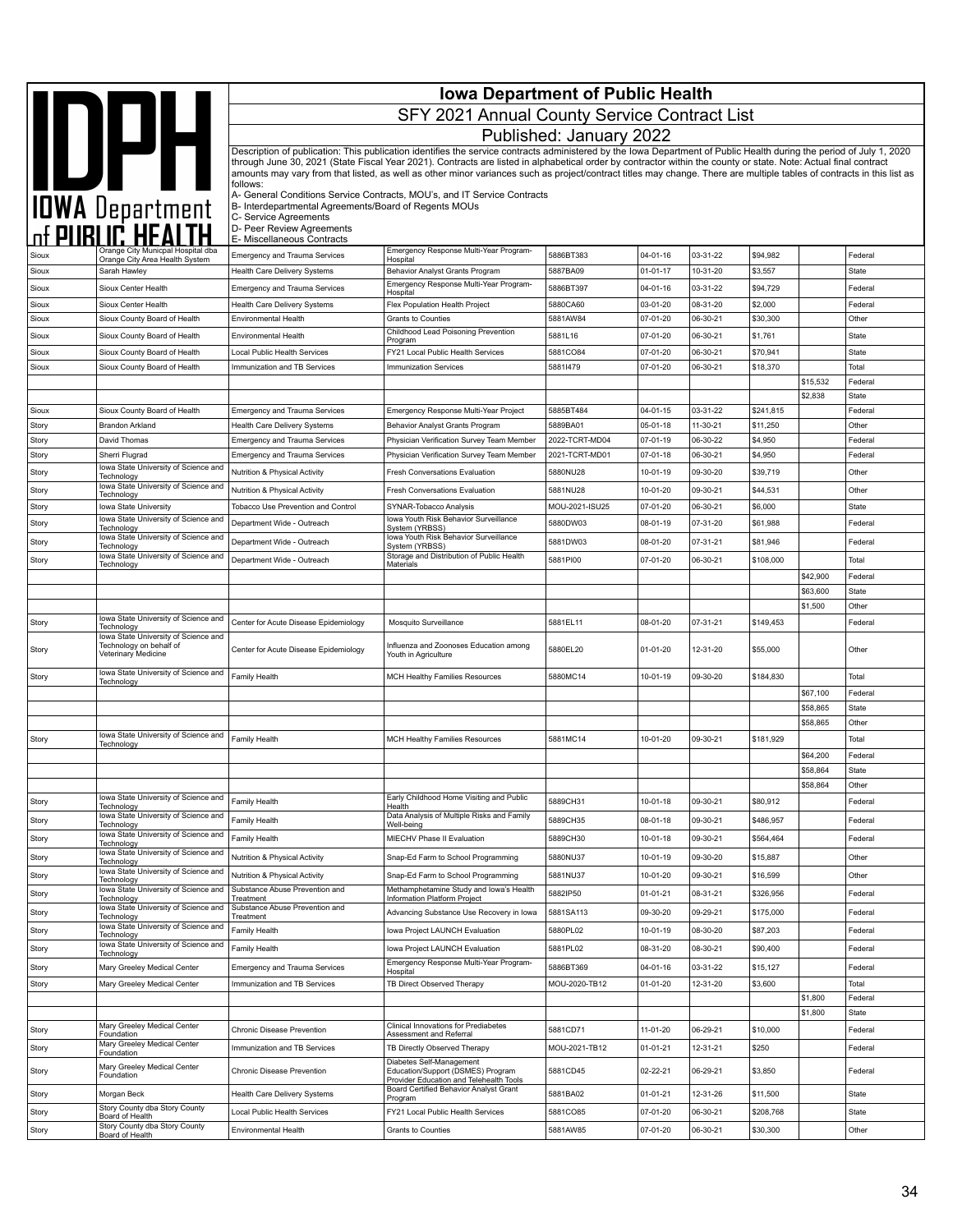# Iowa Department of Public Health

## SFY 2021 Annual County Service Contract List

### Published: January 2022

Description of publication: This publication identifies the service contracts administered by the Iowa Department of Public Health during the period of July 1, 2020 through June 30, 2021 (State Fiscal Year 2021). Contracts are listed in alphabetical order by contractor within the county or state. Note: Actual final contract amounts may vary from that listed, as well as other minor variances such as project/contract titles may change. There are multiple tables of contracts in this list as follows:

A- General Conditions Service Contracts, MOU's, and IT Service Contracts
B- Interdepartmental Agreements/Board of Regents MOUs
C- Service Agreements
D- Peer Review Agreements
E- Miscellaneous Contracts

| | | | | | | | | | |
|---|---|---|---|---|---|---|---|---|---|
| Sioux | Orange City Municpal Hospital dba Orange City Area Health System | Emergency and Trauma Services | Emergency Response Multi-Year Program-Hospital | 5886BT383 | 04-01-16 | 03-31-22 | $94,982 | | Federal |
| Sioux | Sarah Hawley | Health Care Delivery Systems | Behavior Analyst Grants Program | 5887BA09 | 01-01-17 | 10-31-20 | $3,557 | | State |
| Sioux | Sioux Center Health | Emergency and Trauma Services | Emergency Response Multi-Year Program-Hospital | 5886BT397 | 04-01-16 | 03-31-22 | $94,729 | | Federal |
| Sioux | Sioux Center Health | Health Care Delivery Systems | Flex Population Health Project | 5880CA60 | 03-01-20 | 08-31-20 | $2,000 | | Federal |
| Sioux | Sioux County Board of Health | Environmental Health | Grants to Counties | 5881AW84 | 07-01-20 | 06-30-21 | $30,300 | | Other |
| Sioux | Sioux County Board of Health | Environmental Health | Childhood Lead Poisoning Prevention Program | 5881L16 | 07-01-20 | 06-30-21 | $1,761 | | State |
| Sioux | Sioux County Board of Health | Local Public Health Services | FY21 Local Public Health Services | 5881CO84 | 07-01-20 | 06-30-21 | $70,941 | | State |
| Sioux | Sioux County Board of Health | Immunization and TB Services | Immunization Services | 5881I479 | 07-01-20 | 06-30-21 | $18,370 | | Total |
| | | | | | | | | $15,532 | Federal |
| | | | | | | | | $2,838 | State |
| Sioux | Sioux County Board of Health | Emergency and Trauma Services | Emergency Response Multi-Year Project | 5885BT484 | 04-01-15 | 03-31-22 | $241,815 | | Federal |
| Story | Brandon Arkland | Health Care Delivery Systems | Behavior Analyst Grants Program | 5889BA01 | 05-01-18 | 11-30-21 | $11,250 | | Other |
| Story | David Thomas | Emergency and Trauma Services | Physician Verification Survey Team Member | 2022-TCRT-MD04 | 07-01-19 | 06-30-22 | $4,950 | | Federal |
| Story | Sherri Flugrad | Emergency and Trauma Services | Physician Verification Survey Team Member | 2021-TCRT-MD01 | 07-01-18 | 06-30-21 | $4,950 | | Federal |
| Story | Iowa State University of Science and Technology | Nutrition & Physical Activity | Fresh Conversations Evaluation | 5880NU28 | 10-01-19 | 09-30-20 | $39,719 | | Other |
| Story | Iowa State University of Science and Technology | Nutrition & Physical Activity | Fresh Conversations Evaluation | 5881NU28 | 10-01-20 | 09-30-21 | $44,531 | | Other |
| Story | Iowa State University | Tobacco Use Prevention and Control | SYNAR-Tobacco Analysis | MOU-2021-ISU25 | 07-01-20 | 06-30-21 | $6,000 | | State |
| Story | Iowa State University of Science and Technology | Department Wide - Outreach | Iowa Youth Risk Behavior Surveillance System (YRBSS) | 5880DW03 | 08-01-19 | 07-31-20 | $61,988 | | Federal |
| Story | Iowa State University of Science and Technology | Department Wide - Outreach | Iowa Youth Risk Behavior Surveillance System (YRBSS) | 5881DW03 | 08-01-20 | 07-31-21 | $81,946 | | Federal |
| Story | Iowa State University of Science and Technology | Department Wide - Outreach | Storage and Distribution of Public Health Materials | 5881PI00 | 07-01-20 | 06-30-21 | $108,000 | | Total |
| | | | | | | | | $42,900 | Federal |
| | | | | | | | | $63,600 | State |
| | | | | | | | | $1,500 | Other |
| Story | Iowa State University of Science and Technology | Center for Acute Disease Epidemiology | Mosquito Surveillance | 5881EL11 | 08-01-20 | 07-31-21 | $149,453 | | Federal |
| Story | Iowa State University of Science and Technology on behalf of Veterinary Medicine | Center for Acute Disease Epidemiology | Influenza and Zoonoses Education among Youth in Agriculture | 5880EL20 | 01-01-20 | 12-31-20 | $55,000 | | Other |
| Story | Iowa State University of Science and Technology | Family Health | MCH Healthy Families Resources | 5880MC14 | 10-01-19 | 09-30-20 | $184,830 | | Total |
| | | | | | | | | $67,100 | Federal |
| | | | | | | | | $58,865 | State |
| | | | | | | | | $58,865 | Other |
| Story | Iowa State University of Science and Technology | Family Health | MCH Healthy Families Resources | 5881MC14 | 10-01-20 | 09-30-21 | $181,929 | | Total |
| | | | | | | | | $64,200 | Federal |
| | | | | | | | | $58,864 | State |
| | | | | | | | | $58,864 | Other |
| Story | Iowa State University of Science and Technology | Family Health | Early Childhood Home Visiting and Public Health | 5889CH31 | 10-01-18 | 09-30-21 | $80,912 | | Federal |
| Story | Iowa State University of Science and Technology | Family Health | Data Analysis of Multiple Risks and Family Well-being | 5889CH35 | 08-01-18 | 09-30-21 | $486,957 | | Federal |
| Story | Iowa State University of Science and Technology | Family Health | MIECHV Phase II Evaluation | 5889CH30 | 10-01-18 | 09-30-21 | $564,464 | | Federal |
| Story | Iowa State University of Science and Technology | Nutrition & Physical Activity | Snap-Ed Farm to School Programming | 5880NU37 | 10-01-19 | 09-30-20 | $15,887 | | Other |
| Story | Iowa State University of Science and Technology | Nutrition & Physical Activity | Snap-Ed Farm to School Programming | 5881NU37 | 10-01-20 | 09-30-21 | $16,599 | | Other |
| Story | Iowa State University of Science and Technology | Substance Abuse Prevention and Treatment | Methamphetamine Study and Iowa's Health Information Platform Project | 5882IP50 | 01-01-21 | 08-31-21 | $326,956 | | Federal |
| Story | Iowa State University of Science and Technology | Substance Abuse Prevention and Treatment | Advancing Substance Use Recovery in Iowa | 5881SA113 | 09-30-20 | 09-29-21 | $175,000 | | Federal |
| Story | Iowa State University of Science and Technology | Family Health | Iowa Project LAUNCH Evaluation | 5880PL02 | 10-01-19 | 08-30-20 | $87,203 | | Federal |
| Story | Iowa State University of Science and Technology | Family Health | Iowa Project LAUNCH Evaluation | 5881PL02 | 08-31-20 | 08-30-21 | $90,400 | | Federal |
| Story | Mary Greeley Medical Center | Emergency and Trauma Services | Emergency Response Multi-Year Program-Hospital | 5886BT369 | 04-01-16 | 03-31-22 | $15,127 | | Federal |
| Story | Mary Greeley Medical Center | Immunization and TB Services | TB Direct Observed Therapy | MOU-2020-TB12 | 01-01-20 | 12-31-20 | $3,600 | | Total |
| | | | | | | | | $1,800 | Federal |
| | | | | | | | | $1,800 | State |
| Story | Mary Greeley Medical Center Foundation | Chronic Disease Prevention | Clinical Innovations for Prediabetes Assessment and Referral | 5881CD71 | 11-01-20 | 06-29-21 | $10,000 | | Federal |
| Story | Mary Greeley Medical Center Foundation | Immunization and TB Services | TB Directly Observed Therapy | MOU-2021-TB12 | 01-01-21 | 12-31-21 | $250 | | Federal |
| Story | Mary Greeley Medical Center Foundation | Chronic Disease Prevention | Diabetes Self-Management Education/Support (DSMES) Program Provider Education and Telehealth Tools | 5881CD45 | 02-22-21 | 06-29-21 | $3,850 | | Federal |
| Story | Morgan Beck | Health Care Delivery Systems | Board Certified Behavior Analyst Grant Program | 5881BA02 | 01-01-21 | 12-31-26 | $11,500 | | State |
| Story | Story County dba Story County Board of Health | Local Public Health Services | FY21 Local Public Health Services | 5881CO85 | 07-01-20 | 06-30-21 | $208,768 | | State |
| Story | Story County dba Story County Board of Health | Environmental Health | Grants to Counties | 5881AW85 | 07-01-20 | 06-30-21 | $30,300 | | Other |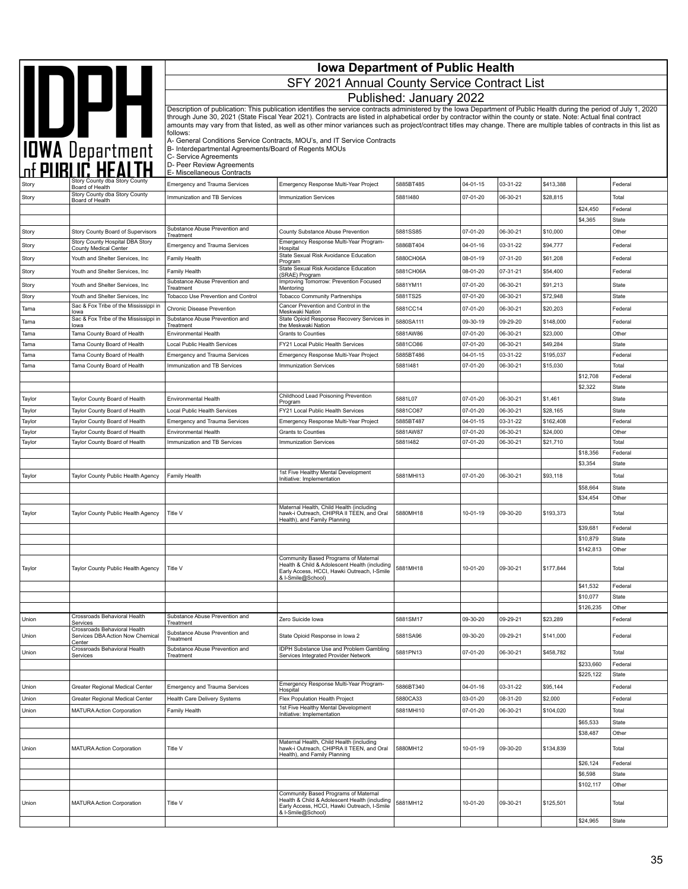# Iowa Department of Public Health

## SFY 2021 Annual County Service Contract List

### Published: January 2022

Description of publication: This publication identifies the service contracts administered by the Iowa Department of Public Health during the period of July 1, 2020 through June 30, 2021 (State Fiscal Year 2021). Contracts are listed in alphabetical order by contractor within the county or state. Note: Actual final contract amounts may vary from that listed, as well as other minor variances such as project/contract titles may change. There are multiple tables of contracts in this list as follows:

A- General Conditions Service Contracts, MOU's, and IT Service Contracts
B- Interdepartmental Agreements/Board of Regents MOUs
C- Service Agreements
D- Peer Review Agreements
E- Miscellaneous Contracts

| County | Contractor | Program | Project Title | Contract Number | Start | End | Amount | Funding Amount | Funding Source |
|---|---|---|---|---|---|---|---|---|---|
| Story | Story County dba Story County Board of Health | Emergency and Trauma Services | Emergency Response Multi-Year Project | 5885BT485 | 04-01-15 | 03-31-22 | $413,388 | | Federal |
| Story | Story County dba Story County Board of Health | Immunization and TB Services | Immunization Services | 5881I480 | 07-01-20 | 06-30-21 | $28,815 | | Total |
| | | | | | | | | $24,450 | Federal |
| | | | | | | | | $4,365 | State |
| Story | Story County Board of Supervisors | Substance Abuse Prevention and Treatment | County Substance Abuse Prevention | 5881SS85 | 07-01-20 | 06-30-21 | $10,000 | | Other |
| Story | Story County Hospital DBA Story County Medical Center | Emergency and Trauma Services | Emergency Response Multi-Year Program-Hospital | 5886BT404 | 04-01-16 | 03-31-22 | $94,777 | | Federal |
| Story | Youth and Shelter Services, Inc | Family Health | State Sexual Risk Avoidance Education Program | 5880CH06A | 08-01-19 | 07-31-20 | $61,208 | | Federal |
| Story | Youth and Shelter Services, Inc | Family Health | State Sexual Risk Avoidance Education (SRAE) Program | 5881CH06A | 08-01-20 | 07-31-21 | $54,400 | | Federal |
| Story | Youth and Shelter Services, Inc | Substance Abuse Prevention and Treatment | Improving Tomorrow: Prevention Focused Mentoring | 5881YM11 | 07-01-20 | 06-30-21 | $91,213 | | State |
| Story | Youth and Shelter Services, Inc | Tobacco Use Prevention and Control | Tobacco Community Partnerships | 5881TS25 | 07-01-20 | 06-30-21 | $72,948 | | State |
| Tama | Sac & Fox Tribe of the Mississippi in Iowa | Chronic Disease Prevention | Cancer Prevention and Control in the Meskwaki Nation | 5881CC14 | 07-01-20 | 06-30-21 | $20,203 | | Federal |
| Tama | Sac & Fox Tribe of the Mississippi in Iowa | Substance Abuse Prevention and Treatment | State Opioid Response Recovery Services in the Meskwaki Nation | 5880SA111 | 09-30-19 | 09-29-20 | $148,000 | | Federal |
| Tama | Tama County Board of Health | Environmental Health | Grants to Counties | 5881AW86 | 07-01-20 | 06-30-21 | $23,000 | | Other |
| Tama | Tama County Board of Health | Local Public Health Services | FY21 Local Public Health Services | 5881CO86 | 07-01-20 | 06-30-21 | $49,284 | | State |
| Tama | Tama County Board of Health | Emergency and Trauma Services | Emergency Response Multi-Year Project | 5885BT486 | 04-01-15 | 03-31-22 | $195,037 | | Federal |
| Tama | Tama County Board of Health | Immunization and TB Services | Immunization Services | 5881I481 | 07-01-20 | 06-30-21 | $15,030 | | Total |
| | | | | | | | | $12,708 | Federal |
| | | | | | | | | $2,322 | State |
| Taylor | Taylor County Board of Health | Environmental Health | Childhood Lead Poisoning Prevention Program | 5881L07 | 07-01-20 | 06-30-21 | $1,461 | | State |
| Taylor | Taylor County Board of Health | Local Public Health Services | FY21 Local Public Health Services | 5881CO87 | 07-01-20 | 06-30-21 | $28,165 | | State |
| Taylor | Taylor County Board of Health | Emergency and Trauma Services | Emergency Response Multi-Year Project | 5885BT487 | 04-01-15 | 03-31-22 | $162,408 | | Federal |
| Taylor | Taylor County Board of Health | Environmental Health | Grants to Counties | 5881AW87 | 07-01-20 | 06-30-21 | $24,000 | | Other |
| Taylor | Taylor County Board of Health | Immunization and TB Services | Immunization Services | 5881I482 | 07-01-20 | 06-30-21 | $21,710 | | Total |
| | | | | | | | | $18,356 | Federal |
| | | | | | | | | $3,354 | State |
| Taylor | Taylor County Public Health Agency | Family Health | 1st Five Healthy Mental Development Initiative: Implementation | 5881MHI13 | 07-01-20 | 06-30-21 | $93,118 | | Total |
| | | | | | | | | $58,664 | State |
| | | | | | | | | $34,454 | Other |
| Taylor | Taylor County Public Health Agency | Title V | Maternal Health, Child Health (including hawk-i Outreach, CHIPRA II TEEN, and Oral Health), and Family Planning | 5880MH18 | 10-01-19 | 09-30-20 | $193,373 | | Total |
| | | | | | | | | $39,681 | Federal |
| | | | | | | | | $10,879 | State |
| | | | | | | | | $142,813 | Other |
| Taylor | Taylor County Public Health Agency | Title V | Community Based Programs of Maternal Health & Child & Adolescent Health (including Early Access, HCCI, Hawki Outreach, I-Smile & I-Smile@School) | 5881MH18 | 10-01-20 | 09-30-21 | $177,844 | | Total |
| | | | | | | | | $41,532 | Federal |
| | | | | | | | | $10,077 | State |
| | | | | | | | | $126,235 | Other |
| Union | Crossroads Behavioral Health Services | Substance Abuse Prevention and Treatment | Zero Suicide Iowa | 5881SM17 | 09-30-20 | 09-29-21 | $23,289 | | Federal |
| Union | Crossroads Behavioral Health Services DBA Action Now Chemical Center | Substance Abuse Prevention and Treatment | State Opioid Response in Iowa 2 | 5881SA96 | 09-30-20 | 09-29-21 | $141,000 | | Federal |
| Union | Crossroads Behavioral Health Services | Substance Abuse Prevention and Treatment | IDPH Substance Use and Problem Gambling Services Integrated Provider Network | 5881PN13 | 07-01-20 | 06-30-21 | $458,782 | | Total |
| | | | | | | | | $233,660 | Federal |
| | | | | | | | | $225,122 | State |
| Union | Greater Regional Medical Center | Emergency and Trauma Services | Emergency Response Multi-Year Program-Hospital | 5886BT340 | 04-01-16 | 03-31-22 | $95,144 | | Federal |
| Union | Greater Regional Medical Center | Health Care Delivery Systems | Flex Population Health Project | 5880CA33 | 03-01-20 | 08-31-20 | $2,000 | | Federal |
| Union | MATURA Action Corporation | Family Health | 1st Five Healthy Mental Development Initiative: Implementation | 5881MHI10 | 07-01-20 | 06-30-21 | $104,020 | | Total |
| | | | | | | | | $65,533 | State |
| | | | | | | | | $38,487 | Other |
| Union | MATURA Action Corporation | Title V | Maternal Health, Child Health (including hawk-i Outreach, CHIPRA II TEEN, and Oral Health), and Family Planning | 5880MH12 | 10-01-19 | 09-30-20 | $134,839 | | Total |
| | | | | | | | | $26,124 | Federal |
| | | | | | | | | $6,598 | State |
| | | | | | | | | $102,117 | Other |
| Union | MATURA Action Corporation | Title V | Community Based Programs of Maternal Health & Child & Adolescent Health (including Early Access, HCCI, Hawki Outreach, I-Smile & I-Smile@School) | 5881MH12 | 10-01-20 | 09-30-21 | $125,501 | | Total |
| | | | | | | | | $24,965 | State |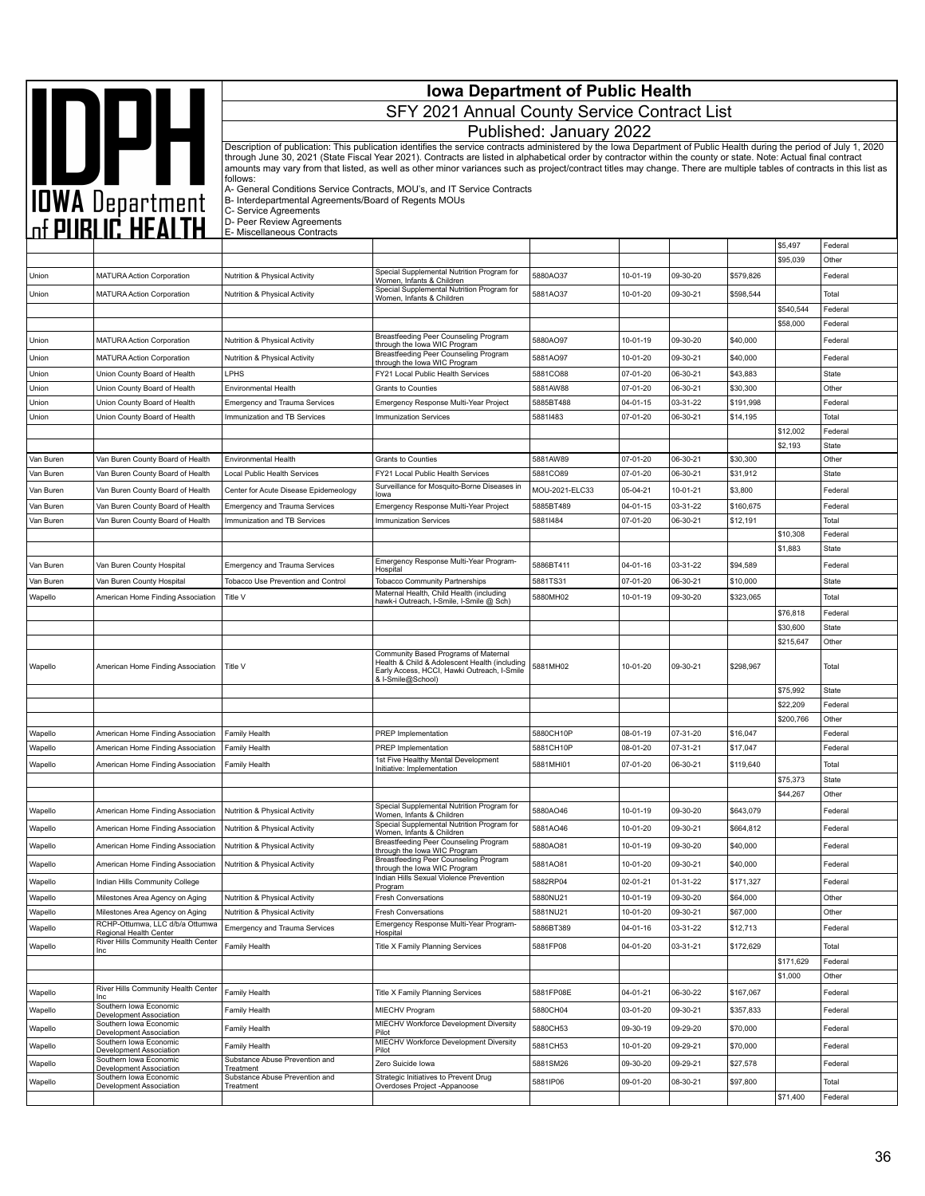# Iowa Department of Public Health

## SFY 2021 Annual County Service Contract List

### Published: January 2022

Description of publication: This publication identifies the service contracts administered by the Iowa Department of Public Health during the period of July 1, 2020 through June 30, 2021 (State Fiscal Year 2021). Contracts are listed in alphabetical order by contractor within the county or state. Note: Actual final contract amounts may vary from that listed, as well as other minor variances such as project/contract titles may change. There are multiple tables of contracts in this list as follows:

A- General Conditions Service Contracts, MOU's, and IT Service Contracts
B- Interdepartmental Agreements/Board of Regents MOUs
C- Service Agreements
D- Peer Review Agreements
E- Miscellaneous Contracts

| | | | | | | | | | |
|---|---|---|---|---|---|---|---|---|---|
| | | | | | | | | $5,497 | Federal |
| | | | | | | | | $95,039 | Other |
| Union | MATURA Action Corporation | Nutrition & Physical Activity | Special Supplemental Nutrition Program for Women, Infants & Children | 5880AO37 | 10-01-19 | 09-30-20 | $579,826 | | Federal |
| Union | MATURA Action Corporation | Nutrition & Physical Activity | Special Supplemental Nutrition Program for Women, Infants & Children | 5881AO37 | 10-01-20 | 09-30-21 | $598,544 | | Total |
| | | | | | | | | $540,544 | Federal |
| | | | | | | | | $58,000 | Federal |
| Union | MATURA Action Corporation | Nutrition & Physical Activity | Breastfeeding Peer Counseling Program through the Iowa WIC Program | 5880AO97 | 10-01-19 | 09-30-20 | $40,000 | | Federal |
| Union | MATURA Action Corporation | Nutrition & Physical Activity | Breastfeeding Peer Counseling Program through the Iowa WIC Program | 5881AO97 | 10-01-20 | 09-30-21 | $40,000 | | Federal |
| Union | Union County Board of Health | LPHS | FY21 Local Public Health Services | 5881CO88 | 07-01-20 | 06-30-21 | $43,883 | | State |
| Union | Union County Board of Health | Environmental Health | Grants to Counties | 5881AW88 | 07-01-20 | 06-30-21 | $30,300 | | Other |
| Union | Union County Board of Health | Emergency and Trauma Services | Emergency Response Multi-Year Project | 5885BT488 | 04-01-15 | 03-31-22 | $191,998 | | Federal |
| Union | Union County Board of Health | Immunization and TB Services | Immunization Services | 5881I483 | 07-01-20 | 06-30-21 | $14,195 | | Total |
| | | | | | | | | $12,002 | Federal |
| | | | | | | | | $2,193 | State |
| Van Buren | Van Buren County Board of Health | Environmental Health | Grants to Counties | 5881AW89 | 07-01-20 | 06-30-21 | $30,300 | | Other |
| Van Buren | Van Buren County Board of Health | Local Public Health Services | FY21 Local Public Health Services | 5881CO89 | 07-01-20 | 06-30-21 | $31,912 | | State |
| Van Buren | Van Buren County Board of Health | Center for Acute Disease Epidemeology | Surveillance for Mosquito-Borne Diseases in Iowa | MOU-2021-ELC33 | 05-04-21 | 10-01-21 | $3,800 | | Federal |
| Van Buren | Van Buren County Board of Health | Emergency and Trauma Services | Emergency Response Multi-Year Project | 5885BT489 | 04-01-15 | 03-31-22 | $160,675 | | Federal |
| Van Buren | Van Buren County Board of Health | Immunization and TB Services | Immunization Services | 5881I484 | 07-01-20 | 06-30-21 | $12,191 | | Total |
| | | | | | | | | $10,308 | Federal |
| | | | | | | | | $1,883 | State |
| Van Buren | Van Buren County Hospital | Emergency and Trauma Services | Emergency Response Multi-Year Program-Hospital | 5886BT411 | 04-01-16 | 03-31-22 | $94,589 | | Federal |
| Van Buren | Van Buren County Hospital | Tobacco Use Prevention and Control | Tobacco Community Partnerships | 5881TS31 | 07-01-20 | 06-30-21 | $10,000 | | State |
| Wapello | American Home Finding Association | Title V | Maternal Health, Child Health (including hawk-i Outreach, I-Smile, I-Smile @ Sch) | 5880MH02 | 10-01-19 | 09-30-20 | $323,065 | | Total |
| | | | | | | | | $76,818 | Federal |
| | | | | | | | | $30,600 | State |
| | | | | | | | | $215,647 | Other |
| Wapello | American Home Finding Association | Title V | Community Based Programs of Maternal Health & Child & Adolescent Health (including Early Access, HCCI, Hawki Outreach, I-Smile & I-Smile@School) | 5881MH02 | 10-01-20 | 09-30-21 | $298,967 | | Total |
| | | | | | | | | $75,992 | State |
| | | | | | | | | $22,209 | Federal |
| | | | | | | | | $200,766 | Other |
| Wapello | American Home Finding Association | Family Health | PREP Implementation | 5880CH10P | 08-01-19 | 07-31-20 | $16,047 | | Federal |
| Wapello | American Home Finding Association | Family Health | PREP Implementation | 5881CH10P | 08-01-20 | 07-31-21 | $17,047 | | Federal |
| Wapello | American Home Finding Association | Family Health | 1st Five Healthy Mental Development Initiative: Implementation | 5881MHI01 | 07-01-20 | 06-30-21 | $119,640 | | Total |
| | | | | | | | | $75,373 | State |
| | | | | | | | | $44,267 | Other |
| Wapello | American Home Finding Association | Nutrition & Physical Activity | Special Supplemental Nutrition Program for Women, Infants & Children | 5880AO46 | 10-01-19 | 09-30-20 | $643,079 | | Federal |
| Wapello | American Home Finding Association | Nutrition & Physical Activity | Special Supplemental Nutrition Program for Women, Infants & Children | 5881AO46 | 10-01-20 | 09-30-21 | $664,812 | | Federal |
| Wapello | American Home Finding Association | Nutrition & Physical Activity | Breastfeeding Peer Counseling Program through the Iowa WIC Program | 5880AO81 | 10-01-19 | 09-30-20 | $40,000 | | Federal |
| Wapello | American Home Finding Association | Nutrition & Physical Activity | Breastfeeding Peer Counseling Program through the Iowa WIC Program | 5881AO81 | 10-01-20 | 09-30-21 | $40,000 | | Federal |
| Wapello | Indian Hills Community College | | Indian Hills Sexual Violence Prevention Program | 5882RP04 | 02-01-21 | 01-31-22 | $171,327 | | Federal |
| Wapello | Milestones Area Agency on Aging | Nutrition & Physical Activity | Fresh Conversations | 5880NU21 | 10-01-19 | 09-30-20 | $64,000 | | Other |
| Wapello | Milestones Area Agency on Aging | Nutrition & Physical Activity | Fresh Conversations | 5881NU21 | 10-01-20 | 09-30-21 | $67,000 | | Other |
| Wapello | RCHP-Ottumwa, LLC d/b/a Ottumwa Regional Health Center | Emergency and Trauma Services | Emergency Response Multi-Year Program-Hospital | 5886BT389 | 04-01-16 | 03-31-22 | $12,713 | | Federal |
| Wapello | River Hills Community Health Center Inc | Family Health | Title X Family Planning Services | 5881FP08 | 04-01-20 | 03-31-21 | $172,629 | | Total |
| | | | | | | | | $171,629 | Federal |
| | | | | | | | | $1,000 | Other |
| Wapello | River Hills Community Health Center Inc | Family Health | Title X Family Planning Services | 5881FP08E | 04-01-21 | 06-30-22 | $167,067 | | Federal |
| Wapello | Southern Iowa Economic Development Association | Family Health | MIECHV Program | 5880CH04 | 03-01-20 | 09-30-21 | $357,833 | | Federal |
| Wapello | Southern Iowa Economic Development Association | Family Health | MIECHV Workforce Development Diversity Pilot | 5880CH53 | 09-30-19 | 09-29-20 | $70,000 | | Federal |
| Wapello | Southern Iowa Economic Development Association | Family Health | MIECHV Workforce Development Diversity Pilot | 5881CH53 | 10-01-20 | 09-29-21 | $70,000 | | Federal |
| Wapello | Southern Iowa Economic Development Association | Substance Abuse Prevention and Treatment | Zero Suicide Iowa | 5881SM26 | 09-30-20 | 09-29-21 | $27,578 | | Federal |
| Wapello | Southern Iowa Economic Development Association | Substance Abuse Prevention and Treatment | Strategic Initiatives to Prevent Drug Overdoses Project -Appanoose | 5881IP06 | 09-01-20 | 08-30-21 | $97,800 | | Total |
| | | | | | | | | $71,400 | Federal |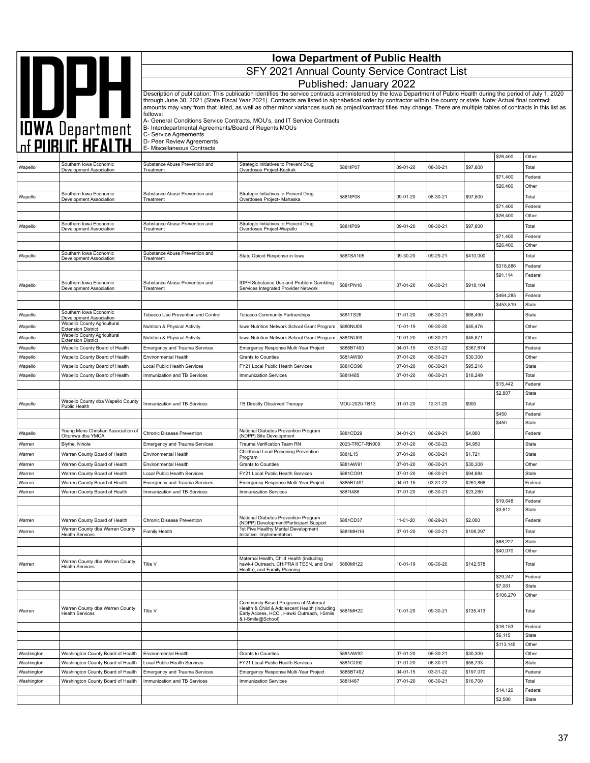# Iowa Department of Public Health

## SFY 2021 Annual County Service Contract List

### Published: January 2022

Description of publication: This publication identifies the service contracts administered by the Iowa Department of Public Health during the period of July 1, 2020 through June 30, 2021 (State Fiscal Year 2021). Contracts are listed in alphabetical order by contractor within the county or state. Note: Actual final contract amounts may vary from that listed, as well as other minor variances such as project/contract titles may change. There are multiple tables of contracts in this list as follows:

A- General Conditions Service Contracts, MOU's, and IT Service Contracts
B- Interdepartmental Agreements/Board of Regents MOUs
C- Service Agreements
D- Peer Review Agreements
E- Miscellaneous Contracts

| County | Contractor | Program | Project Title | Contract Number | Start Date | End Date | Amount | Funding Amount | Funding Source |
|---|---|---|---|---|---|---|---|---|---|
| | | | | | | | | $26,400 | Other |
| Wapello | Southern Iowa Economic Development Association | Substance Abuse Prevention and Treatment | Strategic Initiatives to Prevent Drug Overdoses Project-Keokuk | 5881IP07 | 09-01-20 | 08-30-21 | $97,800 | | Total |
| | | | | | | | | $71,400 | Federal |
| | | | | | | | | $26,400 | Other |
| Wapello | Southern Iowa Economic Development Association | Substance Abuse Prevention and Treatment | Strategic Initiatives to Prevent Drug Overdoses Project- Mahaska | 5881IP08 | 09-01-20 | 08-30-21 | $97,800 | | Total |
| | | | | | | | | $71,400 | Federal |
| | | | | | | | | $26,400 | Other |
| Wapello | Southern Iowa Economic Development Association | Substance Abuse Prevention and Treatment | Strategic Initiatives to Prevent Drug Overdoses Project-Wapello | 5881IP09 | 09-01-20 | 08-30-21 | $97,800 | | Total |
| | | | | | | | | $71,400 | Federal |
| | | | | | | | | $26,400 | Other |
| Wapello | Southern Iowa Economic Development Association | Substance Abuse Prevention and Treatment | State Opioid Response in Iowa | 5881SA105 | 09-30-20 | 09-29-21 | $410,000 | | Total |
| | | | | | | | | $318,886 | Federal |
| | | | | | | | | $91,114 | Federal |
| Wapello | Southern Iowa Economic Development Association | Substance Abuse Prevention and Treatment | IDPH Substance Use and Problem Gambling Services Integrated Provider Network | 5881PN16 | 07-01-20 | 06-30-21 | $918,104 | | Total |
| | | | | | | | | $464,285 | Federal |
| | | | | | | | | $453,819 | State |
| Wapello | Southern Iowa Economic Development Association | Tobacco Use Prevention and Control | Tobacco Community Partnerships | 5881TS26 | 07-01-20 | 06-30-21 | $68,490 | | State |
| Wapello | Wapello County Agricultural Extension District | Nutrition & Physical Activity | Iowa Nutrition Network School Grant Program | 5880NU09 | 10-01-19 | 09-30-20 | $45,476 | | Other |
| Wapello | Wapello County Agricultural Extension District | Nutrition & Physical Activity | Iowa Nutrition Network School Grant Program | 5881NU09 | 10-01-20 | 09-30-21 | $45,871 | | Other |
| Wapello | Wapello County Board of Health | Emergency and Trauma Services | Emergency Response Multi-Year Project | 5885BT490 | 04-01-15 | 03-31-22 | $367,874 | | Federal |
| Wapello | Wapello County Board of Health | Environmental Health | Grants to Counties | 5881AW90 | 07-01-20 | 06-30-21 | $30,300 | | Other |
| Wapello | Wapello County Board of Health | Local Public Health Services | FY21 Local Public Health Services | 5881CO90 | 07-01-20 | 06-30-21 | $95,216 | | State |
| Wapello | Wapello County Board of Health | Immunization and TB Services | Immunization Services | 5881I485 | 07-01-20 | 06-30-21 | $18,249 | | Total |
| | | | | | | | | $15,442 | Federal |
| | | | | | | | | $2,807 | State |
| Wapello | Wapello County dba Wapello County Public Health | Immunization and TB Services | TB Directly Observed Therapy | MOU-2020-TB13 | 01-01-20 | 12-31-20 | $900 | | Total |
| | | | | | | | | $450 | Federal |
| | | | | | | | | $450 | State |
| Wapello | Young Mens Christian Association of Ottumwa dba YMCA | Chronic Disease Prevention | National Diabetes Prevention Program (NDPP) Site Development | 5881CD29 | 04-01-21 | 06-29-21 | $4,800 | | Federal |
| Warren | Blythe, Nihole | Emergency and Trauma Services | Trauma Verification Team RN | 2023-TRCT-RN009 | 07-01-20 | 06-30-23 | $4,950 | | State |
| Warren | Warren County Board of Health | Environmental Health | Childhood Lead Poisoning Prevention Program | 5881L15 | 07-01-20 | 06-30-21 | $1,721 | | State |
| Warren | Warren County Board of Health | Environmental Health | Grants to Counties | 5881AW91 | 07-01-20 | 06-30-21 | $30,300 | | Other |
| Warren | Warren County Board of Health | Local Public Health Services | FY21 Local Public Health Services | 5881CO91 | 07-01-20 | 06-30-21 | $94,684 | | State |
| Warren | Warren County Board of Health | Emergency and Trauma Services | Emergency Response Multi-Year Project | 5885BT491 | 04-01-15 | 03-31-22 | $261,866 | | Federal |
| Warren | Warren County Board of Health | Immunization and TB Services | Immunization Services | 5881I486 | 07-01-20 | 06-30-21 | $23,260 | | Total |
| | | | | | | | | $19,648 | Federal |
| | | | | | | | | $3,612 | State |
| Warren | Warren County Board of Health | Chronic Disease Prevention | National Diabetes Prevention Program (NDPP) Development/Participant Support | 5881CD37 | 11-01-20 | 06-29-21 | $2,000 | | Federal |
| Warren | Warren County dba Warren County Health Services | Family Health | 1st Five Healthy Mental Development Initiative: Implementation | 5881MHI16 | 07-01-20 | 06-30-21 | $108,297 | | Total |
| | | | | | | | | $68,227 | State |
| | | | | | | | | $40,070 | Other |
| Warren | Warren County dba Warren County Health Services | Title V | Maternal Health, Child Health (including hawk-i Outreach, CHIPRA II TEEN, and Oral Health), and Family Planning | 5880MH22 | 10-01-19 | 09-30-20 | $142,578 | | Total |
| | | | | | | | | $29,247 | Federal |
| | | | | | | | | $7,061 | State |
| | | | | | | | | $106,270 | Other |
| Warren | Warren County dba Warren County Health Services | Title V | Community Based Programs of Maternal Health & Child & Adolescent Health (including Early Access, HCCI, Hawki Outreach, I-Smile & I-Smile@School) | 5881MH22 | 10-01-20 | 09-30-21 | $135,413 | | Total |
| | | | | | | | | $16,153 | Federal |
| | | | | | | | | $6,115 | State |
| | | | | | | | | $113,145 | Other |
| Washington | Washington County Board of Health | Environmental Health | Grants to Counties | 5881AW92 | 07-01-20 | 06-30-21 | $30,300 | | Other |
| Washington | Washington County Board of Health | Local Public Health Services | FY21 Local Public Health Services | 5881CO92 | 07-01-20 | 06-30-21 | $58,733 | | State |
| Washington | Washington County Board of Health | Emergency and Trauma Services | Emergency Response Multi-Year Project | 5885BT492 | 04-01-15 | 03-31-22 | $197,070 | | Federal |
| Washington | Washington County Board of Health | Immunization and TB Services | Immunization Services | 5881I487 | 07-01-20 | 06-30-21 | $16,700 | | Total |
| | | | | | | | | $14,120 | Federal |
| | | | | | | | | $2,580 | State |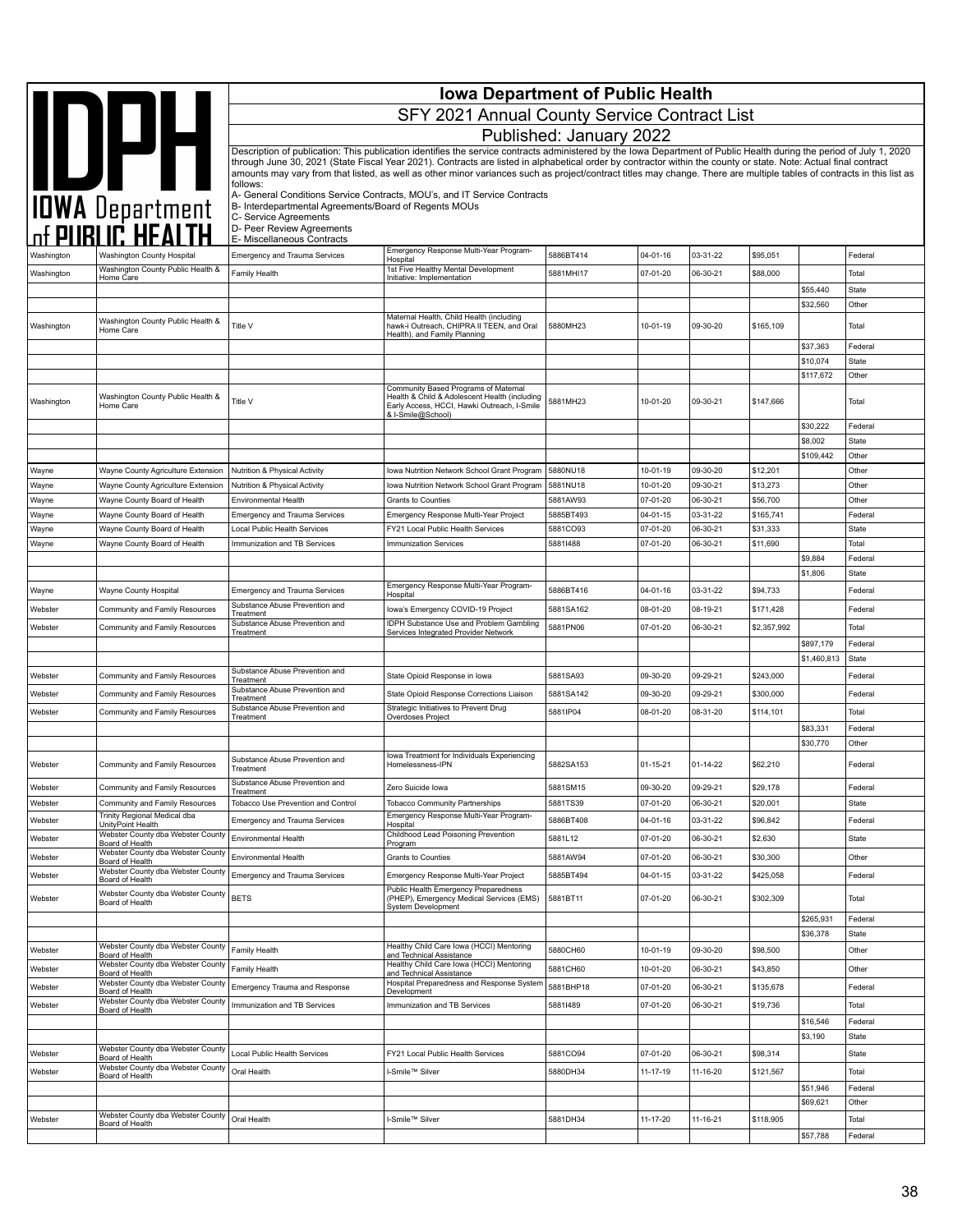# Iowa Department of Public Health

## SFY 2021 Annual County Service Contract List

### Published: January 2022

Description of publication: This publication identifies the service contracts administered by the Iowa Department of Public Health during the period of July 1, 2020 through June 30, 2021 (State Fiscal Year 2021). Contracts are listed in alphabetical order by contractor within the county or state. Note: Actual final contract amounts may vary from that listed, as well as other minor variances such as project/contract titles may change. There are multiple tables of contracts in this list as follows:

A- General Conditions Service Contracts, MOU's, and IT Service Contracts
B- Interdepartmental Agreements/Board of Regents MOUs
C- Service Agreements
D- Peer Review Agreements
E- Miscellaneous Contracts

| County | Contractor | Program | Project Title | Contract # | Start | End | Amount | Funding Amount | Funding Source |
|---|---|---|---|---|---|---|---|---|---|
| Washington | Washington County Hospital | Emergency and Trauma Services | Emergency Response Multi-Year Program-Hospital | 5886BT414 | 04-01-16 | 03-31-22 | $95,051 | | Federal |
| Washington | Washington County Public Health & Home Care | Family Health | 1st Five Healthy Mental Development Initiative: Implementation | 5881MHI17 | 07-01-20 | 06-30-21 | $88,000 | | Total |
| | | | | | | | | $55,440 | State |
| | | | | | | | | $32,560 | Other |
| Washington | Washington County Public Health & Home Care | Title V | Maternal Health, Child Health (including hawk-i Outreach, CHIPRA II TEEN, and Oral Health), and Family Planning | 5880MH23 | 10-01-19 | 09-30-20 | $165,109 | | Total |
| | | | | | | | | $37,363 | Federal |
| | | | | | | | | $10,074 | State |
| | | | | | | | | $117,672 | Other |
| Washington | Washington County Public Health & Home Care | Title V | Community Based Programs of Maternal Health & Child & Adolescent Health (including Early Access, HCCI, Hawki Outreach, I-Smile & I-Smile@School) | 5881MH23 | 10-01-20 | 09-30-21 | $147,666 | | Total |
| | | | | | | | | $30,222 | Federal |
| | | | | | | | | $8,002 | State |
| | | | | | | | | $109,442 | Other |
| Wayne | Wayne County Agriculture Extension | Nutrition & Physical Activity | Iowa Nutrition Network School Grant Program | 5880NU18 | 10-01-19 | 09-30-20 | $12,201 | | Other |
| Wayne | Wayne County Agriculture Extension | Nutrition & Physical Activity | Iowa Nutrition Network School Grant Program | 5881NU18 | 10-01-20 | 09-30-21 | $13,273 | | Other |
| Wayne | Wayne County Board of Health | Environmental Health | Grants to Counties | 5881AW93 | 07-01-20 | 06-30-21 | $56,700 | | Other |
| Wayne | Wayne County Board of Health | Emergency and Trauma Services | Emergency Response Multi-Year Project | 5885BT493 | 04-01-15 | 03-31-22 | $165,741 | | Federal |
| Wayne | Wayne County Board of Health | Local Public Health Services | FY21 Local Public Health Services | 5881CO93 | 07-01-20 | 06-30-21 | $31,333 | | State |
| Wayne | Wayne County Board of Health | Immunization and TB Services | Immunization Services | 5881I488 | 07-01-20 | 06-30-21 | $11,690 | | Total |
| | | | | | | | | $9,884 | Federal |
| | | | | | | | | $1,806 | State |
| Wayne | Wayne County Hospital | Emergency and Trauma Services | Emergency Response Multi-Year Program-Hospital | 5886BT416 | 04-01-16 | 03-31-22 | $94,733 | | Federal |
| Webster | Community and Family Resources | Substance Abuse Prevention and Treatment | Iowa's Emergency COVID-19 Project | 5881SA162 | 08-01-20 | 08-19-21 | $171,428 | | Federal |
| Webster | Community and Family Resources | Substance Abuse Prevention and Treatment | IDPH Substance Use and Problem Gambling Services Integrated Provider Network | 5881PN06 | 07-01-20 | 06-30-21 | $2,357,992 | | Total |
| | | | | | | | | $897,179 | Federal |
| | | | | | | | | $1,460,813 | State |
| Webster | Community and Family Resources | Substance Abuse Prevention and Treatment | State Opioid Response in Iowa | 5881SA93 | 09-30-20 | 09-29-21 | $243,000 | | Federal |
| Webster | Community and Family Resources | Substance Abuse Prevention and Treatment | State Opioid Response Corrections Liaison | 5881SA142 | 09-30-20 | 09-29-21 | $300,000 | | Federal |
| Webster | Community and Family Resources | Substance Abuse Prevention and Treatment | Strategic Initiatives to Prevent Drug Overdoses Project | 5881IP04 | 08-01-20 | 08-31-20 | $114,101 | | Total |
| | | | | | | | | $83,331 | Federal |
| | | | | | | | | $30,770 | Other |
| Webster | Community and Family Resources | Substance Abuse Prevention and Treatment | Iowa Treatment for Individuals Experiencing Homelessness-IPN | 5882SA153 | 01-15-21 | 01-14-22 | $62,210 | | Federal |
| Webster | Community and Family Resources | Substance Abuse Prevention and Treatment | Zero Suicide Iowa | 5881SM15 | 09-30-20 | 09-29-21 | $29,178 | | Federal |
| Webster | Community and Family Resources | Tobacco Use Prevention and Control | Tobacco Community Partnerships | 5881TS39 | 07-01-20 | 06-30-21 | $20,001 | | State |
| Webster | Trinity Regional Medical dba UnityPoint Health | Emergency and Trauma Services | Emergency Response Multi-Year Program-Hospital | 5886BT408 | 04-01-16 | 03-31-22 | $96,842 | | Federal |
| Webster | Webster County dba Webster County Board of Health | Environmental Health | Childhood Lead Poisoning Prevention Program | 5881L12 | 07-01-20 | 06-30-21 | $2,630 | | State |
| Webster | Webster County dba Webster County Board of Health | Environmental Health | Grants to Counties | 5881AW94 | 07-01-20 | 06-30-21 | $30,300 | | Other |
| Webster | Webster County dba Webster County Board of Health | Emergency and Trauma Services | Emergency Response Multi-Year Project | 5885BT494 | 04-01-15 | 03-31-22 | $425,058 | | Federal |
| Webster | Webster County dba Webster County Board of Health | BETS | Public Health Emergency Preparedness (PHEP), Emergency Medical Services (EMS) System Development | 5881BT11 | 07-01-20 | 06-30-21 | $302,309 | | Total |
| | | | | | | | | $265,931 | Federal |
| | | | | | | | | $36,378 | State |
| Webster | Webster County dba Webster County Board of Health | Family Health | Healthy Child Care Iowa (HCCI) Mentoring and Technical Assistance | 5880CH60 | 10-01-19 | 09-30-20 | $98,500 | | Other |
| Webster | Webster County dba Webster County Board of Health | Family Health | Healthy Child Care Iowa (HCCI) Mentoring and Technical Assistance | 5881CH60 | 10-01-20 | 06-30-21 | $43,850 | | Other |
| Webster | Webster County dba Webster County Board of Health | Emergency Trauma and Response | Hospital Preparedness and Response System Development | 5881BHP18 | 07-01-20 | 06-30-21 | $135,678 | | Federal |
| Webster | Webster County dba Webster County Board of Health | Immunization and TB Services | Immunization and TB Services | 5881I489 | 07-01-20 | 06-30-21 | $19,736 | | Total |
| | | | | | | | | $16,546 | Federal |
| | | | | | | | | $3,190 | State |
| Webster | Webster County dba Webster County Board of Health | Local Public Health Services | FY21 Local Public Health Services | 5881CO94 | 07-01-20 | 06-30-21 | $98,314 | | State |
| Webster | Webster County dba Webster County Board of Health | Oral Health | I-Smile™ Silver | 5880DH34 | 11-17-19 | 11-16-20 | $121,567 | | Total |
| | | | | | | | | $51,946 | Federal |
| | | | | | | | | $69,621 | Other |
| Webster | Webster County dba Webster County Board of Health | Oral Health | I-Smile™ Silver | 5881DH34 | 11-17-20 | 11-16-21 | $118,905 | | Total |
| | | | | | | | | $57,788 | Federal |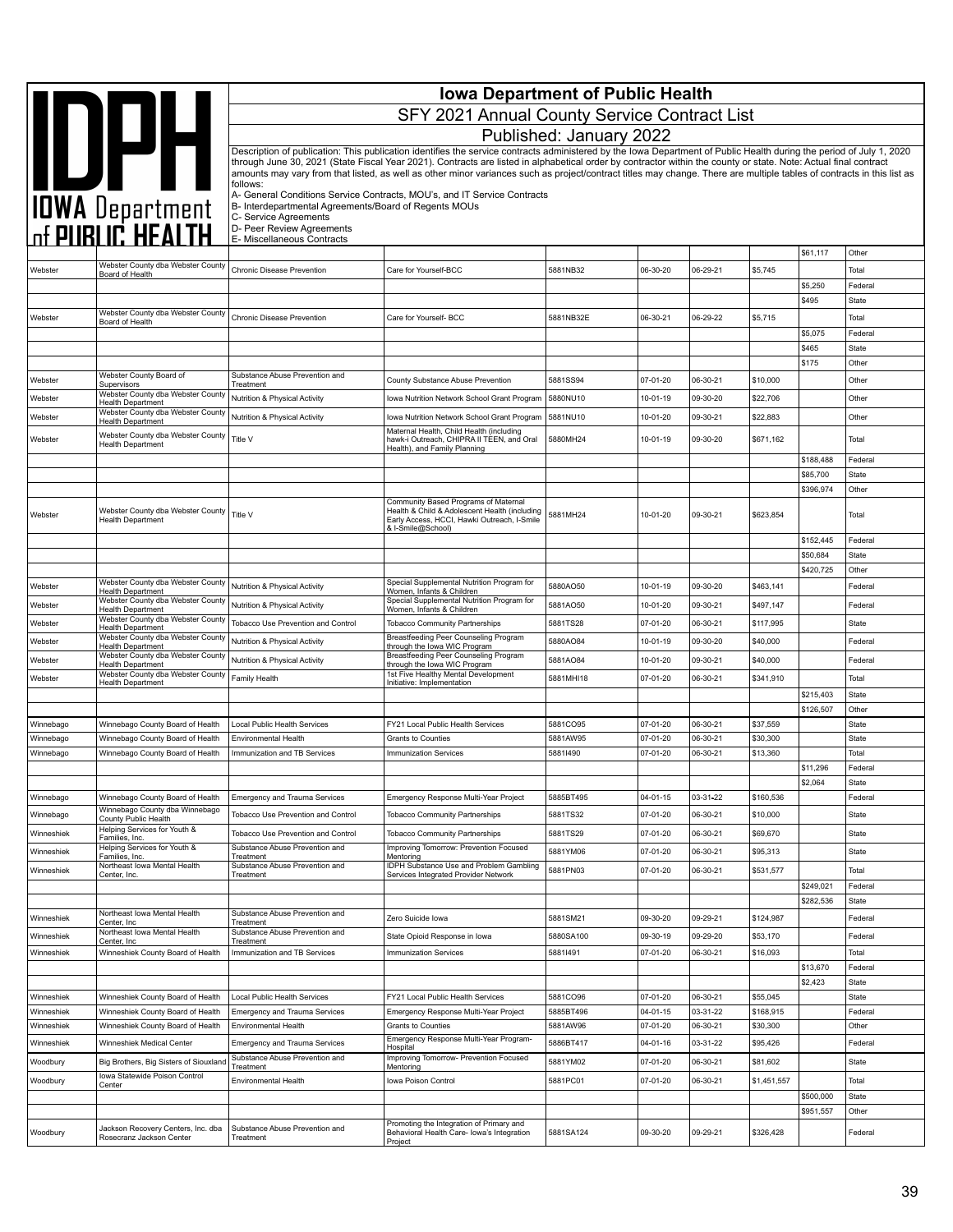# Iowa Department of Public Health

## SFY 2021 Annual County Service Contract List

### Published: January 2022

Description of publication: This publication identifies the service contracts administered by the Iowa Department of Public Health during the period of July 1, 2020 through June 30, 2021 (State Fiscal Year 2021). Contracts are listed in alphabetical order by contractor within the county or state. Note: Actual final contract amounts may vary from that listed, as well as other minor variances such as project/contract titles may change. There are multiple tables of contracts in this list as follows:

A- General Conditions Service Contracts, MOU's, and IT Service Contracts
B- Interdepartmental Agreements/Board of Regents MOUs
C- Service Agreements
D- Peer Review Agreements
E- Miscellaneous Contracts

| | | | | | | | | | |
|---|---|---|---|---|---|---|---|---|---|
| | | | | | | | | $61,117 | Other |
| Webster | Webster County dba Webster County Board of Health | Chronic Disease Prevention | Care for Yourself-BCC | 5881NB32 | 06-30-20 | 06-29-21 | $5,745 | | Total |
| | | | | | | | | $5,250 | Federal |
| | | | | | | | | $495 | State |
| Webster | Webster County dba Webster County Board of Health | Chronic Disease Prevention | Care for Yourself- BCC | 5881NB32E | 06-30-21 | 06-29-22 | $5,715 | | Total |
| | | | | | | | | $5,075 | Federal |
| | | | | | | | | $465 | State |
| | | | | | | | | $175 | Other |
| Webster | Webster County Board of Supervisors | Substance Abuse Prevention and Treatment | County Substance Abuse Prevention | 5881SS94 | 07-01-20 | 06-30-21 | $10,000 | | Other |
| Webster | Webster County dba Webster County Health Department | Nutrition & Physical Activity | Iowa Nutrition Network School Grant Program | 5880NU10 | 10-01-19 | 09-30-20 | $22,706 | | Other |
| Webster | Webster County dba Webster County Health Department | Nutrition & Physical Activity | Iowa Nutrition Network School Grant Program | 5881NU10 | 10-01-20 | 09-30-21 | $22,883 | | Other |
| Webster | Webster County dba Webster County Health Department | Title V | Maternal Health, Child Health (including hawk-i Outreach, CHIPRA II TEEN, and Oral Health), and Family Planning | 5880MH24 | 10-01-19 | 09-30-20 | $671,162 | | Total |
| | | | | | | | | $188,488 | Federal |
| | | | | | | | | $85,700 | State |
| | | | | | | | | $396,974 | Other |
| Webster | Webster County dba Webster County Health Department | Title V | Community Based Programs of Maternal Health & Child & Adolescent Health (including Early Access, HCCI, Hawki Outreach, I-Smile & I-Smile@School) | 5881MH24 | 10-01-20 | 09-30-21 | $623,854 | | Total |
| | | | | | | | | $152,445 | Federal |
| | | | | | | | | $50,684 | State |
| | | | | | | | | $420,725 | Other |
| Webster | Webster County dba Webster County Health Department | Nutrition & Physical Activity | Special Supplemental Nutrition Program for Women, Infants & Children | 5880AO50 | 10-01-19 | 09-30-20 | $463,141 | | Federal |
| Webster | Webster County dba Webster County Health Department | Nutrition & Physical Activity | Special Supplemental Nutrition Program for Women, Infants & Children | 5881AO50 | 10-01-20 | 09-30-21 | $497,147 | | Federal |
| Webster | Webster County dba Webster County Health Department | Tobacco Use Prevention and Control | Tobacco Community Partnerships | 5881TS28 | 07-01-20 | 06-30-21 | $117,995 | | State |
| Webster | Webster County dba Webster County Health Department | Nutrition & Physical Activity | Breastfeeding Peer Counseling Program through the Iowa WIC Program | 5880AO84 | 10-01-19 | 09-30-20 | $40,000 | | Federal |
| Webster | Webster County dba Webster County Health Department | Nutrition & Physical Activity | Breastfeeding Peer Counseling Program through the Iowa WIC Program | 5881AO84 | 10-01-20 | 09-30-21 | $40,000 | | Federal |
| Webster | Webster County dba Webster County Health Department | Family Health | 1st Five Healthy Mental Development Initiative: Implementation | 5881MHI18 | 07-01-20 | 06-30-21 | $341,910 | | Total |
| | | | | | | | | $215,403 | State |
| | | | | | | | | $126,507 | Other |
| Winnebago | Winnebago County Board of Health | Local Public Health Services | FY21 Local Public Health Services | 5881CO95 | 07-01-20 | 06-30-21 | $37,559 | | State |
| Winnebago | Winnebago County Board of Health | Environmental Health | Grants to Counties | 5881AW95 | 07-01-20 | 06-30-21 | $30,300 | | State |
| Winnebago | Winnebago County Board of Health | Immunization and TB Services | Immunization Services | 5881I490 | 07-01-20 | 06-30-21 | $13,360 | | Total |
| | | | | | | | | $11,296 | Federal |
| | | | | | | | | $2,064 | State |
| Winnebago | Winnebago County Board of Health | Emergency and Trauma Services | Emergency Response Multi-Year Project | 5885BT495 | 04-01-15 | 03-31-22 | $160,536 | | Federal |
| Winnebago | Winnebago County dba Winnebago County Public Health | Tobacco Use Prevention and Control | Tobacco Community Partnerships | 5881TS32 | 07-01-20 | 06-30-21 | $10,000 | | State |
| Winneshiek | Helping Services for Youth & Families, Inc. | Tobacco Use Prevention and Control | Tobacco Community Partnerships | 5881TS29 | 07-01-20 | 06-30-21 | $69,670 | | State |
| Winneshiek | Helping Services for Youth & Families, Inc. | Substance Abuse Prevention and Treatment | Improving Tomorrow: Prevention Focused Mentoring | 5881YM06 | 07-01-20 | 06-30-21 | $95,313 | | State |
| Winneshiek | Northeast Iowa Mental Health Center, Inc. | Substance Abuse Prevention and Treatment | IDPH Substance Use and Problem Gambling Services Integrated Provider Network | 5881PN03 | 07-01-20 | 06-30-21 | $531,577 | | Total |
| | | | | | | | | $249,021 | Federal |
| | | | | | | | | $282,536 | State |
| Winneshiek | Northeast Iowa Mental Health Center, Inc | Substance Abuse Prevention and Treatment | Zero Suicide Iowa | 5881SM21 | 09-30-20 | 09-29-21 | $124,987 | | Federal |
| Winneshiek | Northeast Iowa Mental Health Center, Inc | Substance Abuse Prevention and Treatment | State Opioid Response in Iowa | 5880SA100 | 09-30-19 | 09-29-20 | $53,170 | | Federal |
| Winneshiek | Winneshiek County Board of Health | Immunization and TB Services | Immunization Services | 5881I491 | 07-01-20 | 06-30-21 | $16,093 | | Total |
| | | | | | | | | $13,670 | Federal |
| | | | | | | | | $2,423 | State |
| Winneshiek | Winneshiek County Board of Health | Local Public Health Services | FY21 Local Public Health Services | 5881CO96 | 07-01-20 | 06-30-21 | $55,045 | | State |
| Winneshiek | Winneshiek County Board of Health | Emergency and Trauma Services | Emergency Response Multi-Year Project | 5885BT496 | 04-01-15 | 03-31-22 | $168,915 | | Federal |
| Winneshiek | Winneshiek County Board of Health | Environmental Health | Grants to Counties | 5881AW96 | 07-01-20 | 06-30-21 | $30,300 | | Other |
| Winneshiek | Winneshiek Medical Center | Emergency and Trauma Services | Emergency Response Multi-Year Program-Hospital | 5886BT417 | 04-01-16 | 03-31-22 | $95,426 | | Federal |
| Woodbury | Big Brothers, Big Sisters of Siouxland | Substance Abuse Prevention and Treatment | Improving Tomorrow- Prevention Focused Mentoring | 5881YM02 | 07-01-20 | 06-30-21 | $81,602 | | State |
| Woodbury | Iowa Statewide Poison Control Center | Environmental Health | Iowa Poison Control | 5881PC01 | 07-01-20 | 06-30-21 | $1,451,557 | | Total |
| | | | | | | | | $500,000 | State |
| | | | | | | | | $951,557 | Other |
| Woodbury | Jackson Recovery Centers, Inc. dba Rosecranz Jackson Center | Substance Abuse Prevention and Treatment | Promoting the Integration of Primary and Behavioral Health Care- Iowa's Integration Project | 5881SA124 | 09-30-20 | 09-29-21 | $326,428 | | Federal |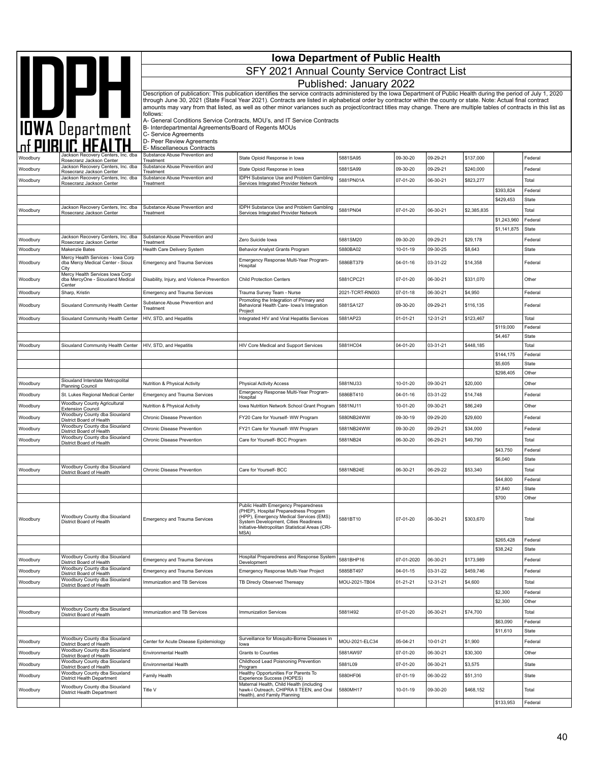# Iowa Department of Public Health

## SFY 2021 Annual County Service Contract List

## Published: January 2022

Description of publication: This publication identifies the service contracts administered by the Iowa Department of Public Health during the period of July 1, 2020 through June 30, 2021 (State Fiscal Year 2021). Contracts are listed in alphabetical order by contractor within the county or state. Note: Actual final contract amounts may vary from that listed, as well as other minor variances such as project/contract titles may change. There are multiple tables of contracts in this list as follows:

A- General Conditions Service Contracts, MOU's, and IT Service Contracts
B- Interdepartmental Agreements/Board of Regents MOUs
C- Service Agreements
D- Peer Review Agreements
E- Miscellaneous Contracts

| County | Contractor | Program Area | Project Title | Contract Number | Start Date | End Date | Amount | Funding Amount | Funding Source |
|---|---|---|---|---|---|---|---|---|---|
| Woodbury | Jackson Recovery Centers, Inc. dba Rosecranz Jackson Center | Substance Abuse Prevention and Treatment | State Opioid Response in Iowa | 5881SA95 | 09-30-20 | 09-29-21 | $137,000 | | Federal |
| Woodbury | Jackson Recovery Centers, Inc. dba Rosecranz Jackson Center | Substance Abuse Prevention and Treatment | State Opioid Response in Iowa | 5881SA99 | 09-30-20 | 09-29-21 | $240,000 | | Federal |
| Woodbury | Jackson Recovery Centers, Inc. dba Rosecranz Jackson Center | Substance Abuse Prevention and Treatment | IDPH Substance Use and Problem Gambling Services Integrated Provider Network | 5881PN01A | 07-01-20 | 06-30-21 | $823,277 | | Total |
| | | | | | | | | $393,824 | Federal |
| | | | | | | | | $429,453 | State |
| Woodbury | Jackson Recovery Centers, Inc. dba Rosecranz Jackson Center | Substance Abuse Prevention and Treatment | IDPH Substance Use and Problem Gambling Services Integrated Provider Network | 5881PN04 | 07-01-20 | 06-30-21 | $2,385,835 | | Total |
| | | | | | | | | $1,243,960 | Federal |
| | | | | | | | | $1,141,875 | State |
| Woodbury | Jackson Recovery Centers, Inc. dba Rosecranz Jackson Center | Substance Abuse Prevention and Treatment | Zero Suicide Iowa | 5881SM20 | 09-30-20 | 09-29-21 | $29,178 | | Federal |
| Woodbury | Makenzie Bates | Health Care Delivery System | Behavior Analyst Grants Program | 5880BA02 | 10-01-19 | 09-30-25 | $8,643 | | State |
| Woodbury | Mercy Health Services - Iowa Corp dba Mercy Medical Center - Sioux City | Emergency and Trauma Services | Emergency Response Multi-Year Program-Hospital | 5886BT379 | 04-01-16 | 03-31-22 | $14,358 | | Federal |
| Woodbury | Mercy Health Services Iowa Corp dba MercyOne - Siouxland Medical Center | Disability, Injury, and Violence Prevention | Child Protection Centers | 5881CPC21 | 07-01-20 | 06-30-21 | $331,070 | | Other |
| Woodbury | Sharp, Kristin | Emergency and Trauma Services | Trauma Survey Team - Nurse | 2021-TCRT-RN003 | 07-01-18 | 06-30-21 | $4,950 | | Federal |
| Woodbury | Siouxland Community Health Center | Substance Abuse Prevention and Treatment | Promoting the Integration of Primary and Behavioral Health Care- Iowa's Integration Project | 5881SA127 | 09-30-20 | 09-29-21 | $116,135 | | Federal |
| Woodbury | Siouxland Community Health Center | HIV, STD, and Hepatitis | Integrated HIV and Viral Hepatitis Services | 5881AP23 | 01-01-21 | 12-31-21 | $123,467 | | Total |
| | | | | | | | | $119,000 | Federal |
| | | | | | | | | $4,467 | State |
| Woodbury | Siouxland Community Health Center | HIV, STD, and Hepatitis | HIV Core Medical and Support Services | 5881HC04 | 04-01-20 | 03-31-21 | $448,185 | | Total |
| | | | | | | | | $144,175 | Federal |
| | | | | | | | | $5,605 | State |
| | | | | | | | | $298,405 | Other |
| Woodbury | Siouxland Interstate Metropolital Planning Council | Nutrition & Physical Activity | Physical Activity Access | 5881NU33 | 10-01-20 | 09-30-21 | $20,000 | | Other |
| Woodbury | St. Lukes Regional Medical Center | Emergency and Trauma Services | Emergency Response Multi-Year Program-Hospital | 5886BT410 | 04-01-16 | 03-31-22 | $14,748 | | Federal |
| Woodbury | Woodbury County Agricultural Extension Council | Nutrition & Physical Activity | Iowa Nutrition Network School Grant Program | 5881NU11 | 10-01-20 | 09-30-21 | $86,249 | | Other |
| Woodbury | Woodbury County dba Siouxland District Board of Health | Chronic Disease Prevention | FY20 Care for Yourself- WW Program | 5880NB24WW | 09-30-19 | 09-29-20 | $29,600 | | Federal |
| Woodbury | Woodbury County dba Siouxland District Board of Health | Chronic Disease Prevention | FY21 Care for Yourself- WW Program | 5881NB24WW | 09-30-20 | 09-29-21 | $34,000 | | Federal |
| Woodbury | Woodbury County dba Siouxland District Board of Health | Chronic Disease Prevention | Care for Yourself- BCC Program | 5881NB24 | 06-30-20 | 06-29-21 | $49,790 | | Total |
| | | | | | | | | $43,750 | Federal |
| | | | | | | | | $6,040 | State |
| Woodbury | Woodbury County dba Siouxland District Board of Health | Chronic Disease Prevention | Care for Yourself- BCC | 5881NB24E | 06-30-21 | 06-29-22 | $53,340 | | Total |
| | | | | | | | | $44,800 | Federal |
| | | | | | | | | $7,840 | State |
| | | | | | | | | $700 | Other |
| Woodbury | Woodbury County dba Siouxland District Board of Health | Emergency and Trauma Services | Public Health Emergency Preparedness (PHEP), Hospital Preparedness Program (HPP), Emergency Medical Services (EMS) System Development, Cities Readiness Initiative-Metropolitan Statistical Areas (CRI-MSA) | 5881BT10 | 07-01-20 | 06-30-21 | $303,670 | | Total |
| | | | | | | | | $265,428 | Federal |
| | | | | | | | | $38,242 | State |
| Woodbury | Woodbury County dba Siouxland District Board of Health | Emergency and Trauma Services | Hospital Preparedness and Response System Development | 5881BHP16 | 07-01-2020 | 06-30-21 | $173,989 | | Federal |
| Woodbury | Woodbury County dba Siouxland District Board of Health | Emergency and Trauma Services | Emergency Response Multi-Year Project | 5885BT497 | 04-01-15 | 03-31-22 | $459,746 | | Federal |
| Woodbury | Woodbury County dba Siouxland District Board of Health | Immunization and TB Services | TB Direcly Observed Thereapy | MOU-2021-TB04 | 01-21-21 | 12-31-21 | $4,600 | | Total |
| | | | | | | | | $2,300 | Federal |
| | | | | | | | | $2,300 | Other |
| Woodbury | Woodbury County dba Siouxland District Board of Health | Immunization and TB Services | Immunization Services | 5881I492 | 07-01-20 | 06-30-21 | $74,700 | | Total |
| | | | | | | | | $63,090 | Federal |
| | | | | | | | | $11,610 | State |
| Woodbury | Woodbury County dba Siouxland District Board of Health | Center for Acute Disease Epidemiology | Surveillance for Mosquito-Borne Diseases in Iowa | MOU-2021-ELC34 | 05-04-21 | 10-01-21 | $1,900 | | Federal |
| Woodbury | Woodbury County dba Siouxland District Board of Health | Environmental Health | Grants to Counties | 5881AW97 | 07-01-20 | 06-30-21 | $30,300 | | Other |
| Woodbury | Woodbury County dba Siouxland District Board of Health | Environmental Health | Childhood Lead Poisnoning Prevention Program | 5881L09 | 07-01-20 | 06-30-21 | $3,575 | | State |
| Woodbury | Woodbury County dba Siouxland District Health Department | Family Health | Healthy Opportunities For Parents To Experience Success (HOPES) | 5880HF06 | 07-01-19 | 06-30-22 | $51,310 | | State |
| Woodbury | Woodbury County dba Siouxland District Health Department | Title V | Maternal Health, Child Health (including hawk-i Outreach, CHIPRA II TEEN, and Oral Health), and Family Planning | 5880MH17 | 10-01-19 | 09-30-20 | $468,152 | | Total |
| | | | | | | | | $133,953 | Federal |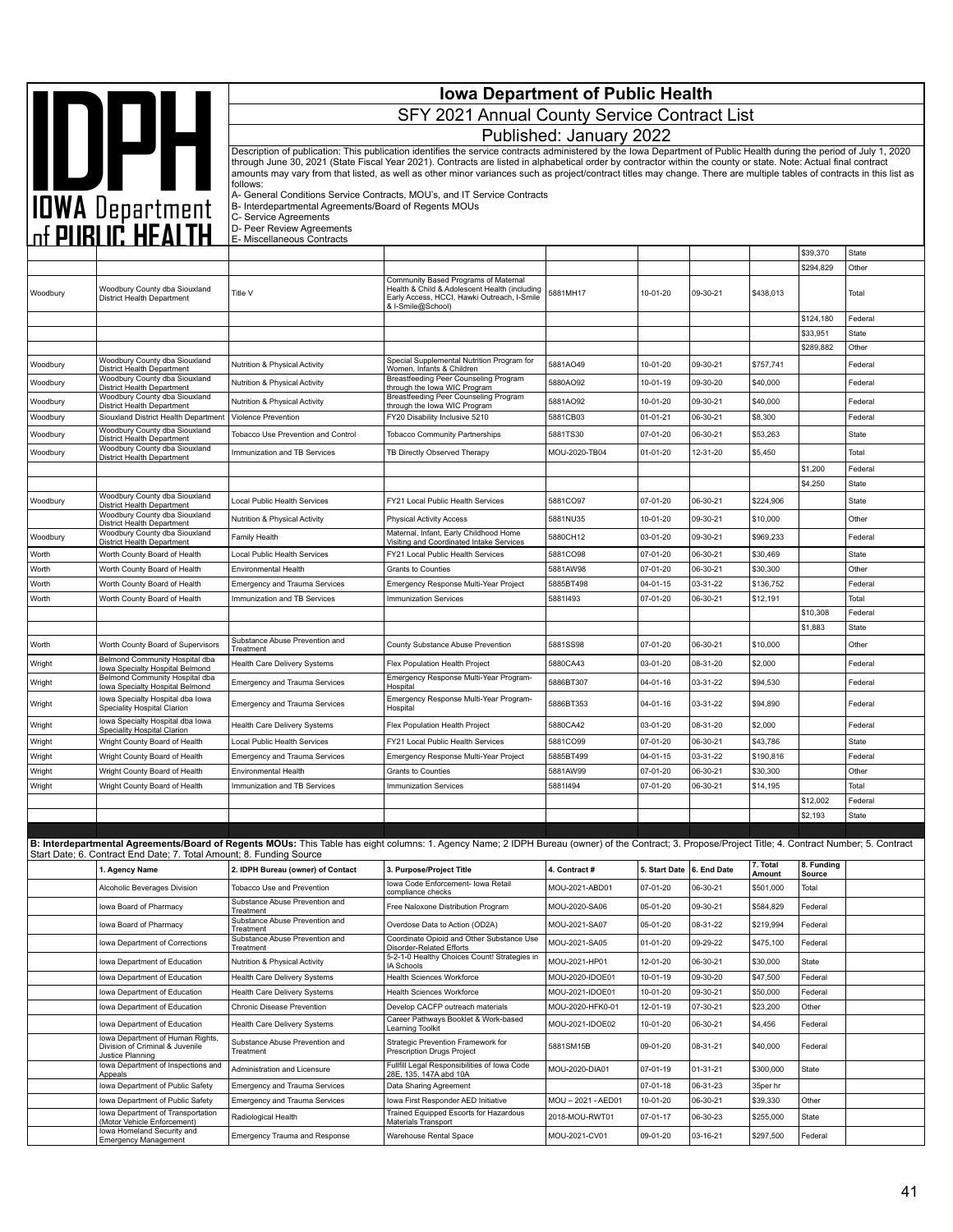# Iowa Department of Public Health

## SFY 2021 Annual County Service Contract List

### Published: January 2022

Description of publication: This publication identifies the service contracts administered by the Iowa Department of Public Health during the period of July 1, 2020 through June 30, 2021 (State Fiscal Year 2021). Contracts are listed in alphabetical order by contractor within the county or state. Note: Actual final contract amounts may vary from that listed, as well as other minor variances such as project/contract titles may change. There are multiple tables of contracts in this list as follows:

A- General Conditions Service Contracts, MOU's, and IT Service Contracts
B- Interdepartmental Agreements/Board of Regents MOUs
C- Service Agreements
D- Peer Review Agreements
E- Miscellaneous Contracts

| | | | | | | | | | |
|---|---|---|---|---|---|---|---|---|---|
| | | | | | | | | $39,370 | State |
| | | | | | | | | $294,829 | Other |
| Woodbury | Woodbury County dba Siouxland District Health Department | Title V | Community Based Programs of Maternal Health & Child & Adolescent Health (including Early Access, HCCI, Hawki Outreach, I-Smile & I-Smile@School) | 5881MH17 | 10-01-20 | 09-30-21 | $438,013 | | Total |
| | | | | | | | | $124,180 | Federal |
| | | | | | | | | $33,951 | State |
| | | | | | | | | $289,882 | Other |
| Woodbury | Woodbury County dba Siouxland District Health Department | Nutrition & Physical Activity | Special Supplemental Nutrition Program for Women, Infants & Children | 5881AO49 | 10-01-20 | 09-30-21 | $757,741 | | Federal |
| Woodbury | Woodbury County dba Siouxland District Health Department | Nutrition & Physical Activity | Breastfeeding Peer Counseling Program through the Iowa WIC Program | 5880AO92 | 10-01-19 | 09-30-20 | $40,000 | | Federal |
| Woodbury | Woodbury County dba Siouxland District Health Department | Nutrition & Physical Activity | Breastfeeding Peer Counseling Program through the Iowa WIC Program | 5881AO92 | 10-01-20 | 09-30-21 | $40,000 | | Federal |
| Woodbury | Siouxland District Health Department | Violence Prevention | FY20 Disability Inclusive 5210 | 5881CB03 | 01-01-21 | 06-30-21 | $8,300 | | Federal |
| Woodbury | Woodbury County dba Siouxland District Health Department | Tobacco Use Prevention and Control | Tobacco Community Partnerships | 5881TS30 | 07-01-20 | 06-30-21 | $53,263 | | State |
| Woodbury | Woodbury County dba Siouxland District Health Department | Immunization and TB Services | TB Directly Observed Therapy | MOU-2020-TB04 | 01-01-20 | 12-31-20 | $5,450 | | Total |
| | | | | | | | | $1,200 | Federal |
| | | | | | | | | $4,250 | State |
| Woodbury | Woodbury County dba Siouxland District Health Department | Local Public Health Services | FY21 Local Public Health Services | 5881CO97 | 07-01-20 | 06-30-21 | $224,906 | | State |
| | Woodbury County dba Siouxland District Health Department | Nutrition & Physical Activity | Physical Activity Access | 5881NU35 | 10-01-20 | 09-30-21 | $10,000 | | Other |
| Woodbury | Woodbury County dba Siouxland District Health Department | Family Health | Maternal, Infant, Early Childhood Home Visiting and Coordinated Intake Services | 5880CH12 | 03-01-20 | 09-30-21 | $969,233 | | Federal |
| Worth | Worth County Board of Health | Local Public Health Services | FY21 Local Public Health Services | 5881CO98 | 07-01-20 | 06-30-21 | $30,469 | | State |
| Worth | Worth County Board of Health | Environmental Health | Grants to Counties | 5881AW98 | 07-01-20 | 06-30-21 | $30,300 | | Other |
| Worth | Worth County Board of Health | Emergency and Trauma Services | Emergency Response Multi-Year Project | 5885BT498 | 04-01-15 | 03-31-22 | $136,752 | | Federal |
| Worth | Worth County Board of Health | Immunization and TB Services | Immunization Services | 5881I493 | 07-01-20 | 06-30-21 | $12,191 | | Total |
| | | | | | | | | $10,308 | Federal |
| | | | | | | | | $1,883 | State |
| Worth | Worth County Board of Supervisors | Substance Abuse Prevention and Treatment | County Substance Abuse Prevention | 5881SS98 | 07-01-20 | 06-30-21 | $10,000 | | Other |
| Wright | Belmond Community Hospital dba Iowa Specialty Hospital Belmond | Health Care Delivery Systems | Flex Population Health Project | 5880CA43 | 03-01-20 | 08-31-20 | $2,000 | | Federal |
| Wright | Belmond Community Hospital dba Iowa Specialty Hospital Belmond | Emergency and Trauma Services | Emergency Response Multi-Year Program-Hospital | 5886BT307 | 04-01-16 | 03-31-22 | $94,530 | | Federal |
| Wright | Iowa Specialty Hospital dba Iowa Speciality Hospital Clarion | Emergency and Trauma Services | Emergency Response Multi-Year Program-Hospital | 5886BT353 | 04-01-16 | 03-31-22 | $94,890 | | Federal |
| Wright | Iowa Specialty Hospital dba Iowa Speciality Hospital Clarion | Health Care Delivery Systems | Flex Population Health Project | 5880CA42 | 03-01-20 | 08-31-20 | $2,000 | | Federal |
| Wright | Wright County Board of Health | Local Public Health Services | FY21 Local Public Health Services | 5881CO99 | 07-01-20 | 06-30-21 | $43,786 | | State |
| Wright | Wright County Board of Health | Emergency and Trauma Services | Emergency Response Multi-Year Project | 5885BT499 | 04-01-15 | 03-31-22 | $190,816 | | Federal |
| Wright | Wright County Board of Health | Environmental Health | Grants to Counties | 5881AW99 | 07-01-20 | 06-30-21 | $30,300 | | Other |
| Wright | Wright County Board of Health | Immunization and TB Services | Immunization Services | 5881I494 | 07-01-20 | 06-30-21 | $14,195 | | Total |
| | | | | | | | | $12,002 | Federal |
| | | | | | | | | $2,193 | State |

**B: Interdepartmental Agreements/Board of Regents MOUs:** This Table has eight columns: 1. Agency Name; 2 IDPH Bureau (owner) of the Contract; 3. Propose/Project Title; 4. Contract Number; 5. Contract Start Date; 6. Contract End Date; 7. Total Amount; 8. Funding Source

| 1. Agency Name | 2. IDPH Bureau (owner) of Contact | 3. Purpose/Project Title | 4. Contract # | 5. Start Date | 6. End Date | 7. Total Amount | 8. Funding Source |
|---|---|---|---|---|---|---|---|
| Alcoholic Beverages Division | Tobacco Use and Prevention | Iowa Code Enforcement- Iowa Retail compliance checks | MOU-2021-ABD01 | 07-01-20 | 06-30-21 | $501,000 | Total |
| Iowa Board of Pharmacy | Substance Abuse Prevention and Treatment | Free Naloxone Distribution Program | MOU-2020-SA06 | 05-01-20 | 09-30-21 | $584,829 | Federal |
| Iowa Board of Pharmacy | Substance Abuse Prevention and Treatment | Overdose Data to Action (OD2A) | MOU-2021-SA07 | 05-01-20 | 08-31-22 | $219,994 | Federal |
| Iowa Department of Corrections | Substance Abuse Prevention and Treatment | Coordinate Opioid and Other Substance Use Disorder-Related Efforts | MOU-2021-SA05 | 01-01-20 | 09-29-22 | $475,100 | Federal |
| Iowa Department of Education | Nutrition & Physical Activity | 5-2-1-0 Healthy Choices Count! Strategies in IA Schools | MOU-2021-HP01 | 12-01-20 | 06-30-21 | $30,000 | State |
| Iowa Department of Education | Health Care Delivery Systems | Health Sciences Workforce | MOU-2020-IDOE01 | 10-01-19 | 09-30-20 | $47,500 | Federal |
| Iowa Department of Education | Health Care Delivery Systems | Health Sciences Workforce | MOU-2021-IDOE01 | 10-01-20 | 09-30-21 | $50,000 | Federal |
| Iowa Department of Education | Chronic Disease Prevention | Develop CACFP outreach materials | MOU-2020-HFK0-01 | 12-01-19 | 07-30-21 | $23,200 | Other |
| Iowa Department of Education | Health Care Delivery Systems | Career Pathways Booklet & Work-based Learning Toolkit | MOU-2021-IDOE02 | 10-01-20 | 06-30-21 | $4,456 | Federal |
| Iowa Department of Human Rights, Division of Criminal & Juvenile Justice Planning | Substance Abuse Prevention and Treatment | Strategic Prevention Framework for Prescription Drugs Project | 5881SM15B | 09-01-20 | 08-31-21 | $40,000 | Federal |
| Iowa Department of Inspections and Appeals | Administration and Licensure | Fullfill Legal Responsibilities of Iowa Code 28E, 135, 147A abd 10A | MOU-2020-DIA01 | 07-01-19 | 01-31-21 | $300,000 | State |
| Iowa Department of Public Safety | Emergency and Trauma Services | Data Sharing Agreement | | 07-01-18 | 06-31-23 | 35per hr | |
| Iowa Department of Public Safety | Emergency and Trauma Services | Iowa First Responder AED Initiative | MOU – 2021 - AED01 | 10-01-20 | 06-30-21 | $39,330 | Other |
| Iowa Department of Transportation (Motor Vehicle Enforcement) | Radiological Health | Trained Equipped Escorts for Hazardous Materials Transport | 2018-MOU-RWT01 | 07-01-17 | 06-30-23 | $255,000 | State |
| Iowa Homeland Security and Emergency Management | Emergency Trauma and Response | Warehouse Rental Space | MOU-2021-CV01 | 09-01-20 | 03-16-21 | $297,500 | Federal |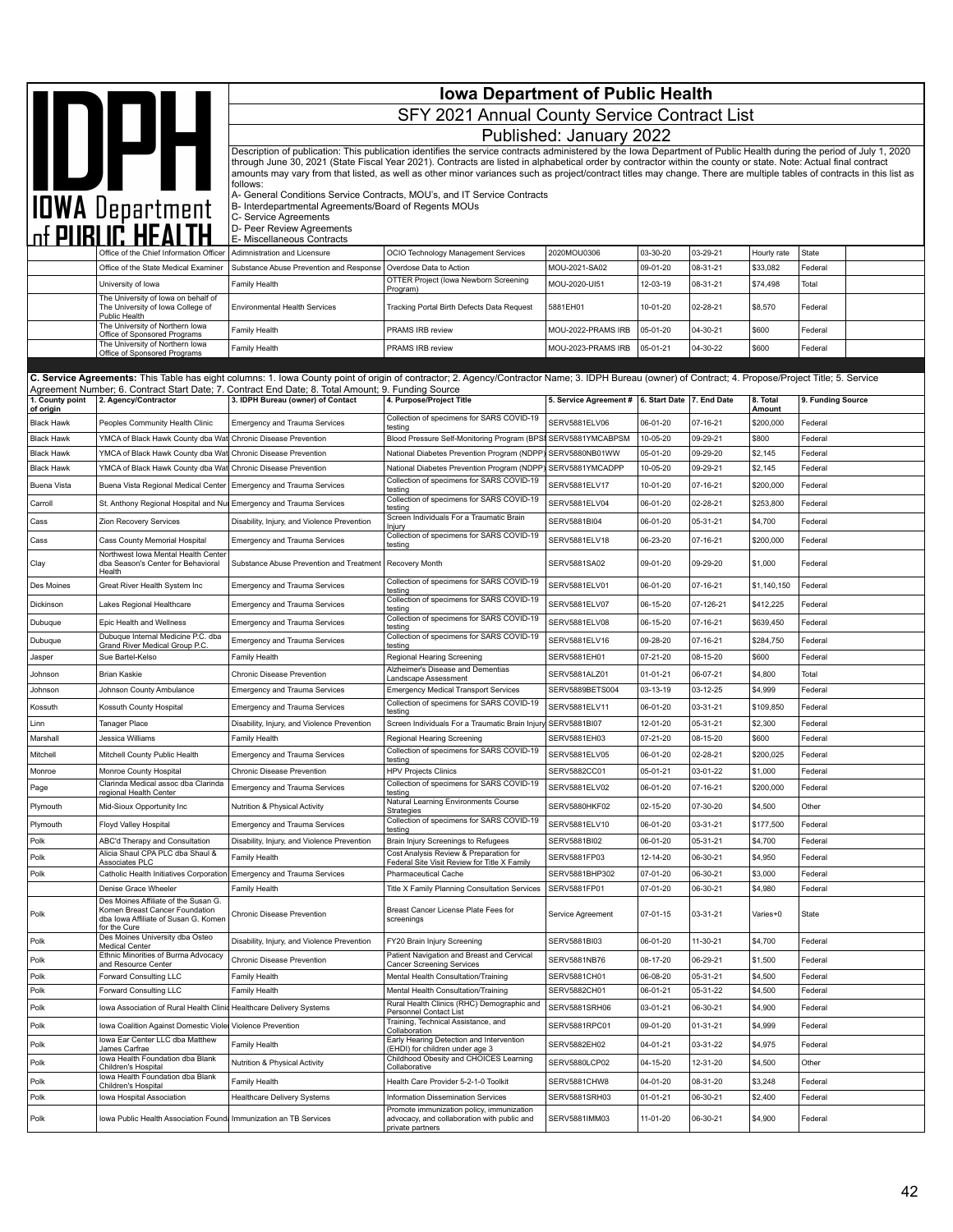# Iowa Department of Public Health

## SFY 2021 Annual County Service Contract List

### Published: January 2022

Description of publication: This publication identifies the service contracts administered by the Iowa Department of Public Health during the period of July 1, 2020 through June 30, 2021 (State Fiscal Year 2021). Contracts are listed in alphabetical order by contractor within the county or state. Note: Actual final contract amounts may vary from that listed, as well as other minor variances such as project/contract titles may change. There are multiple tables of contracts in this list as follows:

A- General Conditions Service Contracts, MOU's, and IT Service Contracts
B- Interdepartmental Agreements/Board of Regents MOUs
C- Service Agreements
D- Peer Review Agreements
E- Miscellaneous Contracts

| | | | | | | | | |
|---|---|---|---|---|---|---|---|---|
| | Office of the Chief Information Officer | Adimnistration and Licensure | OCIO Technology Management Services | 2020MOU0306 | 03-30-20 | 03-29-21 | Hourly rate | State |
| | Office of the State Medical Examiner | Substance Abuse Prevention and Response | Overdose Data to Action | MOU-2021-SA02 | 09-01-20 | 08-31-21 | $33,082 | Federal |
| | University of Iowa | Family Health | OTTER Project (Iowa Newborn Screening Program) | MOU-2020-UI51 | 12-03-19 | 08-31-21 | $74,498 | Total |
| | The University of Iowa on behalf of The University of Iowa College of Public Health | Environmental Health Services | Tracking Portal Birth Defects Data Request | 5881EH01 | 10-01-20 | 02-28-21 | $8,570 | Federal |
| | The University of Northern Iowa Office of Sponsored Programs | Family Health | PRAMS IRB review | MOU-2022-PRAMS IRB | 05-01-20 | 04-30-21 | $600 | Federal |
| | The University of Northern Iowa Office of Sponsored Programs | Family Health | PRAMS IRB review | MOU-2023-PRAMS IRB | 05-01-21 | 04-30-22 | $600 | Federal |

**C. Service Agreements:** This Table has eight columns: 1. Iowa County point of origin of contractor; 2. Agency/Contractor Name; 3. IDPH Bureau (owner) of Contract; 4. Propose/Project Title; 5. Service Agreement Number; 6. Contract Start Date; 7. Contract End Date; 8. Total Amount; 9. Funding Source

| 1. County point of origin | 2. Agency/Contractor | 3. IDPH Bureau (owner) of Contact | 4. Purpose/Project Title | 5. Service Agreement # | 6. Start Date | 7. End Date | 8. Total Amount | 9. Funding Source |
|---|---|---|---|---|---|---|---|---|
| Black Hawk | Peoples Community Health Clinic | Emergency and Trauma Services | Collection of specimens for SARS COVID-19 testing | SERV5881ELV06 | 06-01-20 | 07-16-21 | $200,000 | Federal |
| Black Hawk | YMCA of Black Hawk County dba Wat | Chronic Disease Prevention | Blood Pressure Self-Monitoring Program (BPSI | SERV5881YMCABPSM | 10-05-20 | 09-29-21 | $800 | Federal |
| Black Hawk | YMCA of Black Hawk County dba Wat | Chronic Disease Prevention | National Diabetes Prevention Program (NDPP) | SERV5880NB01WW | 05-01-20 | 09-29-20 | $2,145 | Federal |
| Black Hawk | YMCA of Black Hawk County dba Wat | Chronic Disease Prevention | National Diabetes Prevention Program (NDPP) | SERV5881YMCADPP | 10-05-20 | 09-29-21 | $2,145 | Federal |
| Buena Vista | Buena Vista Regional Medical Center | Emergency and Trauma Services | Collection of specimens for SARS COVID-19 testing | SERV5881ELV17 | 10-01-20 | 07-16-21 | $200,000 | Federal |
| Carroll | St. Anthony Regional Hospital and Nu | Emergency and Trauma Services | Collection of specimens for SARS COVID-19 testing | SERV5881ELV04 | 06-01-20 | 02-28-21 | $253,800 | Federal |
| Cass | Zion Recovery Services | Disability, Injury, and Violence Prevention | Screen Individuals For a Traumatic Brain Injury | SERV5881BI04 | 06-01-20 | 05-31-21 | $4,700 | Federal |
| Cass | Cass County Memorial Hospital | Emergency and Trauma Services | Collection of specimens for SARS COVID-19 testing | SERV5881ELV18 | 06-23-20 | 07-16-21 | $200,000 | Federal |
| Clay | Northwest Iowa Mental Health Center dba Season's Center for Behavioral Health | Substance Abuse Prevention and Treatment | Recovery Month | SERV5881SA02 | 09-01-20 | 09-29-20 | $1,000 | Federal |
| Des Moines | Great River Health System Inc | Emergency and Trauma Services | Collection of specimens for SARS COVID-19 testing | SERV5881ELV01 | 06-01-20 | 07-16-21 | $1,140,150 | Federal |
| Dickinson | Lakes Regional Healthcare | Emergency and Trauma Services | Collection of specimens for SARS COVID-19 testing | SERV5881ELV07 | 06-15-20 | 07-126-21 | $412,225 | Federal |
| Dubuque | Epic Health and Wellness | Emergency and Trauma Services | Collection of specimens for SARS COVID-19 testing | SERV5881ELV08 | 06-15-20 | 07-16-21 | $639,450 | Federal |
| Dubuque | Dubuque Internal Medicine P.C. dba Grand River Medical Group P.C. | Emergency and Trauma Services | Collection of specimens for SARS COVID-19 testing | SERV5881ELV16 | 09-28-20 | 07-16-21 | $284,750 | Federal |
| Jasper | Sue Bartel-Kelso | Family Health | Regional Hearing Screening | SERV5881EH01 | 07-21-20 | 08-15-20 | $600 | Federal |
| Johnson | Brian Kaskie | Chronic Disease Prevention | Alzheimer's Disease and Dementias Landscape Assessment | SERV5881ALZ01 | 01-01-21 | 06-07-21 | $4,800 | Total |
| Johnson | Johnson County Ambulance | Emergency and Trauma Services | Emergency Medical Transport Services | SERV5889BETS004 | 03-13-19 | 03-12-25 | $4,999 | Federal |
| Kossuth | Kossuth County Hospital | Emergency and Trauma Services | Collection of specimens for SARS COVID-19 testing | SERV5881ELV11 | 06-01-20 | 03-31-21 | $109,850 | Federal |
| Linn | Tanager Place | Disability, Injury, and Violence Prevention | Screen Individuals For a Traumatic Brain Injury | SERV5881BI07 | 12-01-20 | 05-31-21 | $2,300 | Federal |
| Marshall | Jessica Williams | Family Health | Regional Hearing Screening | SERV5881EH03 | 07-21-20 | 08-15-20 | $600 | Federal |
| Mitchell | Mitchell County Public Health | Emergency and Trauma Services | Collection of specimens for SARS COVID-19 testing | SERV5881ELV05 | 06-01-20 | 02-28-21 | $200,025 | Federal |
| Monroe | Monroe County Hospital | Chronic Disease Prevention | HPV Projects Clinics | SERV5882CC01 | 05-01-21 | 03-01-22 | $1,000 | Federal |
| Page | Clarinda Medical assoc dba Clarinda regional Health Center | Emergency and Trauma Services | Collection of specimens for SARS COVID-19 testing | SERV5881ELV02 | 06-01-20 | 07-16-21 | $200,000 | Federal |
| Plymouth | Mid-Sioux Opportunity Inc | Nutrition & Physical Activity | Natural Learning Environments Course Strategies | SERV5880HKF02 | 02-15-20 | 07-30-20 | $4,500 | Other |
| Plymouth | Floyd Valley Hospital | Emergency and Trauma Services | Collection of specimens for SARS COVID-19 testing | SERV5881ELV10 | 06-01-20 | 03-31-21 | $177,500 | Federal |
| Polk | ABC'd Therapy and Consultation | Disability, Injury, and Violence Prevention | Brain Injury Screenings to Refugees | SERV5881BI02 | 06-01-20 | 05-31-21 | $4,700 | Federal |
| Polk | Alicia Shaul CPA PLC dba Shaul & Associates PLC | Family Health | Cost Analysis Review & Preparation for Federal Site Visit Review for Title X Family | SERV5881FP03 | 12-14-20 | 06-30-21 | $4,950 | Federal |
| Polk | Catholic Health Initiatives Corporation | Emergency and Trauma Services | Pharmaceutical Cache | SERV5881BHP302 | 07-01-20 | 06-30-21 | $3,000 | Federal |
| | Denise Grace Wheeler | Family Health | Title X Family Planning Consultation Services | SERV5881FP01 | 07-01-20 | 06-30-21 | $4,980 | Federal |
| Polk | Des Moines Affiliate of the Susan G. Komen Breast Cancer Foundation dba Iowa Affiliate of Susan G. Komen for the Cure | Chronic Disease Prevention | Breast Cancer License Plate Fees for screenings | Service Agreement | 07-01-15 | 03-31-21 | Varies+0 | State |
| Polk | Des Moines University dba Osteo Medical Center | Disability, Injury, and Violence Prevention | FY20 Brain Injury Screening | SERV5881BI03 | 06-01-20 | 11-30-21 | $4,700 | Federal |
| Polk | Ethnic Minorities of Burma Advocacy and Resource Center | Chronic Disease Prevention | Patient Navigation and Breast and Cervical Cancer Screening Services | SERV5881NB76 | 08-17-20 | 06-29-21 | $1,500 | Federal |
| Polk | Forward Consulting LLC | Family Health | Mental Health Consultation/Training | SERV5881CH01 | 06-08-20 | 05-31-21 | $4,500 | Federal |
| Polk | Forward Consulting LLC | Family Health | Mental Health Consultation/Training | SERV5882CH01 | 06-01-21 | 05-31-22 | $4,500 | Federal |
| Polk | Iowa Association of Rural Health Clinic | Healthcare Delivery Systems | Rural Health Clinics (RHC) Demographic and Personnel Contact List | SERV5881SRH06 | 03-01-21 | 06-30-21 | $4,900 | Federal |
| Polk | Iowa Coalition Against Domestic Viole | Violence Prevention | Training, Technical Assistance, and Collaboration | SERV5881RPC01 | 09-01-20 | 01-31-21 | $4,999 | Federal |
| Polk | Iowa Ear Center LLC dba Matthew James Carfrae | Family Health | Early Hearing Detection and Intervention (EHDI) for children under age 3 | SERV5882EH02 | 04-01-21 | 03-31-22 | $4,975 | Federal |
| Polk | Iowa Health Foundation dba Blank Children's Hospital | Nutrition & Physical Activity | Childhood Obesity and CHOICES Learning Collaborative | SERV5880LCP02 | 04-15-20 | 12-31-20 | $4,500 | Other |
| Polk | Iowa Health Foundation dba Blank Children's Hospital | Family Health | Health Care Provider 5-2-1-0 Toolkit | SERV5881CHW8 | 04-01-20 | 08-31-20 | $3,248 | Federal |
| Polk | Iowa Hospital Association | Healthcare Delivery Systems | Information Dissemination Services | SERV5881SRH03 | 01-01-21 | 06-30-21 | $2,400 | Federal |
| Polk | Iowa Public Health Association Found | Immunization an TB Services | Promote immunization policy, immunization advocacy, and collaboration with public and private partners | SERV5881IMM03 | 11-01-20 | 06-30-21 | $4,900 | Federal |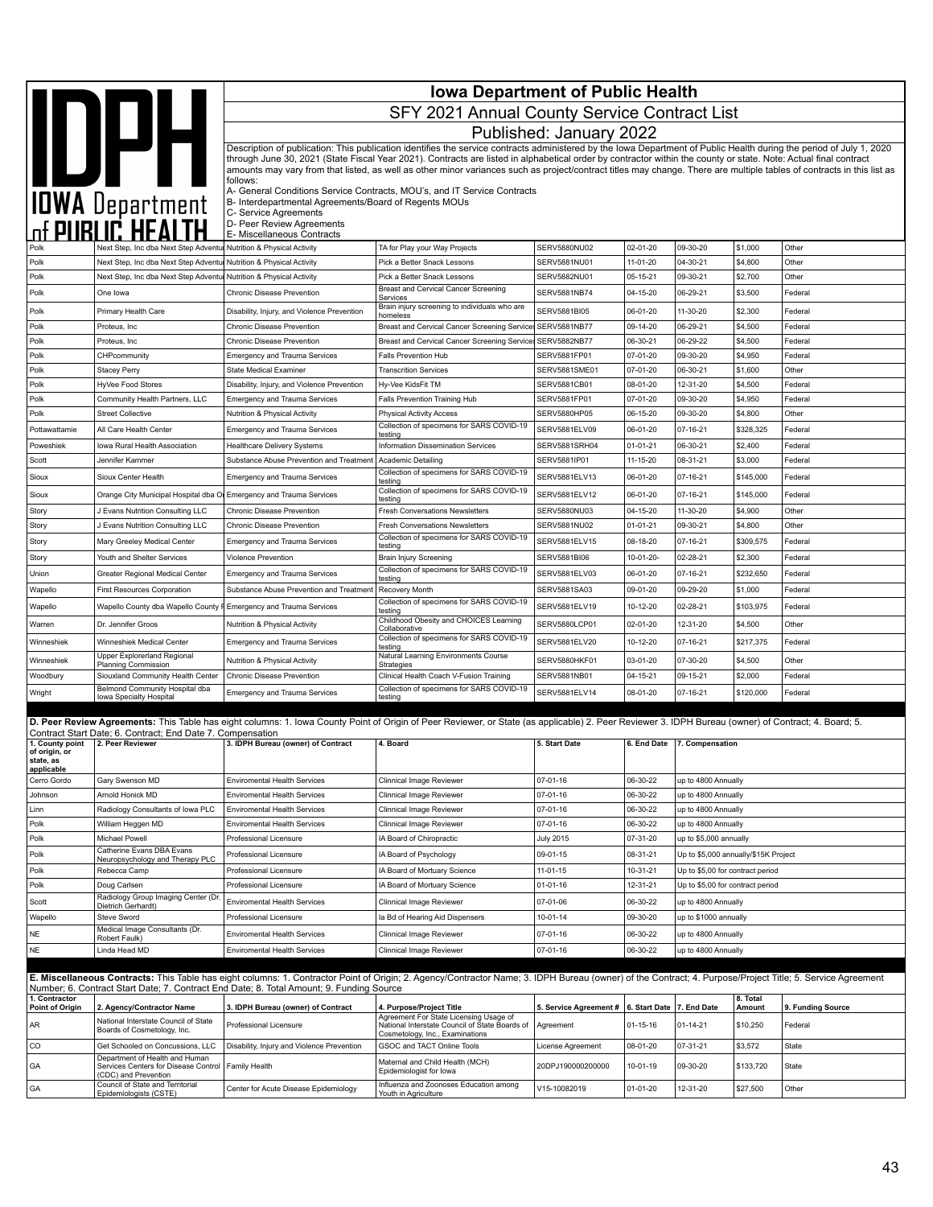# Iowa Department of Public Health

## SFY 2021 Annual County Service Contract List

### Published: January 2022

Description of publication: This publication identifies the service contracts administered by the Iowa Department of Public Health during the period of July 1, 2020 through June 30, 2021 (State Fiscal Year 2021). Contracts are listed in alphabetical order by contractor within the county or state. Note: Actual final contract amounts may vary from that listed, as well as other minor variances such as project/contract titles may change. There are multiple tables of contracts in this list as follows:

A- General Conditions Service Contracts, MOU's, and IT Service Contracts
B- Interdepartmental Agreements/Board of Regents MOUs
C- Service Agreements
D- Peer Review Agreements
E- Miscellaneous Contracts

| | | | | | | | | |
|---|---|---|---|---|---|---|---|---|
| Polk | Next Step, Inc dba Next Step Adventu | Nutrition & Physical Activity | TA for Play your Way Projects | SERV5880NU02 | 02-01-20 | 09-30-20 | $1,000 | Other |
| Polk | Next Step, Inc dba Next Step Adventu | Nutrition & Physical Activity | Pick a Better Snack Lessons | SERV5881NU01 | 11-01-20 | 04-30-21 | $4,800 | Other |
| Polk | Next Step, Inc dba Next Step Adventu | Nutrition & Physical Activity | Pick a Better Snack Lessons | SERV5882NU01 | 05-15-21 | 09-30-21 | $2,700 | Other |
| Polk | One Iowa | Chronic Disease Prevention | Breast and Cervical Cancer Screening Services | SERV5881NB74 | 04-15-20 | 06-29-21 | $3,500 | Federal |
| Polk | Primary Health Care | Disability, Injury, and Violence Prevention | Brain injury screening to individuals who are homeless | SERV5881BI05 | 06-01-20 | 11-30-20 | $2,300 | Federal |
| Polk | Proteus, Inc | Chronic Disease Prevention | Breast and Cervical Cancer Screening Services | SERV5881NB77 | 09-14-20 | 06-29-21 | $4,500 | Federal |
| Polk | Proteus, Inc | Chronic Disease Prevention | Breast and Cervical Cancer Screening Services | SERV5882NB77 | 06-30-21 | 06-29-22 | $4,500 | Federal |
| Polk | CHPcommunity | Emergency and Trauma Services | Falls Prevention Hub | SERV5881FP01 | 07-01-20 | 09-30-20 | $4,950 | Federal |
| Polk | Stacey Perry | State Medical Examiner | Transcrition Services | SERV5881SME01 | 07-01-20 | 06-30-21 | $1,600 | Other |
| Polk | HyVee Food Stores | Disability, Injury, and Violence Prevention | Hy-Vee KidsFit TM | SERV5881CB01 | 08-01-20 | 12-31-20 | $4,500 | Federal |
| Polk | Community Health Partners, LLC | Emergency and Trauma Services | Falls Prevention Training Hub | SERV5881FP01 | 07-01-20 | 09-30-20 | $4,950 | Federal |
| Polk | Street Collective | Nutrition & Physical Activity | Physical Activity Access | SERV5880HP05 | 06-15-20 | 09-30-20 | $4,800 | Other |
| Pottawattamie | All Care Health Center | Emergency and Trauma Services | Collection of specimens for SARS COVID-19 testing | SERV5881ELV09 | 06-01-20 | 07-16-21 | $328,325 | Federal |
| Poweshiek | Iowa Rural Health Association | Healthcare Delivery Systems | Information Dissemination Services | SERV5881SRH04 | 01-01-21 | 06-30-21 | $2,400 | Federal |
| Scott | Jennifer Kammer | Substance Abuse Prevention and Treatment | Academic Detailing | SERV5881IP01 | 11-15-20 | 08-31-21 | $3,000 | Federal |
| Sioux | Sioux Center Health | Emergency and Trauma Services | Collection of specimens for SARS COVID-19 testing | SERV5881ELV13 | 06-01-20 | 07-16-21 | $145,000 | Federal |
| Sioux | Orange City Municipal Hospital dba O | Emergency and Trauma Services | Collection of specimens for SARS COVID-19 testing | SERV5881ELV12 | 06-01-20 | 07-16-21 | $145,000 | Federal |
| Story | J Evans Nutrition Consulting LLC | Chronic Disease Prevention | Fresh Conversations Newsletters | SERV5880NU03 | 04-15-20 | 11-30-20 | $4,900 | Other |
| Story | J Evans Nutrition Consulting LLC | Chronic Disease Prevention | Fresh Conversations Newsletters | SERV5881NU02 | 01-01-21 | 09-30-21 | $4,800 | Other |
| Story | Mary Greeley Medical Center | Emergency and Trauma Services | Collection of specimens for SARS COVID-19 testing | SERV5881ELV15 | 08-18-20 | 07-16-21 | $309,575 | Federal |
| Story | Youth and Shelter Services | Violence Prevention | Brain Injury Screening | SERV5881BI06 | 10-01-20- | 02-28-21 | $2,300 | Federal |
| Union | Greater Regional Medical Center | Emergency and Trauma Services | Collection of specimens for SARS COVID-19 testing | SERV5881ELV03 | 06-01-20 | 07-16-21 | $232,650 | Federal |
| Wapello | First Resources Corporation | Substance Abuse Prevention and Treatment | Recovery Month | SERV5881SA03 | 09-01-20 | 09-29-20 | $1,000 | Federal |
| Wapello | Wapello County dba Wapello County F | Emergency and Trauma Services | Collection of specimens for SARS COVID-19 testing | SERV5881ELV19 | 10-12-20 | 02-28-21 | $103,975 | Federal |
| Warren | Dr. Jennifer Groos | Nutrition & Physical Activity | Childhood Obesity and CHOICES Learning Collaborative | SERV5880LCP01 | 02-01-20 | 12-31-20 | $4,500 | Other |
| Winneshiek | Winneshiek Medical Center | Emergency and Trauma Services | Collection of specimens for SARS COVID-19 testing | SERV5881ELV20 | 10-12-20 | 07-16-21 | $217,375 | Federal |
| Winneshiek | Upper Explorerland Regional Planning Commission | Nutrition & Physical Activity | Natural Learning Environments Course Strategies | SERV5880HKF01 | 03-01-20 | 07-30-20 | $4,500 | Other |
| Woodbury | Siouxland Community Health Center | Chronic Disease Prevention | Clinical Health Coach V-Fusion Training | SERV5881NB01 | 04-15-21 | 09-15-21 | $2,000 | Federal |
| Wright | Belmond Community Hospital dba Iowa Specialty Hospital | Emergency and Trauma Services | Collection of specimens for SARS COVID-19 testing | SERV5881ELV14 | 08-01-20 | 07-16-21 | $120,000 | Federal |

**D. Peer Review Agreements:** This Table has eight columns: 1. Iowa County Point of Origin of Peer Reviewer, or State (as applicable) 2. Peer Reviewer 3. IDPH Bureau (owner) of Contract; 4. Board; 5. Contract Start Date; 6. Contract; End Date 7. Compensation

| 1. County point of origin, or state, as applicable | 2. Peer Reviewer | 3. IDPH Bureau (owner) of Contract | 4. Board | 5. Start Date | 6. End Date | 7. Compensation |
|---|---|---|---|---|---|---|
| Cerro Gordo | Gary Swenson MD | Enviromental Health Services | Clinnical Image Reviewer | 07-01-16 | 06-30-22 | up to 4800 Annually |
| Johnson | Arnold Honick MD | Enviromental Health Services | Clinnical Image Reviewer | 07-01-16 | 06-30-22 | up to 4800 Annually |
| Linn | Radiology Consultants of Iowa PLC | Enviromental Health Services | Clinnical Image Reviewer | 07-01-16 | 06-30-22 | up to 4800 Annually |
| Polk | William Heggen MD | Enviromental Health Services | Clinnical Image Reviewer | 07-01-16 | 06-30-22 | up to 4800 Annually |
| Polk | Michael Powell | Professional Licensure | IA Board of Chiropractic | July 2015 | 07-31-20 | up to $5,000 annually |
| Polk | Catherine Evans DBA Evans Neuropsychology and Therapy PLC | Professional Licensure | IA Board of Psychology | 09-01-15 | 08-31-21 | Up to $5,000 annually/$15K Project |
| Polk | Rebecca Camp | Professional Licensure | IA Board of Mortuary Science | 11-01-15 | 10-31-21 | Up to $5,00 for contract period |
| Polk | Doug Carlsen | Professional Licensure | IA Board of Mortuary Science | 01-01-16 | 12-31-21 | Up to $5,00 for contract period |
| Scott | Radiology Group Imaging Center (Dr. Dietrich Gerhardt) | Enviromental Health Services | Clinnical Image Reviewer | 07-01-06 | 06-30-22 | up to 4800 Annually |
| Wapello | Steve Sword | Professional Licensure | Ia Bd of Hearing Aid Dispensers | 10-01-14 | 09-30-20 | up to $1000 annually |
| NE | Medical Image Consultants (Dr. Robert Faulk) | Enviromental Health Services | Clinnical Image Reviewer | 07-01-16 | 06-30-22 | up to 4800 Annually |
| NE | Linda Head MD | Enviromental Health Services | Clinnical Image Reviewer | 07-01-16 | 06-30-22 | up to 4800 Annually |

**E. Miscellaneous Contracts:** This Table has eight columns: 1. Contractor Point of Origin; 2. Agency/Contractor Name; 3. IDPH Bureau (owner) of the Contract; 4. Purpose/Project Title; 5. Service Agreement Number; 6. Contract Start Date; 7. Contract End Date; 8. Total Amount; 9. Funding Source

| 1. Contractor Point of Origin | 2. Agency/Contractor Name | 3. IDPH Bureau (owner) of Contract | 4. Purpose/Project Title | 5. Service Agreement # | 6. Start Date | 7. End Date | 8. Total Amount | 9. Funding Source |
|---|---|---|---|---|---|---|---|---|
| AR | National Interstate Council of State Boards of Cosmetology, Inc. | Professional Licensure | Agreement For State Licensing Usage of National Interstate Council of State Boards of Cosmetology, Inc., Examinations | Agreement | 01-15-16 | 01-14-21 | $10,250 | Federal |
| CO | Get Schooled on Concussions, LLC | Disability, Injury and Violence Prevention | GSOC and TACT Online Tools | License Agreement | 08-01-20 | 07-31-21 | $3,572 | State |
| GA | Department of Health and Human Services Centers for Disease Control (CDC) and Prevention | Family Health | Maternal and Child Health (MCH) Epidemiologist for Iowa | 20DPJ190000200000 | 10-01-19 | 09-30-20 | $133,720 | State |
| GA | Council of State and Territorial Epidemiologists (CSTE) | Center for Acute Disease Epidemiology | Influenza and Zoonoses Education among Youth in Agriculture | V15-10082019 | 01-01-20 | 12-31-20 | $27,500 | Other |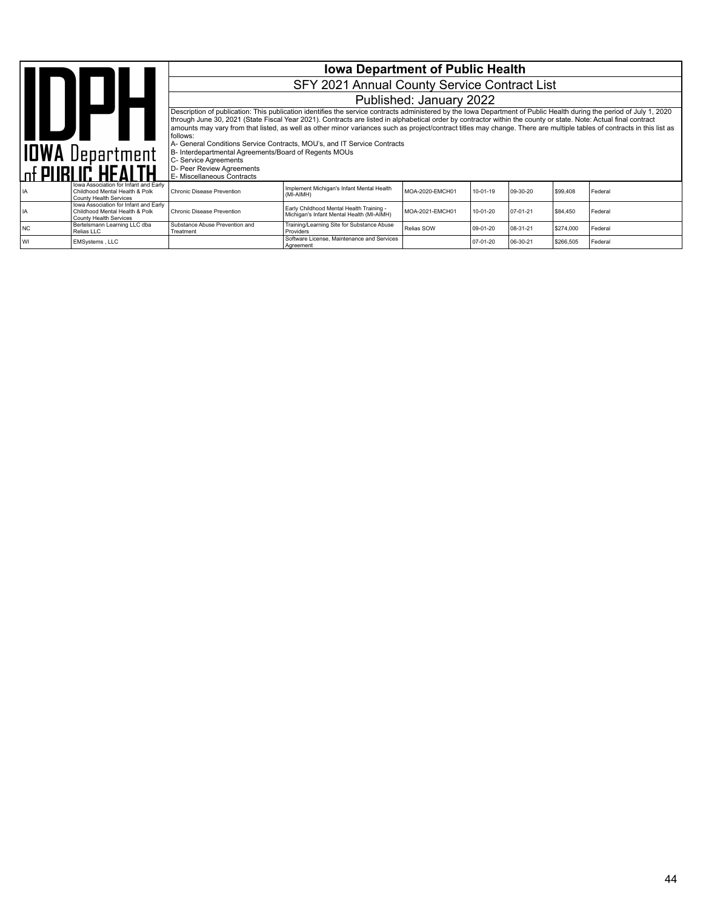# Iowa Department of Public Health

## SFY 2021 Annual County Service Contract List

### Published: January 2022

IOWA Department of PUBLIC HEALTH

Description of publication: This publication identifies the service contracts administered by the Iowa Department of Public Health during the period of July 1, 2020 through June 30, 2021 (State Fiscal Year 2021). Contracts are listed in alphabetical order by contractor within the county or state. Note: Actual final contract amounts may vary from that listed, as well as other minor variances such as project/contract titles may change. There are multiple tables of contracts in this list as follows:

A- General Conditions Service Contracts, MOU's, and IT Service Contracts
B- Interdepartmental Agreements/Board of Regents MOUs
C- Service Agreements
D- Peer Review Agreements
E- Miscellaneous Contracts

| | | | | | | | | |
|---|---|---|---|---|---|---|---|---|
| IA | Iowa Association for Infant and Early Childhood Mental Health & Polk County Health Services | Chronic Disease Prevention | Implement Michigan's Infant Mental Health (MI-AIMH) | MOA-2020-EMCH01 | 10-01-19 | 09-30-20 | $99,408 | Federal |
| IA | Iowa Association for Infant and Early Childhood Mental Health & Polk County Health Services | Chronic Disease Prevention | Early Childhood Mental Health Training - Michigan's Infant Mental Health (MI-AIMH) | MOA-2021-EMCH01 | 10-01-20 | 07-01-21 | $84,450 | Federal |
| NC | Bertelsmann Learning LLC dba Relias LLC | Substance Abuse Prevention and Treatment | Training/Learning Site for Substance Abuse Providers | Relias SOW | 09-01-20 | 08-31-21 | $274,000 | Federal |
| WI | EMSystems , LLC | | Software License, Maintenance and Services Agreement | | 07-01-20 | 06-30-21 | $266,505 | Federal |